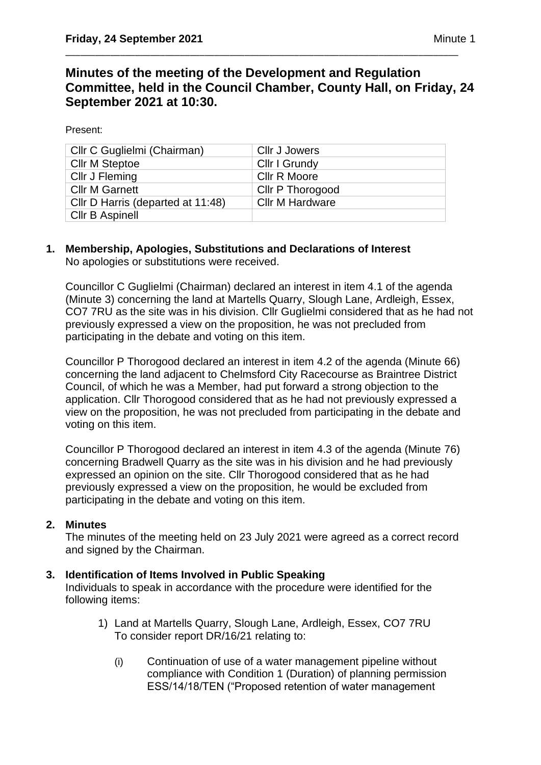# Minutes of the meeting of the Development and Regulation Committee, held in the Council Chamber, County Hall, on Friday, 24 September 2021 at 10:30.

Present:

| | |
|---|---|
| Cllr C Guglielmi (Chairman) | Cllr J Jowers |
| Cllr M Steptoe | Cllr I Grundy |
| Cllr J Fleming | Cllr R Moore |
| Cllr M Garnett | Cllr P Thorogood |
| Cllr D Harris (departed at 11:48) | Cllr M Hardware |
| Cllr B Aspinell | |

**1. Membership, Apologies, Substitutions and Declarations of Interest**

No apologies or substitutions were received.

Councillor C Guglielmi (Chairman) declared an interest in item 4.1 of the agenda (Minute 3) concerning the land at Martells Quarry, Slough Lane, Ardleigh, Essex, CO7 7RU as the site was in his division. Cllr Guglielmi considered that as he had not previously expressed a view on the proposition, he was not precluded from participating in the debate and voting on this item.

Councillor P Thorogood declared an interest in item 4.2 of the agenda (Minute 66) concerning the land adjacent to Chelmsford City Racecourse as Braintree District Council, of which he was a Member, had put forward a strong objection to the application. Cllr Thorogood considered that as he had not previously expressed a view on the proposition, he was not precluded from participating in the debate and voting on this item.

Councillor P Thorogood declared an interest in item 4.3 of the agenda (Minute 76) concerning Bradwell Quarry as the site was in his division and he had previously expressed an opinion on the site. Cllr Thorogood considered that as he had previously expressed a view on the proposition, he would be excluded from participating in the debate and voting on this item.

**2. Minutes**

The minutes of the meeting held on 23 July 2021 were agreed as a correct record and signed by the Chairman.

**3. Identification of Items Involved in Public Speaking**

Individuals to speak in accordance with the procedure were identified for the following items:

1) Land at Martells Quarry, Slough Lane, Ardleigh, Essex, CO7 7RU
   To consider report DR/16/21 relating to:

   (i) Continuation of use of a water management pipeline without compliance with Condition 1 (Duration) of planning permission ESS/14/18/TEN ("Proposed retention of water management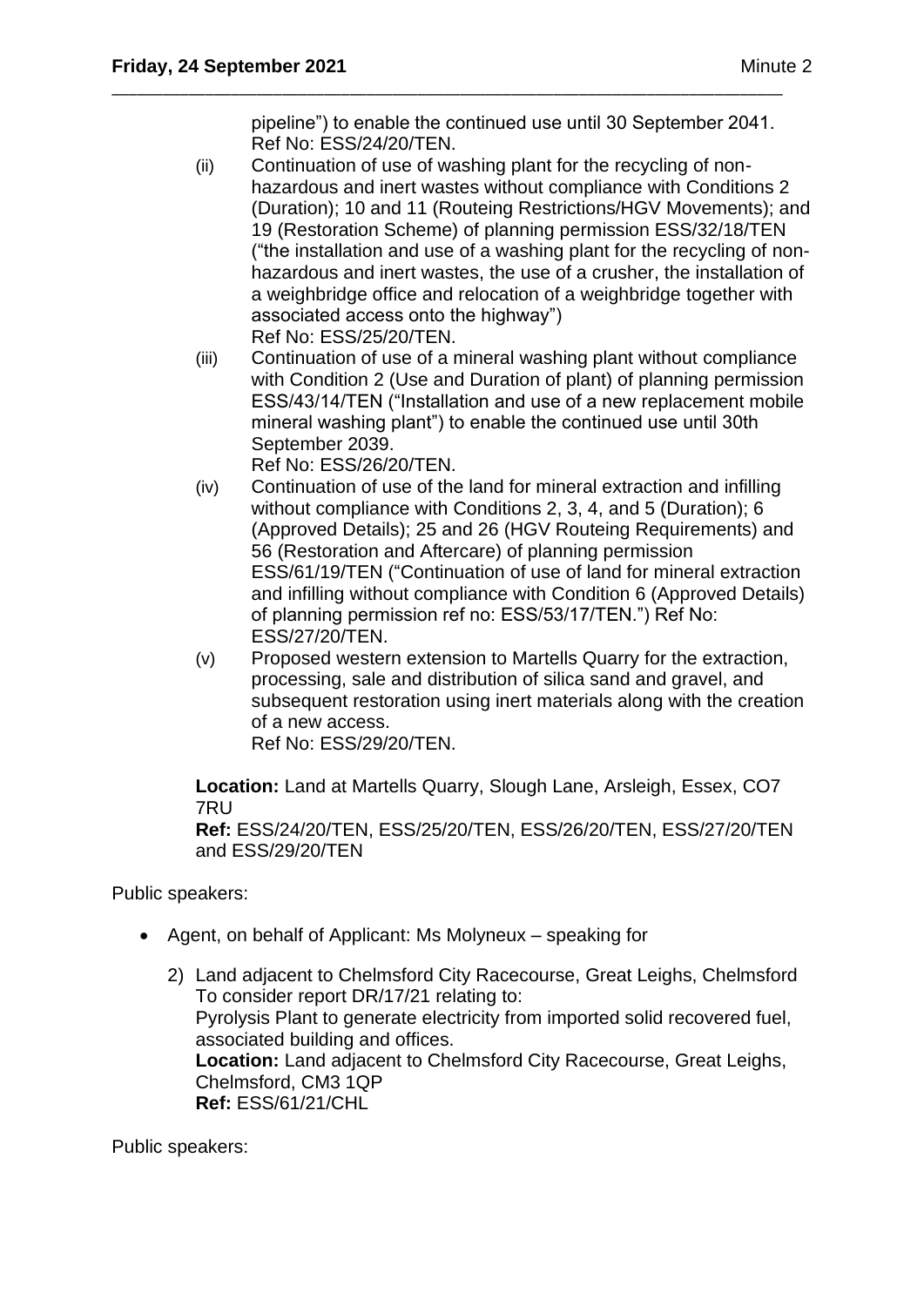pipeline") to enable the continued use until 30 September 2041. Ref No: ESS/24/20/TEN.

(ii) Continuation of use of washing plant for the recycling of non-hazardous and inert wastes without compliance with Conditions 2 (Duration); 10 and 11 (Routeing Restrictions/HGV Movements); and 19 (Restoration Scheme) of planning permission ESS/32/18/TEN ("the installation and use of a washing plant for the recycling of non-hazardous and inert wastes, the use of a crusher, the installation of a weighbridge office and relocation of a weighbridge together with associated access onto the highway") Ref No: ESS/25/20/TEN.

(iii) Continuation of use of a mineral washing plant without compliance with Condition 2 (Use and Duration of plant) of planning permission ESS/43/14/TEN ("Installation and use of a new replacement mobile mineral washing plant") to enable the continued use until 30th September 2039. Ref No: ESS/26/20/TEN.

(iv) Continuation of use of the land for mineral extraction and infilling without compliance with Conditions 2, 3, 4, and 5 (Duration); 6 (Approved Details); 25 and 26 (HGV Routeing Requirements) and 56 (Restoration and Aftercare) of planning permission ESS/61/19/TEN ("Continuation of use of land for mineral extraction and infilling without compliance with Condition 6 (Approved Details) of planning permission ref no: ESS/53/17/TEN.") Ref No: ESS/27/20/TEN.

(v) Proposed western extension to Martells Quarry for the extraction, processing, sale and distribution of silica sand and gravel, and subsequent restoration using inert materials along with the creation of a new access. Ref No: ESS/29/20/TEN.

**Location:** Land at Martells Quarry, Slough Lane, Arsleigh, Essex, CO7 7RU
**Ref:** ESS/24/20/TEN, ESS/25/20/TEN, ESS/26/20/TEN, ESS/27/20/TEN and ESS/29/20/TEN

Public speakers:

- Agent, on behalf of Applicant: Ms Molyneux – speaking for

2) Land adjacent to Chelmsford City Racecourse, Great Leighs, Chelmsford
To consider report DR/17/21 relating to:
Pyrolysis Plant to generate electricity from imported solid recovered fuel, associated building and offices.
**Location:** Land adjacent to Chelmsford City Racecourse, Great Leighs, Chelmsford, CM3 1QP
**Ref:** ESS/61/21/CHL

Public speakers: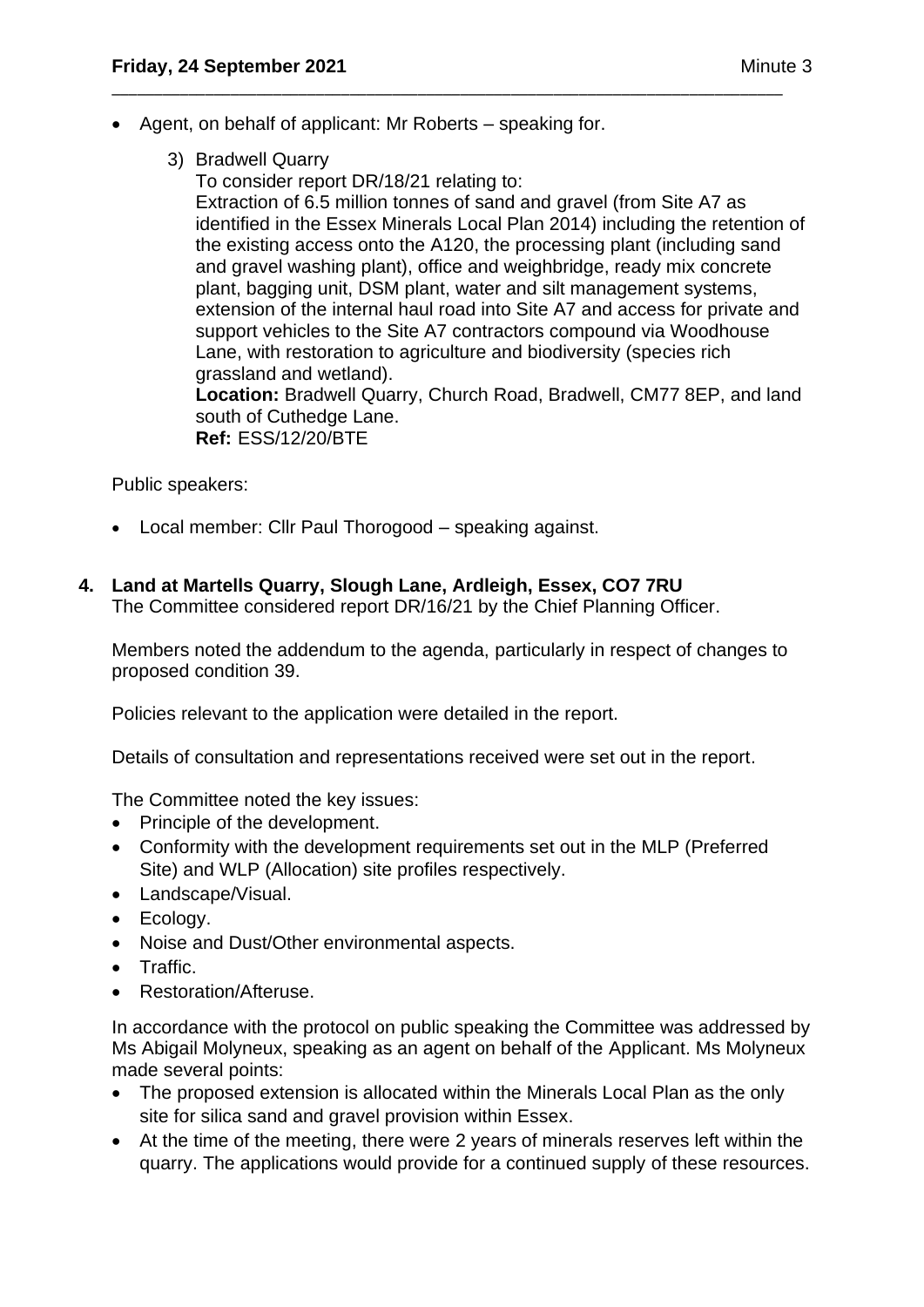- Agent, on behalf of applicant: Mr Roberts – speaking for.

    3) Bradwell Quarry
       To consider report DR/18/21 relating to:
       Extraction of 6.5 million tonnes of sand and gravel (from Site A7 as identified in the Essex Minerals Local Plan 2014) including the retention of the existing access onto the A120, the processing plant (including sand and gravel washing plant), office and weighbridge, ready mix concrete plant, bagging unit, DSM plant, water and silt management systems, extension of the internal haul road into Site A7 and access for private and support vehicles to the Site A7 contractors compound via Woodhouse Lane, with restoration to agriculture and biodiversity (species rich grassland and wetland).
       **Location:** Bradwell Quarry, Church Road, Bradwell, CM77 8EP, and land south of Cuthedge Lane.
       **Ref:** ESS/12/20/BTE

Public speakers:

- Local member: Cllr Paul Thorogood – speaking against.

**4. Land at Martells Quarry, Slough Lane, Ardleigh, Essex, CO7 7RU**

The Committee considered report DR/16/21 by the Chief Planning Officer.

Members noted the addendum to the agenda, particularly in respect of changes to proposed condition 39.

Policies relevant to the application were detailed in the report.

Details of consultation and representations received were set out in the report.

The Committee noted the key issues:

- Principle of the development.
- Conformity with the development requirements set out in the MLP (Preferred Site) and WLP (Allocation) site profiles respectively.
- Landscape/Visual.
- Ecology.
- Noise and Dust/Other environmental aspects.
- Traffic.
- Restoration/Afteruse.

In accordance with the protocol on public speaking the Committee was addressed by Ms Abigail Molyneux, speaking as an agent on behalf of the Applicant. Ms Molyneux made several points:

- The proposed extension is allocated within the Minerals Local Plan as the only site for silica sand and gravel provision within Essex.
- At the time of the meeting, there were 2 years of minerals reserves left within the quarry. The applications would provide for a continued supply of these resources.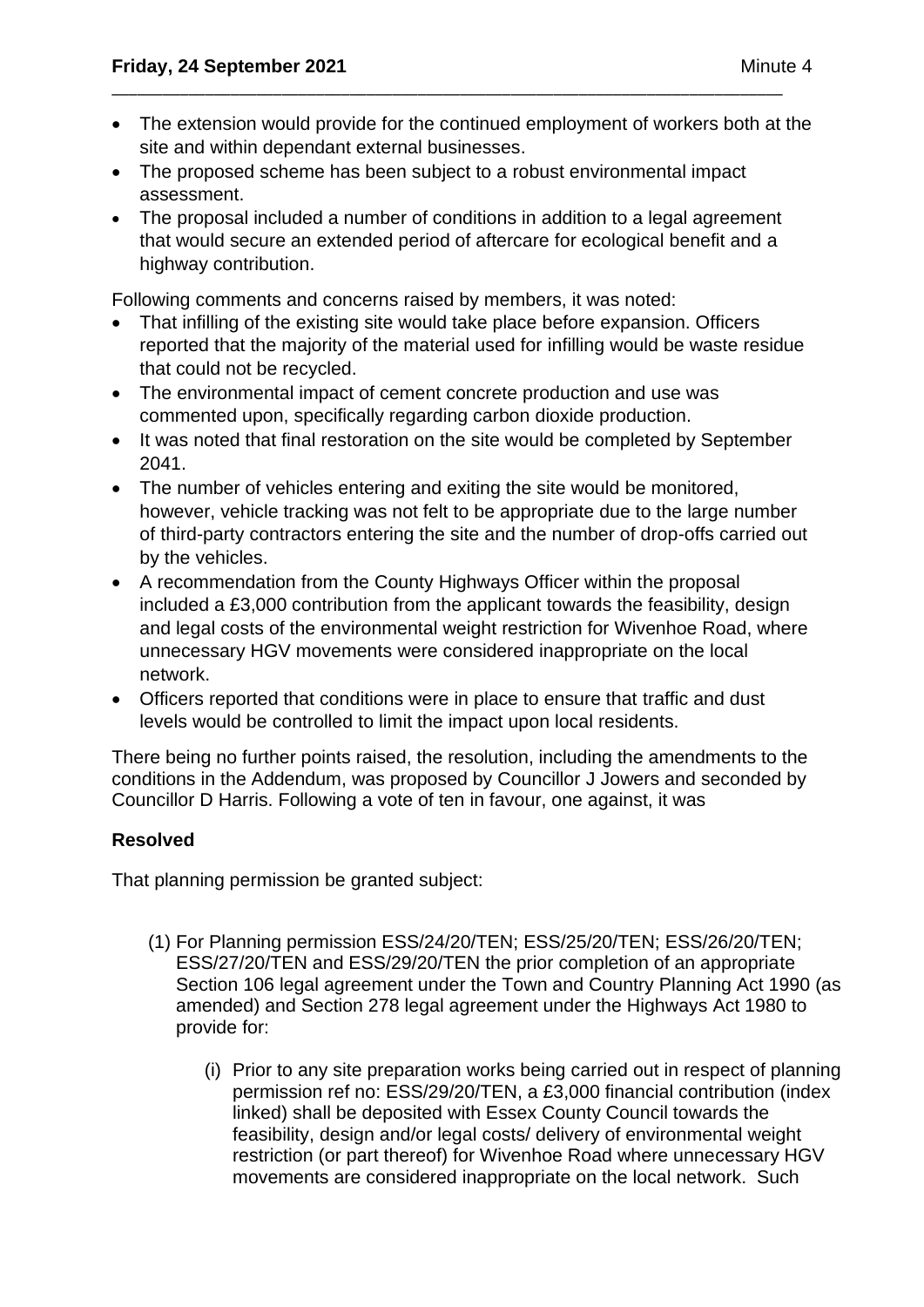- The extension would provide for the continued employment of workers both at the site and within dependant external businesses.
- The proposed scheme has been subject to a robust environmental impact assessment.
- The proposal included a number of conditions in addition to a legal agreement that would secure an extended period of aftercare for ecological benefit and a highway contribution.

Following comments and concerns raised by members, it was noted:

- That infilling of the existing site would take place before expansion. Officers reported that the majority of the material used for infilling would be waste residue that could not be recycled.
- The environmental impact of cement concrete production and use was commented upon, specifically regarding carbon dioxide production.
- It was noted that final restoration on the site would be completed by September 2041.
- The number of vehicles entering and exiting the site would be monitored, however, vehicle tracking was not felt to be appropriate due to the large number of third-party contractors entering the site and the number of drop-offs carried out by the vehicles.
- A recommendation from the County Highways Officer within the proposal included a £3,000 contribution from the applicant towards the feasibility, design and legal costs of the environmental weight restriction for Wivenhoe Road, where unnecessary HGV movements were considered inappropriate on the local network.
- Officers reported that conditions were in place to ensure that traffic and dust levels would be controlled to limit the impact upon local residents.

There being no further points raised, the resolution, including the amendments to the conditions in the Addendum, was proposed by Councillor J Jowers and seconded by Councillor D Harris. Following a vote of ten in favour, one against, it was

**Resolved**

That planning permission be granted subject:

(1) For Planning permission ESS/24/20/TEN; ESS/25/20/TEN; ESS/26/20/TEN; ESS/27/20/TEN and ESS/29/20/TEN the prior completion of an appropriate Section 106 legal agreement under the Town and Country Planning Act 1990 (as amended) and Section 278 legal agreement under the Highways Act 1980 to provide for:

(i) Prior to any site preparation works being carried out in respect of planning permission ref no: ESS/29/20/TEN, a £3,000 financial contribution (index linked) shall be deposited with Essex County Council towards the feasibility, design and/or legal costs/ delivery of environmental weight restriction (or part thereof) for Wivenhoe Road where unnecessary HGV movements are considered inappropriate on the local network. Such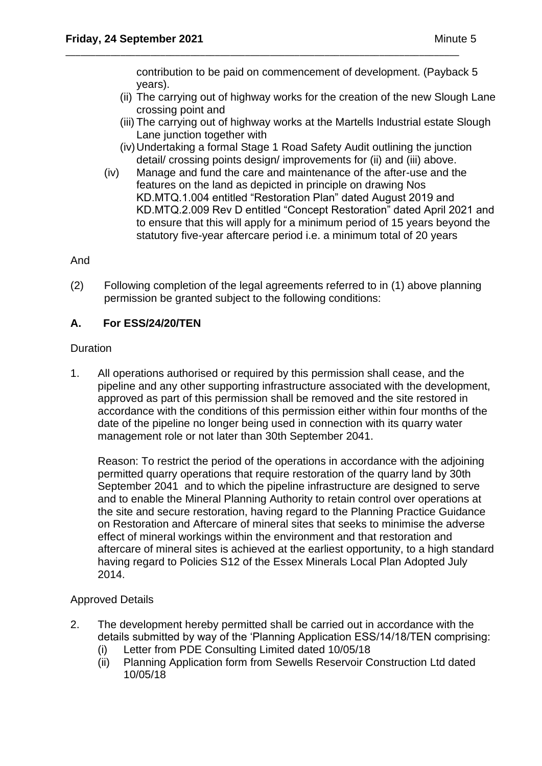contribution to be paid on commencement of development. (Payback 5 years).

(ii) The carrying out of highway works for the creation of the new Slough Lane crossing point and

(iii) The carrying out of highway works at the Martells Industrial estate Slough Lane junction together with

(iv) Undertaking a formal Stage 1 Road Safety Audit outlining the junction detail/ crossing points design/ improvements for (ii) and (iii) above.

(iv) Manage and fund the care and maintenance of the after-use and the features on the land as depicted in principle on drawing Nos KD.MTQ.1.004 entitled "Restoration Plan" dated August 2019 and KD.MTQ.2.009 Rev D entitled "Concept Restoration" dated April 2021 and to ensure that this will apply for a minimum period of 15 years beyond the statutory five-year aftercare period i.e. a minimum total of 20 years

And

(2) Following completion of the legal agreements referred to in (1) above planning permission be granted subject to the following conditions:

**A. For ESS/24/20/TEN**

Duration

1. All operations authorised or required by this permission shall cease, and the pipeline and any other supporting infrastructure associated with the development, approved as part of this permission shall be removed and the site restored in accordance with the conditions of this permission either within four months of the date of the pipeline no longer being used in connection with its quarry water management role or not later than 30th September 2041.

   Reason: To restrict the period of the operations in accordance with the adjoining permitted quarry operations that require restoration of the quarry land by 30th September 2041 and to which the pipeline infrastructure are designed to serve and to enable the Mineral Planning Authority to retain control over operations at the site and secure restoration, having regard to the Planning Practice Guidance on Restoration and Aftercare of mineral sites that seeks to minimise the adverse effect of mineral workings within the environment and that restoration and aftercare of mineral sites is achieved at the earliest opportunity, to a high standard having regard to Policies S12 of the Essex Minerals Local Plan Adopted July 2014.

Approved Details

2. The development hereby permitted shall be carried out in accordance with the details submitted by way of the 'Planning Application ESS/14/18/TEN comprising:
   (i) Letter from PDE Consulting Limited dated 10/05/18
   (ii) Planning Application form from Sewells Reservoir Construction Ltd dated 10/05/18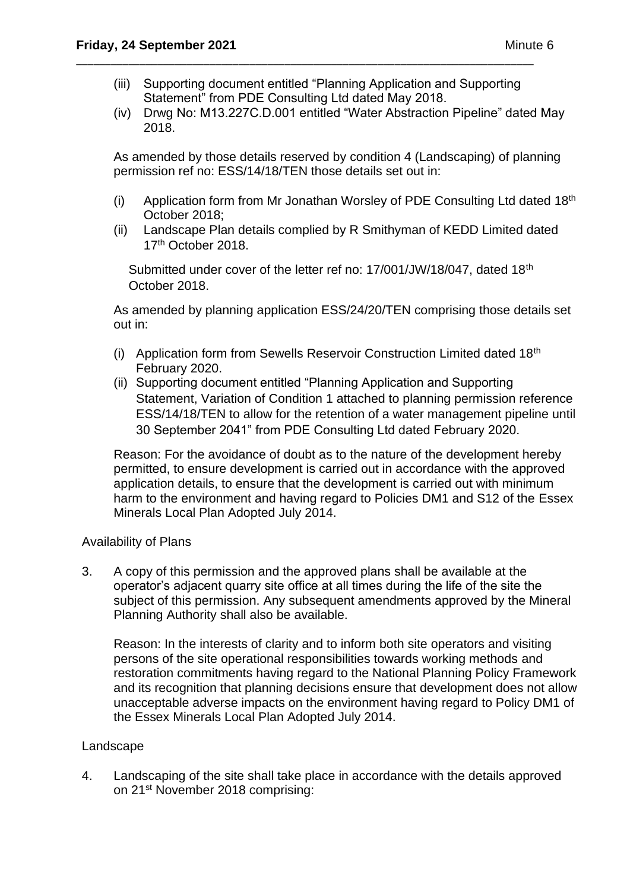(iii) Supporting document entitled "Planning Application and Supporting Statement" from PDE Consulting Ltd dated May 2018.

(iv) Drwg No: M13.227C.D.001 entitled "Water Abstraction Pipeline" dated May 2018.

As amended by those details reserved by condition 4 (Landscaping) of planning permission ref no: ESS/14/18/TEN those details set out in:

(i) Application form from Mr Jonathan Worsley of PDE Consulting Ltd dated 18th October 2018;

(ii) Landscape Plan details complied by R Smithyman of KEDD Limited dated 17th October 2018.

Submitted under cover of the letter ref no: 17/001/JW/18/047, dated 18th October 2018.

As amended by planning application ESS/24/20/TEN comprising those details set out in:

(i) Application form from Sewells Reservoir Construction Limited dated 18th February 2020.

(ii) Supporting document entitled "Planning Application and Supporting Statement, Variation of Condition 1 attached to planning permission reference ESS/14/18/TEN to allow for the retention of a water management pipeline until 30 September 2041" from PDE Consulting Ltd dated February 2020.

Reason: For the avoidance of doubt as to the nature of the development hereby permitted, to ensure development is carried out in accordance with the approved application details, to ensure that the development is carried out with minimum harm to the environment and having regard to Policies DM1 and S12 of the Essex Minerals Local Plan Adopted July 2014.

Availability of Plans

3. A copy of this permission and the approved plans shall be available at the operator's adjacent quarry site office at all times during the life of the site the subject of this permission. Any subsequent amendments approved by the Mineral Planning Authority shall also be available.

   Reason: In the interests of clarity and to inform both site operators and visiting persons of the site operational responsibilities towards working methods and restoration commitments having regard to the National Planning Policy Framework and its recognition that planning decisions ensure that development does not allow unacceptable adverse impacts on the environment having regard to Policy DM1 of the Essex Minerals Local Plan Adopted July 2014.

Landscape

4. Landscaping of the site shall take place in accordance with the details approved on 21st November 2018 comprising: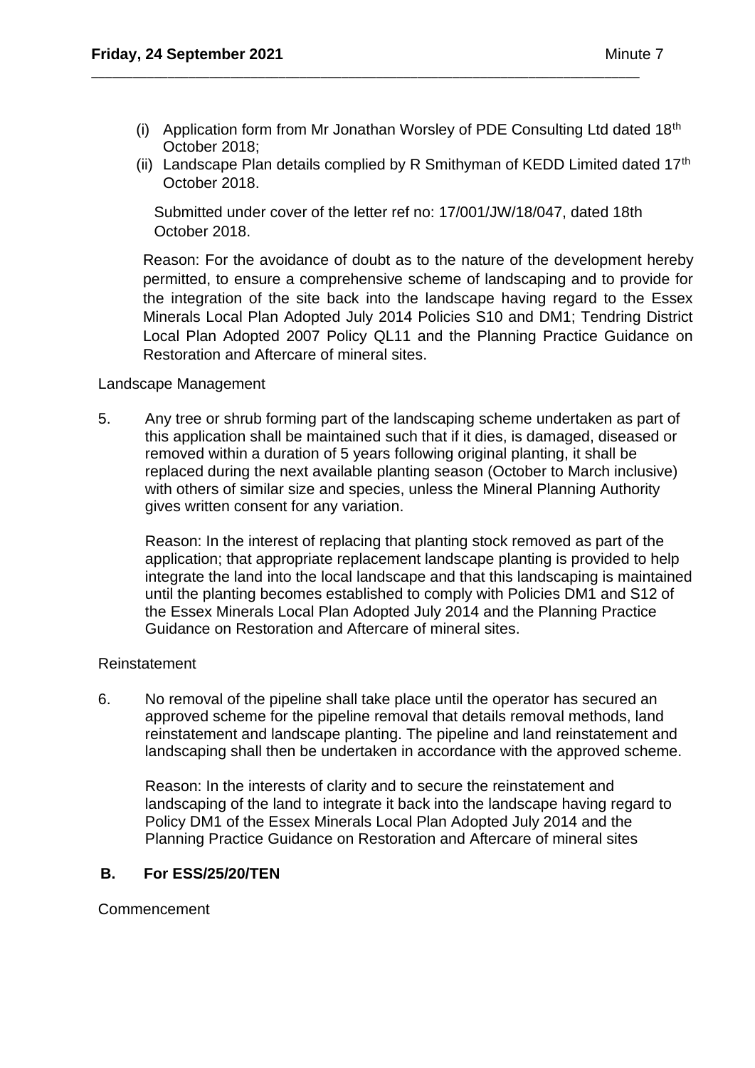(i) Application form from Mr Jonathan Worsley of PDE Consulting Ltd dated 18th October 2018;

(ii) Landscape Plan details complied by R Smithyman of KEDD Limited dated 17th October 2018.

Submitted under cover of the letter ref no: 17/001/JW/18/047, dated 18th October 2018.

Reason: For the avoidance of doubt as to the nature of the development hereby permitted, to ensure a comprehensive scheme of landscaping and to provide for the integration of the site back into the landscape having regard to the Essex Minerals Local Plan Adopted July 2014 Policies S10 and DM1; Tendring District Local Plan Adopted 2007 Policy QL11 and the Planning Practice Guidance on Restoration and Aftercare of mineral sites.

Landscape Management

5. Any tree or shrub forming part of the landscaping scheme undertaken as part of this application shall be maintained such that if it dies, is damaged, diseased or removed within a duration of 5 years following original planting, it shall be replaced during the next available planting season (October to March inclusive) with others of similar size and species, unless the Mineral Planning Authority gives written consent for any variation.

   Reason: In the interest of replacing that planting stock removed as part of the application; that appropriate replacement landscape planting is provided to help integrate the land into the local landscape and that this landscaping is maintained until the planting becomes established to comply with Policies DM1 and S12 of the Essex Minerals Local Plan Adopted July 2014 and the Planning Practice Guidance on Restoration and Aftercare of mineral sites.

Reinstatement

6. No removal of the pipeline shall take place until the operator has secured an approved scheme for the pipeline removal that details removal methods, land reinstatement and landscape planting. The pipeline and land reinstatement and landscaping shall then be undertaken in accordance with the approved scheme.

   Reason: In the interests of clarity and to secure the reinstatement and landscaping of the land to integrate it back into the landscape having regard to Policy DM1 of the Essex Minerals Local Plan Adopted July 2014 and the Planning Practice Guidance on Restoration and Aftercare of mineral sites

**B. For ESS/25/20/TEN**

Commencement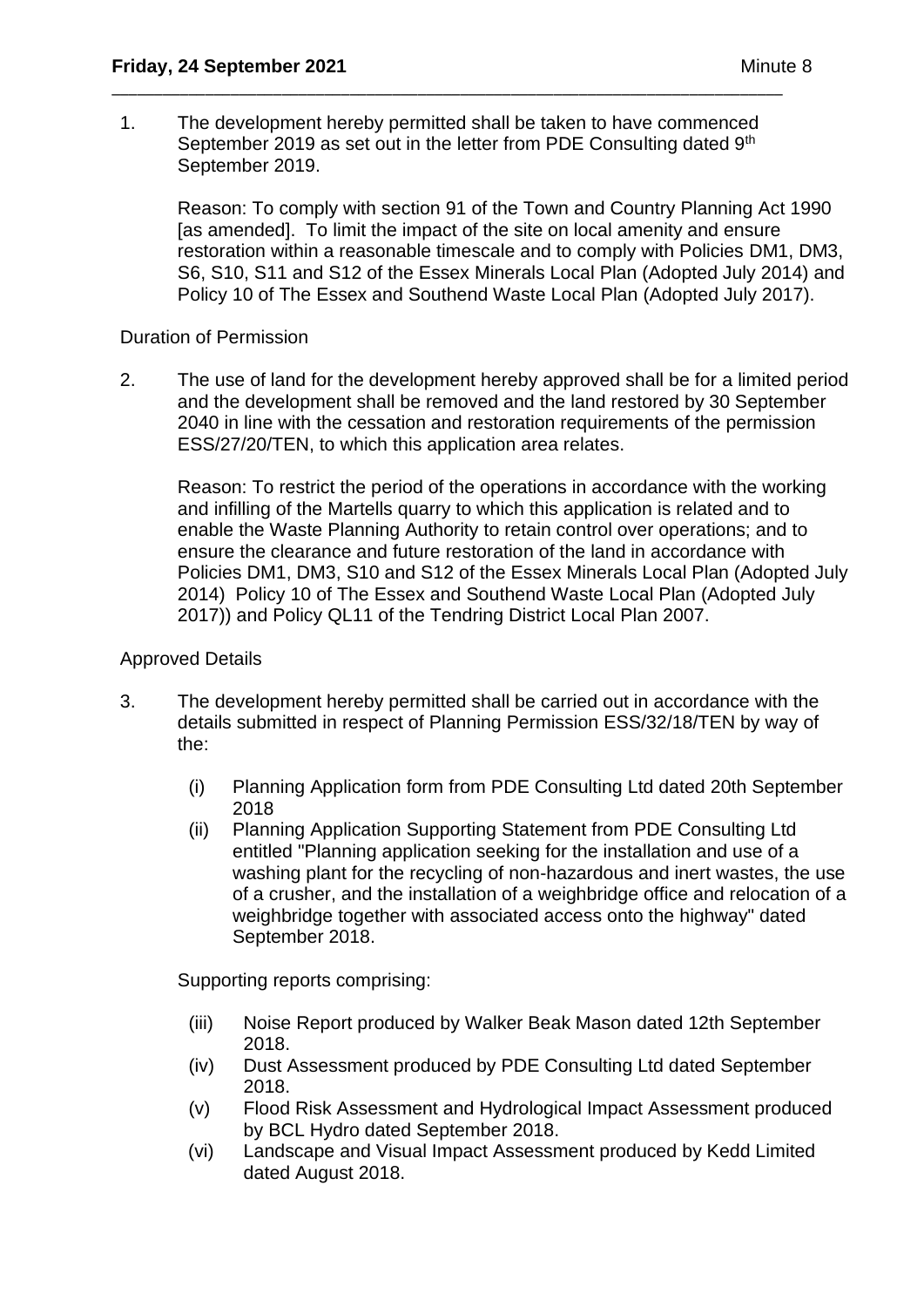1. The development hereby permitted shall be taken to have commenced September 2019 as set out in the letter from PDE Consulting dated 9th September 2019.

   Reason: To comply with section 91 of the Town and Country Planning Act 1990 [as amended]. To limit the impact of the site on local amenity and ensure restoration within a reasonable timescale and to comply with Policies DM1, DM3, S6, S10, S11 and S12 of the Essex Minerals Local Plan (Adopted July 2014) and Policy 10 of The Essex and Southend Waste Local Plan (Adopted July 2017).

Duration of Permission

2. The use of land for the development hereby approved shall be for a limited period and the development shall be removed and the land restored by 30 September 2040 in line with the cessation and restoration requirements of the permission ESS/27/20/TEN, to which this application area relates.

   Reason: To restrict the period of the operations in accordance with the working and infilling of the Martells quarry to which this application is related and to enable the Waste Planning Authority to retain control over operations; and to ensure the clearance and future restoration of the land in accordance with Policies DM1, DM3, S10 and S12 of the Essex Minerals Local Plan (Adopted July 2014) Policy 10 of The Essex and Southend Waste Local Plan (Adopted July 2017)) and Policy QL11 of the Tendring District Local Plan 2007.

Approved Details

3. The development hereby permitted shall be carried out in accordance with the details submitted in respect of Planning Permission ESS/32/18/TEN by way of the:

   (i) Planning Application form from PDE Consulting Ltd dated 20th September 2018
   (ii) Planning Application Supporting Statement from PDE Consulting Ltd entitled "Planning application seeking for the installation and use of a washing plant for the recycling of non-hazardous and inert wastes, the use of a crusher, and the installation of a weighbridge office and relocation of a weighbridge together with associated access onto the highway" dated September 2018.

   Supporting reports comprising:

   (iii) Noise Report produced by Walker Beak Mason dated 12th September 2018.
   (iv) Dust Assessment produced by PDE Consulting Ltd dated September 2018.
   (v) Flood Risk Assessment and Hydrological Impact Assessment produced by BCL Hydro dated September 2018.
   (vi) Landscape and Visual Impact Assessment produced by Kedd Limited dated August 2018.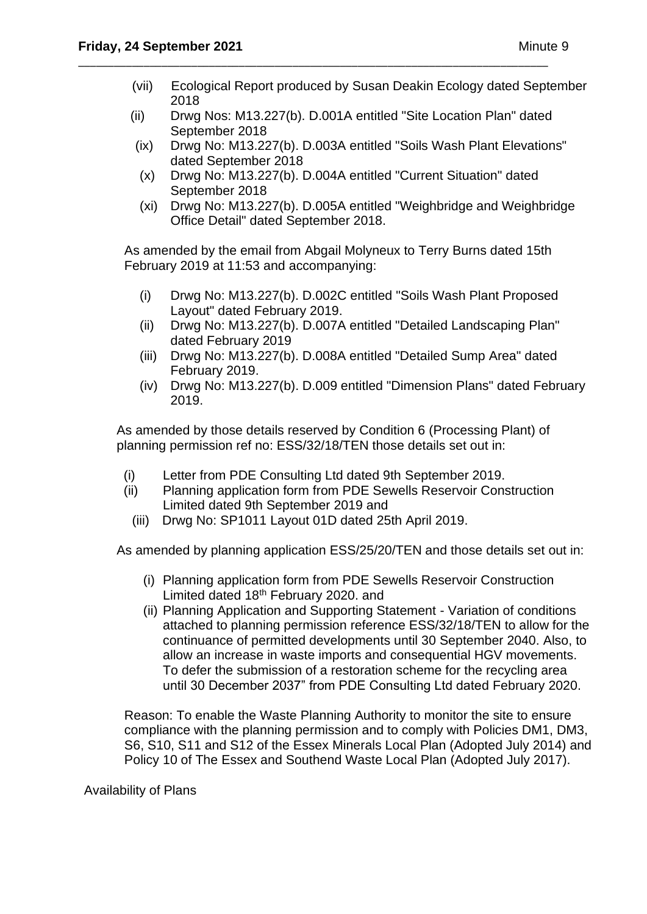(vii) Ecological Report produced by Susan Deakin Ecology dated September 2018

(ii) Drwg Nos: M13.227(b). D.001A entitled "Site Location Plan" dated September 2018

(ix) Drwg No: M13.227(b). D.003A entitled "Soils Wash Plant Elevations" dated September 2018

(x) Drwg No: M13.227(b). D.004A entitled "Current Situation" dated September 2018

(xi) Drwg No: M13.227(b). D.005A entitled "Weighbridge and Weighbridge Office Detail" dated September 2018.

As amended by the email from Abgail Molyneux to Terry Burns dated 15th February 2019 at 11:53 and accompanying:

(i) Drwg No: M13.227(b). D.002C entitled "Soils Wash Plant Proposed Layout" dated February 2019.

(ii) Drwg No: M13.227(b). D.007A entitled "Detailed Landscaping Plan" dated February 2019

(iii) Drwg No: M13.227(b). D.008A entitled "Detailed Sump Area" dated February 2019.

(iv) Drwg No: M13.227(b). D.009 entitled "Dimension Plans" dated February 2019.

As amended by those details reserved by Condition 6 (Processing Plant) of planning permission ref no: ESS/32/18/TEN those details set out in:

(i) Letter from PDE Consulting Ltd dated 9th September 2019.

(ii) Planning application form from PDE Sewells Reservoir Construction Limited dated 9th September 2019 and

(iii) Drwg No: SP1011 Layout 01D dated 25th April 2019.

As amended by planning application ESS/25/20/TEN and those details set out in:

(i) Planning application form from PDE Sewells Reservoir Construction Limited dated 18th February 2020. and

(ii) Planning Application and Supporting Statement - Variation of conditions attached to planning permission reference ESS/32/18/TEN to allow for the continuance of permitted developments until 30 September 2040. Also, to allow an increase in waste imports and consequential HGV movements. To defer the submission of a restoration scheme for the recycling area until 30 December 2037" from PDE Consulting Ltd dated February 2020.

Reason: To enable the Waste Planning Authority to monitor the site to ensure compliance with the planning permission and to comply with Policies DM1, DM3, S6, S10, S11 and S12 of the Essex Minerals Local Plan (Adopted July 2014) and Policy 10 of The Essex and Southend Waste Local Plan (Adopted July 2017).

Availability of Plans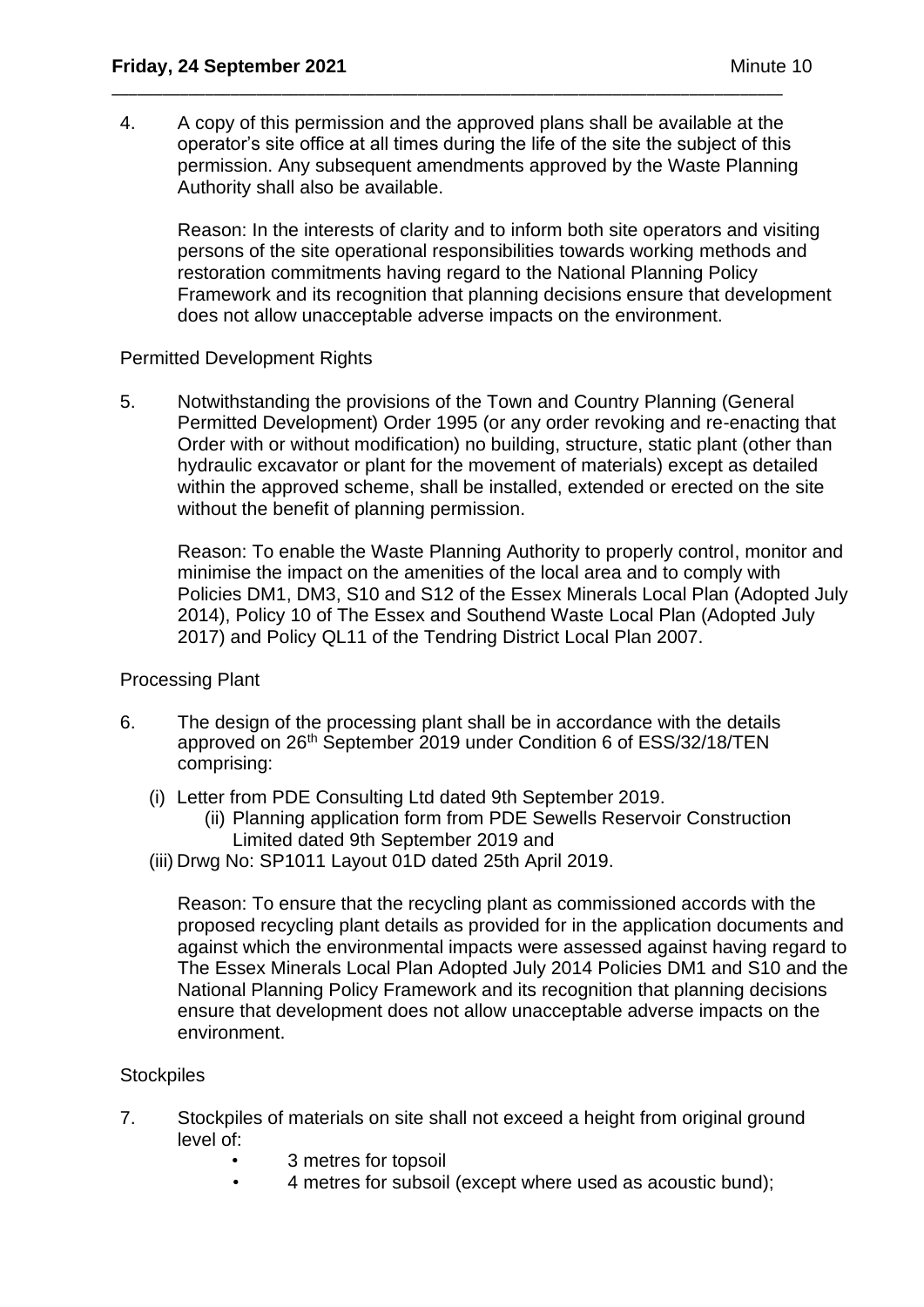4. A copy of this permission and the approved plans shall be available at the operator's site office at all times during the life of the site the subject of this permission. Any subsequent amendments approved by the Waste Planning Authority shall also be available.

   Reason: In the interests of clarity and to inform both site operators and visiting persons of the site operational responsibilities towards working methods and restoration commitments having regard to the National Planning Policy Framework and its recognition that planning decisions ensure that development does not allow unacceptable adverse impacts on the environment.

Permitted Development Rights

5. Notwithstanding the provisions of the Town and Country Planning (General Permitted Development) Order 1995 (or any order revoking and re-enacting that Order with or without modification) no building, structure, static plant (other than hydraulic excavator or plant for the movement of materials) except as detailed within the approved scheme, shall be installed, extended or erected on the site without the benefit of planning permission.

   Reason: To enable the Waste Planning Authority to properly control, monitor and minimise the impact on the amenities of the local area and to comply with Policies DM1, DM3, S10 and S12 of the Essex Minerals Local Plan (Adopted July 2014), Policy 10 of The Essex and Southend Waste Local Plan (Adopted July 2017) and Policy QL11 of the Tendring District Local Plan 2007.

Processing Plant

6. The design of the processing plant shall be in accordance with the details approved on 26th September 2019 under Condition 6 of ESS/32/18/TEN comprising:

   (i) Letter from PDE Consulting Ltd dated 9th September 2019.
   (ii) Planning application form from PDE Sewells Reservoir Construction Limited dated 9th September 2019 and
   (iii) Drwg No: SP1011 Layout 01D dated 25th April 2019.

   Reason: To ensure that the recycling plant as commissioned accords with the proposed recycling plant details as provided for in the application documents and against which the environmental impacts were assessed against having regard to The Essex Minerals Local Plan Adopted July 2014 Policies DM1 and S10 and the National Planning Policy Framework and its recognition that planning decisions ensure that development does not allow unacceptable adverse impacts on the environment.

Stockpiles

7. Stockpiles of materials on site shall not exceed a height from original ground level of:
   - 3 metres for topsoil
   - 4 metres for subsoil (except where used as acoustic bund);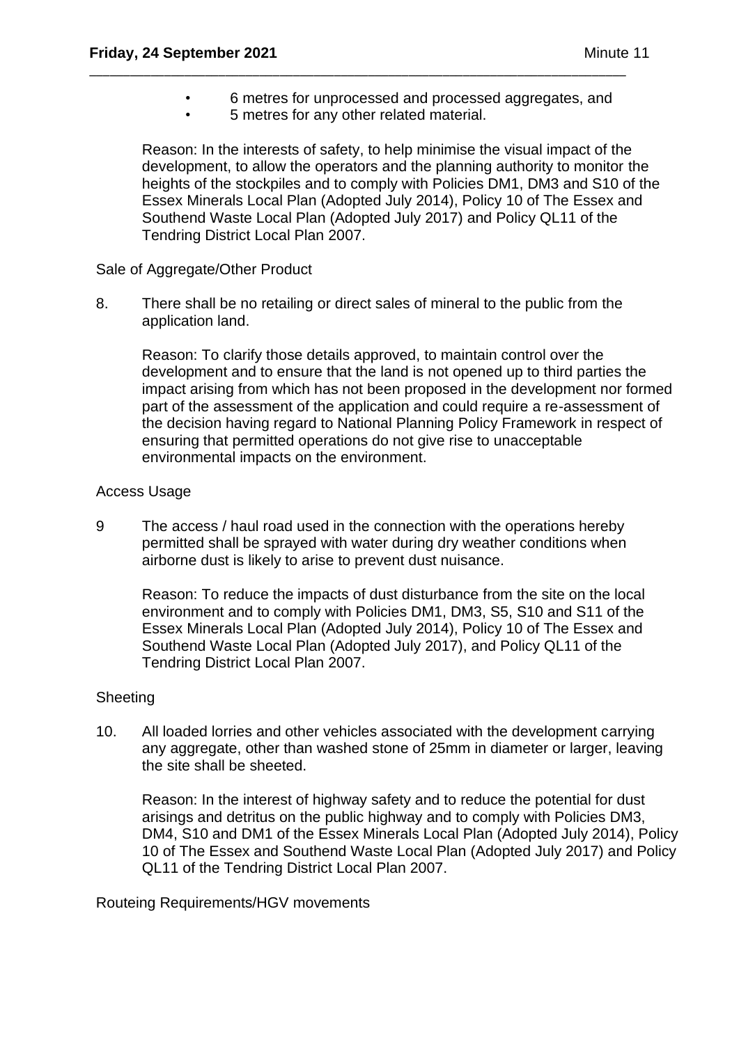- 6 metres for unprocessed and processed aggregates, and
- 5 metres for any other related material.

Reason: In the interests of safety, to help minimise the visual impact of the development, to allow the operators and the planning authority to monitor the heights of the stockpiles and to comply with Policies DM1, DM3 and S10 of the Essex Minerals Local Plan (Adopted July 2014), Policy 10 of The Essex and Southend Waste Local Plan (Adopted July 2017) and Policy QL11 of the Tendring District Local Plan 2007.

Sale of Aggregate/Other Product

8. There shall be no retailing or direct sales of mineral to the public from the application land.

   Reason: To clarify those details approved, to maintain control over the development and to ensure that the land is not opened up to third parties the impact arising from which has not been proposed in the development nor formed part of the assessment of the application and could require a re-assessment of the decision having regard to National Planning Policy Framework in respect of ensuring that permitted operations do not give rise to unacceptable environmental impacts on the environment.

Access Usage

9. The access / haul road used in the connection with the operations hereby permitted shall be sprayed with water during dry weather conditions when airborne dust is likely to arise to prevent dust nuisance.

   Reason: To reduce the impacts of dust disturbance from the site on the local environment and to comply with Policies DM1, DM3, S5, S10 and S11 of the Essex Minerals Local Plan (Adopted July 2014), Policy 10 of The Essex and Southend Waste Local Plan (Adopted July 2017), and Policy QL11 of the Tendring District Local Plan 2007.

Sheeting

10. All loaded lorries and other vehicles associated with the development carrying any aggregate, other than washed stone of 25mm in diameter or larger, leaving the site shall be sheeted.

    Reason: In the interest of highway safety and to reduce the potential for dust arisings and detritus on the public highway and to comply with Policies DM3, DM4, S10 and DM1 of the Essex Minerals Local Plan (Adopted July 2014), Policy 10 of The Essex and Southend Waste Local Plan (Adopted July 2017) and Policy QL11 of the Tendring District Local Plan 2007.

Routeing Requirements/HGV movements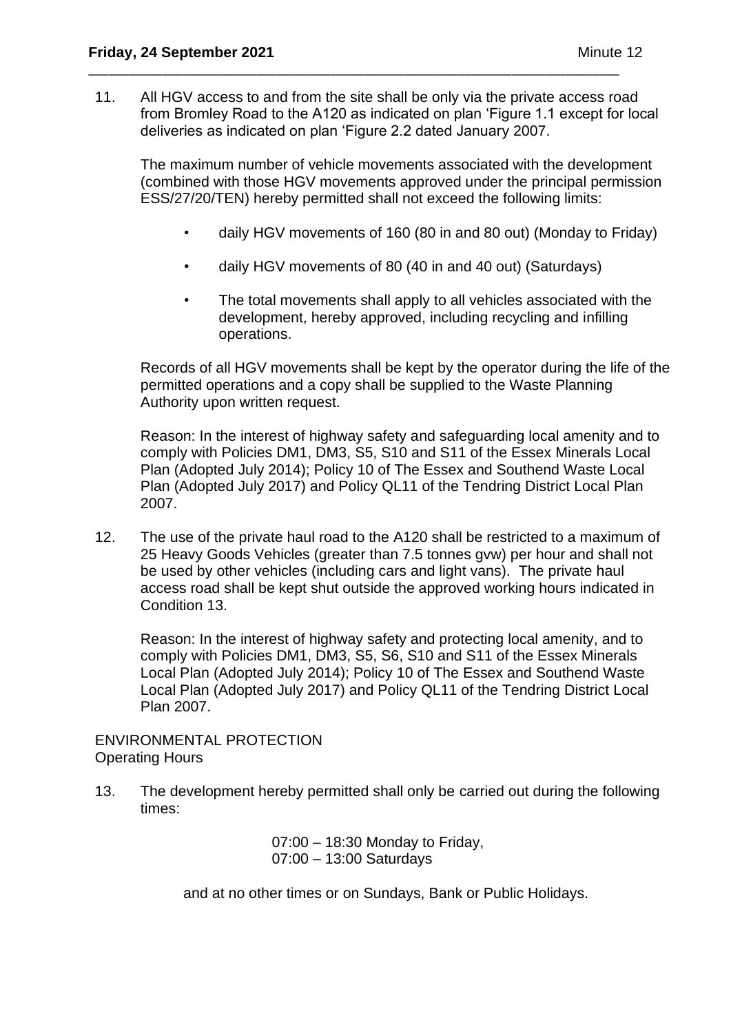11. All HGV access to and from the site shall be only via the private access road from Bromley Road to the A120 as indicated on plan 'Figure 1.1 except for local deliveries as indicated on plan 'Figure 2.2 dated January 2007.

    The maximum number of vehicle movements associated with the development (combined with those HGV movements approved under the principal permission ESS/27/20/TEN) hereby permitted shall not exceed the following limits:

    - daily HGV movements of 160 (80 in and 80 out) (Monday to Friday)
    - daily HGV movements of 80 (40 in and 40 out) (Saturdays)
    - The total movements shall apply to all vehicles associated with the development, hereby approved, including recycling and infilling operations.

    Records of all HGV movements shall be kept by the operator during the life of the permitted operations and a copy shall be supplied to the Waste Planning Authority upon written request.

    Reason: In the interest of highway safety and safeguarding local amenity and to comply with Policies DM1, DM3, S5, S10 and S11 of the Essex Minerals Local Plan (Adopted July 2014); Policy 10 of The Essex and Southend Waste Local Plan (Adopted July 2017) and Policy QL11 of the Tendring District Local Plan 2007.

12. The use of the private haul road to the A120 shall be restricted to a maximum of 25 Heavy Goods Vehicles (greater than 7.5 tonnes gvw) per hour and shall not be used by other vehicles (including cars and light vans). The private haul access road shall be kept shut outside the approved working hours indicated in Condition 13.

    Reason: In the interest of highway safety and protecting local amenity, and to comply with Policies DM1, DM3, S5, S6, S10 and S11 of the Essex Minerals Local Plan (Adopted July 2014); Policy 10 of The Essex and Southend Waste Local Plan (Adopted July 2017) and Policy QL11 of the Tendring District Local Plan 2007.

ENVIRONMENTAL PROTECTION
Operating Hours

13. The development hereby permitted shall only be carried out during the following times:

    07:00 – 18:30 Monday to Friday,
    07:00 – 13:00 Saturdays

    and at no other times or on Sundays, Bank or Public Holidays.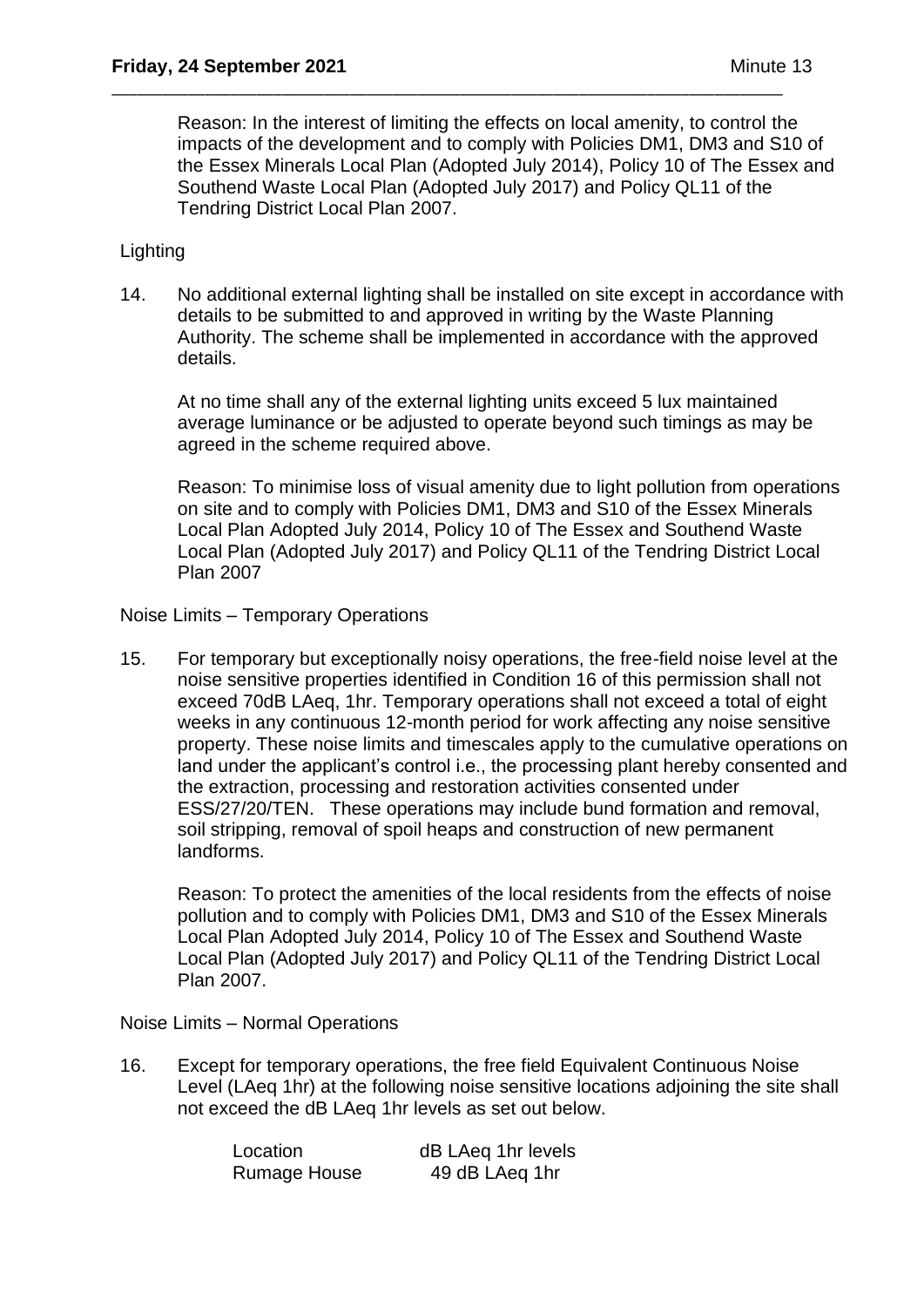Reason: In the interest of limiting the effects on local amenity, to control the impacts of the development and to comply with Policies DM1, DM3 and S10 of the Essex Minerals Local Plan (Adopted July 2014), Policy 10 of The Essex and Southend Waste Local Plan (Adopted July 2017) and Policy QL11 of the Tendring District Local Plan 2007.

Lighting

14. No additional external lighting shall be installed on site except in accordance with details to be submitted to and approved in writing by the Waste Planning Authority. The scheme shall be implemented in accordance with the approved details.

    At no time shall any of the external lighting units exceed 5 lux maintained average luminance or be adjusted to operate beyond such timings as may be agreed in the scheme required above.

    Reason: To minimise loss of visual amenity due to light pollution from operations on site and to comply with Policies DM1, DM3 and S10 of the Essex Minerals Local Plan Adopted July 2014, Policy 10 of The Essex and Southend Waste Local Plan (Adopted July 2017) and Policy QL11 of the Tendring District Local Plan 2007

Noise Limits – Temporary Operations

15. For temporary but exceptionally noisy operations, the free-field noise level at the noise sensitive properties identified in Condition 16 of this permission shall not exceed 70dB LAeq, 1hr. Temporary operations shall not exceed a total of eight weeks in any continuous 12-month period for work affecting any noise sensitive property. These noise limits and timescales apply to the cumulative operations on land under the applicant's control i.e., the processing plant hereby consented and the extraction, processing and restoration activities consented under ESS/27/20/TEN. These operations may include bund formation and removal, soil stripping, removal of spoil heaps and construction of new permanent landforms.

    Reason: To protect the amenities of the local residents from the effects of noise pollution and to comply with Policies DM1, DM3 and S10 of the Essex Minerals Local Plan Adopted July 2014, Policy 10 of The Essex and Southend Waste Local Plan (Adopted July 2017) and Policy QL11 of the Tendring District Local Plan 2007.

Noise Limits – Normal Operations

16. Except for temporary operations, the free field Equivalent Continuous Noise Level (LAeq 1hr) at the following noise sensitive locations adjoining the site shall not exceed the dB LAeq 1hr levels as set out below.

| Location | dB LAeq 1hr levels |
|---|---|
| Rumage House | 49 dB LAeq 1hr |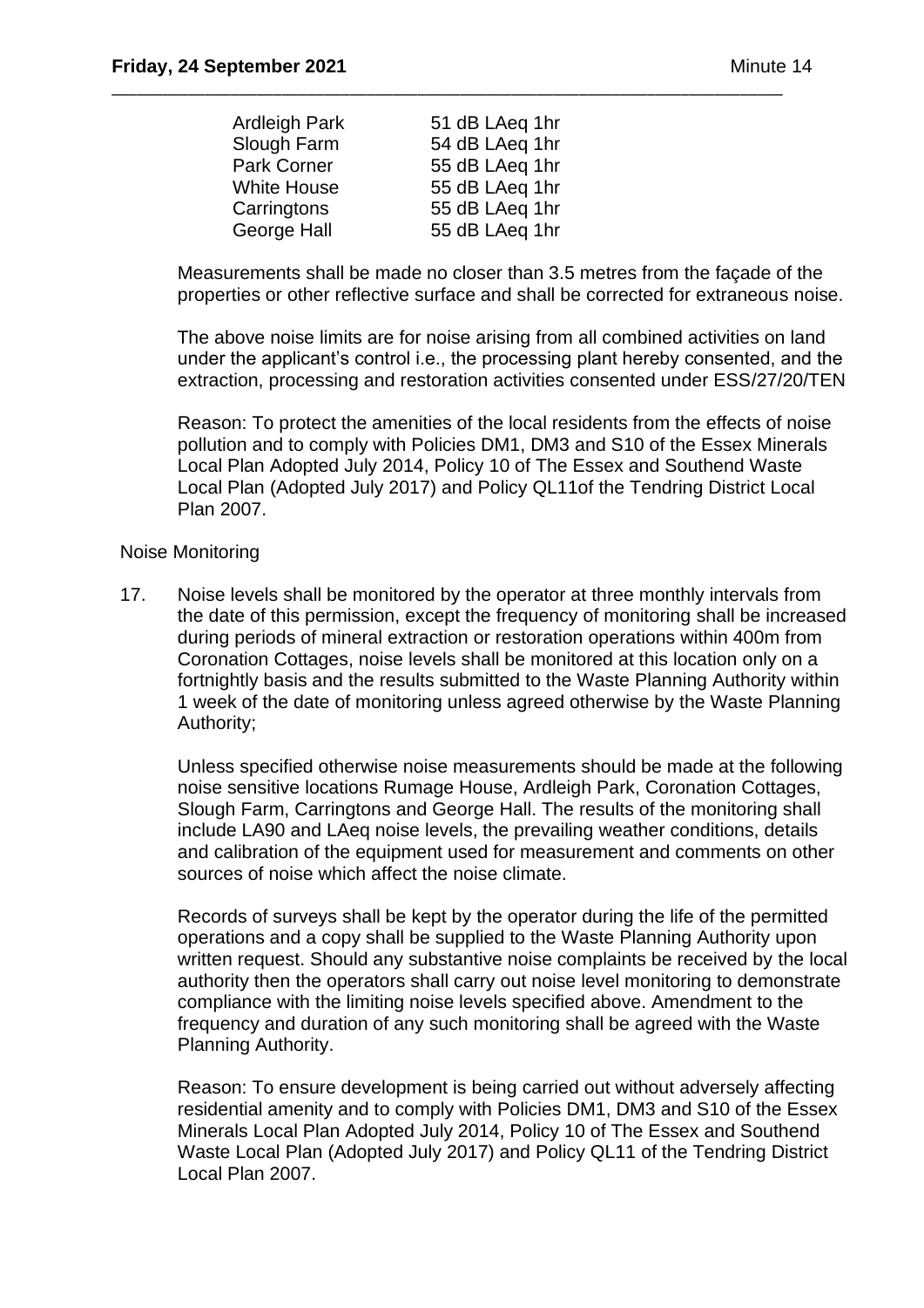| | |
|---|---|
| Ardleigh Park | 51 dB LAeq 1hr |
| Slough Farm | 54 dB LAeq 1hr |
| Park Corner | 55 dB LAeq 1hr |
| White House | 55 dB LAeq 1hr |
| Carringtons | 55 dB LAeq 1hr |
| George Hall | 55 dB LAeq 1hr |

Measurements shall be made no closer than 3.5 metres from the façade of the properties or other reflective surface and shall be corrected for extraneous noise.

The above noise limits are for noise arising from all combined activities on land under the applicant's control i.e., the processing plant hereby consented, and the extraction, processing and restoration activities consented under ESS/27/20/TEN

Reason: To protect the amenities of the local residents from the effects of noise pollution and to comply with Policies DM1, DM3 and S10 of the Essex Minerals Local Plan Adopted July 2014, Policy 10 of The Essex and Southend Waste Local Plan (Adopted July 2017) and Policy QL11of the Tendring District Local Plan 2007.

Noise Monitoring

17. Noise levels shall be monitored by the operator at three monthly intervals from the date of this permission, except the frequency of monitoring shall be increased during periods of mineral extraction or restoration operations within 400m from Coronation Cottages, noise levels shall be monitored at this location only on a fortnightly basis and the results submitted to the Waste Planning Authority within 1 week of the date of monitoring unless agreed otherwise by the Waste Planning Authority;

    Unless specified otherwise noise measurements should be made at the following noise sensitive locations Rumage House, Ardleigh Park, Coronation Cottages, Slough Farm, Carringtons and George Hall. The results of the monitoring shall include LA90 and LAeq noise levels, the prevailing weather conditions, details and calibration of the equipment used for measurement and comments on other sources of noise which affect the noise climate.

    Records of surveys shall be kept by the operator during the life of the permitted operations and a copy shall be supplied to the Waste Planning Authority upon written request. Should any substantive noise complaints be received by the local authority then the operators shall carry out noise level monitoring to demonstrate compliance with the limiting noise levels specified above. Amendment to the frequency and duration of any such monitoring shall be agreed with the Waste Planning Authority.

    Reason: To ensure development is being carried out without adversely affecting residential amenity and to comply with Policies DM1, DM3 and S10 of the Essex Minerals Local Plan Adopted July 2014, Policy 10 of The Essex and Southend Waste Local Plan (Adopted July 2017) and Policy QL11 of the Tendring District Local Plan 2007.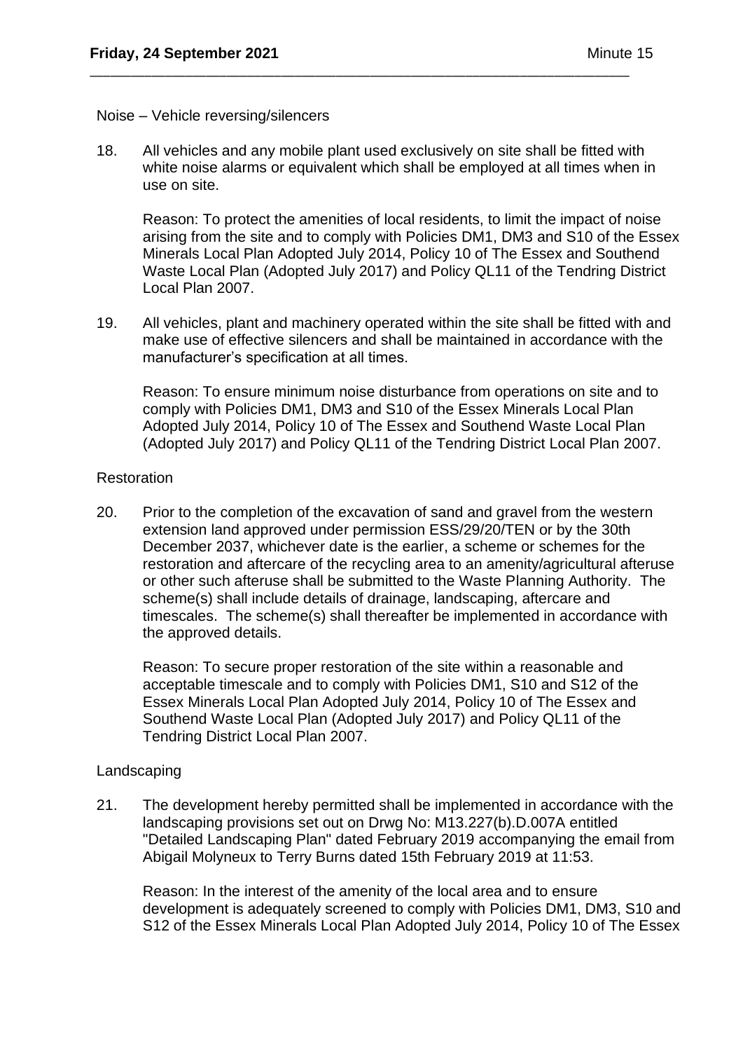Noise – Vehicle reversing/silencers

18. All vehicles and any mobile plant used exclusively on site shall be fitted with white noise alarms or equivalent which shall be employed at all times when in use on site.

    Reason: To protect the amenities of local residents, to limit the impact of noise arising from the site and to comply with Policies DM1, DM3 and S10 of the Essex Minerals Local Plan Adopted July 2014, Policy 10 of The Essex and Southend Waste Local Plan (Adopted July 2017) and Policy QL11 of the Tendring District Local Plan 2007.

19. All vehicles, plant and machinery operated within the site shall be fitted with and make use of effective silencers and shall be maintained in accordance with the manufacturer's specification at all times.

    Reason: To ensure minimum noise disturbance from operations on site and to comply with Policies DM1, DM3 and S10 of the Essex Minerals Local Plan Adopted July 2014, Policy 10 of The Essex and Southend Waste Local Plan (Adopted July 2017) and Policy QL11 of the Tendring District Local Plan 2007.

Restoration

20. Prior to the completion of the excavation of sand and gravel from the western extension land approved under permission ESS/29/20/TEN or by the 30th December 2037, whichever date is the earlier, a scheme or schemes for the restoration and aftercare of the recycling area to an amenity/agricultural afteruse or other such afteruse shall be submitted to the Waste Planning Authority. The scheme(s) shall include details of drainage, landscaping, aftercare and timescales. The scheme(s) shall thereafter be implemented in accordance with the approved details.

    Reason: To secure proper restoration of the site within a reasonable and acceptable timescale and to comply with Policies DM1, S10 and S12 of the Essex Minerals Local Plan Adopted July 2014, Policy 10 of The Essex and Southend Waste Local Plan (Adopted July 2017) and Policy QL11 of the Tendring District Local Plan 2007.

Landscaping

21. The development hereby permitted shall be implemented in accordance with the landscaping provisions set out on Drwg No: M13.227(b).D.007A entitled "Detailed Landscaping Plan" dated February 2019 accompanying the email from Abigail Molyneux to Terry Burns dated 15th February 2019 at 11:53.

    Reason: In the interest of the amenity of the local area and to ensure development is adequately screened to comply with Policies DM1, DM3, S10 and S12 of the Essex Minerals Local Plan Adopted July 2014, Policy 10 of The Essex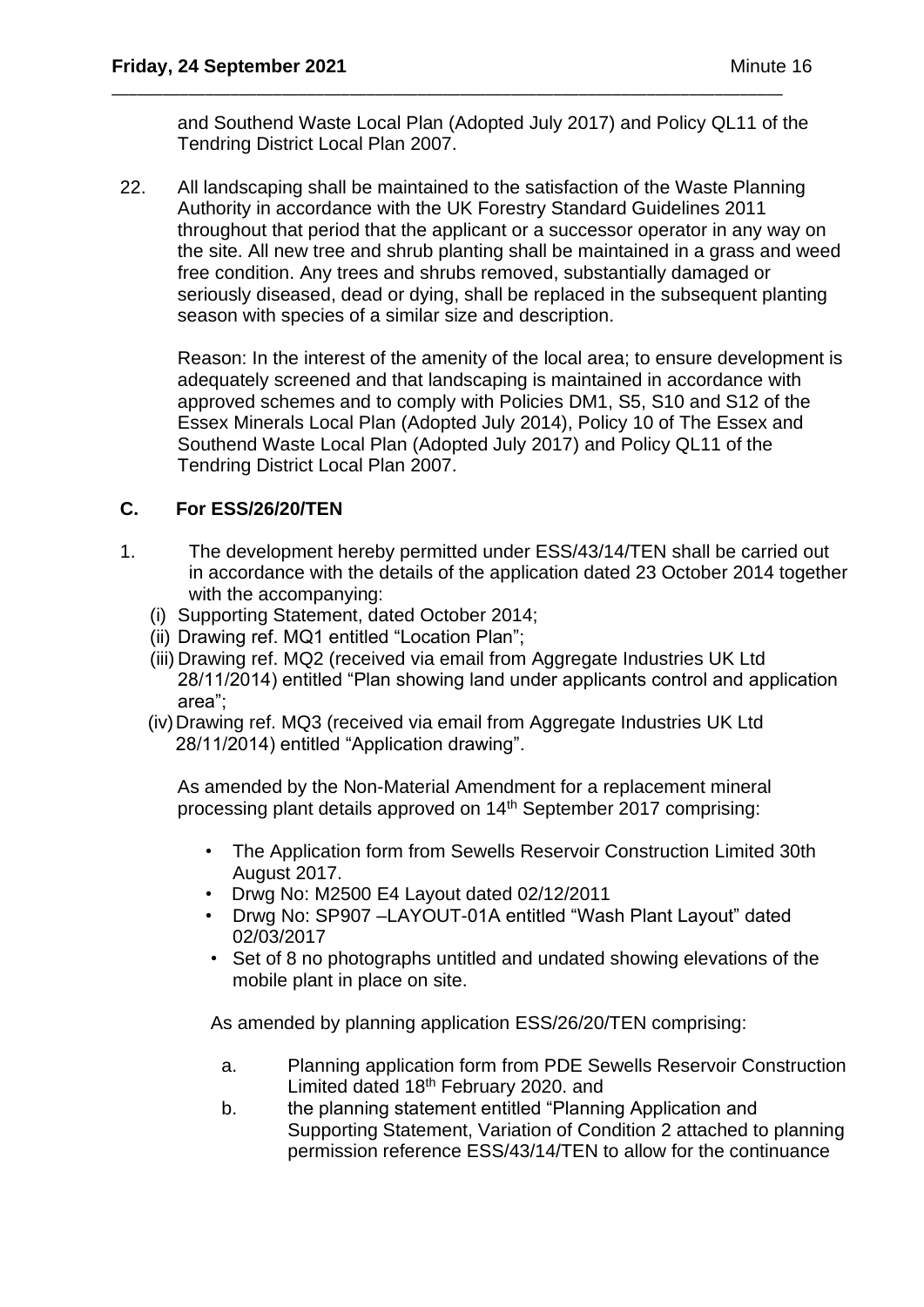and Southend Waste Local Plan (Adopted July 2017) and Policy QL11 of the Tendring District Local Plan 2007.

22. All landscaping shall be maintained to the satisfaction of the Waste Planning Authority in accordance with the UK Forestry Standard Guidelines 2011 throughout that period that the applicant or a successor operator in any way on the site. All new tree and shrub planting shall be maintained in a grass and weed free condition. Any trees and shrubs removed, substantially damaged or seriously diseased, dead or dying, shall be replaced in the subsequent planting season with species of a similar size and description.

    Reason: In the interest of the amenity of the local area; to ensure development is adequately screened and that landscaping is maintained in accordance with approved schemes and to comply with Policies DM1, S5, S10 and S12 of the Essex Minerals Local Plan (Adopted July 2014), Policy 10 of The Essex and Southend Waste Local Plan (Adopted July 2017) and Policy QL11 of the Tendring District Local Plan 2007.

**C. For ESS/26/20/TEN**

1. The development hereby permitted under ESS/43/14/TEN shall be carried out in accordance with the details of the application dated 23 October 2014 together with the accompanying:
    (i) Supporting Statement, dated October 2014;
    (ii) Drawing ref. MQ1 entitled "Location Plan";
    (iii) Drawing ref. MQ2 (received via email from Aggregate Industries UK Ltd 28/11/2014) entitled "Plan showing land under applicants control and application area";
    (iv) Drawing ref. MQ3 (received via email from Aggregate Industries UK Ltd 28/11/2014) entitled "Application drawing".

    As amended by the Non-Material Amendment for a replacement mineral processing plant details approved on 14th September 2017 comprising:

    - The Application form from Sewells Reservoir Construction Limited 30th August 2017.
    - Drwg No: M2500 E4 Layout dated 02/12/2011
    - Drwg No: SP907 –LAYOUT-01A entitled "Wash Plant Layout" dated 02/03/2017
    - Set of 8 no photographs untitled and undated showing elevations of the mobile plant in place on site.

    As amended by planning application ESS/26/20/TEN comprising:

    a. Planning application form from PDE Sewells Reservoir Construction Limited dated 18th February 2020. and
    b. the planning statement entitled "Planning Application and Supporting Statement, Variation of Condition 2 attached to planning permission reference ESS/43/14/TEN to allow for the continuance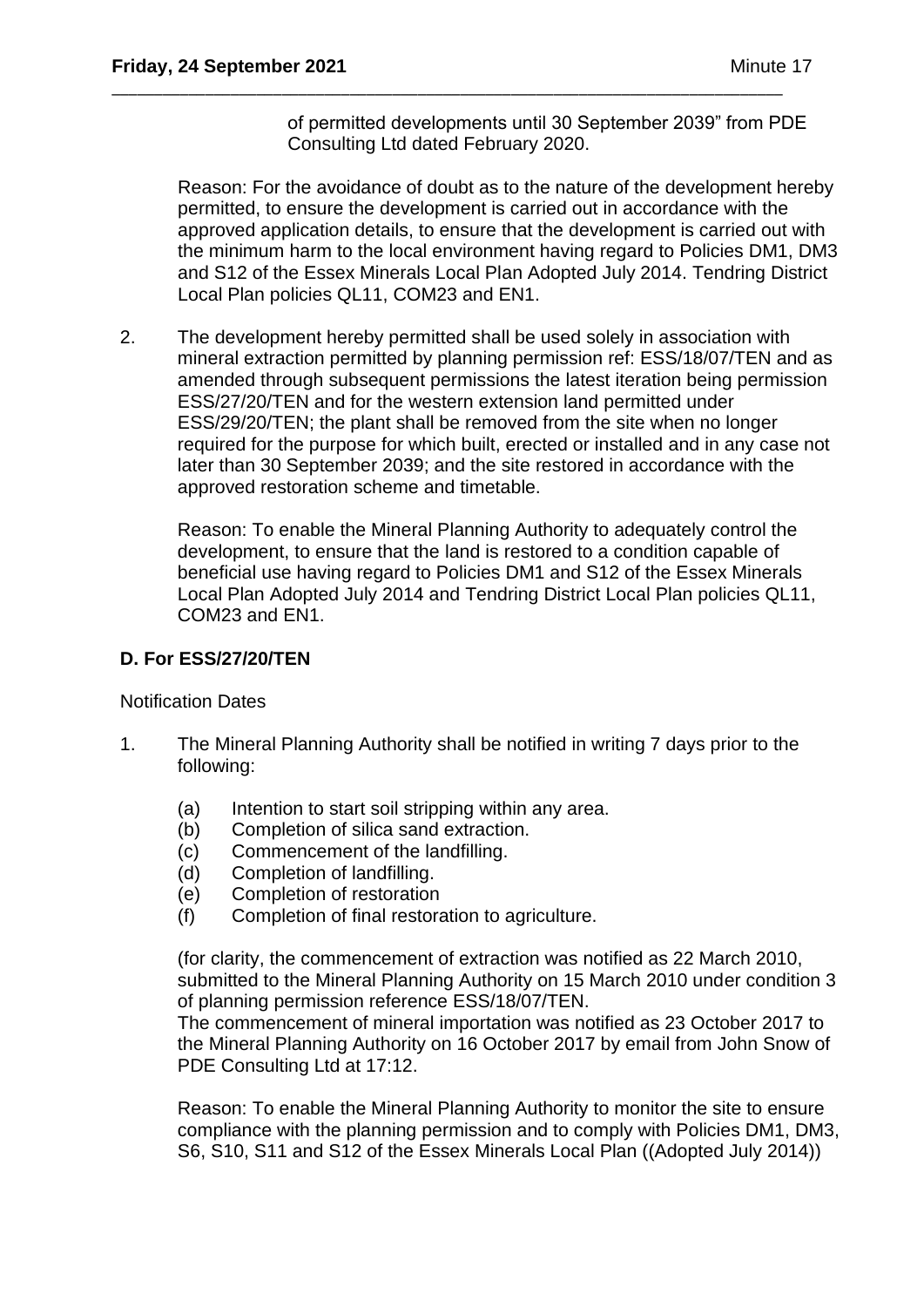of permitted developments until 30 September 2039" from PDE Consulting Ltd dated February 2020.

Reason: For the avoidance of doubt as to the nature of the development hereby permitted, to ensure the development is carried out in accordance with the approved application details, to ensure that the development is carried out with the minimum harm to the local environment having regard to Policies DM1, DM3 and S12 of the Essex Minerals Local Plan Adopted July 2014. Tendring District Local Plan policies QL11, COM23 and EN1.

2. The development hereby permitted shall be used solely in association with mineral extraction permitted by planning permission ref: ESS/18/07/TEN and as amended through subsequent permissions the latest iteration being permission ESS/27/20/TEN and for the western extension land permitted under ESS/29/20/TEN; the plant shall be removed from the site when no longer required for the purpose for which built, erected or installed and in any case not later than 30 September 2039; and the site restored in accordance with the approved restoration scheme and timetable.

   Reason: To enable the Mineral Planning Authority to adequately control the development, to ensure that the land is restored to a condition capable of beneficial use having regard to Policies DM1 and S12 of the Essex Minerals Local Plan Adopted July 2014 and Tendring District Local Plan policies QL11, COM23 and EN1.

**D. For ESS/27/20/TEN**

Notification Dates

1. The Mineral Planning Authority shall be notified in writing 7 days prior to the following:

   (a) Intention to start soil stripping within any area.
   (b) Completion of silica sand extraction.
   (c) Commencement of the landfilling.
   (d) Completion of landfilling.
   (e) Completion of restoration
   (f) Completion of final restoration to agriculture.

   (for clarity, the commencement of extraction was notified as 22 March 2010, submitted to the Mineral Planning Authority on 15 March 2010 under condition 3 of planning permission reference ESS/18/07/TEN.
   The commencement of mineral importation was notified as 23 October 2017 to the Mineral Planning Authority on 16 October 2017 by email from John Snow of PDE Consulting Ltd at 17:12.

   Reason: To enable the Mineral Planning Authority to monitor the site to ensure compliance with the planning permission and to comply with Policies DM1, DM3, S6, S10, S11 and S12 of the Essex Minerals Local Plan ((Adopted July 2014))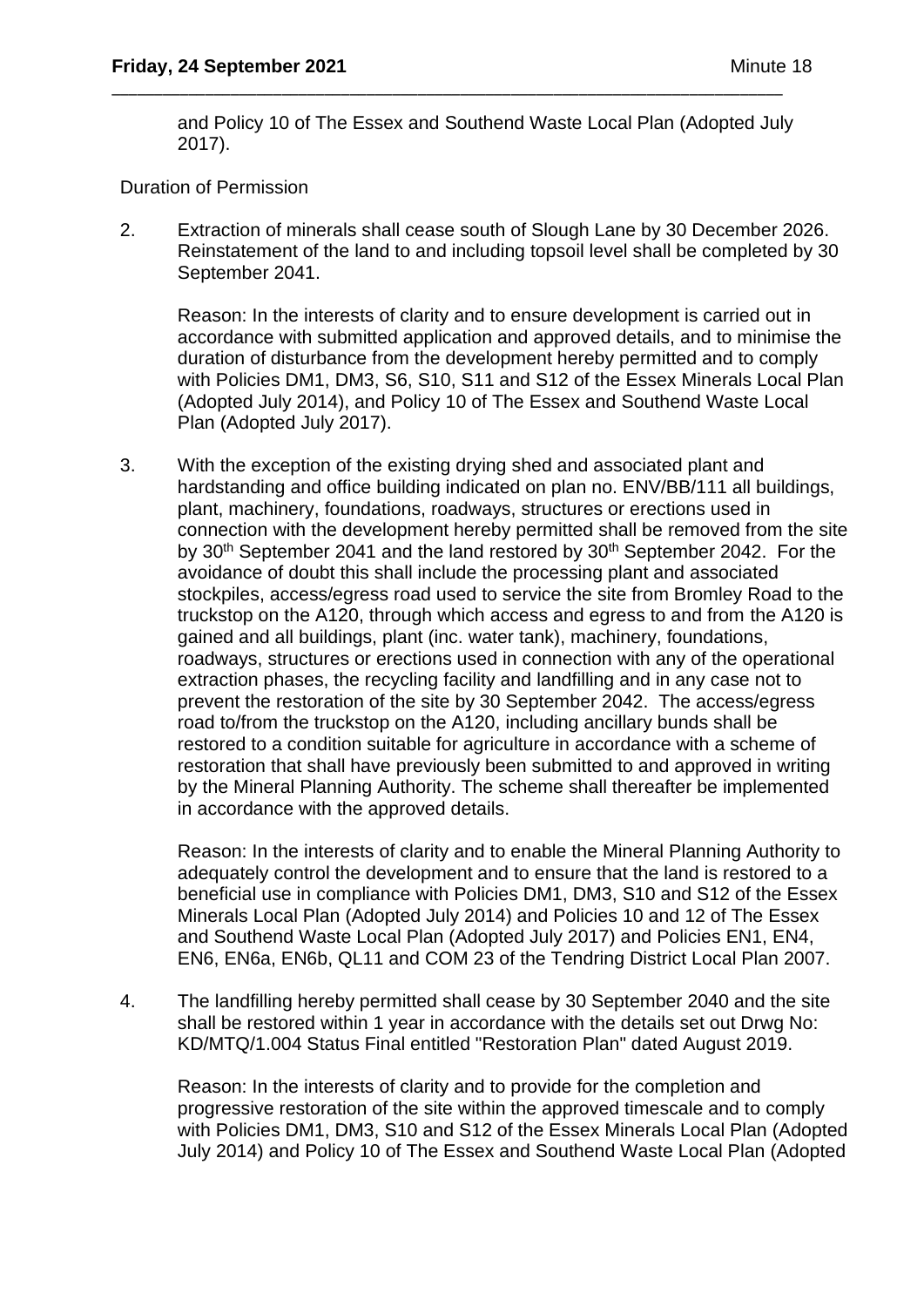and Policy 10 of The Essex and Southend Waste Local Plan (Adopted July 2017).

Duration of Permission

2. Extraction of minerals shall cease south of Slough Lane by 30 December 2026. Reinstatement of the land to and including topsoil level shall be completed by 30 September 2041.

   Reason: In the interests of clarity and to ensure development is carried out in accordance with submitted application and approved details, and to minimise the duration of disturbance from the development hereby permitted and to comply with Policies DM1, DM3, S6, S10, S11 and S12 of the Essex Minerals Local Plan (Adopted July 2014), and Policy 10 of The Essex and Southend Waste Local Plan (Adopted July 2017).

3. With the exception of the existing drying shed and associated plant and hardstanding and office building indicated on plan no. ENV/BB/111 all buildings, plant, machinery, foundations, roadways, structures or erections used in connection with the development hereby permitted shall be removed from the site by 30th September 2041 and the land restored by 30th September 2042. For the avoidance of doubt this shall include the processing plant and associated stockpiles, access/egress road used to service the site from Bromley Road to the truckstop on the A120, through which access and egress to and from the A120 is gained and all buildings, plant (inc. water tank), machinery, foundations, roadways, structures or erections used in connection with any of the operational extraction phases, the recycling facility and landfilling and in any case not to prevent the restoration of the site by 30 September 2042. The access/egress road to/from the truckstop on the A120, including ancillary bunds shall be restored to a condition suitable for agriculture in accordance with a scheme of restoration that shall have previously been submitted to and approved in writing by the Mineral Planning Authority. The scheme shall thereafter be implemented in accordance with the approved details.

   Reason: In the interests of clarity and to enable the Mineral Planning Authority to adequately control the development and to ensure that the land is restored to a beneficial use in compliance with Policies DM1, DM3, S10 and S12 of the Essex Minerals Local Plan (Adopted July 2014) and Policies 10 and 12 of The Essex and Southend Waste Local Plan (Adopted July 2017) and Policies EN1, EN4, EN6, EN6a, EN6b, QL11 and COM 23 of the Tendring District Local Plan 2007.

4. The landfilling hereby permitted shall cease by 30 September 2040 and the site shall be restored within 1 year in accordance with the details set out Drwg No: KD/MTQ/1.004 Status Final entitled "Restoration Plan" dated August 2019.

   Reason: In the interests of clarity and to provide for the completion and progressive restoration of the site within the approved timescale and to comply with Policies DM1, DM3, S10 and S12 of the Essex Minerals Local Plan (Adopted July 2014) and Policy 10 of The Essex and Southend Waste Local Plan (Adopted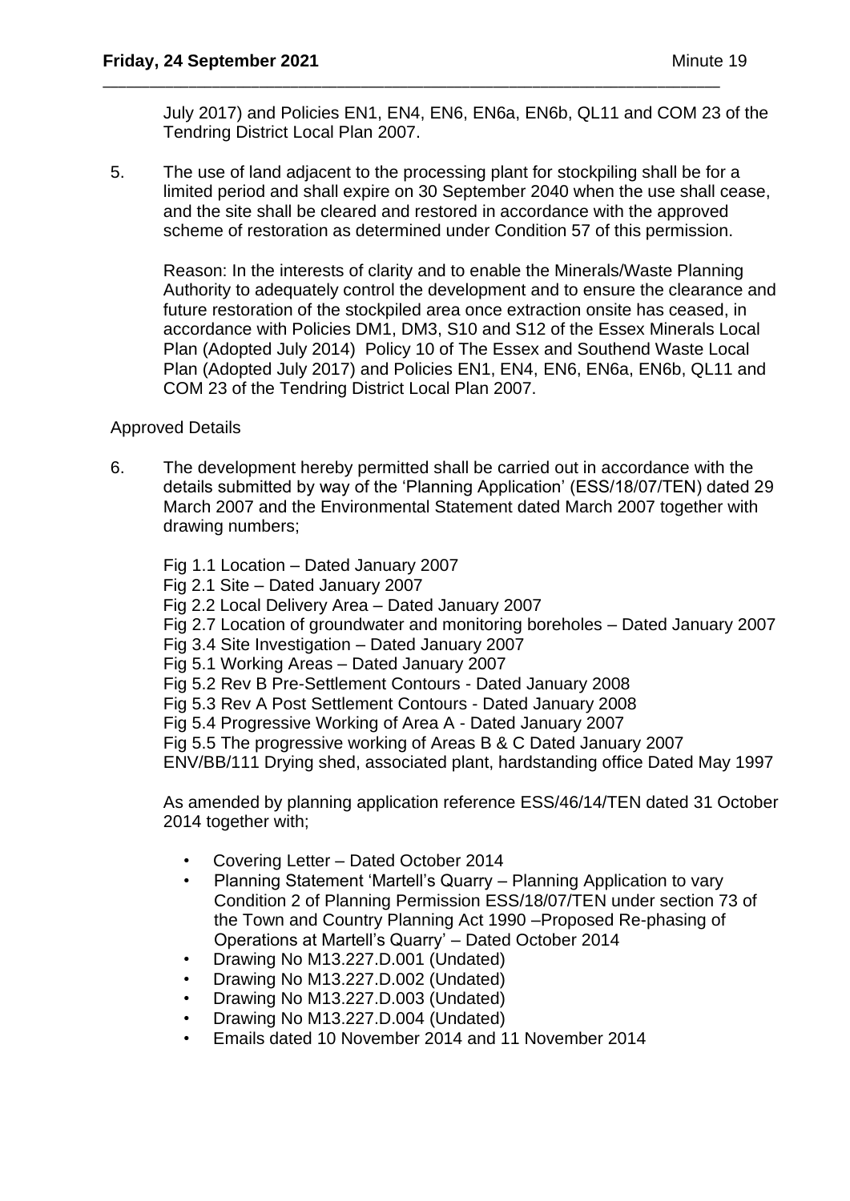July 2017) and Policies EN1, EN4, EN6, EN6a, EN6b, QL11 and COM 23 of the Tendring District Local Plan 2007.

5. The use of land adjacent to the processing plant for stockpiling shall be for a limited period and shall expire on 30 September 2040 when the use shall cease, and the site shall be cleared and restored in accordance with the approved scheme of restoration as determined under Condition 57 of this permission.

   Reason: In the interests of clarity and to enable the Minerals/Waste Planning Authority to adequately control the development and to ensure the clearance and future restoration of the stockpiled area once extraction onsite has ceased, in accordance with Policies DM1, DM3, S10 and S12 of the Essex Minerals Local Plan (Adopted July 2014) Policy 10 of The Essex and Southend Waste Local Plan (Adopted July 2017) and Policies EN1, EN4, EN6, EN6a, EN6b, QL11 and COM 23 of the Tendring District Local Plan 2007.

Approved Details

6. The development hereby permitted shall be carried out in accordance with the details submitted by way of the 'Planning Application' (ESS/18/07/TEN) dated 29 March 2007 and the Environmental Statement dated March 2007 together with drawing numbers;

   Fig 1.1 Location – Dated January 2007
   Fig 2.1 Site – Dated January 2007
   Fig 2.2 Local Delivery Area – Dated January 2007
   Fig 2.7 Location of groundwater and monitoring boreholes – Dated January 2007
   Fig 3.4 Site Investigation – Dated January 2007
   Fig 5.1 Working Areas – Dated January 2007
   Fig 5.2 Rev B Pre-Settlement Contours - Dated January 2008
   Fig 5.3 Rev A Post Settlement Contours - Dated January 2008
   Fig 5.4 Progressive Working of Area A - Dated January 2007
   Fig 5.5 The progressive working of Areas B & C Dated January 2007
   ENV/BB/111 Drying shed, associated plant, hardstanding office Dated May 1997

   As amended by planning application reference ESS/46/14/TEN dated 31 October 2014 together with;

   - Covering Letter – Dated October 2014
   - Planning Statement 'Martell's Quarry – Planning Application to vary Condition 2 of Planning Permission ESS/18/07/TEN under section 73 of the Town and Country Planning Act 1990 –Proposed Re-phasing of Operations at Martell's Quarry' – Dated October 2014
   - Drawing No M13.227.D.001 (Undated)
   - Drawing No M13.227.D.002 (Undated)
   - Drawing No M13.227.D.003 (Undated)
   - Drawing No M13.227.D.004 (Undated)
   - Emails dated 10 November 2014 and 11 November 2014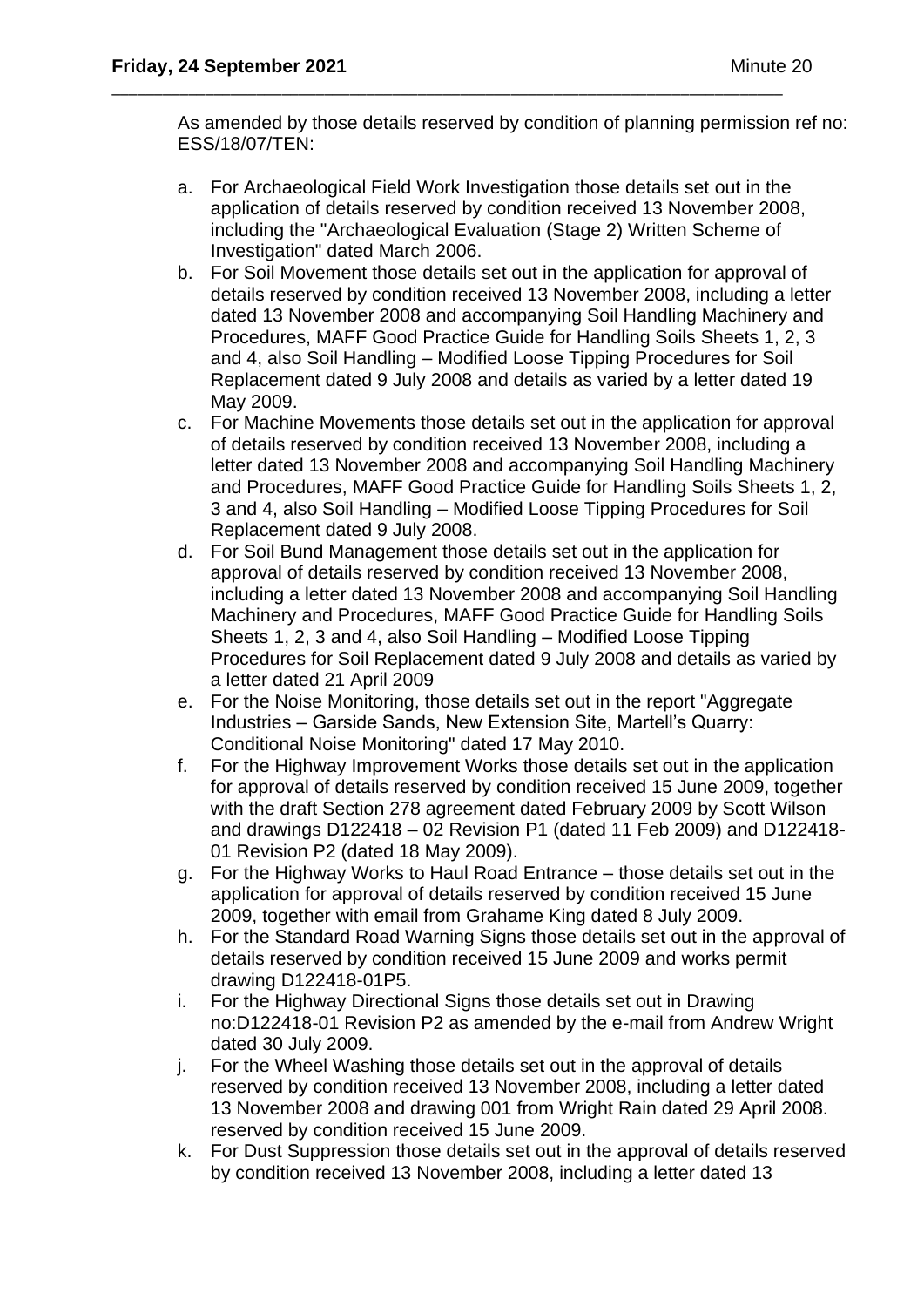As amended by those details reserved by condition of planning permission ref no: ESS/18/07/TEN:

a. For Archaeological Field Work Investigation those details set out in the application of details reserved by condition received 13 November 2008, including the "Archaeological Evaluation (Stage 2) Written Scheme of Investigation" dated March 2006.
b. For Soil Movement those details set out in the application for approval of details reserved by condition received 13 November 2008, including a letter dated 13 November 2008 and accompanying Soil Handling Machinery and Procedures, MAFF Good Practice Guide for Handling Soils Sheets 1, 2, 3 and 4, also Soil Handling – Modified Loose Tipping Procedures for Soil Replacement dated 9 July 2008 and details as varied by a letter dated 19 May 2009.
c. For Machine Movements those details set out in the application for approval of details reserved by condition received 13 November 2008, including a letter dated 13 November 2008 and accompanying Soil Handling Machinery and Procedures, MAFF Good Practice Guide for Handling Soils Sheets 1, 2, 3 and 4, also Soil Handling – Modified Loose Tipping Procedures for Soil Replacement dated 9 July 2008.
d. For Soil Bund Management those details set out in the application for approval of details reserved by condition received 13 November 2008, including a letter dated 13 November 2008 and accompanying Soil Handling Machinery and Procedures, MAFF Good Practice Guide for Handling Soils Sheets 1, 2, 3 and 4, also Soil Handling – Modified Loose Tipping Procedures for Soil Replacement dated 9 July 2008 and details as varied by a letter dated 21 April 2009
e. For the Noise Monitoring, those details set out in the report "Aggregate Industries – Garside Sands, New Extension Site, Martell's Quarry: Conditional Noise Monitoring" dated 17 May 2010.
f. For the Highway Improvement Works those details set out in the application for approval of details reserved by condition received 15 June 2009, together with the draft Section 278 agreement dated February 2009 by Scott Wilson and drawings D122418 – 02 Revision P1 (dated 11 Feb 2009) and D122418-01 Revision P2 (dated 18 May 2009).
g. For the Highway Works to Haul Road Entrance – those details set out in the application for approval of details reserved by condition received 15 June 2009, together with email from Grahame King dated 8 July 2009.
h. For the Standard Road Warning Signs those details set out in the approval of details reserved by condition received 15 June 2009 and works permit drawing D122418-01P5.
i. For the Highway Directional Signs those details set out in Drawing no:D122418-01 Revision P2 as amended by the e-mail from Andrew Wright dated 30 July 2009.
j. For the Wheel Washing those details set out in the approval of details reserved by condition received 13 November 2008, including a letter dated 13 November 2008 and drawing 001 from Wright Rain dated 29 April 2008. reserved by condition received 15 June 2009.
k. For Dust Suppression those details set out in the approval of details reserved by condition received 13 November 2008, including a letter dated 13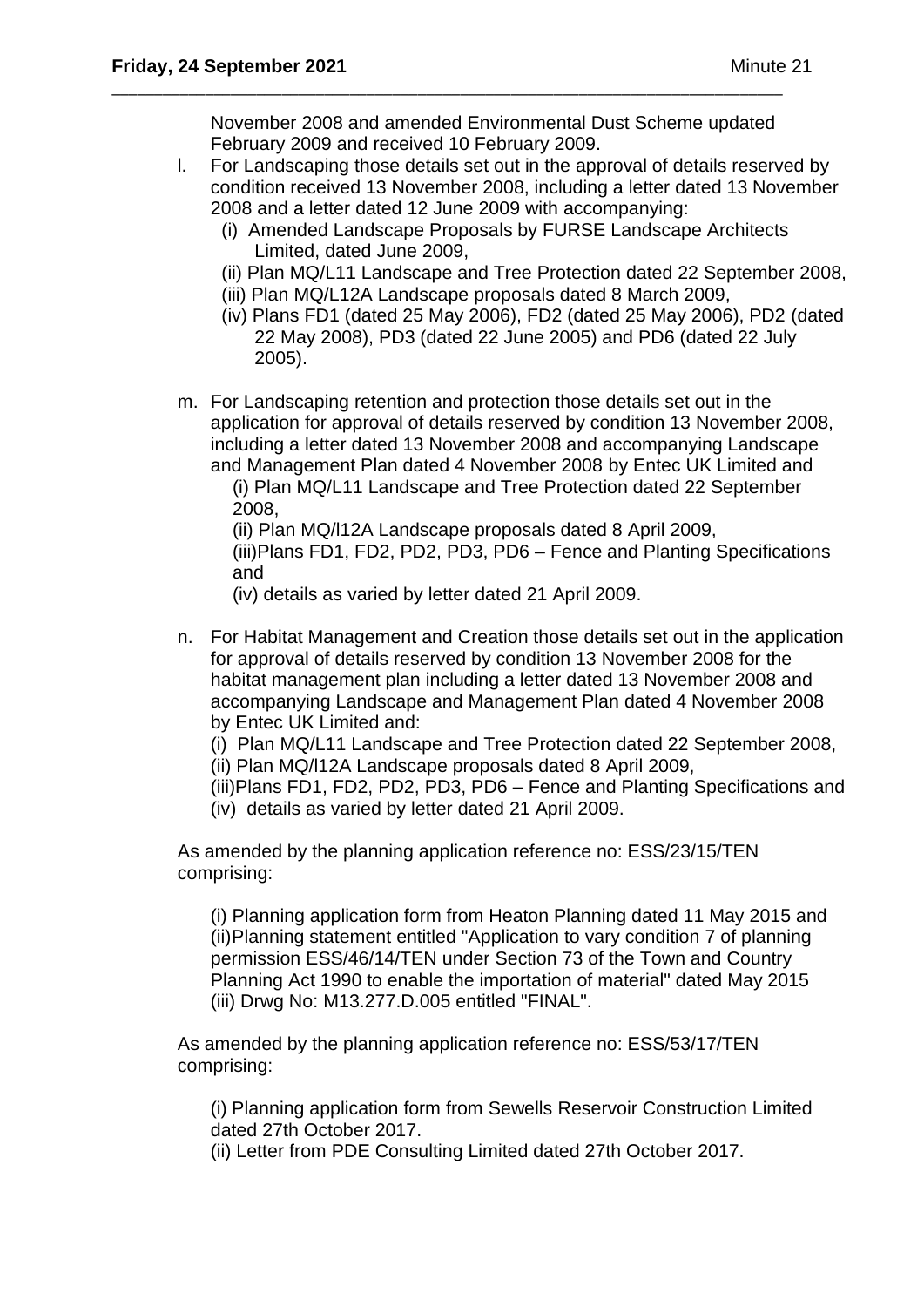November 2008 and amended Environmental Dust Scheme updated February 2009 and received 10 February 2009.

l. For Landscaping those details set out in the approval of details reserved by condition received 13 November 2008, including a letter dated 13 November 2008 and a letter dated 12 June 2009 with accompanying:
   (i) Amended Landscape Proposals by FURSE Landscape Architects Limited, dated June 2009,
   (ii) Plan MQ/L11 Landscape and Tree Protection dated 22 September 2008,
   (iii) Plan MQ/L12A Landscape proposals dated 8 March 2009,
   (iv) Plans FD1 (dated 25 May 2006), FD2 (dated 25 May 2006), PD2 (dated 22 May 2008), PD3 (dated 22 June 2005) and PD6 (dated 22 July 2005).

m. For Landscaping retention and protection those details set out in the application for approval of details reserved by condition 13 November 2008, including a letter dated 13 November 2008 and accompanying Landscape and Management Plan dated 4 November 2008 by Entec UK Limited and
   (i) Plan MQ/L11 Landscape and Tree Protection dated 22 September 2008,
   (ii) Plan MQ/l12A Landscape proposals dated 8 April 2009,
   (iii)Plans FD1, FD2, PD2, PD3, PD6 – Fence and Planting Specifications and
   (iv) details as varied by letter dated 21 April 2009.

n. For Habitat Management and Creation those details set out in the application for approval of details reserved by condition 13 November 2008 for the habitat management plan including a letter dated 13 November 2008 and accompanying Landscape and Management Plan dated 4 November 2008 by Entec UK Limited and:
   (i) Plan MQ/L11 Landscape and Tree Protection dated 22 September 2008,
   (ii) Plan MQ/l12A Landscape proposals dated 8 April 2009,
   (iii)Plans FD1, FD2, PD2, PD3, PD6 – Fence and Planting Specifications and
   (iv) details as varied by letter dated 21 April 2009.

As amended by the planning application reference no: ESS/23/15/TEN comprising:

(i) Planning application form from Heaton Planning dated 11 May 2015 and
(ii)Planning statement entitled "Application to vary condition 7 of planning permission ESS/46/14/TEN under Section 73 of the Town and Country Planning Act 1990 to enable the importation of material" dated May 2015
(iii) Drwg No: M13.277.D.005 entitled "FINAL".

As amended by the planning application reference no: ESS/53/17/TEN comprising:

(i) Planning application form from Sewells Reservoir Construction Limited dated 27th October 2017.
(ii) Letter from PDE Consulting Limited dated 27th October 2017.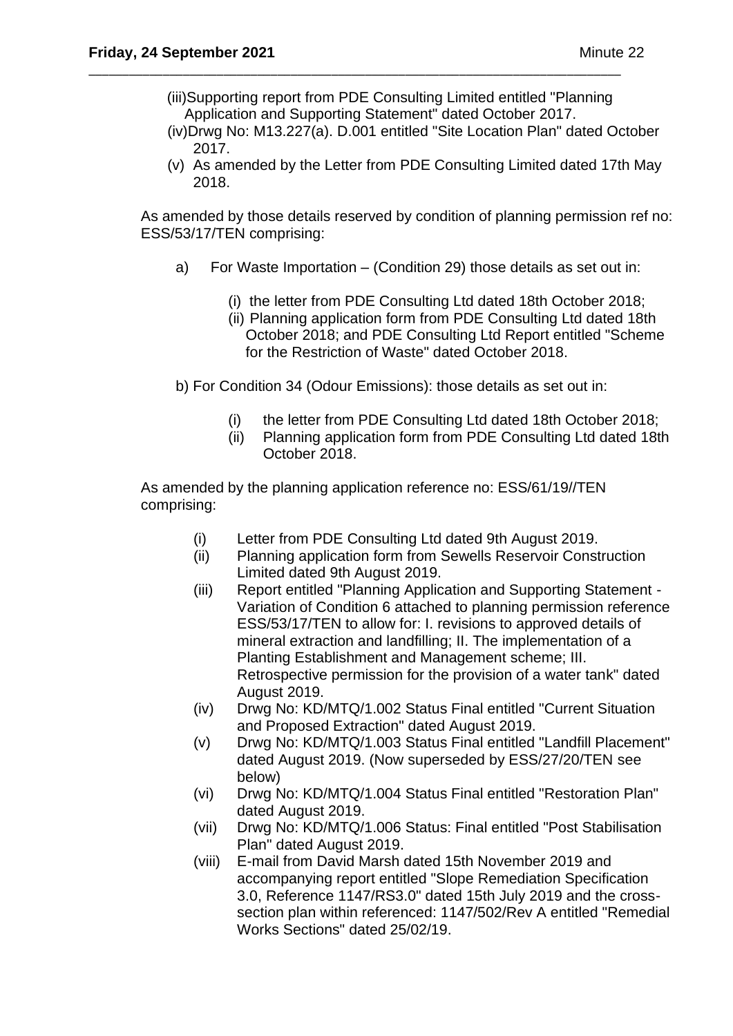(iii) Supporting report from PDE Consulting Limited entitled "Planning Application and Supporting Statement" dated October 2017.
(iv) Drwg No: M13.227(a). D.001 entitled "Site Location Plan" dated October 2017.
(v) As amended by the Letter from PDE Consulting Limited dated 17th May 2018.

As amended by those details reserved by condition of planning permission ref no: ESS/53/17/TEN comprising:

a) For Waste Importation – (Condition 29) those details as set out in:

   (i) the letter from PDE Consulting Ltd dated 18th October 2018;
   (ii) Planning application form from PDE Consulting Ltd dated 18th October 2018; and PDE Consulting Ltd Report entitled "Scheme for the Restriction of Waste" dated October 2018.

b) For Condition 34 (Odour Emissions): those details as set out in:

   (i) the letter from PDE Consulting Ltd dated 18th October 2018;
   (ii) Planning application form from PDE Consulting Ltd dated 18th October 2018.

As amended by the planning application reference no: ESS/61/19//TEN comprising:

(i) Letter from PDE Consulting Ltd dated 9th August 2019.
(ii) Planning application form from Sewells Reservoir Construction Limited dated 9th August 2019.
(iii) Report entitled "Planning Application and Supporting Statement - Variation of Condition 6 attached to planning permission reference ESS/53/17/TEN to allow for: I. revisions to approved details of mineral extraction and landfilling; II. The implementation of a Planting Establishment and Management scheme; III. Retrospective permission for the provision of a water tank" dated August 2019.
(iv) Drwg No: KD/MTQ/1.002 Status Final entitled "Current Situation and Proposed Extraction" dated August 2019.
(v) Drwg No: KD/MTQ/1.003 Status Final entitled "Landfill Placement" dated August 2019. (Now superseded by ESS/27/20/TEN see below)
(vi) Drwg No: KD/MTQ/1.004 Status Final entitled "Restoration Plan" dated August 2019.
(vii) Drwg No: KD/MTQ/1.006 Status: Final entitled "Post Stabilisation Plan" dated August 2019.
(viii) E-mail from David Marsh dated 15th November 2019 and accompanying report entitled "Slope Remediation Specification 3.0, Reference 1147/RS3.0" dated 15th July 2019 and the cross-section plan within referenced: 1147/502/Rev A entitled "Remedial Works Sections" dated 25/02/19.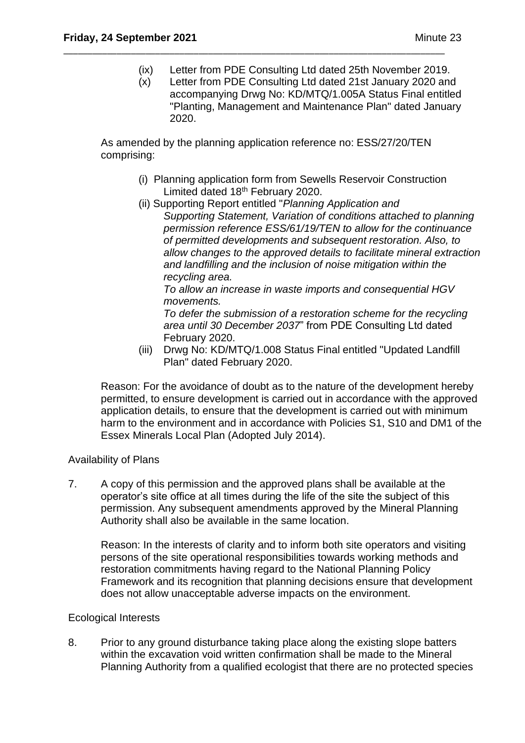(ix) Letter from PDE Consulting Ltd dated 25th November 2019.

(x) Letter from PDE Consulting Ltd dated 21st January 2020 and accompanying Drwg No: KD/MTQ/1.005A Status Final entitled "Planting, Management and Maintenance Plan" dated January 2020.

As amended by the planning application reference no: ESS/27/20/TEN comprising:

(i) Planning application form from Sewells Reservoir Construction Limited dated 18th February 2020.

(ii) Supporting Report entitled "*Planning Application and Supporting Statement, Variation of conditions attached to planning permission reference ESS/61/19/TEN to allow for the continuance of permitted developments and subsequent restoration. Also, to allow changes to the approved details to facilitate mineral extraction and landfilling and the inclusion of noise mitigation within the recycling area.*
*To allow an increase in waste imports and consequential HGV movements.*
*To defer the submission of a restoration scheme for the recycling area until 30 December 2037*" from PDE Consulting Ltd dated February 2020.

(iii) Drwg No: KD/MTQ/1.008 Status Final entitled "Updated Landfill Plan" dated February 2020.

Reason: For the avoidance of doubt as to the nature of the development hereby permitted, to ensure development is carried out in accordance with the approved application details, to ensure that the development is carried out with minimum harm to the environment and in accordance with Policies S1, S10 and DM1 of the Essex Minerals Local Plan (Adopted July 2014).

Availability of Plans

7. A copy of this permission and the approved plans shall be available at the operator's site office at all times during the life of the site the subject of this permission. Any subsequent amendments approved by the Mineral Planning Authority shall also be available in the same location.

Reason: In the interests of clarity and to inform both site operators and visiting persons of the site operational responsibilities towards working methods and restoration commitments having regard to the National Planning Policy Framework and its recognition that planning decisions ensure that development does not allow unacceptable adverse impacts on the environment.

Ecological Interests

8. Prior to any ground disturbance taking place along the existing slope batters within the excavation void written confirmation shall be made to the Mineral Planning Authority from a qualified ecologist that there are no protected species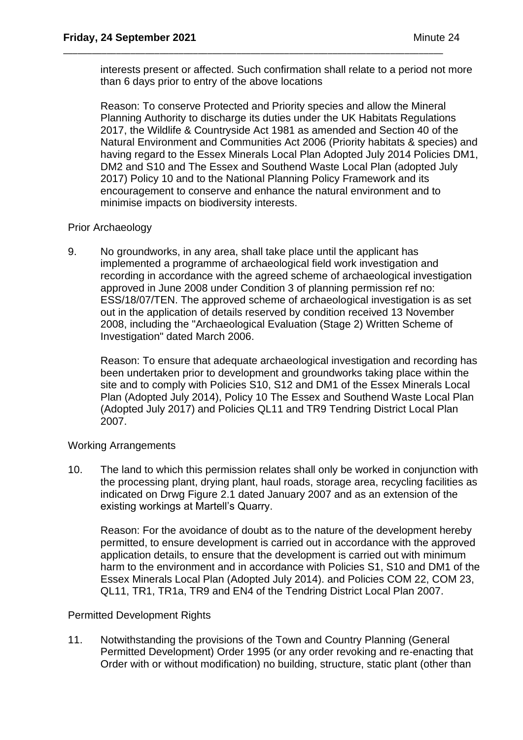interests present or affected. Such confirmation shall relate to a period not more than 6 days prior to entry of the above locations

Reason: To conserve Protected and Priority species and allow the Mineral Planning Authority to discharge its duties under the UK Habitats Regulations 2017, the Wildlife & Countryside Act 1981 as amended and Section 40 of the Natural Environment and Communities Act 2006 (Priority habitats & species) and having regard to the Essex Minerals Local Plan Adopted July 2014 Policies DM1, DM2 and S10 and The Essex and Southend Waste Local Plan (adopted July 2017) Policy 10 and to the National Planning Policy Framework and its encouragement to conserve and enhance the natural environment and to minimise impacts on biodiversity interests.

Prior Archaeology

9. No groundworks, in any area, shall take place until the applicant has implemented a programme of archaeological field work investigation and recording in accordance with the agreed scheme of archaeological investigation approved in June 2008 under Condition 3 of planning permission ref no: ESS/18/07/TEN. The approved scheme of archaeological investigation is as set out in the application of details reserved by condition received 13 November 2008, including the "Archaeological Evaluation (Stage 2) Written Scheme of Investigation" dated March 2006.

   Reason: To ensure that adequate archaeological investigation and recording has been undertaken prior to development and groundworks taking place within the site and to comply with Policies S10, S12 and DM1 of the Essex Minerals Local Plan (Adopted July 2014), Policy 10 The Essex and Southend Waste Local Plan (Adopted July 2017) and Policies QL11 and TR9 Tendring District Local Plan 2007.

Working Arrangements

10. The land to which this permission relates shall only be worked in conjunction with the processing plant, drying plant, haul roads, storage area, recycling facilities as indicated on Drwg Figure 2.1 dated January 2007 and as an extension of the existing workings at Martell's Quarry.

    Reason: For the avoidance of doubt as to the nature of the development hereby permitted, to ensure development is carried out in accordance with the approved application details, to ensure that the development is carried out with minimum harm to the environment and in accordance with Policies S1, S10 and DM1 of the Essex Minerals Local Plan (Adopted July 2014). and Policies COM 22, COM 23, QL11, TR1, TR1a, TR9 and EN4 of the Tendring District Local Plan 2007.

Permitted Development Rights

11. Notwithstanding the provisions of the Town and Country Planning (General Permitted Development) Order 1995 (or any order revoking and re-enacting that Order with or without modification) no building, structure, static plant (other than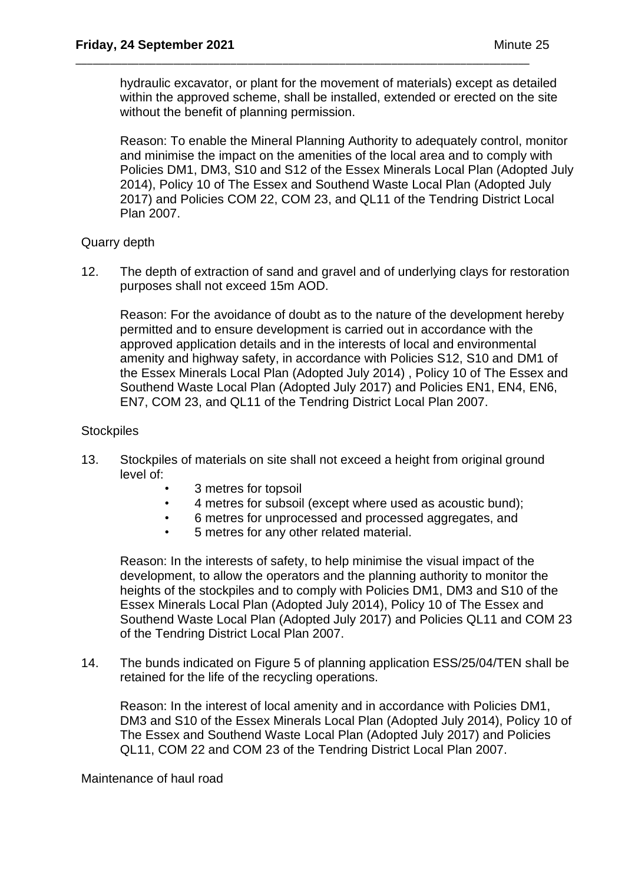hydraulic excavator, or plant for the movement of materials) except as detailed within the approved scheme, shall be installed, extended or erected on the site without the benefit of planning permission.

Reason: To enable the Mineral Planning Authority to adequately control, monitor and minimise the impact on the amenities of the local area and to comply with Policies DM1, DM3, S10 and S12 of the Essex Minerals Local Plan (Adopted July 2014), Policy 10 of The Essex and Southend Waste Local Plan (Adopted July 2017) and Policies COM 22, COM 23, and QL11 of the Tendring District Local Plan 2007.

Quarry depth

12. The depth of extraction of sand and gravel and of underlying clays for restoration purposes shall not exceed 15m AOD.

    Reason: For the avoidance of doubt as to the nature of the development hereby permitted and to ensure development is carried out in accordance with the approved application details and in the interests of local and environmental amenity and highway safety, in accordance with Policies S12, S10 and DM1 of the Essex Minerals Local Plan (Adopted July 2014) , Policy 10 of The Essex and Southend Waste Local Plan (Adopted July 2017) and Policies EN1, EN4, EN6, EN7, COM 23, and QL11 of the Tendring District Local Plan 2007.

Stockpiles

13. Stockpiles of materials on site shall not exceed a height from original ground level of:
    - 3 metres for topsoil
    - 4 metres for subsoil (except where used as acoustic bund);
    - 6 metres for unprocessed and processed aggregates, and
    - 5 metres for any other related material.

    Reason: In the interests of safety, to help minimise the visual impact of the development, to allow the operators and the planning authority to monitor the heights of the stockpiles and to comply with Policies DM1, DM3 and S10 of the Essex Minerals Local Plan (Adopted July 2014), Policy 10 of The Essex and Southend Waste Local Plan (Adopted July 2017) and Policies QL11 and COM 23 of the Tendring District Local Plan 2007.

14. The bunds indicated on Figure 5 of planning application ESS/25/04/TEN shall be retained for the life of the recycling operations.

    Reason: In the interest of local amenity and in accordance with Policies DM1, DM3 and S10 of the Essex Minerals Local Plan (Adopted July 2014), Policy 10 of The Essex and Southend Waste Local Plan (Adopted July 2017) and Policies QL11, COM 22 and COM 23 of the Tendring District Local Plan 2007.

Maintenance of haul road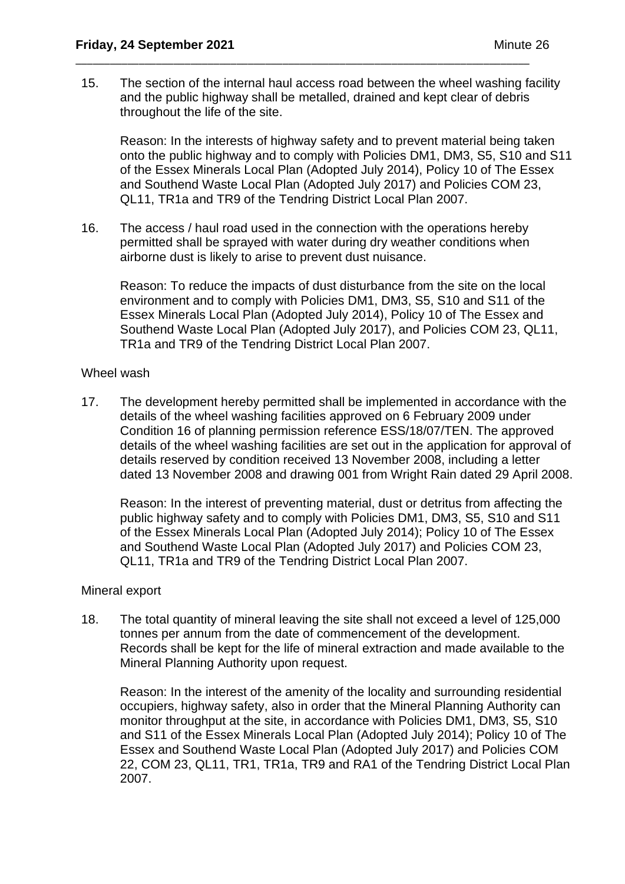15. The section of the internal haul access road between the wheel washing facility and the public highway shall be metalled, drained and kept clear of debris throughout the life of the site.

    Reason: In the interests of highway safety and to prevent material being taken onto the public highway and to comply with Policies DM1, DM3, S5, S10 and S11 of the Essex Minerals Local Plan (Adopted July 2014), Policy 10 of The Essex and Southend Waste Local Plan (Adopted July 2017) and Policies COM 23, QL11, TR1a and TR9 of the Tendring District Local Plan 2007.

16. The access / haul road used in the connection with the operations hereby permitted shall be sprayed with water during dry weather conditions when airborne dust is likely to arise to prevent dust nuisance.

    Reason: To reduce the impacts of dust disturbance from the site on the local environment and to comply with Policies DM1, DM3, S5, S10 and S11 of the Essex Minerals Local Plan (Adopted July 2014), Policy 10 of The Essex and Southend Waste Local Plan (Adopted July 2017), and Policies COM 23, QL11, TR1a and TR9 of the Tendring District Local Plan 2007.

Wheel wash

17. The development hereby permitted shall be implemented in accordance with the details of the wheel washing facilities approved on 6 February 2009 under Condition 16 of planning permission reference ESS/18/07/TEN. The approved details of the wheel washing facilities are set out in the application for approval of details reserved by condition received 13 November 2008, including a letter dated 13 November 2008 and drawing 001 from Wright Rain dated 29 April 2008.

    Reason: In the interest of preventing material, dust or detritus from affecting the public highway safety and to comply with Policies DM1, DM3, S5, S10 and S11 of the Essex Minerals Local Plan (Adopted July 2014); Policy 10 of The Essex and Southend Waste Local Plan (Adopted July 2017) and Policies COM 23, QL11, TR1a and TR9 of the Tendring District Local Plan 2007.

Mineral export

18. The total quantity of mineral leaving the site shall not exceed a level of 125,000 tonnes per annum from the date of commencement of the development. Records shall be kept for the life of mineral extraction and made available to the Mineral Planning Authority upon request.

    Reason: In the interest of the amenity of the locality and surrounding residential occupiers, highway safety, also in order that the Mineral Planning Authority can monitor throughput at the site, in accordance with Policies DM1, DM3, S5, S10 and S11 of the Essex Minerals Local Plan (Adopted July 2014); Policy 10 of The Essex and Southend Waste Local Plan (Adopted July 2017) and Policies COM 22, COM 23, QL11, TR1, TR1a, TR9 and RA1 of the Tendring District Local Plan 2007.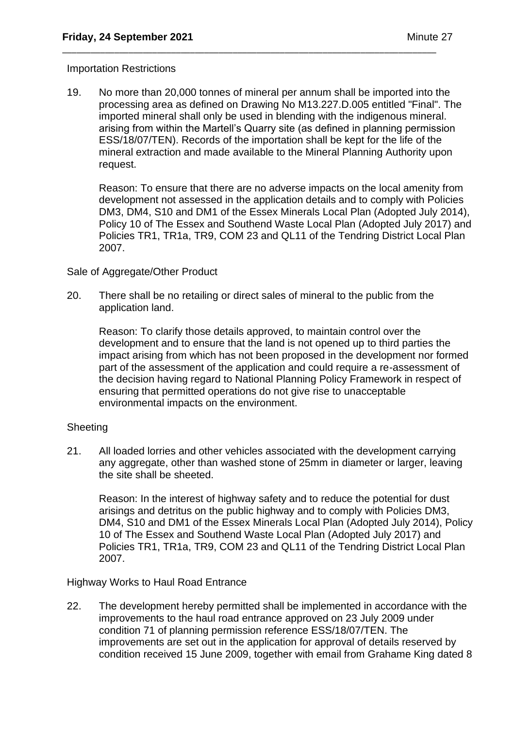Importation Restrictions

19. No more than 20,000 tonnes of mineral per annum shall be imported into the processing area as defined on Drawing No M13.227.D.005 entitled "Final". The imported mineral shall only be used in blending with the indigenous mineral. arising from within the Martell's Quarry site (as defined in planning permission ESS/18/07/TEN). Records of the importation shall be kept for the life of the mineral extraction and made available to the Mineral Planning Authority upon request.

    Reason: To ensure that there are no adverse impacts on the local amenity from development not assessed in the application details and to comply with Policies DM3, DM4, S10 and DM1 of the Essex Minerals Local Plan (Adopted July 2014), Policy 10 of The Essex and Southend Waste Local Plan (Adopted July 2017) and Policies TR1, TR1a, TR9, COM 23 and QL11 of the Tendring District Local Plan 2007.

Sale of Aggregate/Other Product

20. There shall be no retailing or direct sales of mineral to the public from the application land.

    Reason: To clarify those details approved, to maintain control over the development and to ensure that the land is not opened up to third parties the impact arising from which has not been proposed in the development nor formed part of the assessment of the application and could require a re-assessment of the decision having regard to National Planning Policy Framework in respect of ensuring that permitted operations do not give rise to unacceptable environmental impacts on the environment.

Sheeting

21. All loaded lorries and other vehicles associated with the development carrying any aggregate, other than washed stone of 25mm in diameter or larger, leaving the site shall be sheeted.

    Reason: In the interest of highway safety and to reduce the potential for dust arisings and detritus on the public highway and to comply with Policies DM3, DM4, S10 and DM1 of the Essex Minerals Local Plan (Adopted July 2014), Policy 10 of The Essex and Southend Waste Local Plan (Adopted July 2017) and Policies TR1, TR1a, TR9, COM 23 and QL11 of the Tendring District Local Plan 2007.

Highway Works to Haul Road Entrance

22. The development hereby permitted shall be implemented in accordance with the improvements to the haul road entrance approved on 23 July 2009 under condition 71 of planning permission reference ESS/18/07/TEN. The improvements are set out in the application for approval of details reserved by condition received 15 June 2009, together with email from Grahame King dated 8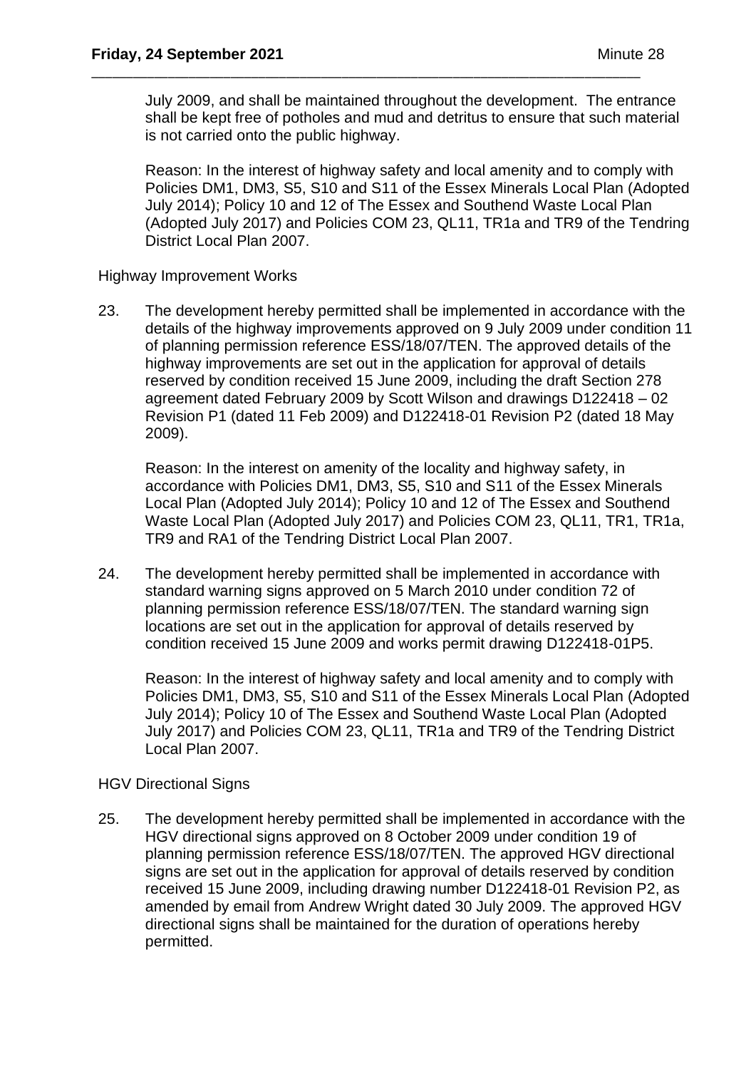July 2009, and shall be maintained throughout the development. The entrance shall be kept free of potholes and mud and detritus to ensure that such material is not carried onto the public highway.

Reason: In the interest of highway safety and local amenity and to comply with Policies DM1, DM3, S5, S10 and S11 of the Essex Minerals Local Plan (Adopted July 2014); Policy 10 and 12 of The Essex and Southend Waste Local Plan (Adopted July 2017) and Policies COM 23, QL11, TR1a and TR9 of the Tendring District Local Plan 2007.

Highway Improvement Works

23. The development hereby permitted shall be implemented in accordance with the details of the highway improvements approved on 9 July 2009 under condition 11 of planning permission reference ESS/18/07/TEN. The approved details of the highway improvements are set out in the application for approval of details reserved by condition received 15 June 2009, including the draft Section 278 agreement dated February 2009 by Scott Wilson and drawings D122418 – 02 Revision P1 (dated 11 Feb 2009) and D122418-01 Revision P2 (dated 18 May 2009).

    Reason: In the interest on amenity of the locality and highway safety, in accordance with Policies DM1, DM3, S5, S10 and S11 of the Essex Minerals Local Plan (Adopted July 2014); Policy 10 and 12 of The Essex and Southend Waste Local Plan (Adopted July 2017) and Policies COM 23, QL11, TR1, TR1a, TR9 and RA1 of the Tendring District Local Plan 2007.

24. The development hereby permitted shall be implemented in accordance with standard warning signs approved on 5 March 2010 under condition 72 of planning permission reference ESS/18/07/TEN. The standard warning sign locations are set out in the application for approval of details reserved by condition received 15 June 2009 and works permit drawing D122418-01P5.

    Reason: In the interest of highway safety and local amenity and to comply with Policies DM1, DM3, S5, S10 and S11 of the Essex Minerals Local Plan (Adopted July 2014); Policy 10 of The Essex and Southend Waste Local Plan (Adopted July 2017) and Policies COM 23, QL11, TR1a and TR9 of the Tendring District Local Plan 2007.

HGV Directional Signs

25. The development hereby permitted shall be implemented in accordance with the HGV directional signs approved on 8 October 2009 under condition 19 of planning permission reference ESS/18/07/TEN. The approved HGV directional signs are set out in the application for approval of details reserved by condition received 15 June 2009, including drawing number D122418-01 Revision P2, as amended by email from Andrew Wright dated 30 July 2009. The approved HGV directional signs shall be maintained for the duration of operations hereby permitted.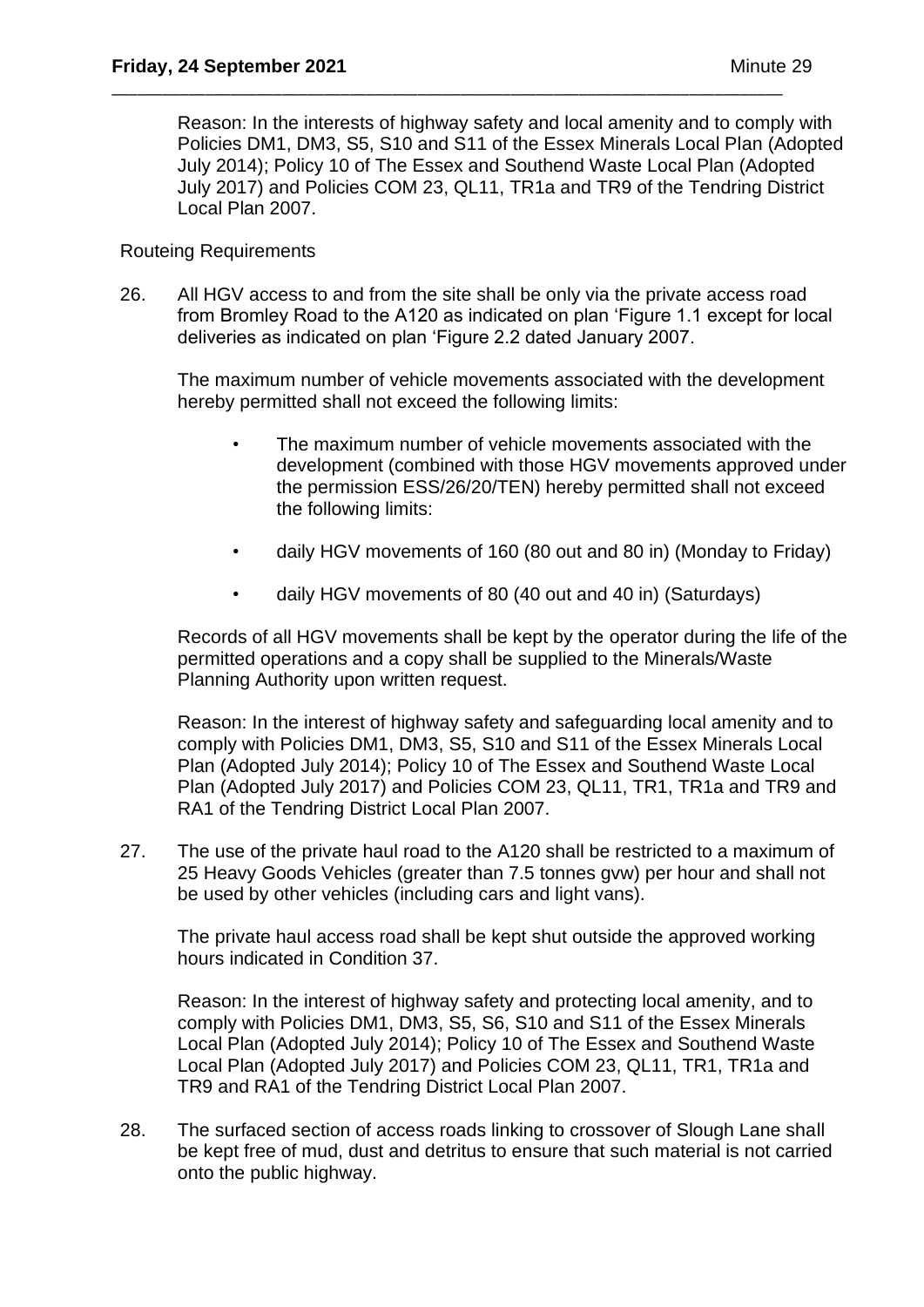Reason: In the interests of highway safety and local amenity and to comply with Policies DM1, DM3, S5, S10 and S11 of the Essex Minerals Local Plan (Adopted July 2014); Policy 10 of The Essex and Southend Waste Local Plan (Adopted July 2017) and Policies COM 23, QL11, TR1a and TR9 of the Tendring District Local Plan 2007.

Routeing Requirements

26. All HGV access to and from the site shall be only via the private access road from Bromley Road to the A120 as indicated on plan 'Figure 1.1 except for local deliveries as indicated on plan 'Figure 2.2 dated January 2007.

    The maximum number of vehicle movements associated with the development hereby permitted shall not exceed the following limits:

    - The maximum number of vehicle movements associated with the development (combined with those HGV movements approved under the permission ESS/26/20/TEN) hereby permitted shall not exceed the following limits:
    - daily HGV movements of 160 (80 out and 80 in) (Monday to Friday)
    - daily HGV movements of 80 (40 out and 40 in) (Saturdays)

    Records of all HGV movements shall be kept by the operator during the life of the permitted operations and a copy shall be supplied to the Minerals/Waste Planning Authority upon written request.

    Reason: In the interest of highway safety and safeguarding local amenity and to comply with Policies DM1, DM3, S5, S10 and S11 of the Essex Minerals Local Plan (Adopted July 2014); Policy 10 of The Essex and Southend Waste Local Plan (Adopted July 2017) and Policies COM 23, QL11, TR1, TR1a and TR9 and RA1 of the Tendring District Local Plan 2007.

27. The use of the private haul road to the A120 shall be restricted to a maximum of 25 Heavy Goods Vehicles (greater than 7.5 tonnes gvw) per hour and shall not be used by other vehicles (including cars and light vans).

    The private haul access road shall be kept shut outside the approved working hours indicated in Condition 37.

    Reason: In the interest of highway safety and protecting local amenity, and to comply with Policies DM1, DM3, S5, S6, S10 and S11 of the Essex Minerals Local Plan (Adopted July 2014); Policy 10 of The Essex and Southend Waste Local Plan (Adopted July 2017) and Policies COM 23, QL11, TR1, TR1a and TR9 and RA1 of the Tendring District Local Plan 2007.

28. The surfaced section of access roads linking to crossover of Slough Lane shall be kept free of mud, dust and detritus to ensure that such material is not carried onto the public highway.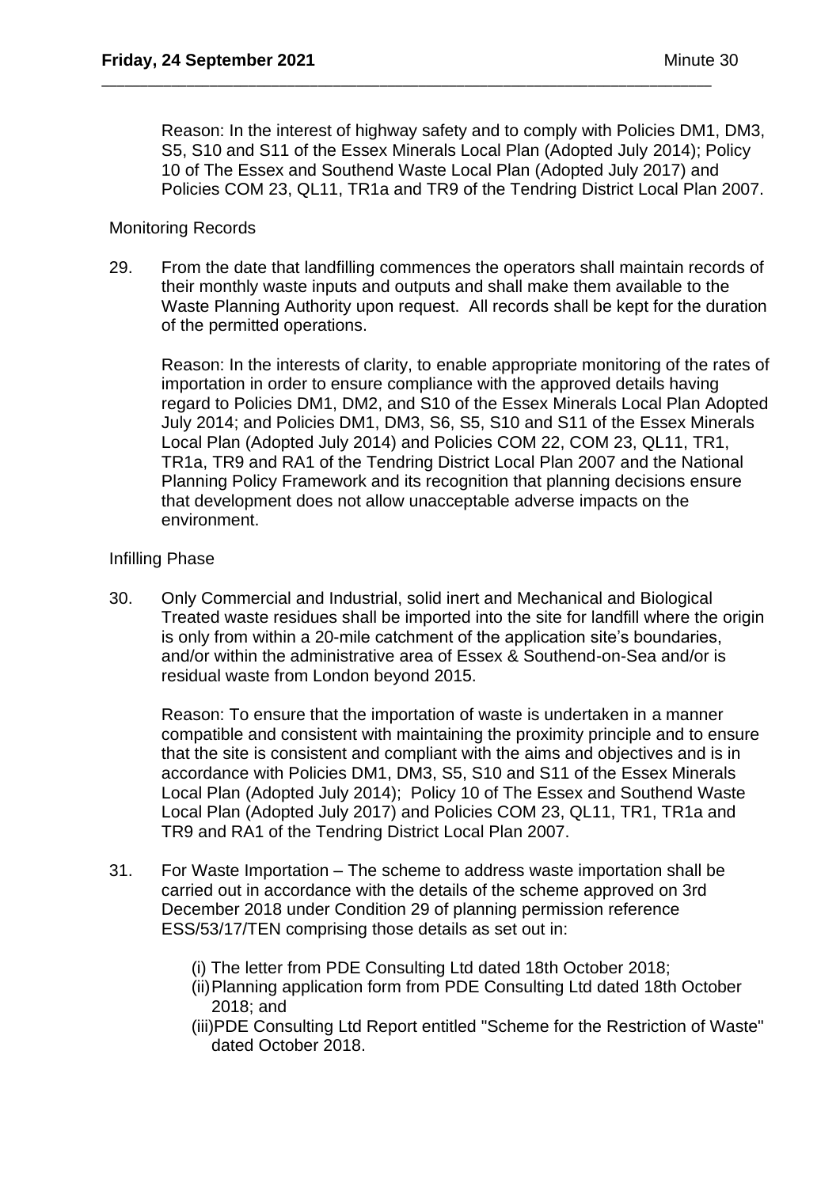Reason: In the interest of highway safety and to comply with Policies DM1, DM3, S5, S10 and S11 of the Essex Minerals Local Plan (Adopted July 2014); Policy 10 of The Essex and Southend Waste Local Plan (Adopted July 2017) and Policies COM 23, QL11, TR1a and TR9 of the Tendring District Local Plan 2007.

Monitoring Records

29. From the date that landfilling commences the operators shall maintain records of their monthly waste inputs and outputs and shall make them available to the Waste Planning Authority upon request. All records shall be kept for the duration of the permitted operations.

    Reason: In the interests of clarity, to enable appropriate monitoring of the rates of importation in order to ensure compliance with the approved details having regard to Policies DM1, DM2, and S10 of the Essex Minerals Local Plan Adopted July 2014; and Policies DM1, DM3, S6, S5, S10 and S11 of the Essex Minerals Local Plan (Adopted July 2014) and Policies COM 22, COM 23, QL11, TR1, TR1a, TR9 and RA1 of the Tendring District Local Plan 2007 and the National Planning Policy Framework and its recognition that planning decisions ensure that development does not allow unacceptable adverse impacts on the environment.

Infilling Phase

30. Only Commercial and Industrial, solid inert and Mechanical and Biological Treated waste residues shall be imported into the site for landfill where the origin is only from within a 20-mile catchment of the application site's boundaries, and/or within the administrative area of Essex & Southend-on-Sea and/or is residual waste from London beyond 2015.

    Reason: To ensure that the importation of waste is undertaken in a manner compatible and consistent with maintaining the proximity principle and to ensure that the site is consistent and compliant with the aims and objectives and is in accordance with Policies DM1, DM3, S5, S10 and S11 of the Essex Minerals Local Plan (Adopted July 2014); Policy 10 of The Essex and Southend Waste Local Plan (Adopted July 2017) and Policies COM 23, QL11, TR1, TR1a and TR9 and RA1 of the Tendring District Local Plan 2007.

31. For Waste Importation – The scheme to address waste importation shall be carried out in accordance with the details of the scheme approved on 3rd December 2018 under Condition 29 of planning permission reference ESS/53/17/TEN comprising those details as set out in:

    (i) The letter from PDE Consulting Ltd dated 18th October 2018;
    (ii) Planning application form from PDE Consulting Ltd dated 18th October 2018; and
    (iii) PDE Consulting Ltd Report entitled "Scheme for the Restriction of Waste" dated October 2018.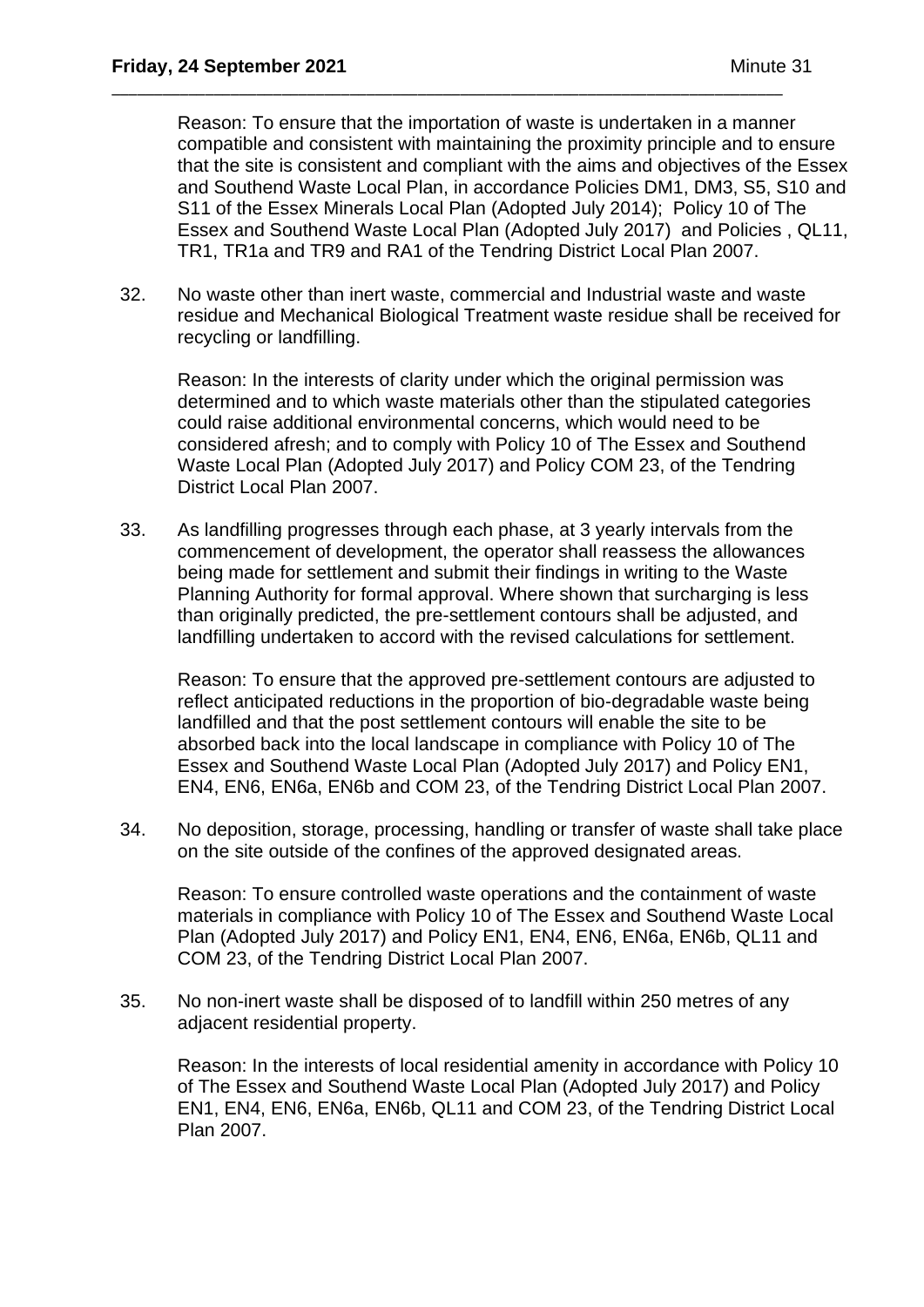Reason: To ensure that the importation of waste is undertaken in a manner compatible and consistent with maintaining the proximity principle and to ensure that the site is consistent and compliant with the aims and objectives of the Essex and Southend Waste Local Plan, in accordance Policies DM1, DM3, S5, S10 and S11 of the Essex Minerals Local Plan (Adopted July 2014); Policy 10 of The Essex and Southend Waste Local Plan (Adopted July 2017) and Policies , QL11, TR1, TR1a and TR9 and RA1 of the Tendring District Local Plan 2007.

32. No waste other than inert waste, commercial and Industrial waste and waste residue and Mechanical Biological Treatment waste residue shall be received for recycling or landfilling.

    Reason: In the interests of clarity under which the original permission was determined and to which waste materials other than the stipulated categories could raise additional environmental concerns, which would need to be considered afresh; and to comply with Policy 10 of The Essex and Southend Waste Local Plan (Adopted July 2017) and Policy COM 23, of the Tendring District Local Plan 2007.

33. As landfilling progresses through each phase, at 3 yearly intervals from the commencement of development, the operator shall reassess the allowances being made for settlement and submit their findings in writing to the Waste Planning Authority for formal approval. Where shown that surcharging is less than originally predicted, the pre-settlement contours shall be adjusted, and landfilling undertaken to accord with the revised calculations for settlement.

    Reason: To ensure that the approved pre-settlement contours are adjusted to reflect anticipated reductions in the proportion of bio-degradable waste being landfilled and that the post settlement contours will enable the site to be absorbed back into the local landscape in compliance with Policy 10 of The Essex and Southend Waste Local Plan (Adopted July 2017) and Policy EN1, EN4, EN6, EN6a, EN6b and COM 23, of the Tendring District Local Plan 2007.

34. No deposition, storage, processing, handling or transfer of waste shall take place on the site outside of the confines of the approved designated areas.

    Reason: To ensure controlled waste operations and the containment of waste materials in compliance with Policy 10 of The Essex and Southend Waste Local Plan (Adopted July 2017) and Policy EN1, EN4, EN6, EN6a, EN6b, QL11 and COM 23, of the Tendring District Local Plan 2007.

35. No non-inert waste shall be disposed of to landfill within 250 metres of any adjacent residential property.

    Reason: In the interests of local residential amenity in accordance with Policy 10 of The Essex and Southend Waste Local Plan (Adopted July 2017) and Policy EN1, EN4, EN6, EN6a, EN6b, QL11 and COM 23, of the Tendring District Local Plan 2007.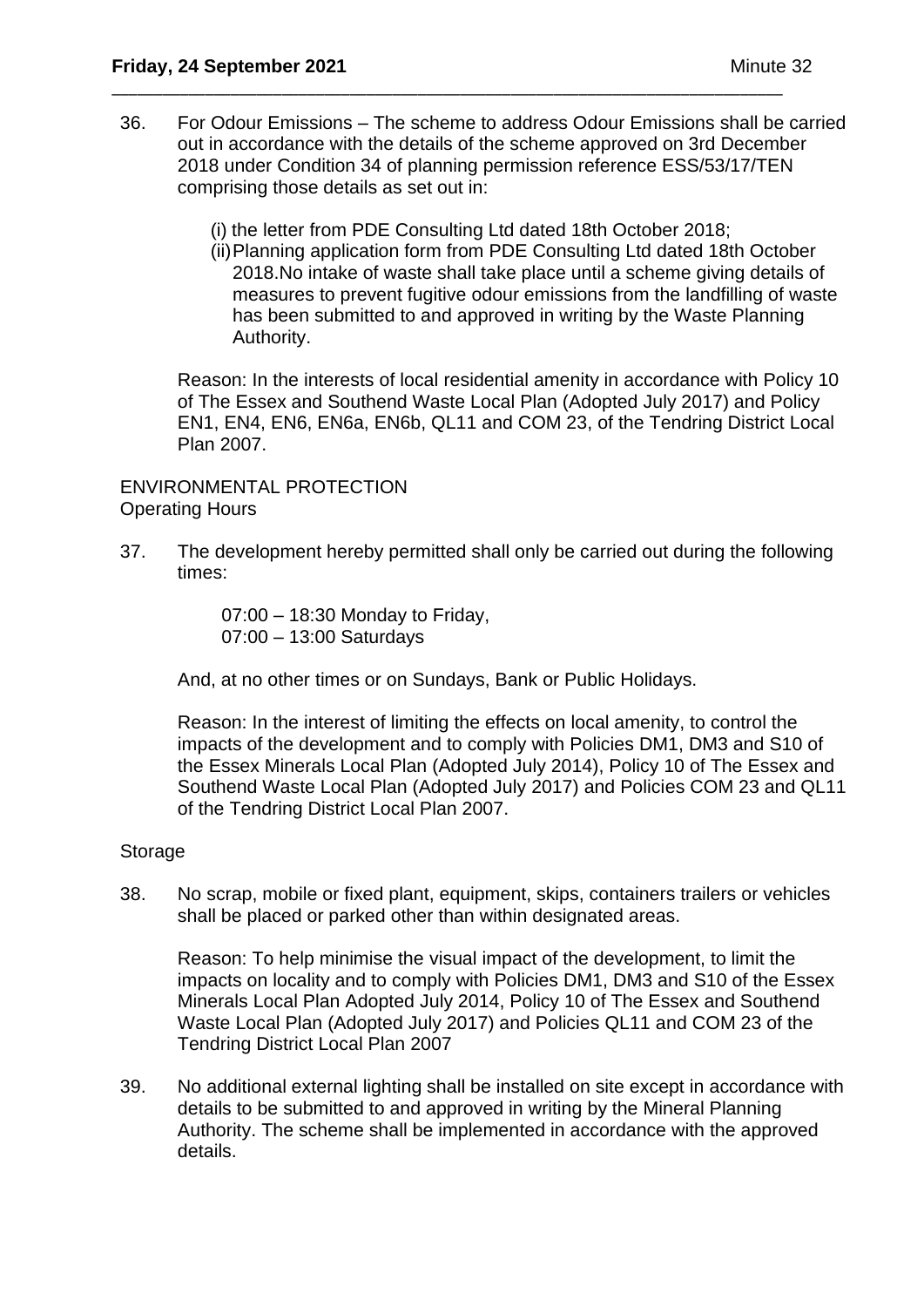36. For Odour Emissions – The scheme to address Odour Emissions shall be carried out in accordance with the details of the scheme approved on 3rd December 2018 under Condition 34 of planning permission reference ESS/53/17/TEN comprising those details as set out in:

    (i) the letter from PDE Consulting Ltd dated 18th October 2018;
    (ii) Planning application form from PDE Consulting Ltd dated 18th October 2018.No intake of waste shall take place until a scheme giving details of measures to prevent fugitive odour emissions from the landfilling of waste has been submitted to and approved in writing by the Waste Planning Authority.

    Reason: In the interests of local residential amenity in accordance with Policy 10 of The Essex and Southend Waste Local Plan (Adopted July 2017) and Policy EN1, EN4, EN6, EN6a, EN6b, QL11 and COM 23, of the Tendring District Local Plan 2007.

ENVIRONMENTAL PROTECTION
Operating Hours

37. The development hereby permitted shall only be carried out during the following times:

    07:00 – 18:30 Monday to Friday,
    07:00 – 13:00 Saturdays

    And, at no other times or on Sundays, Bank or Public Holidays.

    Reason: In the interest of limiting the effects on local amenity, to control the impacts of the development and to comply with Policies DM1, DM3 and S10 of the Essex Minerals Local Plan (Adopted July 2014), Policy 10 of The Essex and Southend Waste Local Plan (Adopted July 2017) and Policies COM 23 and QL11 of the Tendring District Local Plan 2007.

Storage

38. No scrap, mobile or fixed plant, equipment, skips, containers trailers or vehicles shall be placed or parked other than within designated areas.

    Reason: To help minimise the visual impact of the development, to limit the impacts on locality and to comply with Policies DM1, DM3 and S10 of the Essex Minerals Local Plan Adopted July 2014, Policy 10 of The Essex and Southend Waste Local Plan (Adopted July 2017) and Policies QL11 and COM 23 of the Tendring District Local Plan 2007

39. No additional external lighting shall be installed on site except in accordance with details to be submitted to and approved in writing by the Mineral Planning Authority. The scheme shall be implemented in accordance with the approved details.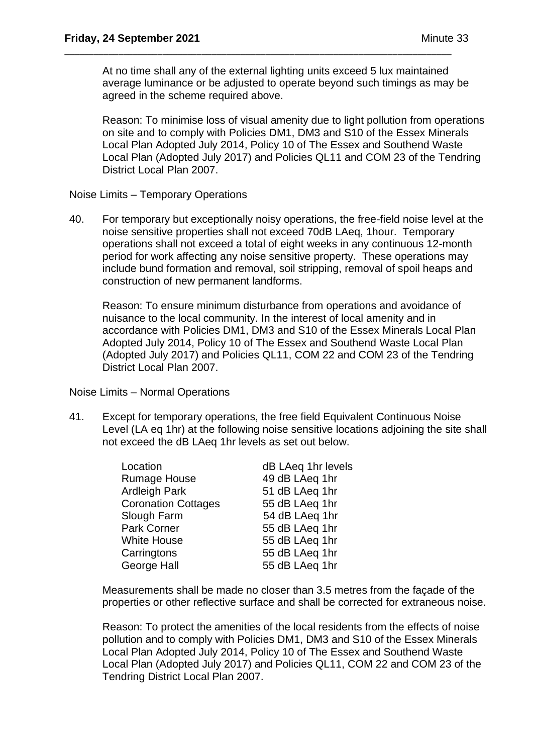At no time shall any of the external lighting units exceed 5 lux maintained average luminance or be adjusted to operate beyond such timings as may be agreed in the scheme required above.

Reason: To minimise loss of visual amenity due to light pollution from operations on site and to comply with Policies DM1, DM3 and S10 of the Essex Minerals Local Plan Adopted July 2014, Policy 10 of The Essex and Southend Waste Local Plan (Adopted July 2017) and Policies QL11 and COM 23 of the Tendring District Local Plan 2007.

Noise Limits – Temporary Operations

40. For temporary but exceptionally noisy operations, the free-field noise level at the noise sensitive properties shall not exceed 70dB LAeq, 1hour. Temporary operations shall not exceed a total of eight weeks in any continuous 12-month period for work affecting any noise sensitive property. These operations may include bund formation and removal, soil stripping, removal of spoil heaps and construction of new permanent landforms.

    Reason: To ensure minimum disturbance from operations and avoidance of nuisance to the local community. In the interest of local amenity and in accordance with Policies DM1, DM3 and S10 of the Essex Minerals Local Plan Adopted July 2014, Policy 10 of The Essex and Southend Waste Local Plan (Adopted July 2017) and Policies QL11, COM 22 and COM 23 of the Tendring District Local Plan 2007.

Noise Limits – Normal Operations

41. Except for temporary operations, the free field Equivalent Continuous Noise Level (LA eq 1hr) at the following noise sensitive locations adjoining the site shall not exceed the dB LAeq 1hr levels as set out below.

| Location | dB LAeq 1hr levels |
|---|---|
| Rumage House | 49 dB LAeq 1hr |
| Ardleigh Park | 51 dB LAeq 1hr |
| Coronation Cottages | 55 dB LAeq 1hr |
| Slough Farm | 54 dB LAeq 1hr |
| Park Corner | 55 dB LAeq 1hr |
| White House | 55 dB LAeq 1hr |
| Carringtons | 55 dB LAeq 1hr |
| George Hall | 55 dB LAeq 1hr |

Measurements shall be made no closer than 3.5 metres from the façade of the properties or other reflective surface and shall be corrected for extraneous noise.

Reason: To protect the amenities of the local residents from the effects of noise pollution and to comply with Policies DM1, DM3 and S10 of the Essex Minerals Local Plan Adopted July 2014, Policy 10 of The Essex and Southend Waste Local Plan (Adopted July 2017) and Policies QL11, COM 22 and COM 23 of the Tendring District Local Plan 2007.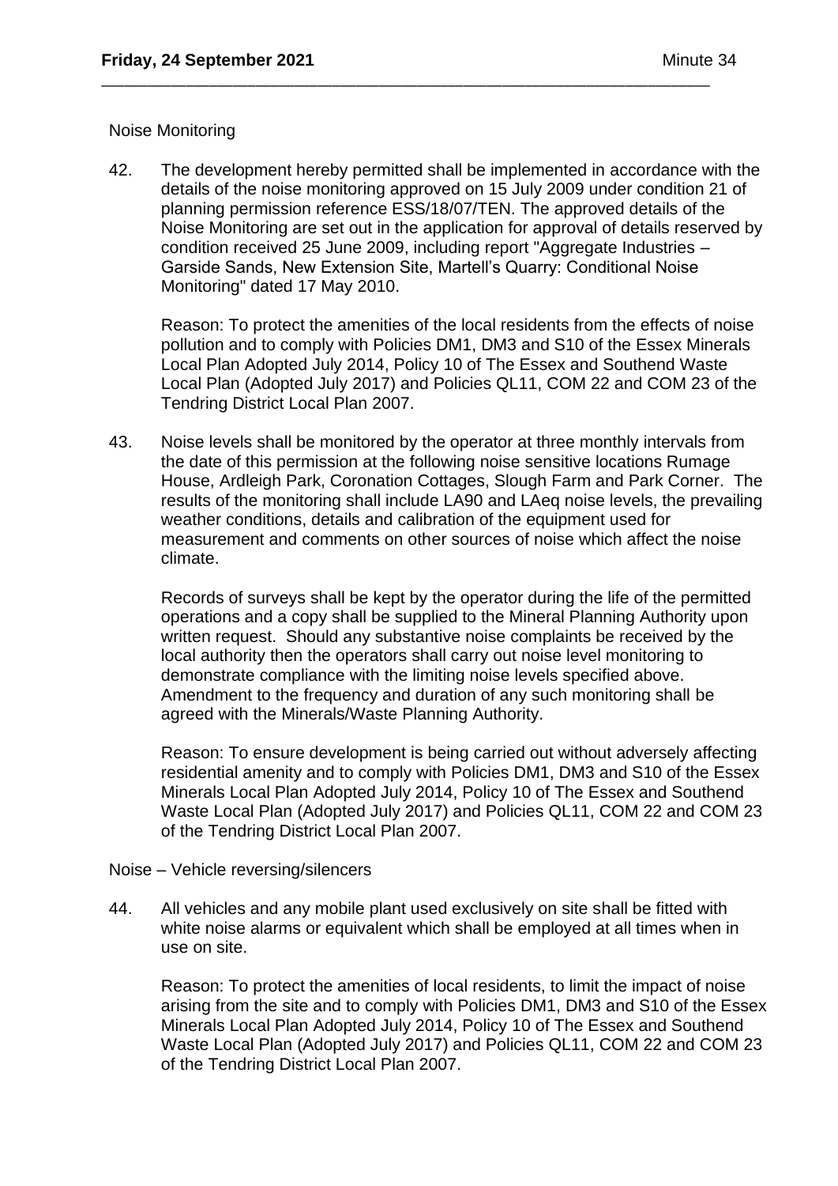Noise Monitoring

42. The development hereby permitted shall be implemented in accordance with the details of the noise monitoring approved on 15 July 2009 under condition 21 of planning permission reference ESS/18/07/TEN. The approved details of the Noise Monitoring are set out in the application for approval of details reserved by condition received 25 June 2009, including report "Aggregate Industries – Garside Sands, New Extension Site, Martell's Quarry: Conditional Noise Monitoring" dated 17 May 2010.

    Reason: To protect the amenities of the local residents from the effects of noise pollution and to comply with Policies DM1, DM3 and S10 of the Essex Minerals Local Plan Adopted July 2014, Policy 10 of The Essex and Southend Waste Local Plan (Adopted July 2017) and Policies QL11, COM 22 and COM 23 of the Tendring District Local Plan 2007.

43. Noise levels shall be monitored by the operator at three monthly intervals from the date of this permission at the following noise sensitive locations Rumage House, Ardleigh Park, Coronation Cottages, Slough Farm and Park Corner. The results of the monitoring shall include LA90 and LAeq noise levels, the prevailing weather conditions, details and calibration of the equipment used for measurement and comments on other sources of noise which affect the noise climate.

    Records of surveys shall be kept by the operator during the life of the permitted operations and a copy shall be supplied to the Mineral Planning Authority upon written request. Should any substantive noise complaints be received by the local authority then the operators shall carry out noise level monitoring to demonstrate compliance with the limiting noise levels specified above. Amendment to the frequency and duration of any such monitoring shall be agreed with the Minerals/Waste Planning Authority.

    Reason: To ensure development is being carried out without adversely affecting residential amenity and to comply with Policies DM1, DM3 and S10 of the Essex Minerals Local Plan Adopted July 2014, Policy 10 of The Essex and Southend Waste Local Plan (Adopted July 2017) and Policies QL11, COM 22 and COM 23 of the Tendring District Local Plan 2007.

Noise – Vehicle reversing/silencers

44. All vehicles and any mobile plant used exclusively on site shall be fitted with white noise alarms or equivalent which shall be employed at all times when in use on site.

    Reason: To protect the amenities of local residents, to limit the impact of noise arising from the site and to comply with Policies DM1, DM3 and S10 of the Essex Minerals Local Plan Adopted July 2014, Policy 10 of The Essex and Southend Waste Local Plan (Adopted July 2017) and Policies QL11, COM 22 and COM 23 of the Tendring District Local Plan 2007.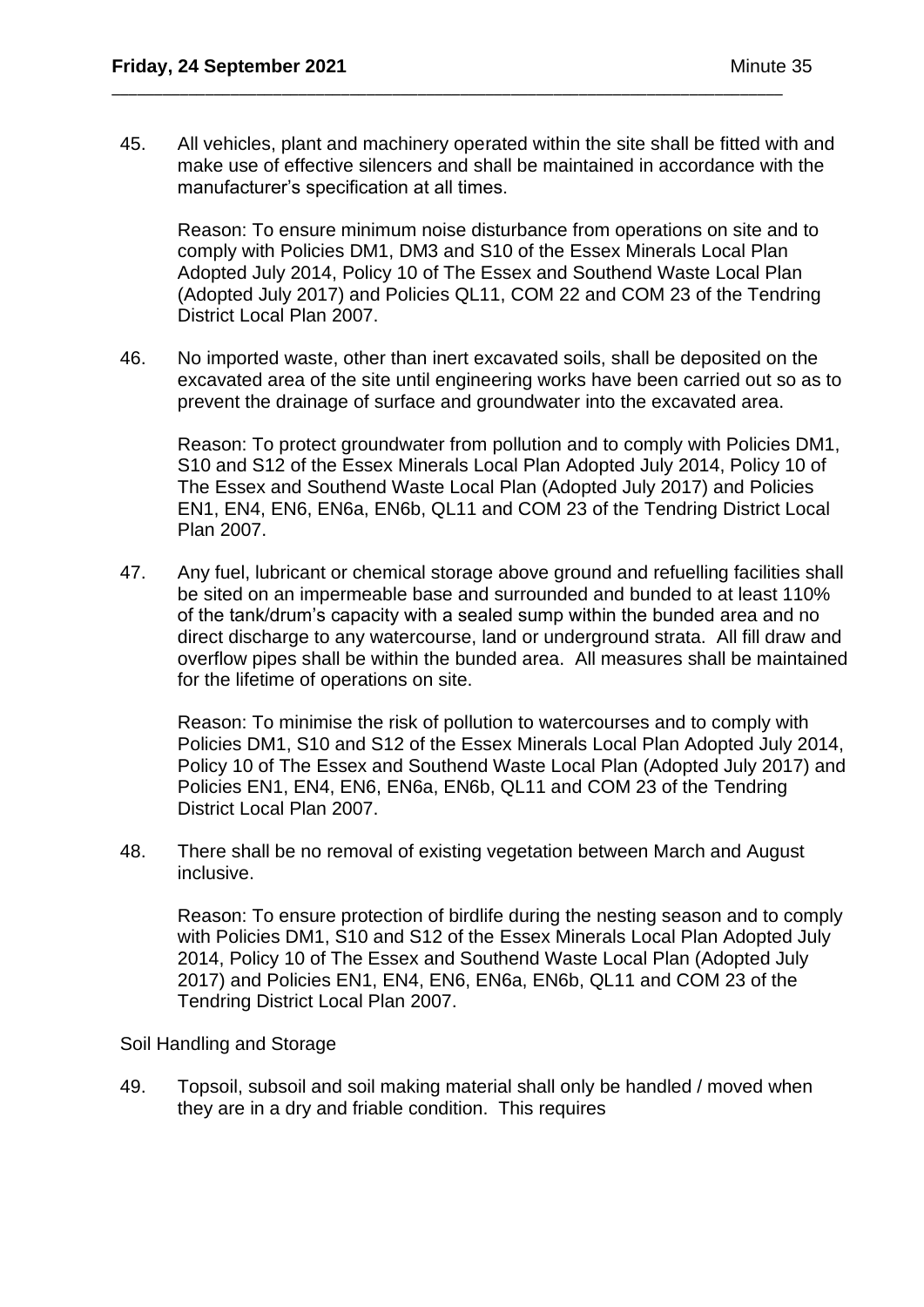45. All vehicles, plant and machinery operated within the site shall be fitted with and make use of effective silencers and shall be maintained in accordance with the manufacturer's specification at all times.

    Reason: To ensure minimum noise disturbance from operations on site and to comply with Policies DM1, DM3 and S10 of the Essex Minerals Local Plan Adopted July 2014, Policy 10 of The Essex and Southend Waste Local Plan (Adopted July 2017) and Policies QL11, COM 22 and COM 23 of the Tendring District Local Plan 2007.

46. No imported waste, other than inert excavated soils, shall be deposited on the excavated area of the site until engineering works have been carried out so as to prevent the drainage of surface and groundwater into the excavated area.

    Reason: To protect groundwater from pollution and to comply with Policies DM1, S10 and S12 of the Essex Minerals Local Plan Adopted July 2014, Policy 10 of The Essex and Southend Waste Local Plan (Adopted July 2017) and Policies EN1, EN4, EN6, EN6a, EN6b, QL11 and COM 23 of the Tendring District Local Plan 2007.

47. Any fuel, lubricant or chemical storage above ground and refuelling facilities shall be sited on an impermeable base and surrounded and bunded to at least 110% of the tank/drum's capacity with a sealed sump within the bunded area and no direct discharge to any watercourse, land or underground strata. All fill draw and overflow pipes shall be within the bunded area. All measures shall be maintained for the lifetime of operations on site.

    Reason: To minimise the risk of pollution to watercourses and to comply with Policies DM1, S10 and S12 of the Essex Minerals Local Plan Adopted July 2014, Policy 10 of The Essex and Southend Waste Local Plan (Adopted July 2017) and Policies EN1, EN4, EN6, EN6a, EN6b, QL11 and COM 23 of the Tendring District Local Plan 2007.

48. There shall be no removal of existing vegetation between March and August inclusive.

    Reason: To ensure protection of birdlife during the nesting season and to comply with Policies DM1, S10 and S12 of the Essex Minerals Local Plan Adopted July 2014, Policy 10 of The Essex and Southend Waste Local Plan (Adopted July 2017) and Policies EN1, EN4, EN6, EN6a, EN6b, QL11 and COM 23 of the Tendring District Local Plan 2007.

Soil Handling and Storage

49. Topsoil, subsoil and soil making material shall only be handled / moved when they are in a dry and friable condition. This requires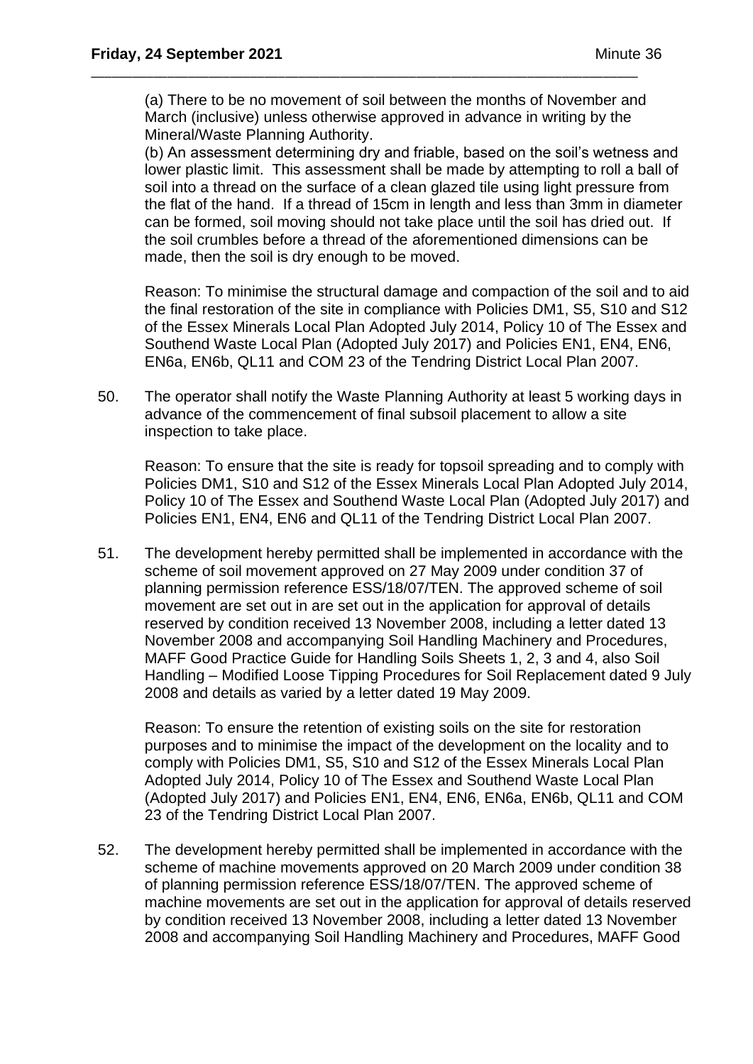(a) There to be no movement of soil between the months of November and March (inclusive) unless otherwise approved in advance in writing by the Mineral/Waste Planning Authority.
(b) An assessment determining dry and friable, based on the soil's wetness and lower plastic limit. This assessment shall be made by attempting to roll a ball of soil into a thread on the surface of a clean glazed tile using light pressure from the flat of the hand. If a thread of 15cm in length and less than 3mm in diameter can be formed, soil moving should not take place until the soil has dried out. If the soil crumbles before a thread of the aforementioned dimensions can be made, then the soil is dry enough to be moved.

Reason: To minimise the structural damage and compaction of the soil and to aid the final restoration of the site in compliance with Policies DM1, S5, S10 and S12 of the Essex Minerals Local Plan Adopted July 2014, Policy 10 of The Essex and Southend Waste Local Plan (Adopted July 2017) and Policies EN1, EN4, EN6, EN6a, EN6b, QL11 and COM 23 of the Tendring District Local Plan 2007.

50. The operator shall notify the Waste Planning Authority at least 5 working days in advance of the commencement of final subsoil placement to allow a site inspection to take place.

    Reason: To ensure that the site is ready for topsoil spreading and to comply with Policies DM1, S10 and S12 of the Essex Minerals Local Plan Adopted July 2014, Policy 10 of The Essex and Southend Waste Local Plan (Adopted July 2017) and Policies EN1, EN4, EN6 and QL11 of the Tendring District Local Plan 2007.

51. The development hereby permitted shall be implemented in accordance with the scheme of soil movement approved on 27 May 2009 under condition 37 of planning permission reference ESS/18/07/TEN. The approved scheme of soil movement are set out in are set out in the application for approval of details reserved by condition received 13 November 2008, including a letter dated 13 November 2008 and accompanying Soil Handling Machinery and Procedures, MAFF Good Practice Guide for Handling Soils Sheets 1, 2, 3 and 4, also Soil Handling – Modified Loose Tipping Procedures for Soil Replacement dated 9 July 2008 and details as varied by a letter dated 19 May 2009.

    Reason: To ensure the retention of existing soils on the site for restoration purposes and to minimise the impact of the development on the locality and to comply with Policies DM1, S5, S10 and S12 of the Essex Minerals Local Plan Adopted July 2014, Policy 10 of The Essex and Southend Waste Local Plan (Adopted July 2017) and Policies EN1, EN4, EN6, EN6a, EN6b, QL11 and COM 23 of the Tendring District Local Plan 2007.

52. The development hereby permitted shall be implemented in accordance with the scheme of machine movements approved on 20 March 2009 under condition 38 of planning permission reference ESS/18/07/TEN. The approved scheme of machine movements are set out in the application for approval of details reserved by condition received 13 November 2008, including a letter dated 13 November 2008 and accompanying Soil Handling Machinery and Procedures, MAFF Good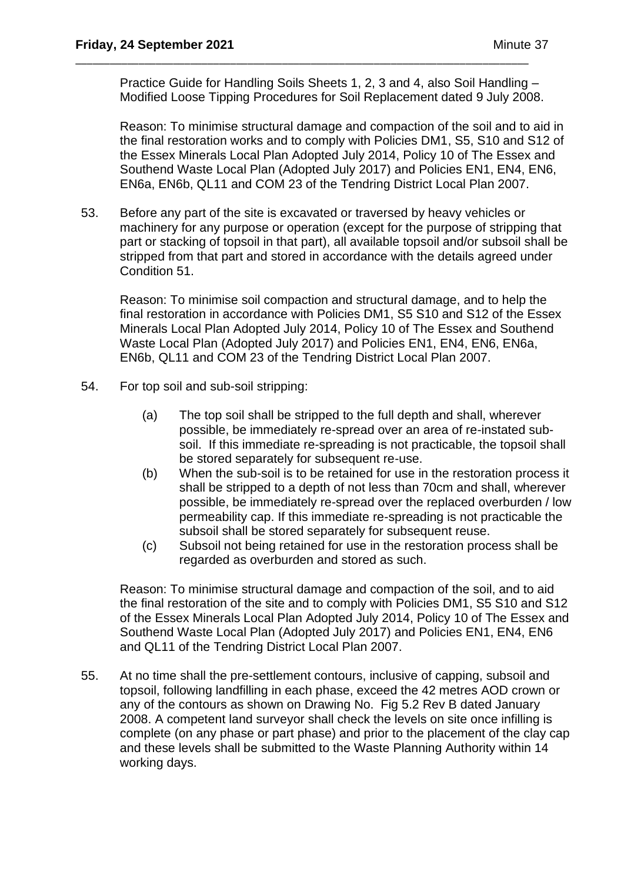Practice Guide for Handling Soils Sheets 1, 2, 3 and 4, also Soil Handling – Modified Loose Tipping Procedures for Soil Replacement dated 9 July 2008.

Reason: To minimise structural damage and compaction of the soil and to aid in the final restoration works and to comply with Policies DM1, S5, S10 and S12 of the Essex Minerals Local Plan Adopted July 2014, Policy 10 of The Essex and Southend Waste Local Plan (Adopted July 2017) and Policies EN1, EN4, EN6, EN6a, EN6b, QL11 and COM 23 of the Tendring District Local Plan 2007.

53. Before any part of the site is excavated or traversed by heavy vehicles or machinery for any purpose or operation (except for the purpose of stripping that part or stacking of topsoil in that part), all available topsoil and/or subsoil shall be stripped from that part and stored in accordance with the details agreed under Condition 51.

    Reason: To minimise soil compaction and structural damage, and to help the final restoration in accordance with Policies DM1, S5 S10 and S12 of the Essex Minerals Local Plan Adopted July 2014, Policy 10 of The Essex and Southend Waste Local Plan (Adopted July 2017) and Policies EN1, EN4, EN6, EN6a, EN6b, QL11 and COM 23 of the Tendring District Local Plan 2007.

54. For top soil and sub-soil stripping:

    (a) The top soil shall be stripped to the full depth and shall, wherever possible, be immediately re-spread over an area of re-instated sub-soil. If this immediate re-spreading is not practicable, the topsoil shall be stored separately for subsequent re-use.
    (b) When the sub-soil is to be retained for use in the restoration process it shall be stripped to a depth of not less than 70cm and shall, wherever possible, be immediately re-spread over the replaced overburden / low permeability cap. If this immediate re-spreading is not practicable the subsoil shall be stored separately for subsequent reuse.
    (c) Subsoil not being retained for use in the restoration process shall be regarded as overburden and stored as such.

    Reason: To minimise structural damage and compaction of the soil, and to aid the final restoration of the site and to comply with Policies DM1, S5 S10 and S12 of the Essex Minerals Local Plan Adopted July 2014, Policy 10 of The Essex and Southend Waste Local Plan (Adopted July 2017) and Policies EN1, EN4, EN6 and QL11 of the Tendring District Local Plan 2007.

55. At no time shall the pre-settlement contours, inclusive of capping, subsoil and topsoil, following landfilling in each phase, exceed the 42 metres AOD crown or any of the contours as shown on Drawing No. Fig 5.2 Rev B dated January 2008. A competent land surveyor shall check the levels on site once infilling is complete (on any phase or part phase) and prior to the placement of the clay cap and these levels shall be submitted to the Waste Planning Authority within 14 working days.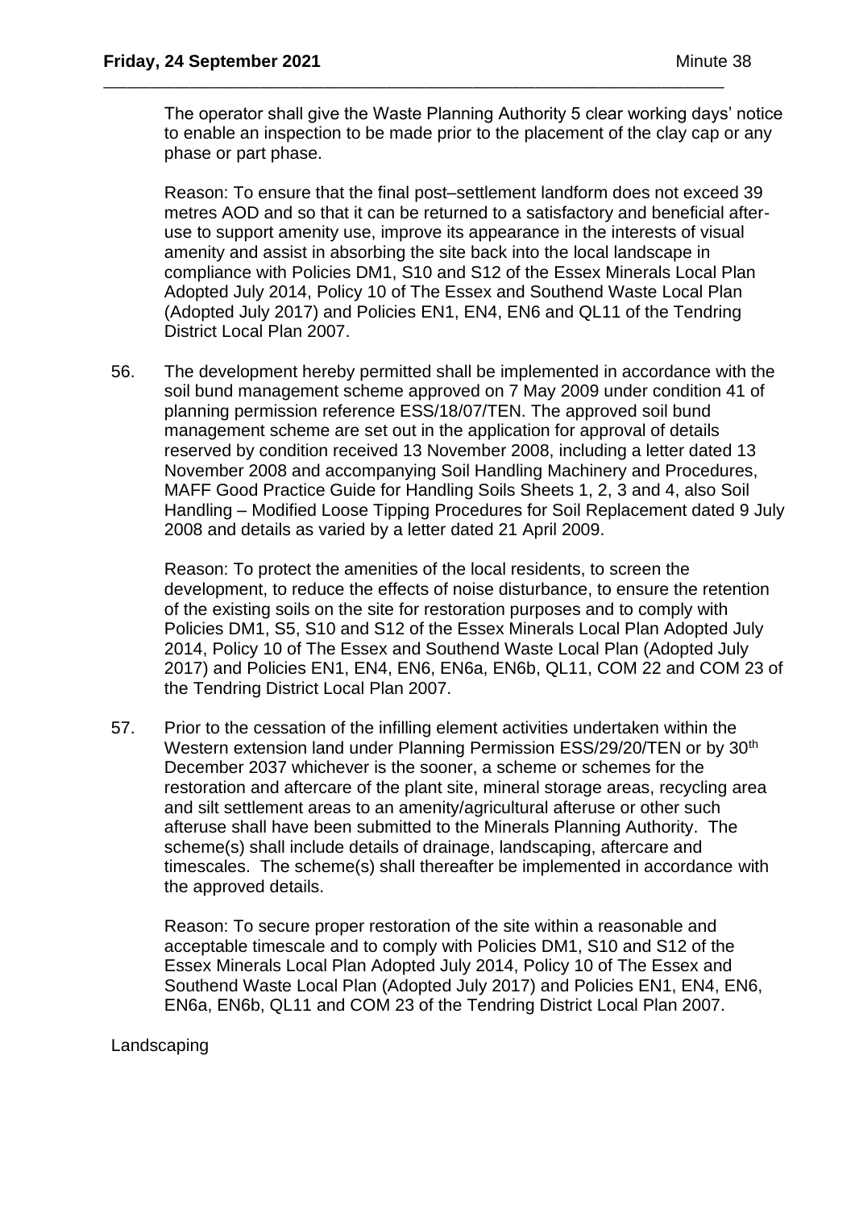The operator shall give the Waste Planning Authority 5 clear working days' notice to enable an inspection to be made prior to the placement of the clay cap or any phase or part phase.

Reason: To ensure that the final post–settlement landform does not exceed 39 metres AOD and so that it can be returned to a satisfactory and beneficial after-use to support amenity use, improve its appearance in the interests of visual amenity and assist in absorbing the site back into the local landscape in compliance with Policies DM1, S10 and S12 of the Essex Minerals Local Plan Adopted July 2014, Policy 10 of The Essex and Southend Waste Local Plan (Adopted July 2017) and Policies EN1, EN4, EN6 and QL11 of the Tendring District Local Plan 2007.

56. The development hereby permitted shall be implemented in accordance with the soil bund management scheme approved on 7 May 2009 under condition 41 of planning permission reference ESS/18/07/TEN. The approved soil bund management scheme are set out in the application for approval of details reserved by condition received 13 November 2008, including a letter dated 13 November 2008 and accompanying Soil Handling Machinery and Procedures, MAFF Good Practice Guide for Handling Soils Sheets 1, 2, 3 and 4, also Soil Handling – Modified Loose Tipping Procedures for Soil Replacement dated 9 July 2008 and details as varied by a letter dated 21 April 2009.

    Reason: To protect the amenities of the local residents, to screen the development, to reduce the effects of noise disturbance, to ensure the retention of the existing soils on the site for restoration purposes and to comply with Policies DM1, S5, S10 and S12 of the Essex Minerals Local Plan Adopted July 2014, Policy 10 of The Essex and Southend Waste Local Plan (Adopted July 2017) and Policies EN1, EN4, EN6, EN6a, EN6b, QL11, COM 22 and COM 23 of the Tendring District Local Plan 2007.

57. Prior to the cessation of the infilling element activities undertaken within the Western extension land under Planning Permission ESS/29/20/TEN or by 30th December 2037 whichever is the sooner, a scheme or schemes for the restoration and aftercare of the plant site, mineral storage areas, recycling area and silt settlement areas to an amenity/agricultural afteruse or other such afteruse shall have been submitted to the Minerals Planning Authority. The scheme(s) shall include details of drainage, landscaping, aftercare and timescales. The scheme(s) shall thereafter be implemented in accordance with the approved details.

    Reason: To secure proper restoration of the site within a reasonable and acceptable timescale and to comply with Policies DM1, S10 and S12 of the Essex Minerals Local Plan Adopted July 2014, Policy 10 of The Essex and Southend Waste Local Plan (Adopted July 2017) and Policies EN1, EN4, EN6, EN6a, EN6b, QL11 and COM 23 of the Tendring District Local Plan 2007.

Landscaping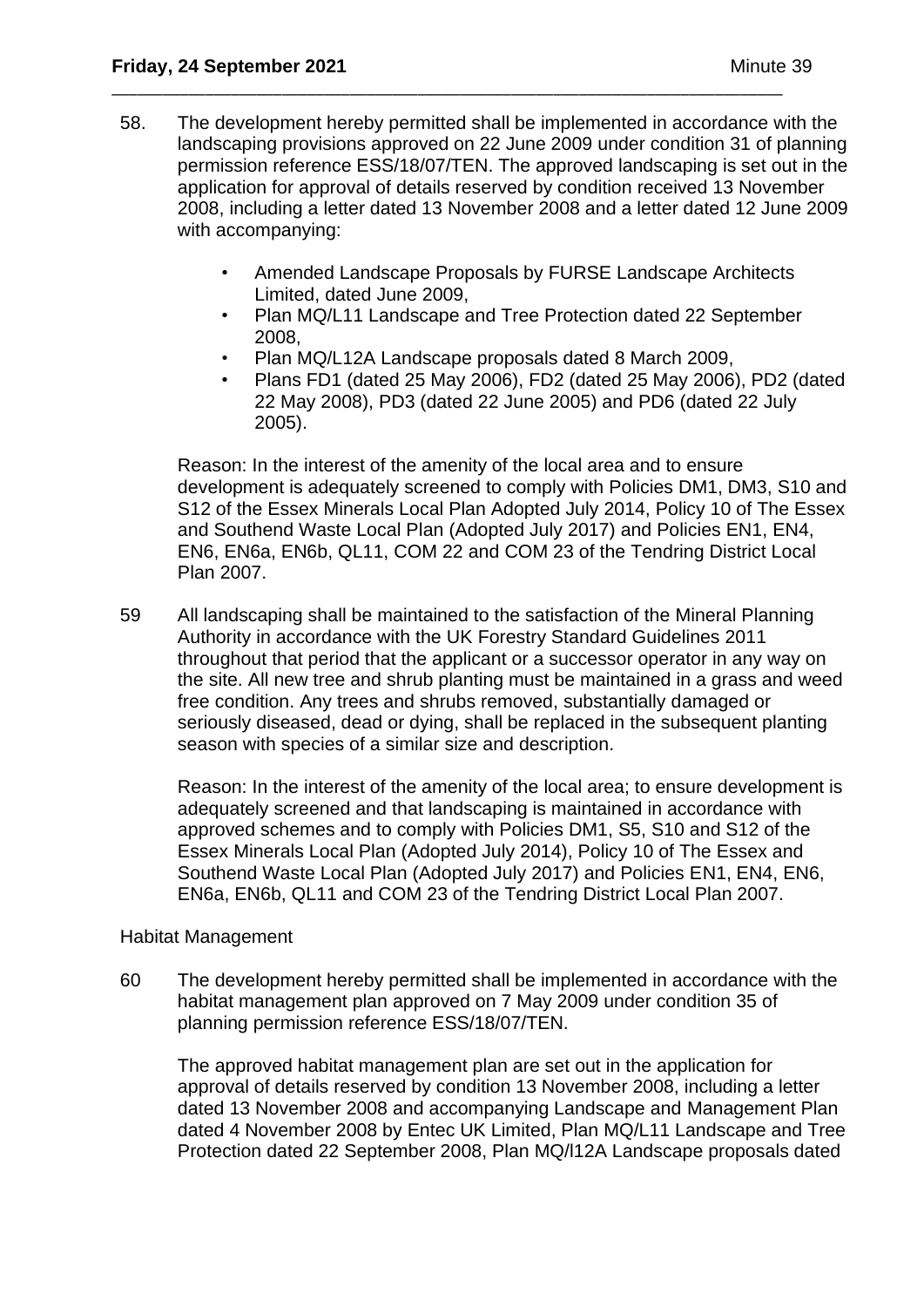58. The development hereby permitted shall be implemented in accordance with the landscaping provisions approved on 22 June 2009 under condition 31 of planning permission reference ESS/18/07/TEN. The approved landscaping is set out in the application for approval of details reserved by condition received 13 November 2008, including a letter dated 13 November 2008 and a letter dated 12 June 2009 with accompanying:

    - Amended Landscape Proposals by FURSE Landscape Architects Limited, dated June 2009,
    - Plan MQ/L11 Landscape and Tree Protection dated 22 September 2008,
    - Plan MQ/L12A Landscape proposals dated 8 March 2009,
    - Plans FD1 (dated 25 May 2006), FD2 (dated 25 May 2006), PD2 (dated 22 May 2008), PD3 (dated 22 June 2005) and PD6 (dated 22 July 2005).

    Reason: In the interest of the amenity of the local area and to ensure development is adequately screened to comply with Policies DM1, DM3, S10 and S12 of the Essex Minerals Local Plan Adopted July 2014, Policy 10 of The Essex and Southend Waste Local Plan (Adopted July 2017) and Policies EN1, EN4, EN6, EN6a, EN6b, QL11, COM 22 and COM 23 of the Tendring District Local Plan 2007.

59 All landscaping shall be maintained to the satisfaction of the Mineral Planning Authority in accordance with the UK Forestry Standard Guidelines 2011 throughout that period that the applicant or a successor operator in any way on the site. All new tree and shrub planting must be maintained in a grass and weed free condition. Any trees and shrubs removed, substantially damaged or seriously diseased, dead or dying, shall be replaced in the subsequent planting season with species of a similar size and description.

    Reason: In the interest of the amenity of the local area; to ensure development is adequately screened and that landscaping is maintained in accordance with approved schemes and to comply with Policies DM1, S5, S10 and S12 of the Essex Minerals Local Plan (Adopted July 2014), Policy 10 of The Essex and Southend Waste Local Plan (Adopted July 2017) and Policies EN1, EN4, EN6, EN6a, EN6b, QL11 and COM 23 of the Tendring District Local Plan 2007.

Habitat Management

60 The development hereby permitted shall be implemented in accordance with the habitat management plan approved on 7 May 2009 under condition 35 of planning permission reference ESS/18/07/TEN.

    The approved habitat management plan are set out in the application for approval of details reserved by condition 13 November 2008, including a letter dated 13 November 2008 and accompanying Landscape and Management Plan dated 4 November 2008 by Entec UK Limited, Plan MQ/L11 Landscape and Tree Protection dated 22 September 2008, Plan MQ/l12A Landscape proposals dated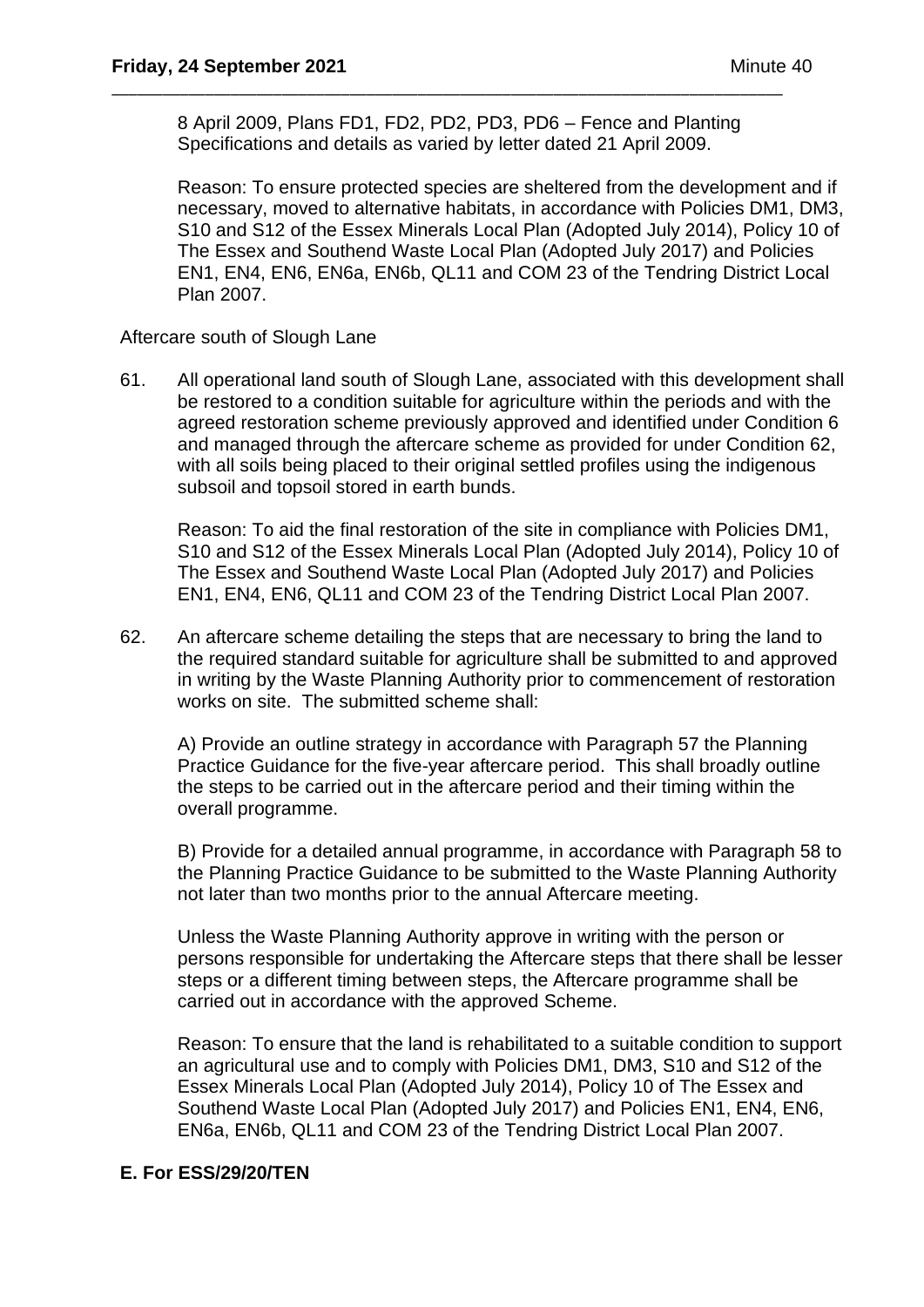8 April 2009, Plans FD1, FD2, PD2, PD3, PD6 – Fence and Planting Specifications and details as varied by letter dated 21 April 2009.

Reason: To ensure protected species are sheltered from the development and if necessary, moved to alternative habitats, in accordance with Policies DM1, DM3, S10 and S12 of the Essex Minerals Local Plan (Adopted July 2014), Policy 10 of The Essex and Southend Waste Local Plan (Adopted July 2017) and Policies EN1, EN4, EN6, EN6a, EN6b, QL11 and COM 23 of the Tendring District Local Plan 2007.

Aftercare south of Slough Lane

61. All operational land south of Slough Lane, associated with this development shall be restored to a condition suitable for agriculture within the periods and with the agreed restoration scheme previously approved and identified under Condition 6 and managed through the aftercare scheme as provided for under Condition 62, with all soils being placed to their original settled profiles using the indigenous subsoil and topsoil stored in earth bunds.

    Reason: To aid the final restoration of the site in compliance with Policies DM1, S10 and S12 of the Essex Minerals Local Plan (Adopted July 2014), Policy 10 of The Essex and Southend Waste Local Plan (Adopted July 2017) and Policies EN1, EN4, EN6, QL11 and COM 23 of the Tendring District Local Plan 2007.

62. An aftercare scheme detailing the steps that are necessary to bring the land to the required standard suitable for agriculture shall be submitted to and approved in writing by the Waste Planning Authority prior to commencement of restoration works on site. The submitted scheme shall:

    A) Provide an outline strategy in accordance with Paragraph 57 the Planning Practice Guidance for the five-year aftercare period. This shall broadly outline the steps to be carried out in the aftercare period and their timing within the overall programme.

    B) Provide for a detailed annual programme, in accordance with Paragraph 58 to the Planning Practice Guidance to be submitted to the Waste Planning Authority not later than two months prior to the annual Aftercare meeting.

    Unless the Waste Planning Authority approve in writing with the person or persons responsible for undertaking the Aftercare steps that there shall be lesser steps or a different timing between steps, the Aftercare programme shall be carried out in accordance with the approved Scheme.

    Reason: To ensure that the land is rehabilitated to a suitable condition to support an agricultural use and to comply with Policies DM1, DM3, S10 and S12 of the Essex Minerals Local Plan (Adopted July 2014), Policy 10 of The Essex and Southend Waste Local Plan (Adopted July 2017) and Policies EN1, EN4, EN6, EN6a, EN6b, QL11 and COM 23 of the Tendring District Local Plan 2007.

**E. For ESS/29/20/TEN**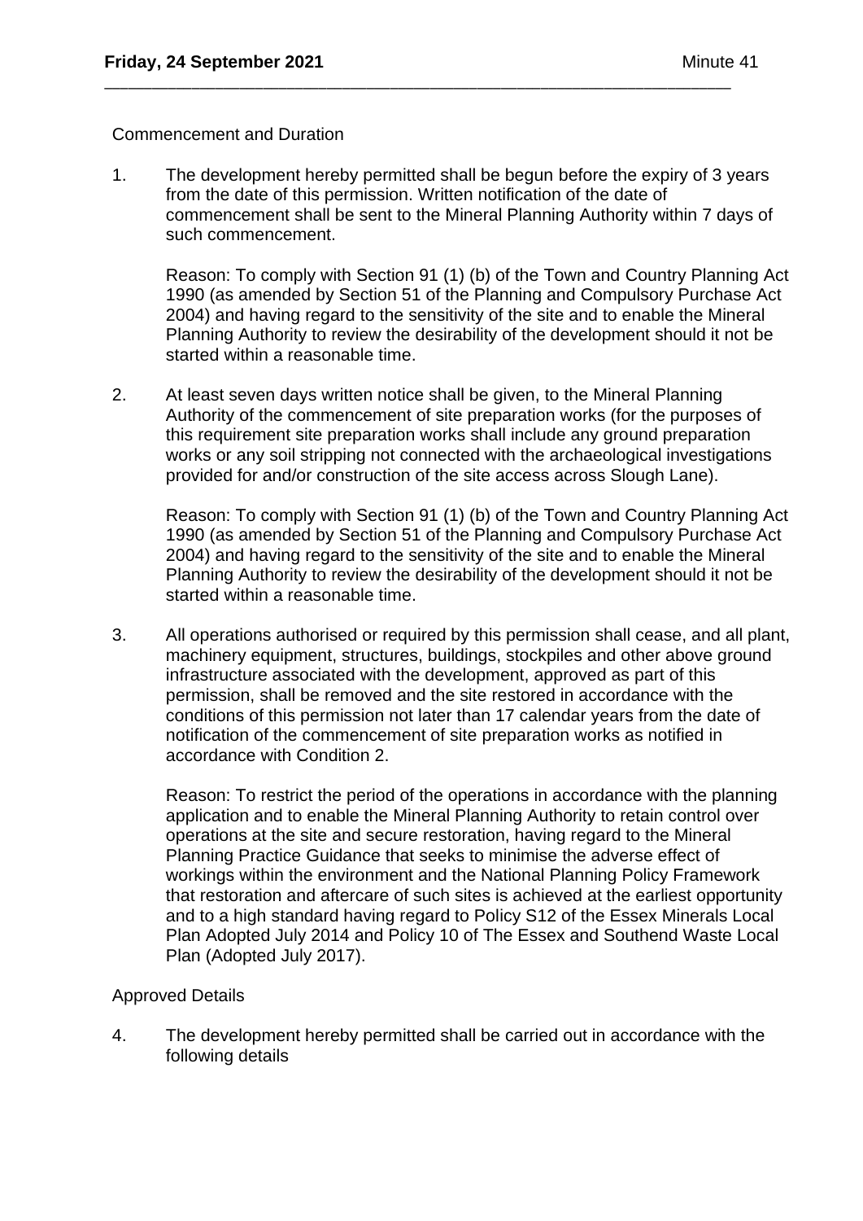Commencement and Duration

1. The development hereby permitted shall be begun before the expiry of 3 years from the date of this permission. Written notification of the date of commencement shall be sent to the Mineral Planning Authority within 7 days of such commencement.

   Reason: To comply with Section 91 (1) (b) of the Town and Country Planning Act 1990 (as amended by Section 51 of the Planning and Compulsory Purchase Act 2004) and having regard to the sensitivity of the site and to enable the Mineral Planning Authority to review the desirability of the development should it not be started within a reasonable time.

2. At least seven days written notice shall be given, to the Mineral Planning Authority of the commencement of site preparation works (for the purposes of this requirement site preparation works shall include any ground preparation works or any soil stripping not connected with the archaeological investigations provided for and/or construction of the site access across Slough Lane).

   Reason: To comply with Section 91 (1) (b) of the Town and Country Planning Act 1990 (as amended by Section 51 of the Planning and Compulsory Purchase Act 2004) and having regard to the sensitivity of the site and to enable the Mineral Planning Authority to review the desirability of the development should it not be started within a reasonable time.

3. All operations authorised or required by this permission shall cease, and all plant, machinery equipment, structures, buildings, stockpiles and other above ground infrastructure associated with the development, approved as part of this permission, shall be removed and the site restored in accordance with the conditions of this permission not later than 17 calendar years from the date of notification of the commencement of site preparation works as notified in accordance with Condition 2.

   Reason: To restrict the period of the operations in accordance with the planning application and to enable the Mineral Planning Authority to retain control over operations at the site and secure restoration, having regard to the Mineral Planning Practice Guidance that seeks to minimise the adverse effect of workings within the environment and the National Planning Policy Framework that restoration and aftercare of such sites is achieved at the earliest opportunity and to a high standard having regard to Policy S12 of the Essex Minerals Local Plan Adopted July 2014 and Policy 10 of The Essex and Southend Waste Local Plan (Adopted July 2017).

Approved Details

4. The development hereby permitted shall be carried out in accordance with the following details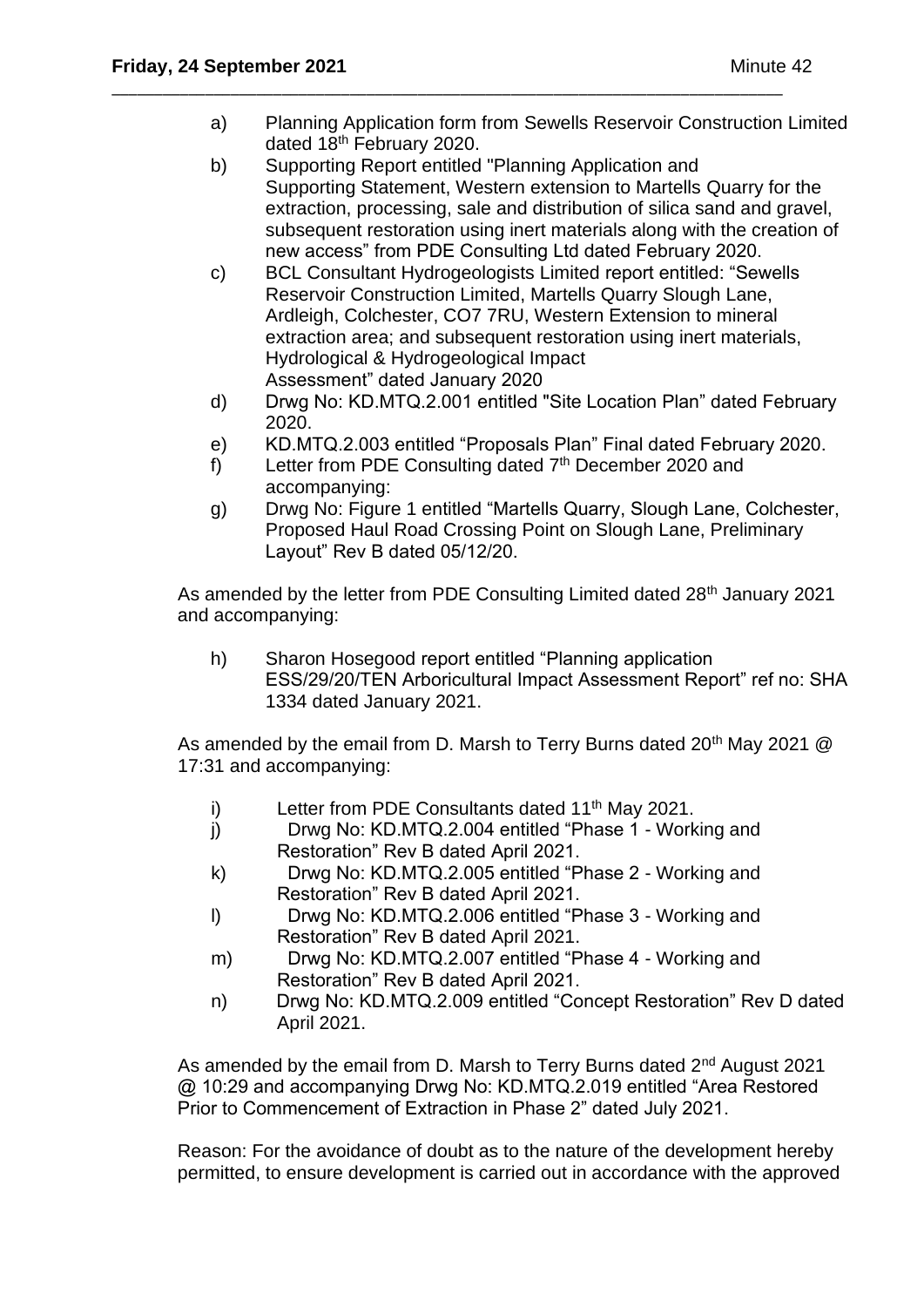a) Planning Application form from Sewells Reservoir Construction Limited dated 18th February 2020.

b) Supporting Report entitled "Planning Application and Supporting Statement, Western extension to Martells Quarry for the extraction, processing, sale and distribution of silica sand and gravel, subsequent restoration using inert materials along with the creation of new access" from PDE Consulting Ltd dated February 2020.

c) BCL Consultant Hydrogeologists Limited report entitled: "Sewells Reservoir Construction Limited, Martells Quarry Slough Lane, Ardleigh, Colchester, CO7 7RU, Western Extension to mineral extraction area; and subsequent restoration using inert materials, Hydrological & Hydrogeological Impact Assessment" dated January 2020

d) Drwg No: KD.MTQ.2.001 entitled "Site Location Plan" dated February 2020.

e) KD.MTQ.2.003 entitled "Proposals Plan" Final dated February 2020.

f) Letter from PDE Consulting dated 7th December 2020 and accompanying:

g) Drwg No: Figure 1 entitled "Martells Quarry, Slough Lane, Colchester, Proposed Haul Road Crossing Point on Slough Lane, Preliminary Layout" Rev B dated 05/12/20.

As amended by the letter from PDE Consulting Limited dated 28th January 2021 and accompanying:

h) Sharon Hosegood report entitled "Planning application ESS/29/20/TEN Arboricultural Impact Assessment Report" ref no: SHA 1334 dated January 2021.

As amended by the email from D. Marsh to Terry Burns dated 20th May 2021 @ 17:31 and accompanying:

i) Letter from PDE Consultants dated 11th May 2021.

j) Drwg No: KD.MTQ.2.004 entitled "Phase 1 - Working and Restoration" Rev B dated April 2021.

k) Drwg No: KD.MTQ.2.005 entitled "Phase 2 - Working and Restoration" Rev B dated April 2021.

l) Drwg No: KD.MTQ.2.006 entitled "Phase 3 - Working and Restoration" Rev B dated April 2021.

m) Drwg No: KD.MTQ.2.007 entitled "Phase 4 - Working and Restoration" Rev B dated April 2021.

n) Drwg No: KD.MTQ.2.009 entitled "Concept Restoration" Rev D dated April 2021.

As amended by the email from D. Marsh to Terry Burns dated 2nd August 2021 @ 10:29 and accompanying Drwg No: KD.MTQ.2.019 entitled "Area Restored Prior to Commencement of Extraction in Phase 2" dated July 2021.

Reason: For the avoidance of doubt as to the nature of the development hereby permitted, to ensure development is carried out in accordance with the approved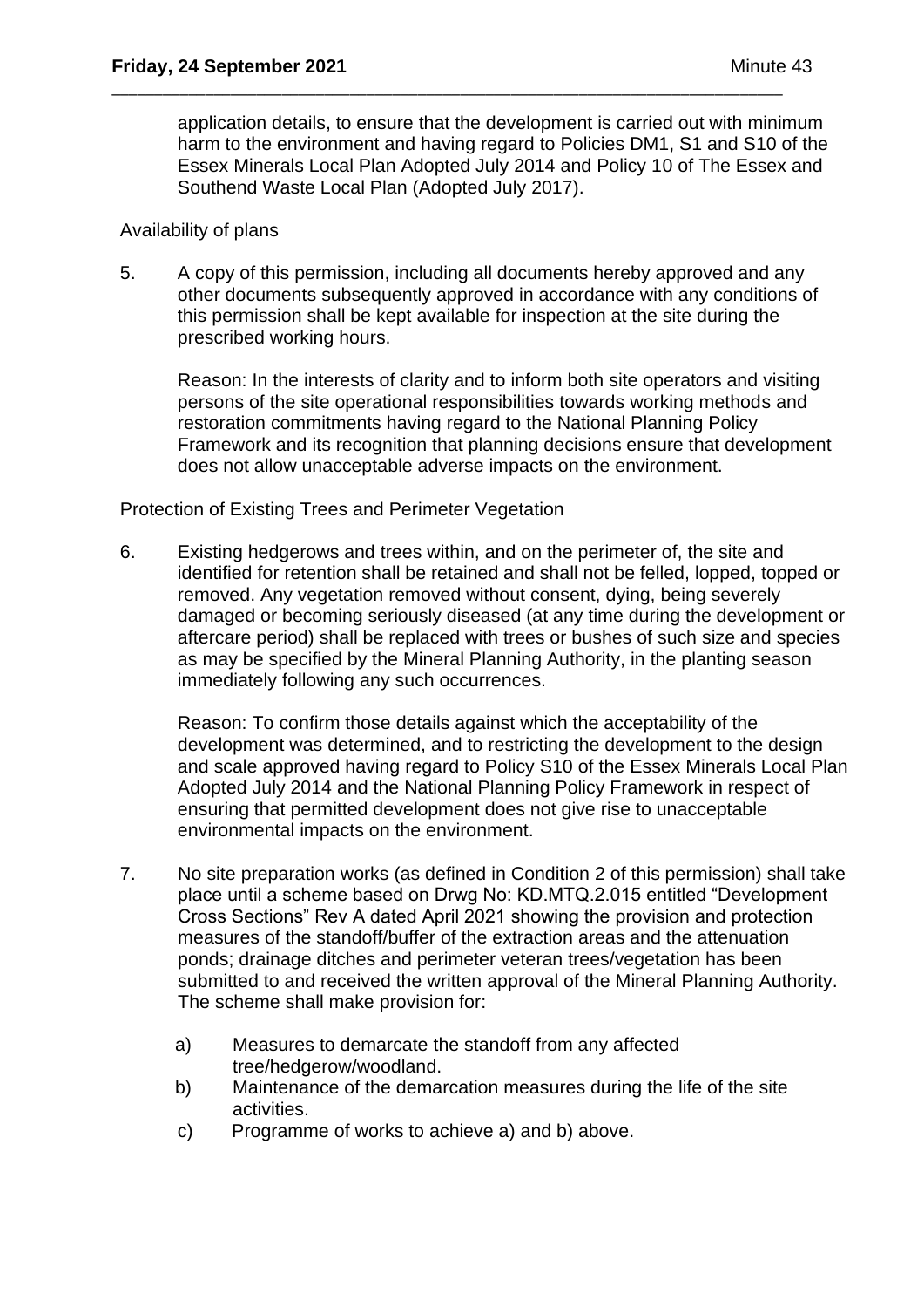application details, to ensure that the development is carried out with minimum harm to the environment and having regard to Policies DM1, S1 and S10 of the Essex Minerals Local Plan Adopted July 2014 and Policy 10 of The Essex and Southend Waste Local Plan (Adopted July 2017).

Availability of plans

5. A copy of this permission, including all documents hereby approved and any other documents subsequently approved in accordance with any conditions of this permission shall be kept available for inspection at the site during the prescribed working hours.

   Reason: In the interests of clarity and to inform both site operators and visiting persons of the site operational responsibilities towards working methods and restoration commitments having regard to the National Planning Policy Framework and its recognition that planning decisions ensure that development does not allow unacceptable adverse impacts on the environment.

Protection of Existing Trees and Perimeter Vegetation

6. Existing hedgerows and trees within, and on the perimeter of, the site and identified for retention shall be retained and shall not be felled, lopped, topped or removed. Any vegetation removed without consent, dying, being severely damaged or becoming seriously diseased (at any time during the development or aftercare period) shall be replaced with trees or bushes of such size and species as may be specified by the Mineral Planning Authority, in the planting season immediately following any such occurrences.

   Reason: To confirm those details against which the acceptability of the development was determined, and to restricting the development to the design and scale approved having regard to Policy S10 of the Essex Minerals Local Plan Adopted July 2014 and the National Planning Policy Framework in respect of ensuring that permitted development does not give rise to unacceptable environmental impacts on the environment.

7. No site preparation works (as defined in Condition 2 of this permission) shall take place until a scheme based on Drwg No: KD.MTQ.2.015 entitled "Development Cross Sections" Rev A dated April 2021 showing the provision and protection measures of the standoff/buffer of the extraction areas and the attenuation ponds; drainage ditches and perimeter veteran trees/vegetation has been submitted to and received the written approval of the Mineral Planning Authority. The scheme shall make provision for:

   a) Measures to demarcate the standoff from any affected tree/hedgerow/woodland.
   b) Maintenance of the demarcation measures during the life of the site activities.
   c) Programme of works to achieve a) and b) above.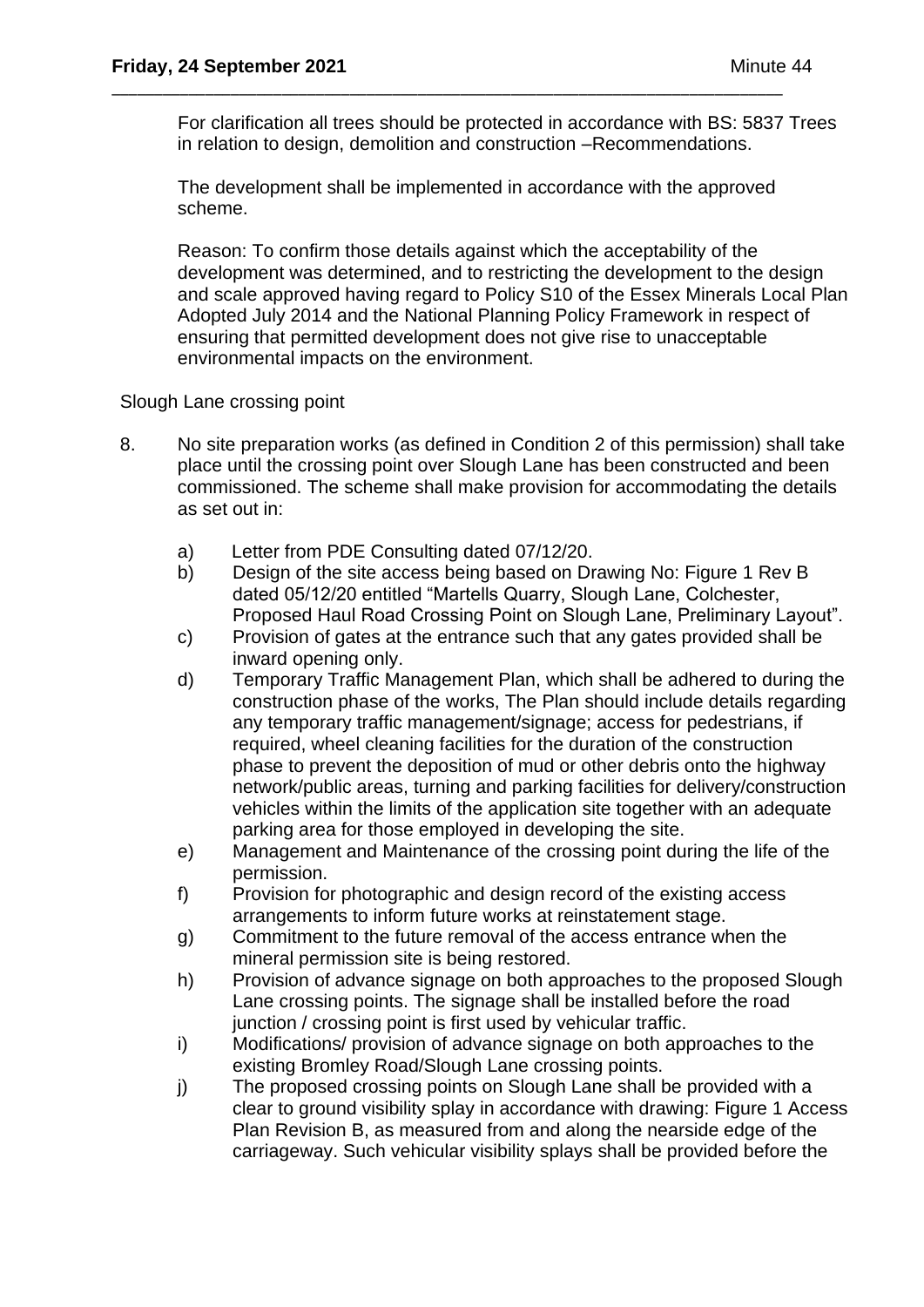For clarification all trees should be protected in accordance with BS: 5837 Trees in relation to design, demolition and construction –Recommendations.

The development shall be implemented in accordance with the approved scheme.

Reason: To confirm those details against which the acceptability of the development was determined, and to restricting the development to the design and scale approved having regard to Policy S10 of the Essex Minerals Local Plan Adopted July 2014 and the National Planning Policy Framework in respect of ensuring that permitted development does not give rise to unacceptable environmental impacts on the environment.

Slough Lane crossing point

8. No site preparation works (as defined in Condition 2 of this permission) shall take place until the crossing point over Slough Lane has been constructed and been commissioned. The scheme shall make provision for accommodating the details as set out in:

   a) Letter from PDE Consulting dated 07/12/20.
   b) Design of the site access being based on Drawing No: Figure 1 Rev B dated 05/12/20 entitled "Martells Quarry, Slough Lane, Colchester, Proposed Haul Road Crossing Point on Slough Lane, Preliminary Layout".
   c) Provision of gates at the entrance such that any gates provided shall be inward opening only.
   d) Temporary Traffic Management Plan, which shall be adhered to during the construction phase of the works, The Plan should include details regarding any temporary traffic management/signage; access for pedestrians, if required, wheel cleaning facilities for the duration of the construction phase to prevent the deposition of mud or other debris onto the highway network/public areas, turning and parking facilities for delivery/construction vehicles within the limits of the application site together with an adequate parking area for those employed in developing the site.
   e) Management and Maintenance of the crossing point during the life of the permission.
   f) Provision for photographic and design record of the existing access arrangements to inform future works at reinstatement stage.
   g) Commitment to the future removal of the access entrance when the mineral permission site is being restored.
   h) Provision of advance signage on both approaches to the proposed Slough Lane crossing points. The signage shall be installed before the road junction / crossing point is first used by vehicular traffic.
   i) Modifications/ provision of advance signage on both approaches to the existing Bromley Road/Slough Lane crossing points.
   j) The proposed crossing points on Slough Lane shall be provided with a clear to ground visibility splay in accordance with drawing: Figure 1 Access Plan Revision B, as measured from and along the nearside edge of the carriageway. Such vehicular visibility splays shall be provided before the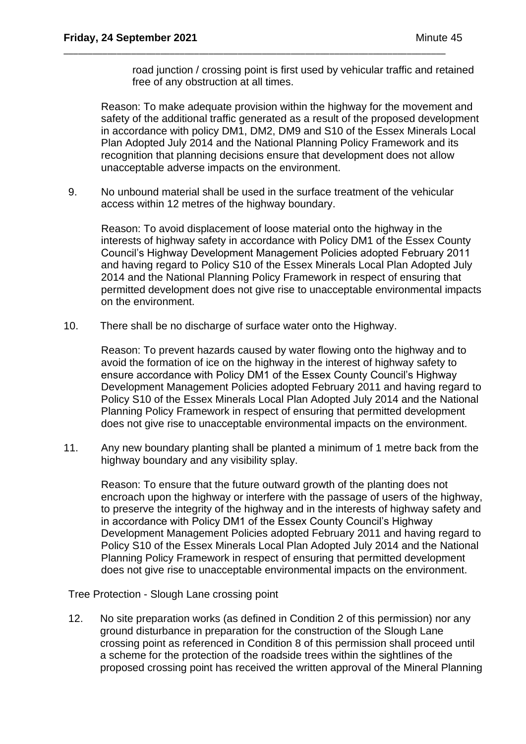road junction / crossing point is first used by vehicular traffic and retained free of any obstruction at all times.

Reason: To make adequate provision within the highway for the movement and safety of the additional traffic generated as a result of the proposed development in accordance with policy DM1, DM2, DM9 and S10 of the Essex Minerals Local Plan Adopted July 2014 and the National Planning Policy Framework and its recognition that planning decisions ensure that development does not allow unacceptable adverse impacts on the environment.

9. No unbound material shall be used in the surface treatment of the vehicular access within 12 metres of the highway boundary.

   Reason: To avoid displacement of loose material onto the highway in the interests of highway safety in accordance with Policy DM1 of the Essex County Council's Highway Development Management Policies adopted February 2011 and having regard to Policy S10 of the Essex Minerals Local Plan Adopted July 2014 and the National Planning Policy Framework in respect of ensuring that permitted development does not give rise to unacceptable environmental impacts on the environment.

10. There shall be no discharge of surface water onto the Highway.

    Reason: To prevent hazards caused by water flowing onto the highway and to avoid the formation of ice on the highway in the interest of highway safety to ensure accordance with Policy DM1 of the Essex County Council's Highway Development Management Policies adopted February 2011 and having regard to Policy S10 of the Essex Minerals Local Plan Adopted July 2014 and the National Planning Policy Framework in respect of ensuring that permitted development does not give rise to unacceptable environmental impacts on the environment.

11. Any new boundary planting shall be planted a minimum of 1 metre back from the highway boundary and any visibility splay.

    Reason: To ensure that the future outward growth of the planting does not encroach upon the highway or interfere with the passage of users of the highway, to preserve the integrity of the highway and in the interests of highway safety and in accordance with Policy DM1 of the Essex County Council's Highway Development Management Policies adopted February 2011 and having regard to Policy S10 of the Essex Minerals Local Plan Adopted July 2014 and the National Planning Policy Framework in respect of ensuring that permitted development does not give rise to unacceptable environmental impacts on the environment.

Tree Protection - Slough Lane crossing point

12. No site preparation works (as defined in Condition 2 of this permission) nor any ground disturbance in preparation for the construction of the Slough Lane crossing point as referenced in Condition 8 of this permission shall proceed until a scheme for the protection of the roadside trees within the sightlines of the proposed crossing point has received the written approval of the Mineral Planning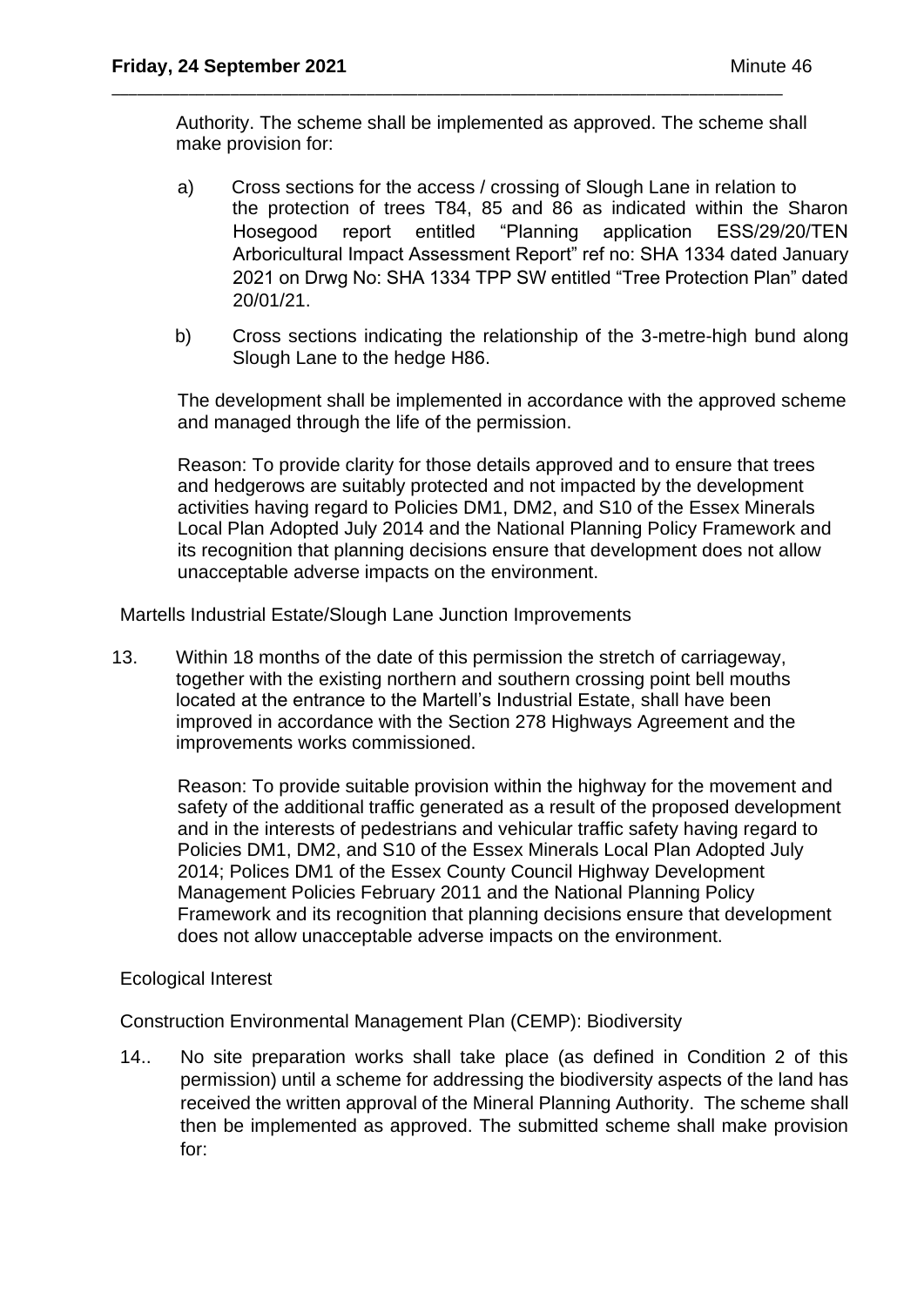Authority. The scheme shall be implemented as approved. The scheme shall make provision for:

a) Cross sections for the access / crossing of Slough Lane in relation to the protection of trees T84, 85 and 86 as indicated within the Sharon Hosegood report entitled "Planning application ESS/29/20/TEN Arboricultural Impact Assessment Report" ref no: SHA 1334 dated January 2021 on Drwg No: SHA 1334 TPP SW entitled "Tree Protection Plan" dated 20/01/21.

b) Cross sections indicating the relationship of the 3-metre-high bund along Slough Lane to the hedge H86.

The development shall be implemented in accordance with the approved scheme and managed through the life of the permission.

Reason: To provide clarity for those details approved and to ensure that trees and hedgerows are suitably protected and not impacted by the development activities having regard to Policies DM1, DM2, and S10 of the Essex Minerals Local Plan Adopted July 2014 and the National Planning Policy Framework and its recognition that planning decisions ensure that development does not allow unacceptable adverse impacts on the environment.

Martells Industrial Estate/Slough Lane Junction Improvements

13. Within 18 months of the date of this permission the stretch of carriageway, together with the existing northern and southern crossing point bell mouths located at the entrance to the Martell's Industrial Estate, shall have been improved in accordance with the Section 278 Highways Agreement and the improvements works commissioned.

    Reason: To provide suitable provision within the highway for the movement and safety of the additional traffic generated as a result of the proposed development and in the interests of pedestrians and vehicular traffic safety having regard to Policies DM1, DM2, and S10 of the Essex Minerals Local Plan Adopted July 2014; Polices DM1 of the Essex County Council Highway Development Management Policies February 2011 and the National Planning Policy Framework and its recognition that planning decisions ensure that development does not allow unacceptable adverse impacts on the environment.

Ecological Interest

Construction Environmental Management Plan (CEMP): Biodiversity

14.. No site preparation works shall take place (as defined in Condition 2 of this permission) until a scheme for addressing the biodiversity aspects of the land has received the written approval of the Mineral Planning Authority. The scheme shall then be implemented as approved. The submitted scheme shall make provision for: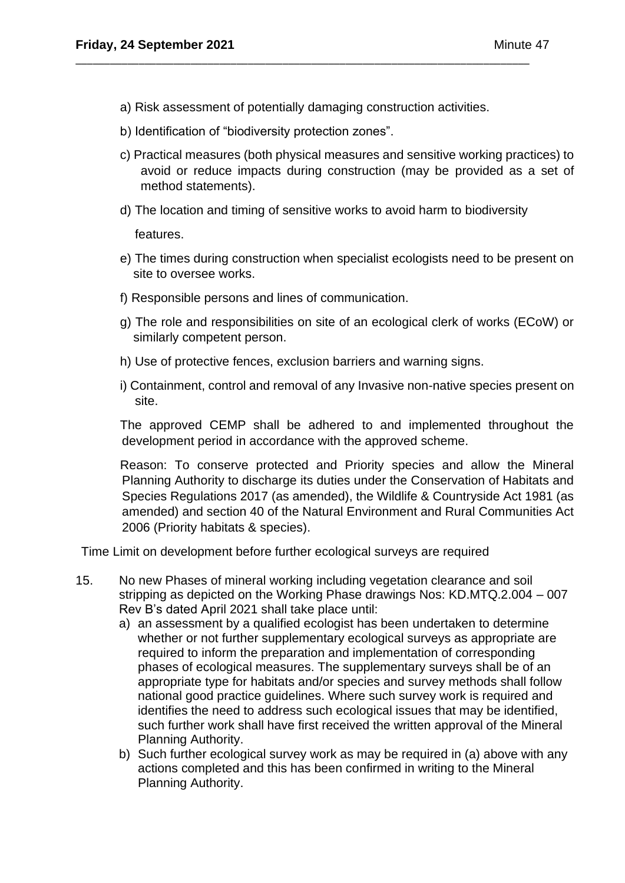a) Risk assessment of potentially damaging construction activities.

b) Identification of "biodiversity protection zones".

c) Practical measures (both physical measures and sensitive working practices) to avoid or reduce impacts during construction (may be provided as a set of method statements).

d) The location and timing of sensitive works to avoid harm to biodiversity features.

e) The times during construction when specialist ecologists need to be present on site to oversee works.

f) Responsible persons and lines of communication.

g) The role and responsibilities on site of an ecological clerk of works (ECoW) or similarly competent person.

h) Use of protective fences, exclusion barriers and warning signs.

i) Containment, control and removal of any Invasive non-native species present on site.

The approved CEMP shall be adhered to and implemented throughout the development period in accordance with the approved scheme.

Reason: To conserve protected and Priority species and allow the Mineral Planning Authority to discharge its duties under the Conservation of Habitats and Species Regulations 2017 (as amended), the Wildlife & Countryside Act 1981 (as amended) and section 40 of the Natural Environment and Rural Communities Act 2006 (Priority habitats & species).

Time Limit on development before further ecological surveys are required

15. No new Phases of mineral working including vegetation clearance and soil stripping as depicted on the Working Phase drawings Nos: KD.MTQ.2.004 – 007 Rev B's dated April 2021 shall take place until:
    a) an assessment by a qualified ecologist has been undertaken to determine whether or not further supplementary ecological surveys as appropriate are required to inform the preparation and implementation of corresponding phases of ecological measures. The supplementary surveys shall be of an appropriate type for habitats and/or species and survey methods shall follow national good practice guidelines. Where such survey work is required and identifies the need to address such ecological issues that may be identified, such further work shall have first received the written approval of the Mineral Planning Authority.
    b) Such further ecological survey work as may be required in (a) above with any actions completed and this has been confirmed in writing to the Mineral Planning Authority.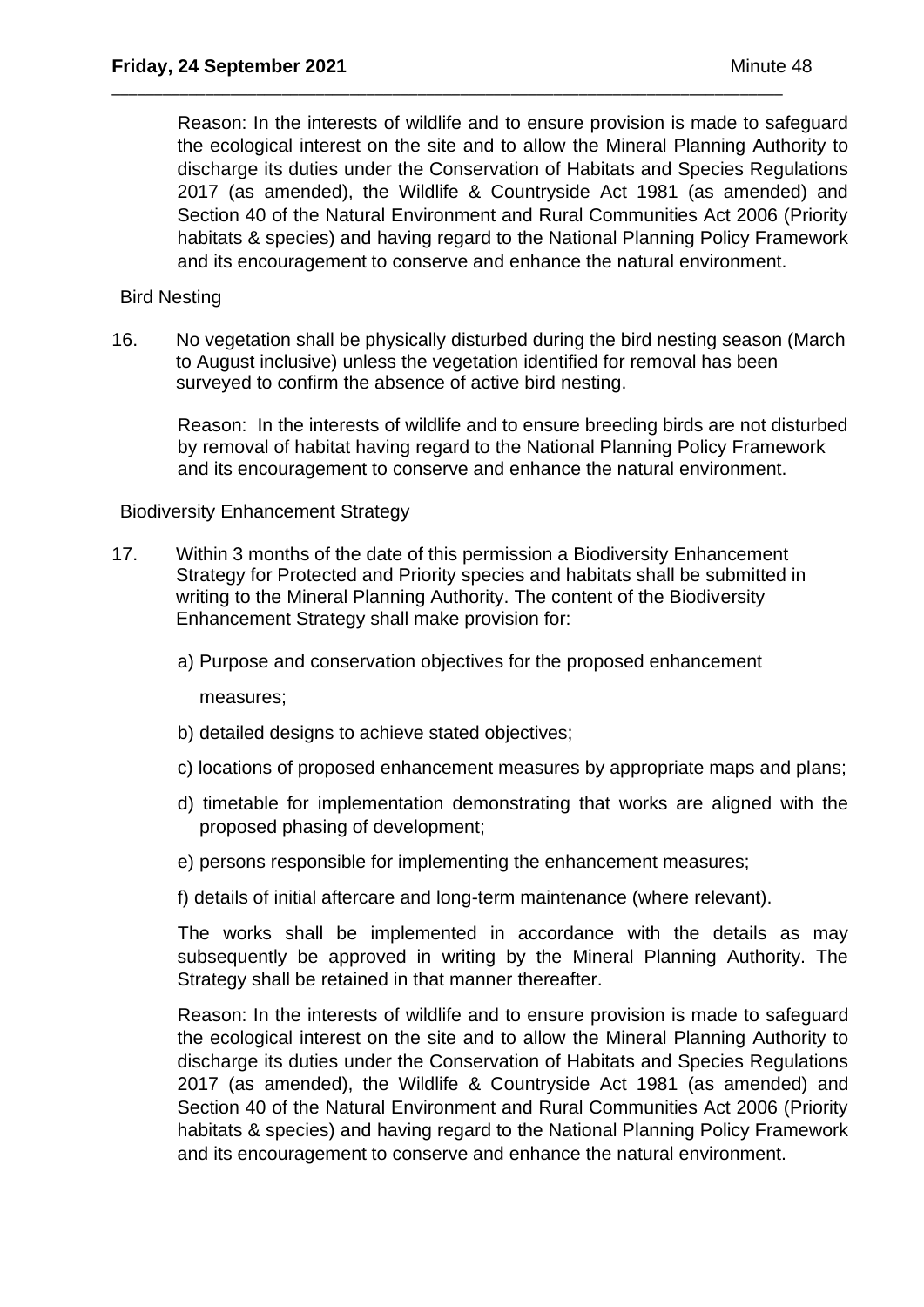Reason: In the interests of wildlife and to ensure provision is made to safeguard the ecological interest on the site and to allow the Mineral Planning Authority to discharge its duties under the Conservation of Habitats and Species Regulations 2017 (as amended), the Wildlife & Countryside Act 1981 (as amended) and Section 40 of the Natural Environment and Rural Communities Act 2006 (Priority habitats & species) and having regard to the National Planning Policy Framework and its encouragement to conserve and enhance the natural environment.

Bird Nesting

16. No vegetation shall be physically disturbed during the bird nesting season (March to August inclusive) unless the vegetation identified for removal has been surveyed to confirm the absence of active bird nesting.

    Reason: In the interests of wildlife and to ensure breeding birds are not disturbed by removal of habitat having regard to the National Planning Policy Framework and its encouragement to conserve and enhance the natural environment.

Biodiversity Enhancement Strategy

17. Within 3 months of the date of this permission a Biodiversity Enhancement Strategy for Protected and Priority species and habitats shall be submitted in writing to the Mineral Planning Authority. The content of the Biodiversity Enhancement Strategy shall make provision for:

    a) Purpose and conservation objectives for the proposed enhancement measures;

    b) detailed designs to achieve stated objectives;

    c) locations of proposed enhancement measures by appropriate maps and plans;

    d) timetable for implementation demonstrating that works are aligned with the proposed phasing of development;

    e) persons responsible for implementing the enhancement measures;

    f) details of initial aftercare and long-term maintenance (where relevant).

    The works shall be implemented in accordance with the details as may subsequently be approved in writing by the Mineral Planning Authority. The Strategy shall be retained in that manner thereafter.

    Reason: In the interests of wildlife and to ensure provision is made to safeguard the ecological interest on the site and to allow the Mineral Planning Authority to discharge its duties under the Conservation of Habitats and Species Regulations 2017 (as amended), the Wildlife & Countryside Act 1981 (as amended) and Section 40 of the Natural Environment and Rural Communities Act 2006 (Priority habitats & species) and having regard to the National Planning Policy Framework and its encouragement to conserve and enhance the natural environment.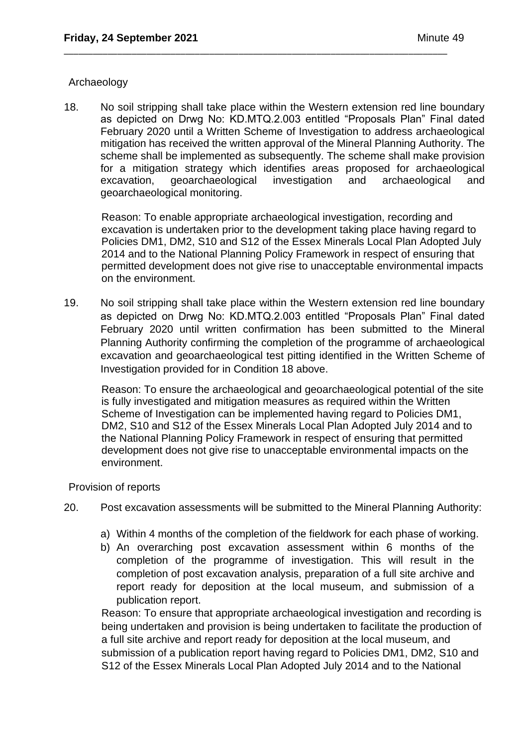Archaeology

18. No soil stripping shall take place within the Western extension red line boundary as depicted on Drwg No: KD.MTQ.2.003 entitled "Proposals Plan" Final dated February 2020 until a Written Scheme of Investigation to address archaeological mitigation has received the written approval of the Mineral Planning Authority. The scheme shall be implemented as subsequently. The scheme shall make provision for a mitigation strategy which identifies areas proposed for archaeological excavation, geoarchaeological investigation and archaeological and geoarchaeological monitoring.

    Reason: To enable appropriate archaeological investigation, recording and excavation is undertaken prior to the development taking place having regard to Policies DM1, DM2, S10 and S12 of the Essex Minerals Local Plan Adopted July 2014 and to the National Planning Policy Framework in respect of ensuring that permitted development does not give rise to unacceptable environmental impacts on the environment.

19. No soil stripping shall take place within the Western extension red line boundary as depicted on Drwg No: KD.MTQ.2.003 entitled "Proposals Plan" Final dated February 2020 until written confirmation has been submitted to the Mineral Planning Authority confirming the completion of the programme of archaeological excavation and geoarchaeological test pitting identified in the Written Scheme of Investigation provided for in Condition 18 above.

    Reason: To ensure the archaeological and geoarchaeological potential of the site is fully investigated and mitigation measures as required within the Written Scheme of Investigation can be implemented having regard to Policies DM1, DM2, S10 and S12 of the Essex Minerals Local Plan Adopted July 2014 and to the National Planning Policy Framework in respect of ensuring that permitted development does not give rise to unacceptable environmental impacts on the environment.

Provision of reports

20. Post excavation assessments will be submitted to the Mineral Planning Authority:

    a) Within 4 months of the completion of the fieldwork for each phase of working.
    b) An overarching post excavation assessment within 6 months of the completion of the programme of investigation. This will result in the completion of post excavation analysis, preparation of a full site archive and report ready for deposition at the local museum, and submission of a publication report.

    Reason: To ensure that appropriate archaeological investigation and recording is being undertaken and provision is being undertaken to facilitate the production of a full site archive and report ready for deposition at the local museum, and submission of a publication report having regard to Policies DM1, DM2, S10 and S12 of the Essex Minerals Local Plan Adopted July 2014 and to the National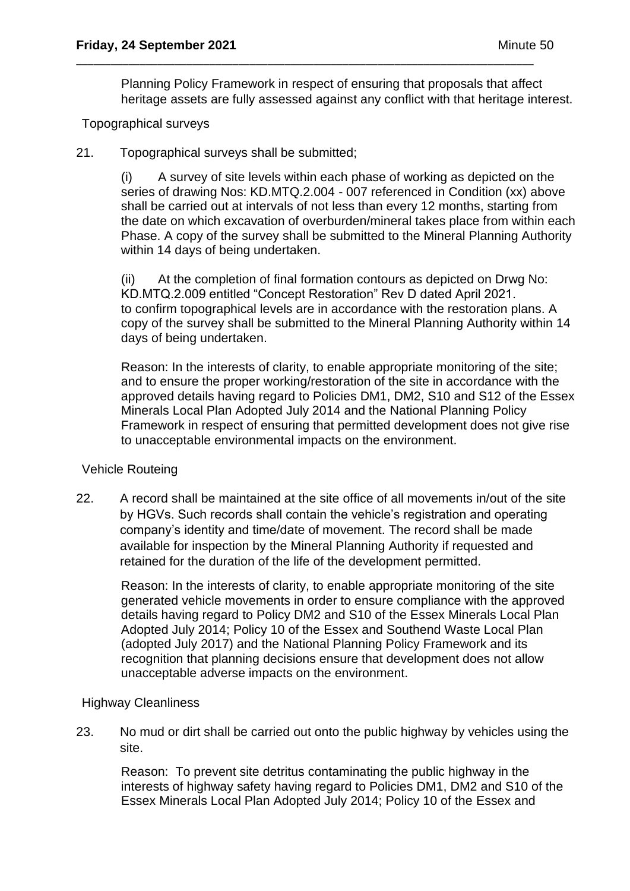Planning Policy Framework in respect of ensuring that proposals that affect heritage assets are fully assessed against any conflict with that heritage interest.

Topographical surveys

21. Topographical surveys shall be submitted;

(i) A survey of site levels within each phase of working as depicted on the series of drawing Nos: KD.MTQ.2.004 - 007 referenced in Condition (xx) above shall be carried out at intervals of not less than every 12 months, starting from the date on which excavation of overburden/mineral takes place from within each Phase. A copy of the survey shall be submitted to the Mineral Planning Authority within 14 days of being undertaken.

(ii) At the completion of final formation contours as depicted on Drwg No: KD.MTQ.2.009 entitled "Concept Restoration" Rev D dated April 2021. to confirm topographical levels are in accordance with the restoration plans. A copy of the survey shall be submitted to the Mineral Planning Authority within 14 days of being undertaken.

Reason: In the interests of clarity, to enable appropriate monitoring of the site; and to ensure the proper working/restoration of the site in accordance with the approved details having regard to Policies DM1, DM2, S10 and S12 of the Essex Minerals Local Plan Adopted July 2014 and the National Planning Policy Framework in respect of ensuring that permitted development does not give rise to unacceptable environmental impacts on the environment.

Vehicle Routeing

22. A record shall be maintained at the site office of all movements in/out of the site by HGVs. Such records shall contain the vehicle's registration and operating company's identity and time/date of movement. The record shall be made available for inspection by the Mineral Planning Authority if requested and retained for the duration of the life of the development permitted.

Reason: In the interests of clarity, to enable appropriate monitoring of the site generated vehicle movements in order to ensure compliance with the approved details having regard to Policy DM2 and S10 of the Essex Minerals Local Plan Adopted July 2014; Policy 10 of the Essex and Southend Waste Local Plan (adopted July 2017) and the National Planning Policy Framework and its recognition that planning decisions ensure that development does not allow unacceptable adverse impacts on the environment.

Highway Cleanliness

23. No mud or dirt shall be carried out onto the public highway by vehicles using the site.

Reason: To prevent site detritus contaminating the public highway in the interests of highway safety having regard to Policies DM1, DM2 and S10 of the Essex Minerals Local Plan Adopted July 2014; Policy 10 of the Essex and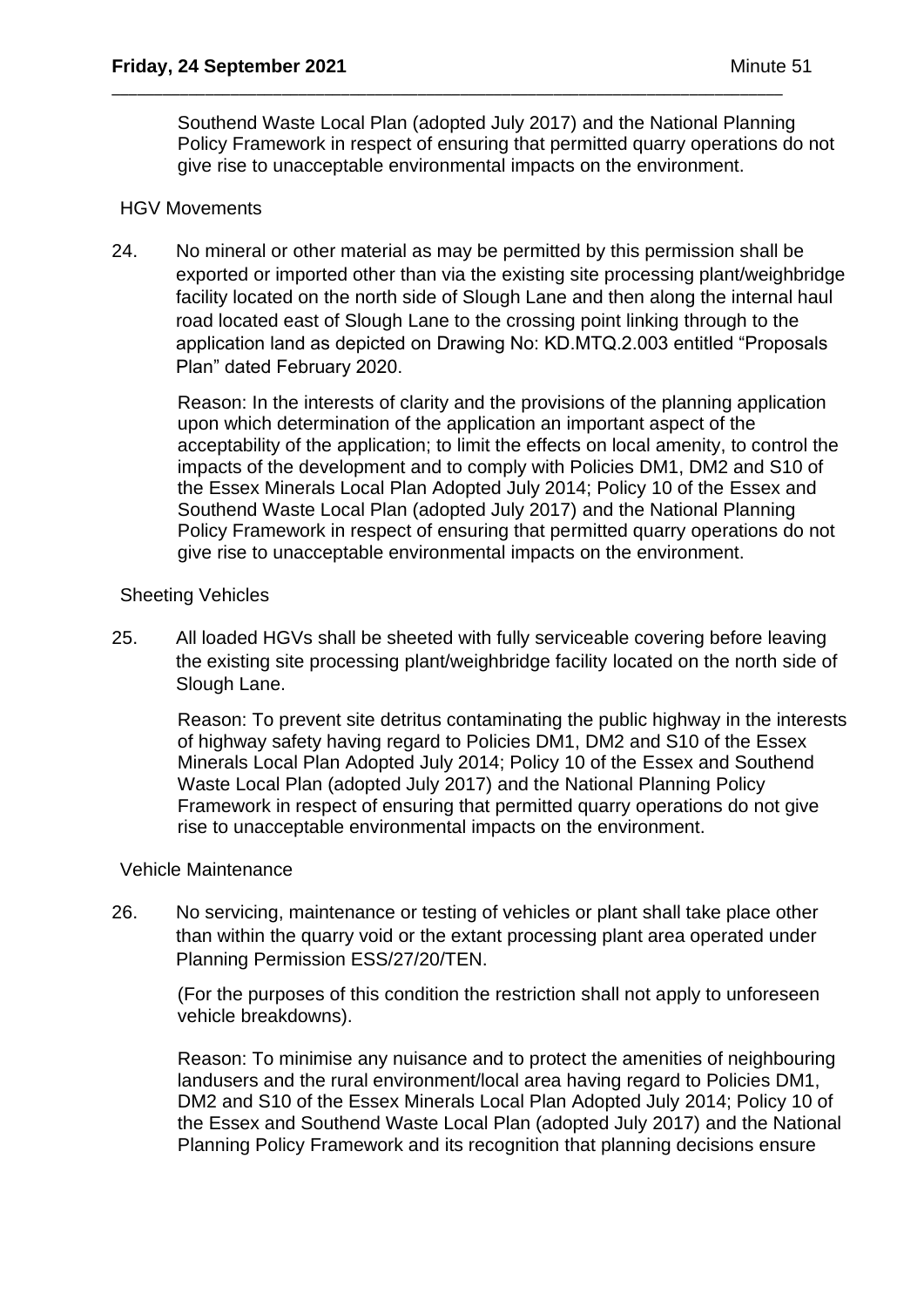Southend Waste Local Plan (adopted July 2017) and the National Planning Policy Framework in respect of ensuring that permitted quarry operations do not give rise to unacceptable environmental impacts on the environment.

HGV Movements

24. No mineral or other material as may be permitted by this permission shall be exported or imported other than via the existing site processing plant/weighbridge facility located on the north side of Slough Lane and then along the internal haul road located east of Slough Lane to the crossing point linking through to the application land as depicted on Drawing No: KD.MTQ.2.003 entitled "Proposals Plan" dated February 2020.

    Reason: In the interests of clarity and the provisions of the planning application upon which determination of the application an important aspect of the acceptability of the application; to limit the effects on local amenity, to control the impacts of the development and to comply with Policies DM1, DM2 and S10 of the Essex Minerals Local Plan Adopted July 2014; Policy 10 of the Essex and Southend Waste Local Plan (adopted July 2017) and the National Planning Policy Framework in respect of ensuring that permitted quarry operations do not give rise to unacceptable environmental impacts on the environment.

Sheeting Vehicles

25. All loaded HGVs shall be sheeted with fully serviceable covering before leaving the existing site processing plant/weighbridge facility located on the north side of Slough Lane.

    Reason: To prevent site detritus contaminating the public highway in the interests of highway safety having regard to Policies DM1, DM2 and S10 of the Essex Minerals Local Plan Adopted July 2014; Policy 10 of the Essex and Southend Waste Local Plan (adopted July 2017) and the National Planning Policy Framework in respect of ensuring that permitted quarry operations do not give rise to unacceptable environmental impacts on the environment.

Vehicle Maintenance

26. No servicing, maintenance or testing of vehicles or plant shall take place other than within the quarry void or the extant processing plant area operated under Planning Permission ESS/27/20/TEN.

    (For the purposes of this condition the restriction shall not apply to unforeseen vehicle breakdowns).

    Reason: To minimise any nuisance and to protect the amenities of neighbouring landusers and the rural environment/local area having regard to Policies DM1, DM2 and S10 of the Essex Minerals Local Plan Adopted July 2014; Policy 10 of the Essex and Southend Waste Local Plan (adopted July 2017) and the National Planning Policy Framework and its recognition that planning decisions ensure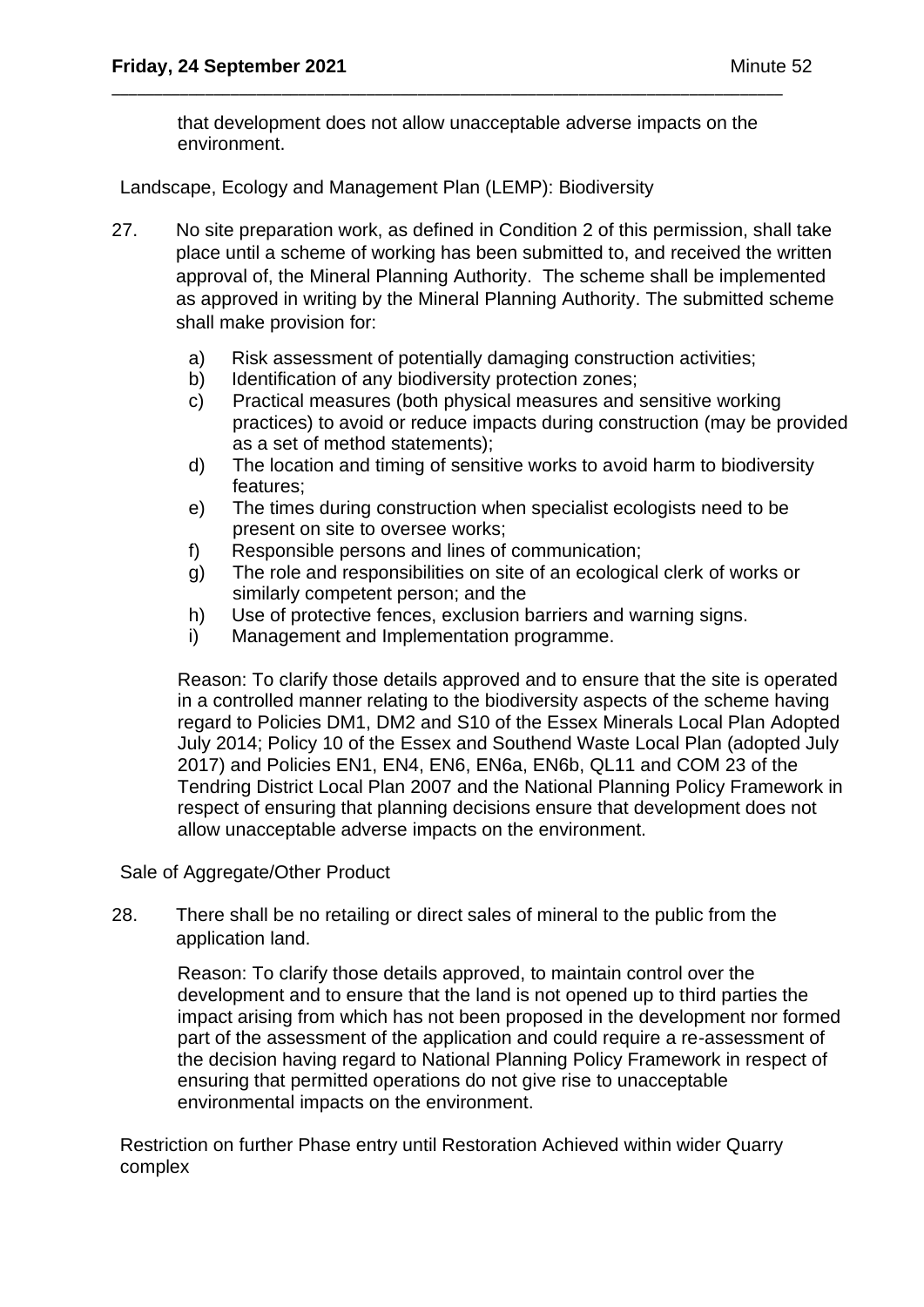that development does not allow unacceptable adverse impacts on the environment.

Landscape, Ecology and Management Plan (LEMP): Biodiversity

27. No site preparation work, as defined in Condition 2 of this permission, shall take place until a scheme of working has been submitted to, and received the written approval of, the Mineral Planning Authority. The scheme shall be implemented as approved in writing by the Mineral Planning Authority. The submitted scheme shall make provision for:

    a) Risk assessment of potentially damaging construction activities;
    b) Identification of any biodiversity protection zones;
    c) Practical measures (both physical measures and sensitive working practices) to avoid or reduce impacts during construction (may be provided as a set of method statements);
    d) The location and timing of sensitive works to avoid harm to biodiversity features;
    e) The times during construction when specialist ecologists need to be present on site to oversee works;
    f) Responsible persons and lines of communication;
    g) The role and responsibilities on site of an ecological clerk of works or similarly competent person; and the
    h) Use of protective fences, exclusion barriers and warning signs.
    i) Management and Implementation programme.

    Reason: To clarify those details approved and to ensure that the site is operated in a controlled manner relating to the biodiversity aspects of the scheme having regard to Policies DM1, DM2 and S10 of the Essex Minerals Local Plan Adopted July 2014; Policy 10 of the Essex and Southend Waste Local Plan (adopted July 2017) and Policies EN1, EN4, EN6, EN6a, EN6b, QL11 and COM 23 of the Tendring District Local Plan 2007 and the National Planning Policy Framework in respect of ensuring that planning decisions ensure that development does not allow unacceptable adverse impacts on the environment.

Sale of Aggregate/Other Product

28. There shall be no retailing or direct sales of mineral to the public from the application land.

    Reason: To clarify those details approved, to maintain control over the development and to ensure that the land is not opened up to third parties the impact arising from which has not been proposed in the development nor formed part of the assessment of the application and could require a re-assessment of the decision having regard to National Planning Policy Framework in respect of ensuring that permitted operations do not give rise to unacceptable environmental impacts on the environment.

Restriction on further Phase entry until Restoration Achieved within wider Quarry complex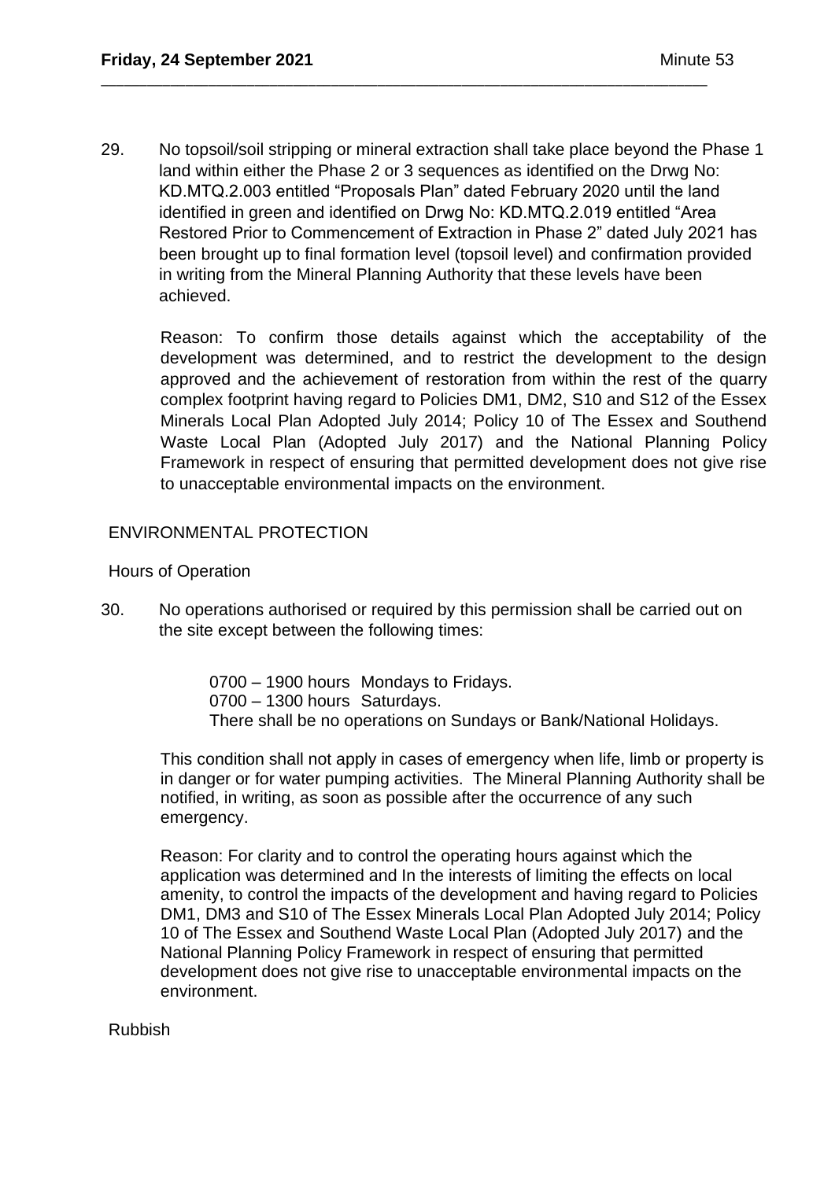29. No topsoil/soil stripping or mineral extraction shall take place beyond the Phase 1 land within either the Phase 2 or 3 sequences as identified on the Drwg No: KD.MTQ.2.003 entitled "Proposals Plan" dated February 2020 until the land identified in green and identified on Drwg No: KD.MTQ.2.019 entitled "Area Restored Prior to Commencement of Extraction in Phase 2" dated July 2021 has been brought up to final formation level (topsoil level) and confirmation provided in writing from the Mineral Planning Authority that these levels have been achieved.

    Reason: To confirm those details against which the acceptability of the development was determined, and to restrict the development to the design approved and the achievement of restoration from within the rest of the quarry complex footprint having regard to Policies DM1, DM2, S10 and S12 of the Essex Minerals Local Plan Adopted July 2014; Policy 10 of The Essex and Southend Waste Local Plan (Adopted July 2017) and the National Planning Policy Framework in respect of ensuring that permitted development does not give rise to unacceptable environmental impacts on the environment.

ENVIRONMENTAL PROTECTION

Hours of Operation

30. No operations authorised or required by this permission shall be carried out on the site except between the following times:

    0700 – 1900 hours Mondays to Fridays.
    0700 – 1300 hours Saturdays.
    There shall be no operations on Sundays or Bank/National Holidays.

    This condition shall not apply in cases of emergency when life, limb or property is in danger or for water pumping activities. The Mineral Planning Authority shall be notified, in writing, as soon as possible after the occurrence of any such emergency.

    Reason: For clarity and to control the operating hours against which the application was determined and In the interests of limiting the effects on local amenity, to control the impacts of the development and having regard to Policies DM1, DM3 and S10 of The Essex Minerals Local Plan Adopted July 2014; Policy 10 of The Essex and Southend Waste Local Plan (Adopted July 2017) and the National Planning Policy Framework in respect of ensuring that permitted development does not give rise to unacceptable environmental impacts on the environment.

Rubbish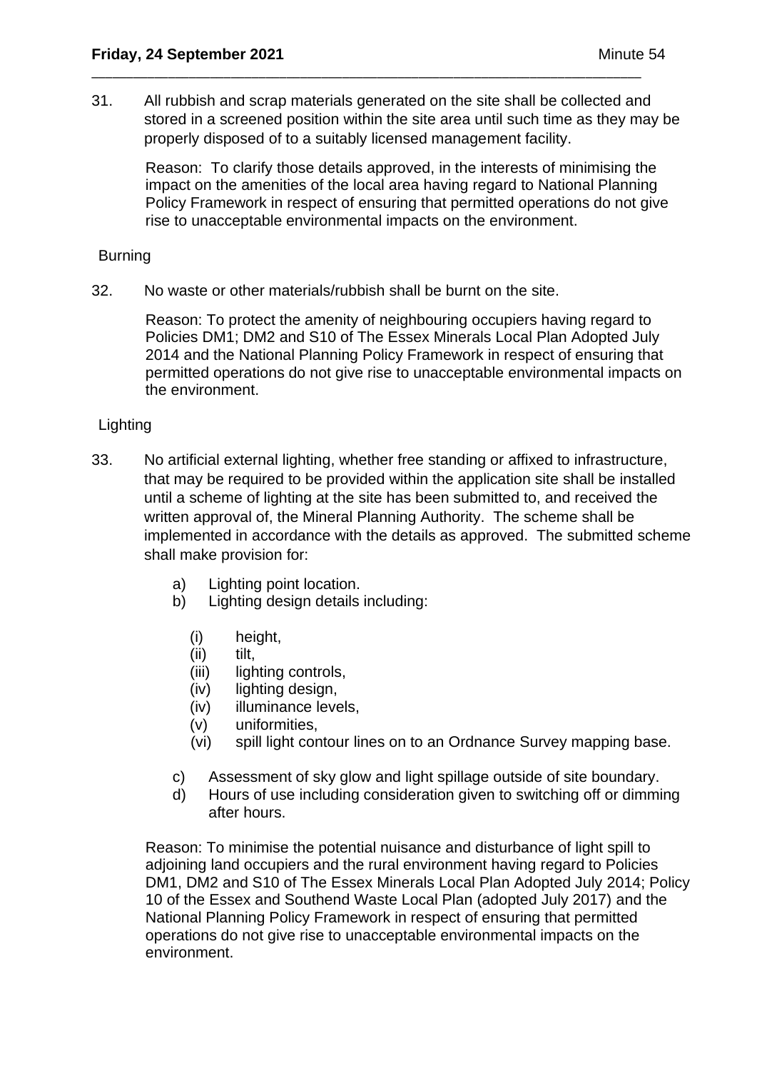31. All rubbish and scrap materials generated on the site shall be collected and stored in a screened position within the site area until such time as they may be properly disposed of to a suitably licensed management facility.

    Reason: To clarify those details approved, in the interests of minimising the impact on the amenities of the local area having regard to National Planning Policy Framework in respect of ensuring that permitted operations do not give rise to unacceptable environmental impacts on the environment.

Burning

32. No waste or other materials/rubbish shall be burnt on the site.

    Reason: To protect the amenity of neighbouring occupiers having regard to Policies DM1; DM2 and S10 of The Essex Minerals Local Plan Adopted July 2014 and the National Planning Policy Framework in respect of ensuring that permitted operations do not give rise to unacceptable environmental impacts on the environment.

Lighting

33. No artificial external lighting, whether free standing or affixed to infrastructure, that may be required to be provided within the application site shall be installed until a scheme of lighting at the site has been submitted to, and received the written approval of, the Mineral Planning Authority. The scheme shall be implemented in accordance with the details as approved. The submitted scheme shall make provision for:

    a) Lighting point location.
    b) Lighting design details including:

        (i) height,
        (ii) tilt,
        (iii) lighting controls,
        (iv) lighting design,
        (iv) illuminance levels,
        (v) uniformities,
        (vi) spill light contour lines on to an Ordnance Survey mapping base.

    c) Assessment of sky glow and light spillage outside of site boundary.
    d) Hours of use including consideration given to switching off or dimming after hours.

    Reason: To minimise the potential nuisance and disturbance of light spill to adjoining land occupiers and the rural environment having regard to Policies DM1, DM2 and S10 of The Essex Minerals Local Plan Adopted July 2014; Policy 10 of the Essex and Southend Waste Local Plan (adopted July 2017) and the National Planning Policy Framework in respect of ensuring that permitted operations do not give rise to unacceptable environmental impacts on the environment.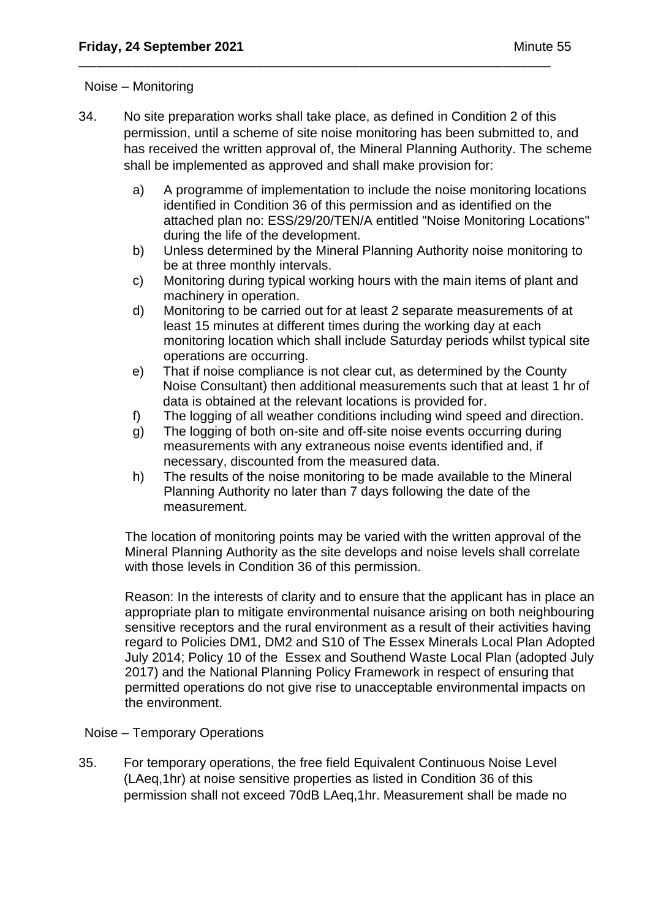Noise – Monitoring

34. No site preparation works shall take place, as defined in Condition 2 of this permission, until a scheme of site noise monitoring has been submitted to, and has received the written approval of, the Mineral Planning Authority. The scheme shall be implemented as approved and shall make provision for:

   a) A programme of implementation to include the noise monitoring locations identified in Condition 36 of this permission and as identified on the attached plan no: ESS/29/20/TEN/A entitled "Noise Monitoring Locations" during the life of the development.
   b) Unless determined by the Mineral Planning Authority noise monitoring to be at three monthly intervals.
   c) Monitoring during typical working hours with the main items of plant and machinery in operation.
   d) Monitoring to be carried out for at least 2 separate measurements of at least 15 minutes at different times during the working day at each monitoring location which shall include Saturday periods whilst typical site operations are occurring.
   e) That if noise compliance is not clear cut, as determined by the County Noise Consultant) then additional measurements such that at least 1 hr of data is obtained at the relevant locations is provided for.
   f) The logging of all weather conditions including wind speed and direction.
   g) The logging of both on-site and off-site noise events occurring during measurements with any extraneous noise events identified and, if necessary, discounted from the measured data.
   h) The results of the noise monitoring to be made available to the Mineral Planning Authority no later than 7 days following the date of the measurement.

   The location of monitoring points may be varied with the written approval of the Mineral Planning Authority as the site develops and noise levels shall correlate with those levels in Condition 36 of this permission.

   Reason: In the interests of clarity and to ensure that the applicant has in place an appropriate plan to mitigate environmental nuisance arising on both neighbouring sensitive receptors and the rural environment as a result of their activities having regard to Policies DM1, DM2 and S10 of The Essex Minerals Local Plan Adopted July 2014; Policy 10 of the Essex and Southend Waste Local Plan (adopted July 2017) and the National Planning Policy Framework in respect of ensuring that permitted operations do not give rise to unacceptable environmental impacts on the environment.

Noise – Temporary Operations

35. For temporary operations, the free field Equivalent Continuous Noise Level (LAeq,1hr) at noise sensitive properties as listed in Condition 36 of this permission shall not exceed 70dB LAeq,1hr. Measurement shall be made no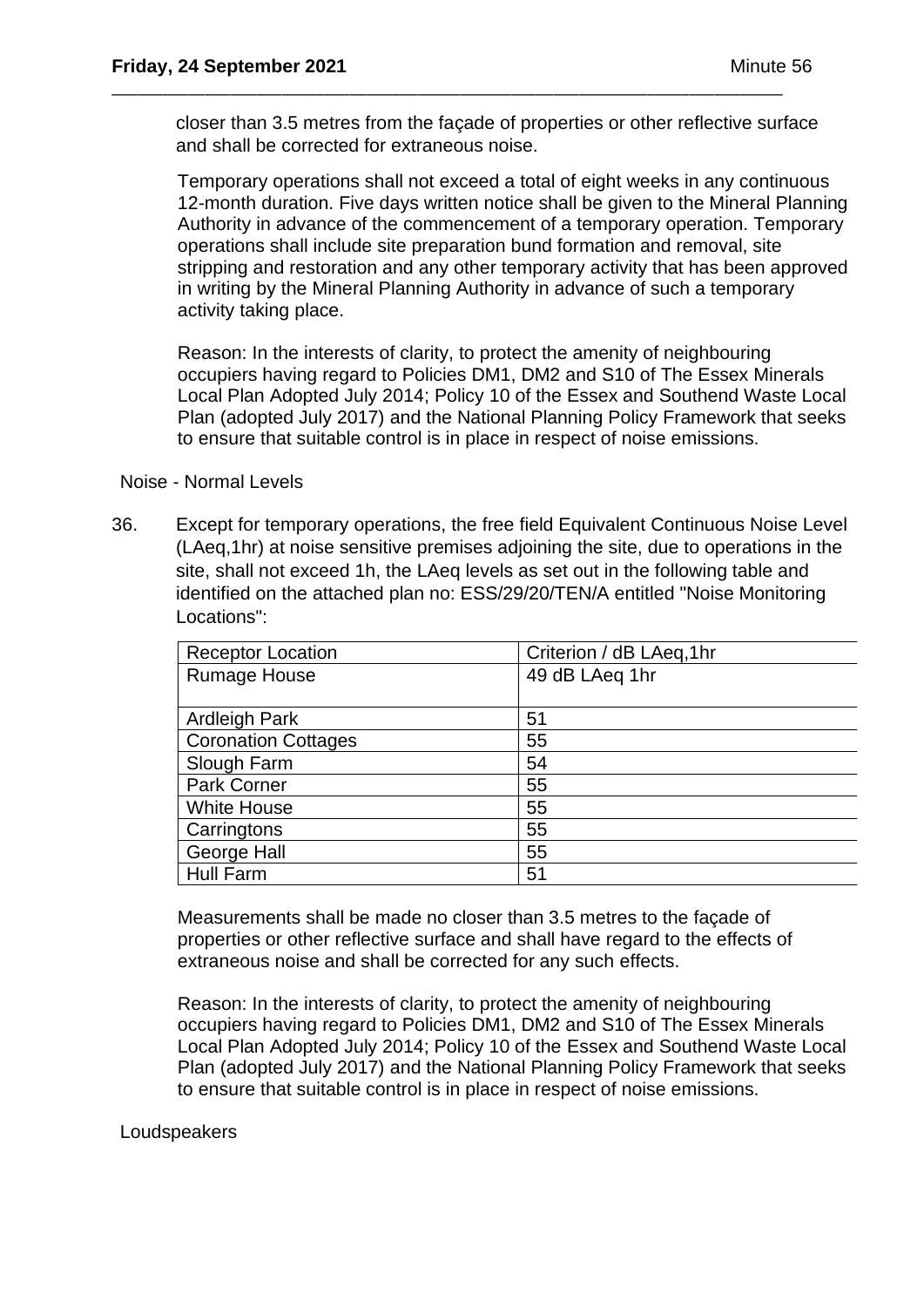closer than 3.5 metres from the façade of properties or other reflective surface and shall be corrected for extraneous noise.

Temporary operations shall not exceed a total of eight weeks in any continuous 12-month duration. Five days written notice shall be given to the Mineral Planning Authority in advance of the commencement of a temporary operation. Temporary operations shall include site preparation bund formation and removal, site stripping and restoration and any other temporary activity that has been approved in writing by the Mineral Planning Authority in advance of such a temporary activity taking place.

Reason: In the interests of clarity, to protect the amenity of neighbouring occupiers having regard to Policies DM1, DM2 and S10 of The Essex Minerals Local Plan Adopted July 2014; Policy 10 of the Essex and Southend Waste Local Plan (adopted July 2017) and the National Planning Policy Framework that seeks to ensure that suitable control is in place in respect of noise emissions.

Noise - Normal Levels

36. Except for temporary operations, the free field Equivalent Continuous Noise Level (LAeq,1hr) at noise sensitive premises adjoining the site, due to operations in the site, shall not exceed 1h, the LAeq levels as set out in the following table and identified on the attached plan no: ESS/29/20/TEN/A entitled "Noise Monitoring Locations":

| Receptor Location | Criterion / dB LAeq,1hr |
|---|---|
| Rumage House | 49 dB LAeq 1hr |
| Ardleigh Park | 51 |
| Coronation Cottages | 55 |
| Slough Farm | 54 |
| Park Corner | 55 |
| White House | 55 |
| Carringtons | 55 |
| George Hall | 55 |
| Hull Farm | 51 |

Measurements shall be made no closer than 3.5 metres to the façade of properties or other reflective surface and shall have regard to the effects of extraneous noise and shall be corrected for any such effects.

Reason: In the interests of clarity, to protect the amenity of neighbouring occupiers having regard to Policies DM1, DM2 and S10 of The Essex Minerals Local Plan Adopted July 2014; Policy 10 of the Essex and Southend Waste Local Plan (adopted July 2017) and the National Planning Policy Framework that seeks to ensure that suitable control is in place in respect of noise emissions.

Loudspeakers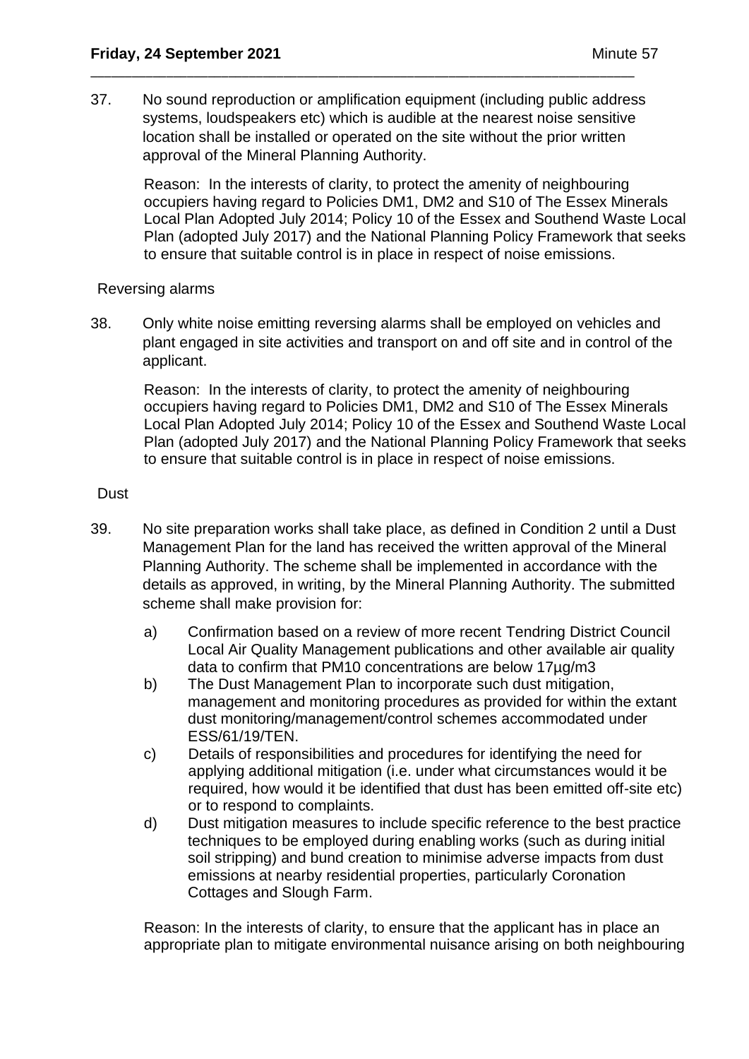37. No sound reproduction or amplification equipment (including public address systems, loudspeakers etc) which is audible at the nearest noise sensitive location shall be installed or operated on the site without the prior written approval of the Mineral Planning Authority.

    Reason: In the interests of clarity, to protect the amenity of neighbouring occupiers having regard to Policies DM1, DM2 and S10 of The Essex Minerals Local Plan Adopted July 2014; Policy 10 of the Essex and Southend Waste Local Plan (adopted July 2017) and the National Planning Policy Framework that seeks to ensure that suitable control is in place in respect of noise emissions.

Reversing alarms

38. Only white noise emitting reversing alarms shall be employed on vehicles and plant engaged in site activities and transport on and off site and in control of the applicant.

    Reason: In the interests of clarity, to protect the amenity of neighbouring occupiers having regard to Policies DM1, DM2 and S10 of The Essex Minerals Local Plan Adopted July 2014; Policy 10 of the Essex and Southend Waste Local Plan (adopted July 2017) and the National Planning Policy Framework that seeks to ensure that suitable control is in place in respect of noise emissions.

Dust

39. No site preparation works shall take place, as defined in Condition 2 until a Dust Management Plan for the land has received the written approval of the Mineral Planning Authority. The scheme shall be implemented in accordance with the details as approved, in writing, by the Mineral Planning Authority. The submitted scheme shall make provision for:

    a) Confirmation based on a review of more recent Tendring District Council Local Air Quality Management publications and other available air quality data to confirm that PM10 concentrations are below 17µg/m3
    b) The Dust Management Plan to incorporate such dust mitigation, management and monitoring procedures as provided for within the extant dust monitoring/management/control schemes accommodated under ESS/61/19/TEN.
    c) Details of responsibilities and procedures for identifying the need for applying additional mitigation (i.e. under what circumstances would it be required, how would it be identified that dust has been emitted off-site etc) or to respond to complaints.
    d) Dust mitigation measures to include specific reference to the best practice techniques to be employed during enabling works (such as during initial soil stripping) and bund creation to minimise adverse impacts from dust emissions at nearby residential properties, particularly Coronation Cottages and Slough Farm.

    Reason: In the interests of clarity, to ensure that the applicant has in place an appropriate plan to mitigate environmental nuisance arising on both neighbouring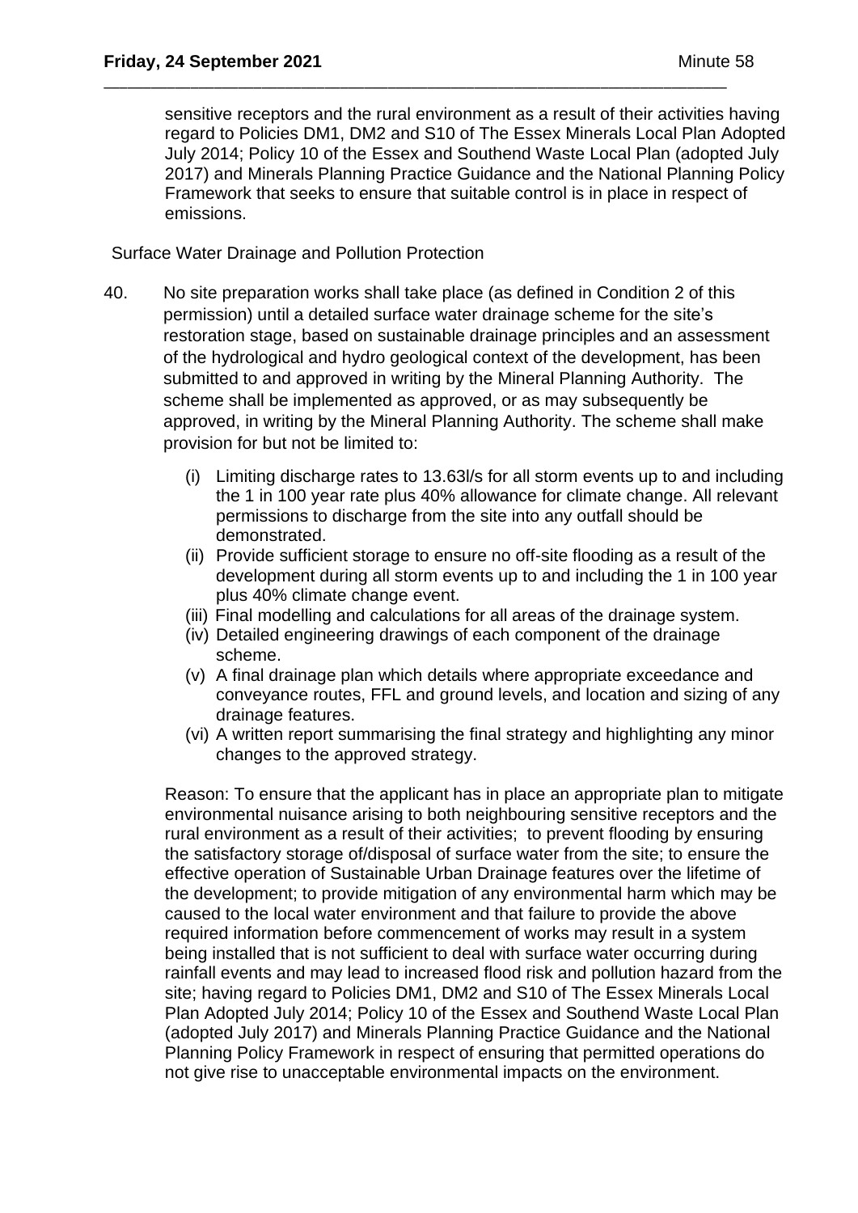sensitive receptors and the rural environment as a result of their activities having regard to Policies DM1, DM2 and S10 of The Essex Minerals Local Plan Adopted July 2014; Policy 10 of the Essex and Southend Waste Local Plan (adopted July 2017) and Minerals Planning Practice Guidance and the National Planning Policy Framework that seeks to ensure that suitable control is in place in respect of emissions.

Surface Water Drainage and Pollution Protection

40. No site preparation works shall take place (as defined in Condition 2 of this permission) until a detailed surface water drainage scheme for the site's restoration stage, based on sustainable drainage principles and an assessment of the hydrological and hydro geological context of the development, has been submitted to and approved in writing by the Mineral Planning Authority. The scheme shall be implemented as approved, or as may subsequently be approved, in writing by the Mineral Planning Authority. The scheme shall make provision for but not be limited to:

    (i) Limiting discharge rates to 13.63l/s for all storm events up to and including the 1 in 100 year rate plus 40% allowance for climate change. All relevant permissions to discharge from the site into any outfall should be demonstrated.
    (ii) Provide sufficient storage to ensure no off-site flooding as a result of the development during all storm events up to and including the 1 in 100 year plus 40% climate change event.
    (iii) Final modelling and calculations for all areas of the drainage system.
    (iv) Detailed engineering drawings of each component of the drainage scheme.
    (v) A final drainage plan which details where appropriate exceedance and conveyance routes, FFL and ground levels, and location and sizing of any drainage features.
    (vi) A written report summarising the final strategy and highlighting any minor changes to the approved strategy.

    Reason: To ensure that the applicant has in place an appropriate plan to mitigate environmental nuisance arising to both neighbouring sensitive receptors and the rural environment as a result of their activities; to prevent flooding by ensuring the satisfactory storage of/disposal of surface water from the site; to ensure the effective operation of Sustainable Urban Drainage features over the lifetime of the development; to provide mitigation of any environmental harm which may be caused to the local water environment and that failure to provide the above required information before commencement of works may result in a system being installed that is not sufficient to deal with surface water occurring during rainfall events and may lead to increased flood risk and pollution hazard from the site; having regard to Policies DM1, DM2 and S10 of The Essex Minerals Local Plan Adopted July 2014; Policy 10 of the Essex and Southend Waste Local Plan (adopted July 2017) and Minerals Planning Practice Guidance and the National Planning Policy Framework in respect of ensuring that permitted operations do not give rise to unacceptable environmental impacts on the environment.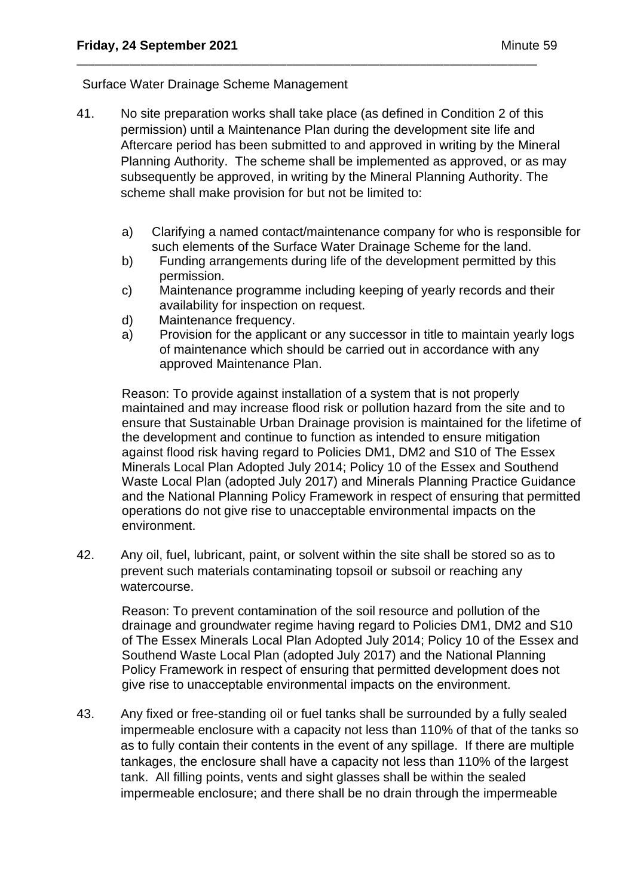Surface Water Drainage Scheme Management

41. No site preparation works shall take place (as defined in Condition 2 of this permission) until a Maintenance Plan during the development site life and Aftercare period has been submitted to and approved in writing by the Mineral Planning Authority. The scheme shall be implemented as approved, or as may subsequently be approved, in writing by the Mineral Planning Authority. The scheme shall make provision for but not be limited to:

    a) Clarifying a named contact/maintenance company for who is responsible for such elements of the Surface Water Drainage Scheme for the land.
    b) Funding arrangements during life of the development permitted by this permission.
    c) Maintenance programme including keeping of yearly records and their availability for inspection on request.
    d) Maintenance frequency.
    a) Provision for the applicant or any successor in title to maintain yearly logs of maintenance which should be carried out in accordance with any approved Maintenance Plan.

    Reason: To provide against installation of a system that is not properly maintained and may increase flood risk or pollution hazard from the site and to ensure that Sustainable Urban Drainage provision is maintained for the lifetime of the development and continue to function as intended to ensure mitigation against flood risk having regard to Policies DM1, DM2 and S10 of The Essex Minerals Local Plan Adopted July 2014; Policy 10 of the Essex and Southend Waste Local Plan (adopted July 2017) and Minerals Planning Practice Guidance and the National Planning Policy Framework in respect of ensuring that permitted operations do not give rise to unacceptable environmental impacts on the environment.

42. Any oil, fuel, lubricant, paint, or solvent within the site shall be stored so as to prevent such materials contaminating topsoil or subsoil or reaching any watercourse.

    Reason: To prevent contamination of the soil resource and pollution of the drainage and groundwater regime having regard to Policies DM1, DM2 and S10 of The Essex Minerals Local Plan Adopted July 2014; Policy 10 of the Essex and Southend Waste Local Plan (adopted July 2017) and the National Planning Policy Framework in respect of ensuring that permitted development does not give rise to unacceptable environmental impacts on the environment.

43. Any fixed or free-standing oil or fuel tanks shall be surrounded by a fully sealed impermeable enclosure with a capacity not less than 110% of that of the tanks so as to fully contain their contents in the event of any spillage. If there are multiple tankages, the enclosure shall have a capacity not less than 110% of the largest tank. All filling points, vents and sight glasses shall be within the sealed impermeable enclosure; and there shall be no drain through the impermeable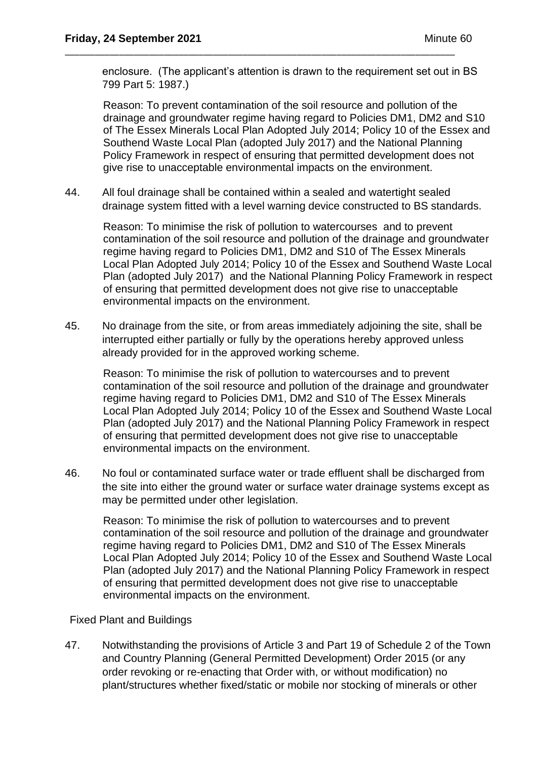enclosure. (The applicant's attention is drawn to the requirement set out in BS 799 Part 5: 1987.)

Reason: To prevent contamination of the soil resource and pollution of the drainage and groundwater regime having regard to Policies DM1, DM2 and S10 of The Essex Minerals Local Plan Adopted July 2014; Policy 10 of the Essex and Southend Waste Local Plan (adopted July 2017) and the National Planning Policy Framework in respect of ensuring that permitted development does not give rise to unacceptable environmental impacts on the environment.

44. All foul drainage shall be contained within a sealed and watertight sealed drainage system fitted with a level warning device constructed to BS standards.

Reason: To minimise the risk of pollution to watercourses and to prevent contamination of the soil resource and pollution of the drainage and groundwater regime having regard to Policies DM1, DM2 and S10 of The Essex Minerals Local Plan Adopted July 2014; Policy 10 of the Essex and Southend Waste Local Plan (adopted July 2017) and the National Planning Policy Framework in respect of ensuring that permitted development does not give rise to unacceptable environmental impacts on the environment.

45. No drainage from the site, or from areas immediately adjoining the site, shall be interrupted either partially or fully by the operations hereby approved unless already provided for in the approved working scheme.

Reason: To minimise the risk of pollution to watercourses and to prevent contamination of the soil resource and pollution of the drainage and groundwater regime having regard to Policies DM1, DM2 and S10 of The Essex Minerals Local Plan Adopted July 2014; Policy 10 of the Essex and Southend Waste Local Plan (adopted July 2017) and the National Planning Policy Framework in respect of ensuring that permitted development does not give rise to unacceptable environmental impacts on the environment.

46. No foul or contaminated surface water or trade effluent shall be discharged from the site into either the ground water or surface water drainage systems except as may be permitted under other legislation.

Reason: To minimise the risk of pollution to watercourses and to prevent contamination of the soil resource and pollution of the drainage and groundwater regime having regard to Policies DM1, DM2 and S10 of The Essex Minerals Local Plan Adopted July 2014; Policy 10 of the Essex and Southend Waste Local Plan (adopted July 2017) and the National Planning Policy Framework in respect of ensuring that permitted development does not give rise to unacceptable environmental impacts on the environment.

Fixed Plant and Buildings

47. Notwithstanding the provisions of Article 3 and Part 19 of Schedule 2 of the Town and Country Planning (General Permitted Development) Order 2015 (or any order revoking or re-enacting that Order with, or without modification) no plant/structures whether fixed/static or mobile nor stocking of minerals or other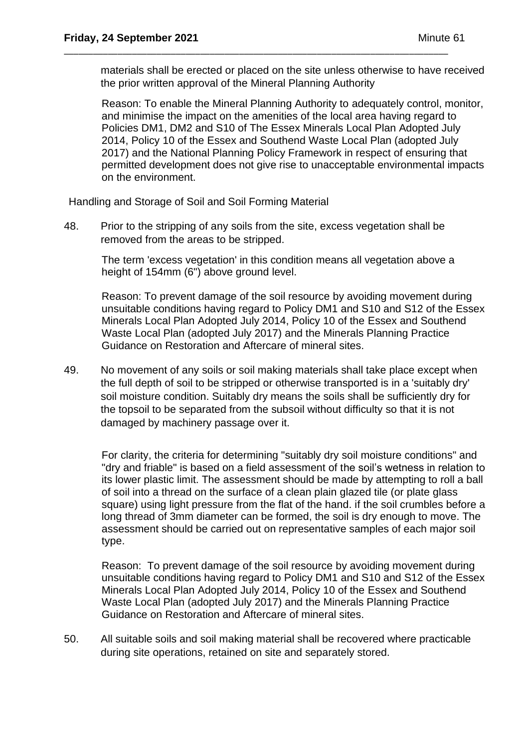materials shall be erected or placed on the site unless otherwise to have received the prior written approval of the Mineral Planning Authority

Reason: To enable the Mineral Planning Authority to adequately control, monitor, and minimise the impact on the amenities of the local area having regard to Policies DM1, DM2 and S10 of The Essex Minerals Local Plan Adopted July 2014, Policy 10 of the Essex and Southend Waste Local Plan (adopted July 2017) and the National Planning Policy Framework in respect of ensuring that permitted development does not give rise to unacceptable environmental impacts on the environment.

Handling and Storage of Soil and Soil Forming Material

48. Prior to the stripping of any soils from the site, excess vegetation shall be removed from the areas to be stripped.

    The term 'excess vegetation' in this condition means all vegetation above a height of 154mm (6") above ground level.

    Reason: To prevent damage of the soil resource by avoiding movement during unsuitable conditions having regard to Policy DM1 and S10 and S12 of the Essex Minerals Local Plan Adopted July 2014, Policy 10 of the Essex and Southend Waste Local Plan (adopted July 2017) and the Minerals Planning Practice Guidance on Restoration and Aftercare of mineral sites.

49. No movement of any soils or soil making materials shall take place except when the full depth of soil to be stripped or otherwise transported is in a 'suitably dry' soil moisture condition. Suitably dry means the soils shall be sufficiently dry for the topsoil to be separated from the subsoil without difficulty so that it is not damaged by machinery passage over it.

    For clarity, the criteria for determining "suitably dry soil moisture conditions" and "dry and friable" is based on a field assessment of the soil's wetness in relation to its lower plastic limit. The assessment should be made by attempting to roll a ball of soil into a thread on the surface of a clean plain glazed tile (or plate glass square) using light pressure from the flat of the hand. if the soil crumbles before a long thread of 3mm diameter can be formed, the soil is dry enough to move. The assessment should be carried out on representative samples of each major soil type.

    Reason: To prevent damage of the soil resource by avoiding movement during unsuitable conditions having regard to Policy DM1 and S10 and S12 of the Essex Minerals Local Plan Adopted July 2014, Policy 10 of the Essex and Southend Waste Local Plan (adopted July 2017) and the Minerals Planning Practice Guidance on Restoration and Aftercare of mineral sites.

50. All suitable soils and soil making material shall be recovered where practicable during site operations, retained on site and separately stored.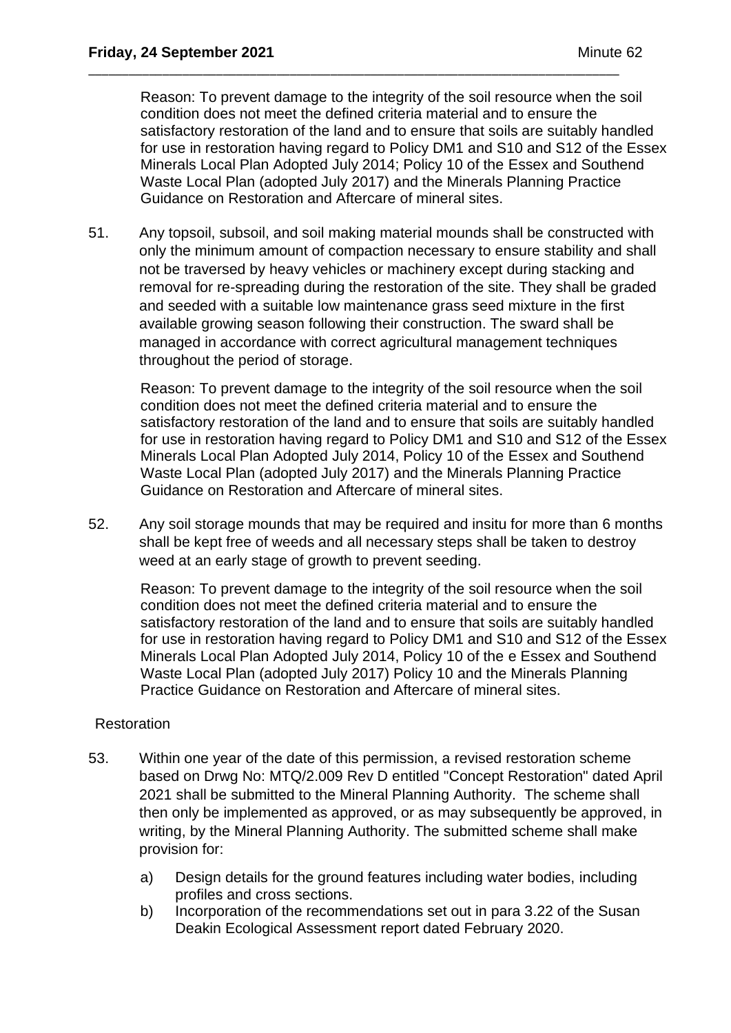Reason: To prevent damage to the integrity of the soil resource when the soil condition does not meet the defined criteria material and to ensure the satisfactory restoration of the land and to ensure that soils are suitably handled for use in restoration having regard to Policy DM1 and S10 and S12 of the Essex Minerals Local Plan Adopted July 2014; Policy 10 of the Essex and Southend Waste Local Plan (adopted July 2017) and the Minerals Planning Practice Guidance on Restoration and Aftercare of mineral sites.

51. Any topsoil, subsoil, and soil making material mounds shall be constructed with only the minimum amount of compaction necessary to ensure stability and shall not be traversed by heavy vehicles or machinery except during stacking and removal for re-spreading during the restoration of the site. They shall be graded and seeded with a suitable low maintenance grass seed mixture in the first available growing season following their construction. The sward shall be managed in accordance with correct agricultural management techniques throughout the period of storage.

    Reason: To prevent damage to the integrity of the soil resource when the soil condition does not meet the defined criteria material and to ensure the satisfactory restoration of the land and to ensure that soils are suitably handled for use in restoration having regard to Policy DM1 and S10 and S12 of the Essex Minerals Local Plan Adopted July 2014, Policy 10 of the Essex and Southend Waste Local Plan (adopted July 2017) and the Minerals Planning Practice Guidance on Restoration and Aftercare of mineral sites.

52. Any soil storage mounds that may be required and insitu for more than 6 months shall be kept free of weeds and all necessary steps shall be taken to destroy weed at an early stage of growth to prevent seeding.

    Reason: To prevent damage to the integrity of the soil resource when the soil condition does not meet the defined criteria material and to ensure the satisfactory restoration of the land and to ensure that soils are suitably handled for use in restoration having regard to Policy DM1 and S10 and S12 of the Essex Minerals Local Plan Adopted July 2014, Policy 10 of the e Essex and Southend Waste Local Plan (adopted July 2017) Policy 10 and the Minerals Planning Practice Guidance on Restoration and Aftercare of mineral sites.

Restoration

53. Within one year of the date of this permission, a revised restoration scheme based on Drwg No: MTQ/2.009 Rev D entitled "Concept Restoration" dated April 2021 shall be submitted to the Mineral Planning Authority. The scheme shall then only be implemented as approved, or as may subsequently be approved, in writing, by the Mineral Planning Authority. The submitted scheme shall make provision for:

    a) Design details for the ground features including water bodies, including profiles and cross sections.
    b) Incorporation of the recommendations set out in para 3.22 of the Susan Deakin Ecological Assessment report dated February 2020.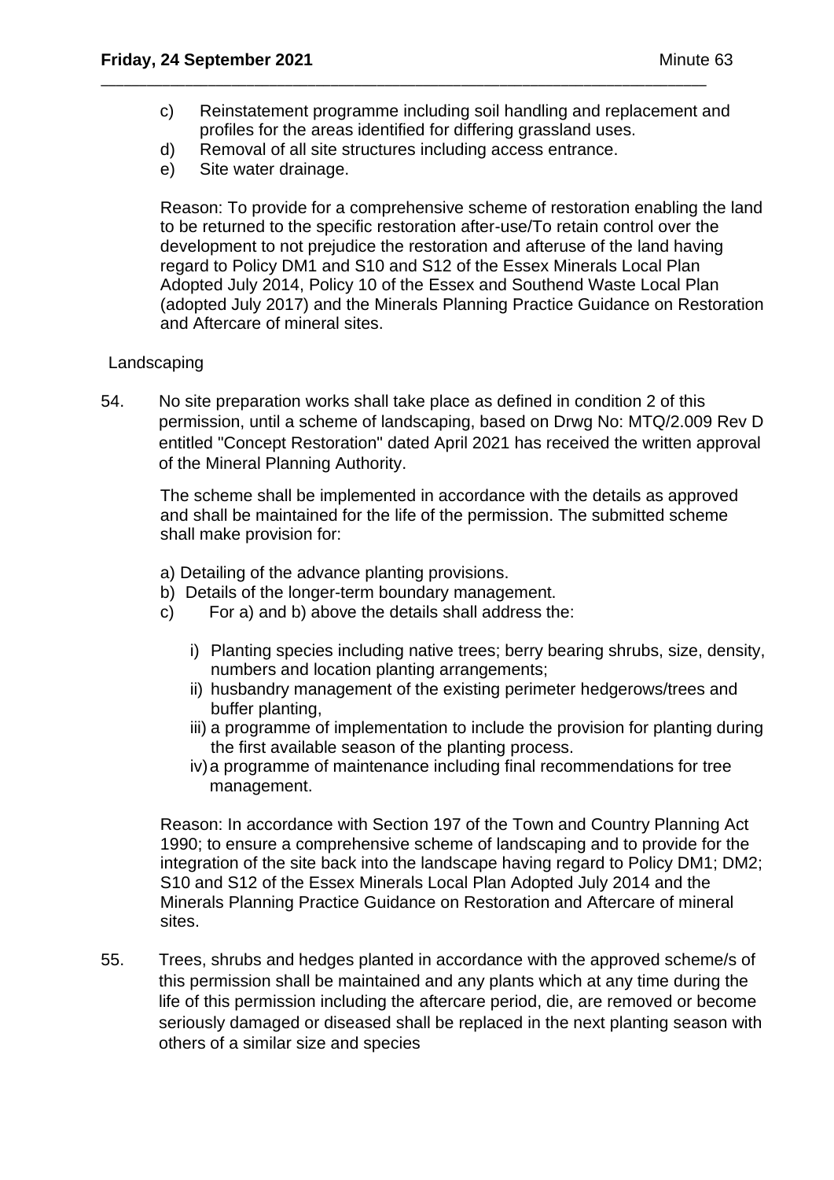c) Reinstatement programme including soil handling and replacement and profiles for the areas identified for differing grassland uses.
d) Removal of all site structures including access entrance.
e) Site water drainage.

Reason: To provide for a comprehensive scheme of restoration enabling the land to be returned to the specific restoration after-use/To retain control over the development to not prejudice the restoration and afteruse of the land having regard to Policy DM1 and S10 and S12 of the Essex Minerals Local Plan Adopted July 2014, Policy 10 of the Essex and Southend Waste Local Plan (adopted July 2017) and the Minerals Planning Practice Guidance on Restoration and Aftercare of mineral sites.

Landscaping

54. No site preparation works shall take place as defined in condition 2 of this permission, until a scheme of landscaping, based on Drwg No: MTQ/2.009 Rev D entitled "Concept Restoration" dated April 2021 has received the written approval of the Mineral Planning Authority.

The scheme shall be implemented in accordance with the details as approved and shall be maintained for the life of the permission. The submitted scheme shall make provision for:

a) Detailing of the advance planting provisions.
b) Details of the longer-term boundary management.
c) For a) and b) above the details shall address the:

   i) Planting species including native trees; berry bearing shrubs, size, density, numbers and location planting arrangements;
   ii) husbandry management of the existing perimeter hedgerows/trees and buffer planting,
   iii) a programme of implementation to include the provision for planting during the first available season of the planting process.
   iv) a programme of maintenance including final recommendations for tree management.

Reason: In accordance with Section 197 of the Town and Country Planning Act 1990; to ensure a comprehensive scheme of landscaping and to provide for the integration of the site back into the landscape having regard to Policy DM1; DM2; S10 and S12 of the Essex Minerals Local Plan Adopted July 2014 and the Minerals Planning Practice Guidance on Restoration and Aftercare of mineral sites.

55. Trees, shrubs and hedges planted in accordance with the approved scheme/s of this permission shall be maintained and any plants which at any time during the life of this permission including the aftercare period, die, are removed or become seriously damaged or diseased shall be replaced in the next planting season with others of a similar size and species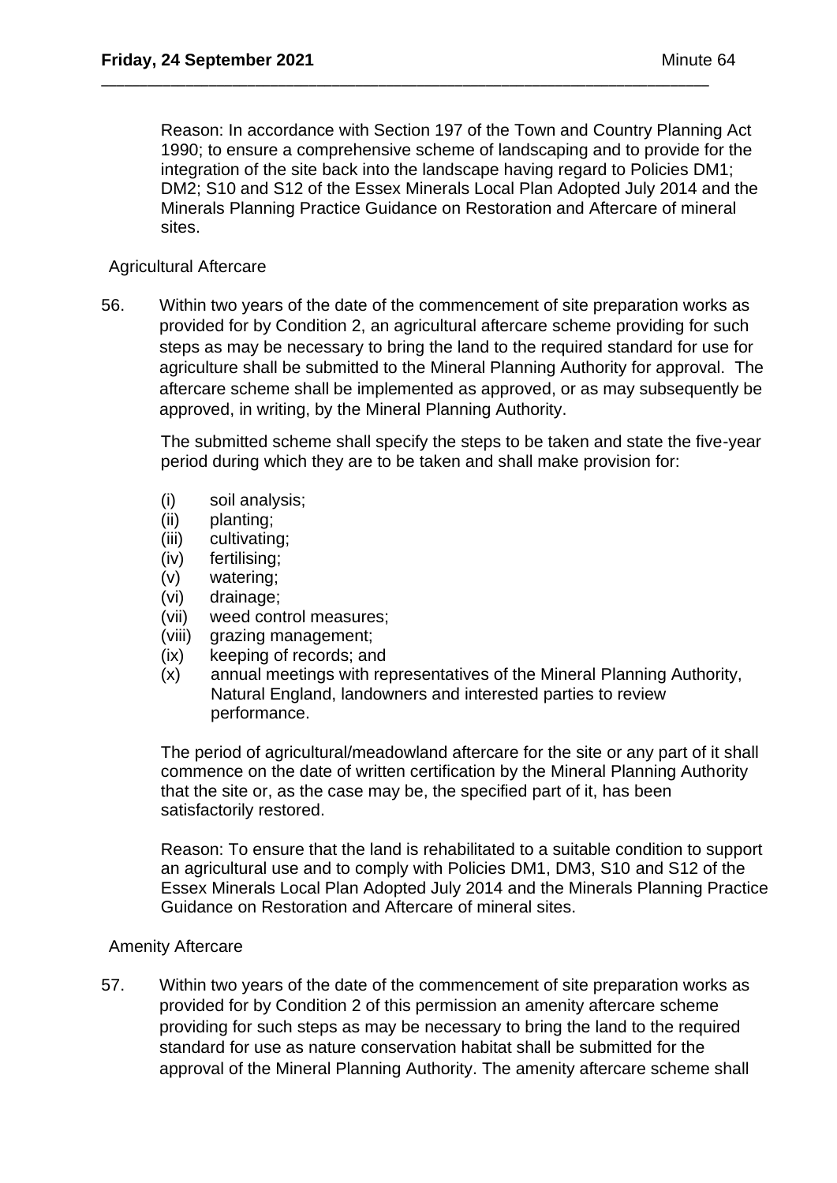Reason: In accordance with Section 197 of the Town and Country Planning Act 1990; to ensure a comprehensive scheme of landscaping and to provide for the integration of the site back into the landscape having regard to Policies DM1; DM2; S10 and S12 of the Essex Minerals Local Plan Adopted July 2014 and the Minerals Planning Practice Guidance on Restoration and Aftercare of mineral sites.

Agricultural Aftercare

56. Within two years of the date of the commencement of site preparation works as provided for by Condition 2, an agricultural aftercare scheme providing for such steps as may be necessary to bring the land to the required standard for use for agriculture shall be submitted to the Mineral Planning Authority for approval. The aftercare scheme shall be implemented as approved, or as may subsequently be approved, in writing, by the Mineral Planning Authority.

    The submitted scheme shall specify the steps to be taken and state the five-year period during which they are to be taken and shall make provision for:

    (i) soil analysis;
    (ii) planting;
    (iii) cultivating;
    (iv) fertilising;
    (v) watering;
    (vi) drainage;
    (vii) weed control measures;
    (viii) grazing management;
    (ix) keeping of records; and
    (x) annual meetings with representatives of the Mineral Planning Authority, Natural England, landowners and interested parties to review performance.

    The period of agricultural/meadowland aftercare for the site or any part of it shall commence on the date of written certification by the Mineral Planning Authority that the site or, as the case may be, the specified part of it, has been satisfactorily restored.

    Reason: To ensure that the land is rehabilitated to a suitable condition to support an agricultural use and to comply with Policies DM1, DM3, S10 and S12 of the Essex Minerals Local Plan Adopted July 2014 and the Minerals Planning Practice Guidance on Restoration and Aftercare of mineral sites.

Amenity Aftercare

57. Within two years of the date of the commencement of site preparation works as provided for by Condition 2 of this permission an amenity aftercare scheme providing for such steps as may be necessary to bring the land to the required standard for use as nature conservation habitat shall be submitted for the approval of the Mineral Planning Authority. The amenity aftercare scheme shall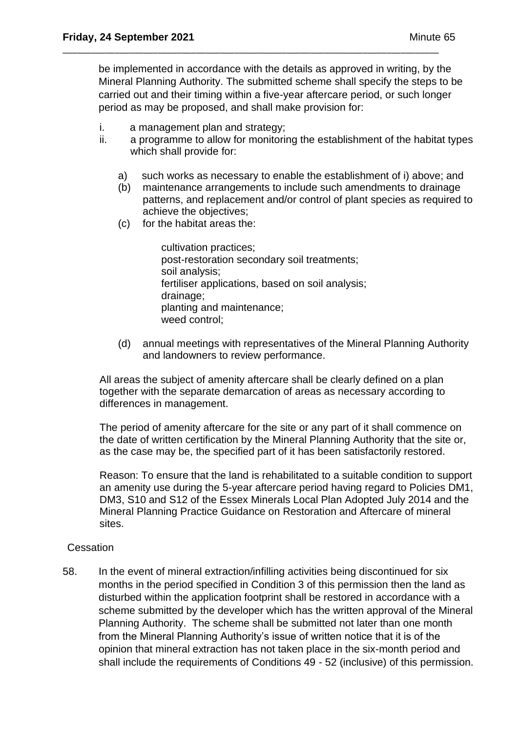be implemented in accordance with the details as approved in writing, by the Mineral Planning Authority. The submitted scheme shall specify the steps to be carried out and their timing within a five-year aftercare period, or such longer period as may be proposed, and shall make provision for:

i. a management plan and strategy;
ii. a programme to allow for monitoring the establishment of the habitat types which shall provide for:

   a) such works as necessary to enable the establishment of i) above; and
   (b) maintenance arrangements to include such amendments to drainage patterns, and replacement and/or control of plant species as required to achieve the objectives;
   (c) for the habitat areas the:

      cultivation practices;
      post-restoration secondary soil treatments;
      soil analysis;
      fertiliser applications, based on soil analysis;
      drainage;
      planting and maintenance;
      weed control;

   (d) annual meetings with representatives of the Mineral Planning Authority and landowners to review performance.

All areas the subject of amenity aftercare shall be clearly defined on a plan together with the separate demarcation of areas as necessary according to differences in management.

The period of amenity aftercare for the site or any part of it shall commence on the date of written certification by the Mineral Planning Authority that the site or, as the case may be, the specified part of it has been satisfactorily restored.

Reason: To ensure that the land is rehabilitated to a suitable condition to support an amenity use during the 5-year aftercare period having regard to Policies DM1, DM3, S10 and S12 of the Essex Minerals Local Plan Adopted July 2014 and the Mineral Planning Practice Guidance on Restoration and Aftercare of mineral sites.

Cessation

58. In the event of mineral extraction/infilling activities being discontinued for six months in the period specified in Condition 3 of this permission then the land as disturbed within the application footprint shall be restored in accordance with a scheme submitted by the developer which has the written approval of the Mineral Planning Authority. The scheme shall be submitted not later than one month from the Mineral Planning Authority's issue of written notice that it is of the opinion that mineral extraction has not taken place in the six-month period and shall include the requirements of Conditions 49 - 52 (inclusive) of this permission.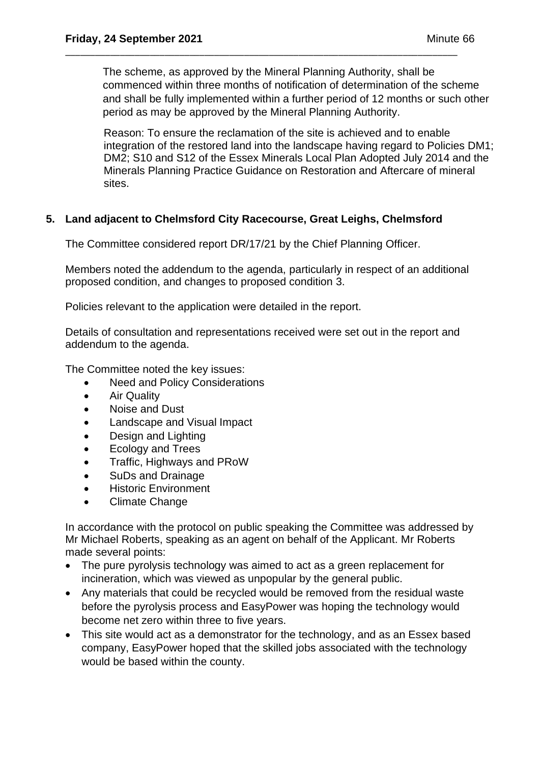The scheme, as approved by the Mineral Planning Authority, shall be commenced within three months of notification of determination of the scheme and shall be fully implemented within a further period of 12 months or such other period as may be approved by the Mineral Planning Authority.

Reason: To ensure the reclamation of the site is achieved and to enable integration of the restored land into the landscape having regard to Policies DM1; DM2; S10 and S12 of the Essex Minerals Local Plan Adopted July 2014 and the Minerals Planning Practice Guidance on Restoration and Aftercare of mineral sites.

## 5. Land adjacent to Chelmsford City Racecourse, Great Leighs, Chelmsford

The Committee considered report DR/17/21 by the Chief Planning Officer.

Members noted the addendum to the agenda, particularly in respect of an additional proposed condition, and changes to proposed condition 3.

Policies relevant to the application were detailed in the report.

Details of consultation and representations received were set out in the report and addendum to the agenda.

The Committee noted the key issues:

- Need and Policy Considerations
- Air Quality
- Noise and Dust
- Landscape and Visual Impact
- Design and Lighting
- Ecology and Trees
- Traffic, Highways and PRoW
- SuDs and Drainage
- Historic Environment
- Climate Change

In accordance with the protocol on public speaking the Committee was addressed by Mr Michael Roberts, speaking as an agent on behalf of the Applicant. Mr Roberts made several points:

- The pure pyrolysis technology was aimed to act as a green replacement for incineration, which was viewed as unpopular by the general public.
- Any materials that could be recycled would be removed from the residual waste before the pyrolysis process and EasyPower was hoping the technology would become net zero within three to five years.
- This site would act as a demonstrator for the technology, and as an Essex based company, EasyPower hoped that the skilled jobs associated with the technology would be based within the county.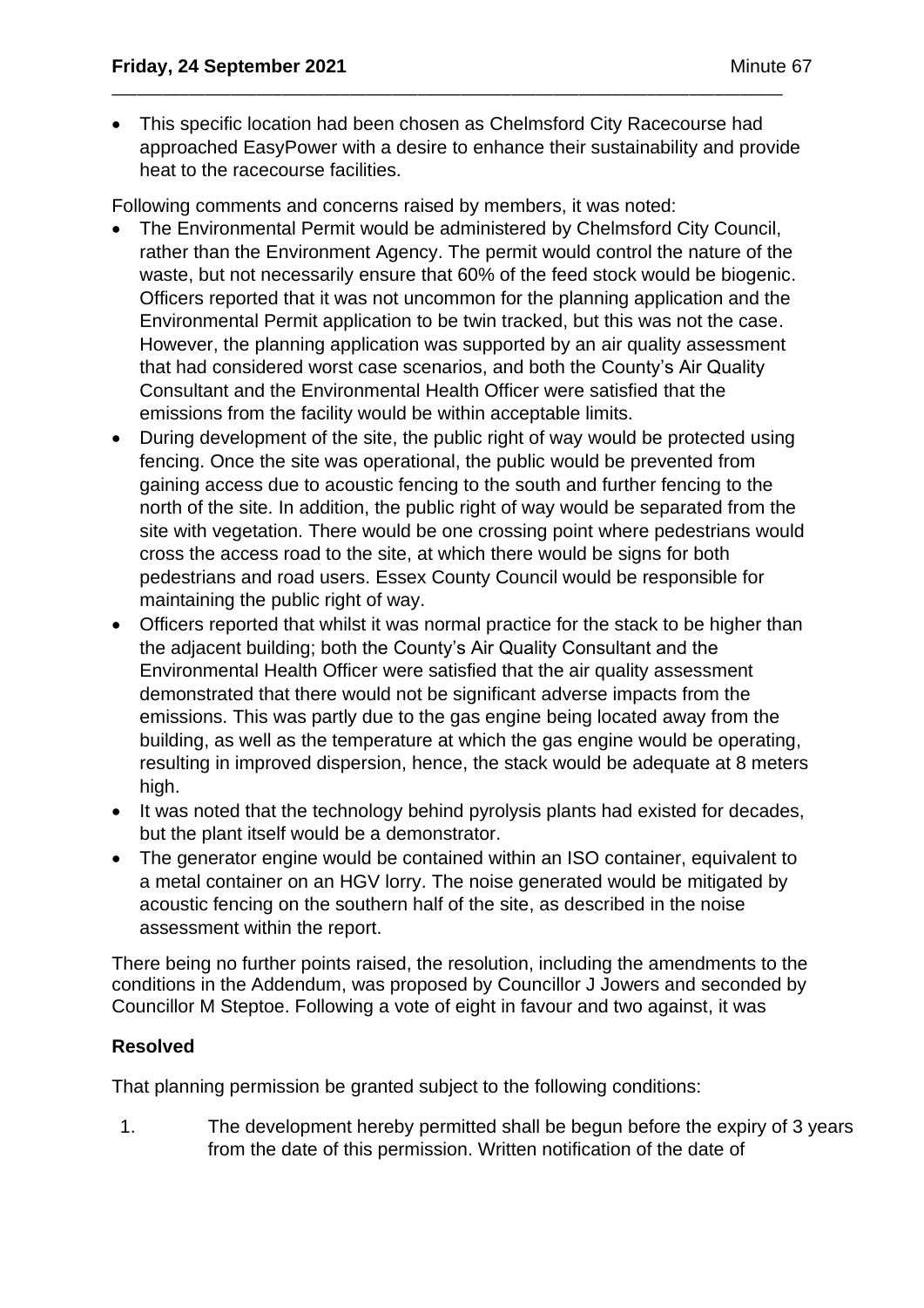- This specific location had been chosen as Chelmsford City Racecourse had approached EasyPower with a desire to enhance their sustainability and provide heat to the racecourse facilities.

Following comments and concerns raised by members, it was noted:

- The Environmental Permit would be administered by Chelmsford City Council, rather than the Environment Agency. The permit would control the nature of the waste, but not necessarily ensure that 60% of the feed stock would be biogenic. Officers reported that it was not uncommon for the planning application and the Environmental Permit application to be twin tracked, but this was not the case. However, the planning application was supported by an air quality assessment that had considered worst case scenarios, and both the County's Air Quality Consultant and the Environmental Health Officer were satisfied that the emissions from the facility would be within acceptable limits.
- During development of the site, the public right of way would be protected using fencing. Once the site was operational, the public would be prevented from gaining access due to acoustic fencing to the south and further fencing to the north of the site. In addition, the public right of way would be separated from the site with vegetation. There would be one crossing point where pedestrians would cross the access road to the site, at which there would be signs for both pedestrians and road users. Essex County Council would be responsible for maintaining the public right of way.
- Officers reported that whilst it was normal practice for the stack to be higher than the adjacent building; both the County's Air Quality Consultant and the Environmental Health Officer were satisfied that the air quality assessment demonstrated that there would not be significant adverse impacts from the emissions. This was partly due to the gas engine being located away from the building, as well as the temperature at which the gas engine would be operating, resulting in improved dispersion, hence, the stack would be adequate at 8 meters high.
- It was noted that the technology behind pyrolysis plants had existed for decades, but the plant itself would be a demonstrator.
- The generator engine would be contained within an ISO container, equivalent to a metal container on an HGV lorry. The noise generated would be mitigated by acoustic fencing on the southern half of the site, as described in the noise assessment within the report.

There being no further points raised, the resolution, including the amendments to the conditions in the Addendum, was proposed by Councillor J Jowers and seconded by Councillor M Steptoe. Following a vote of eight in favour and two against, it was

**Resolved**

That planning permission be granted subject to the following conditions:

1. The development hereby permitted shall be begun before the expiry of 3 years from the date of this permission. Written notification of the date of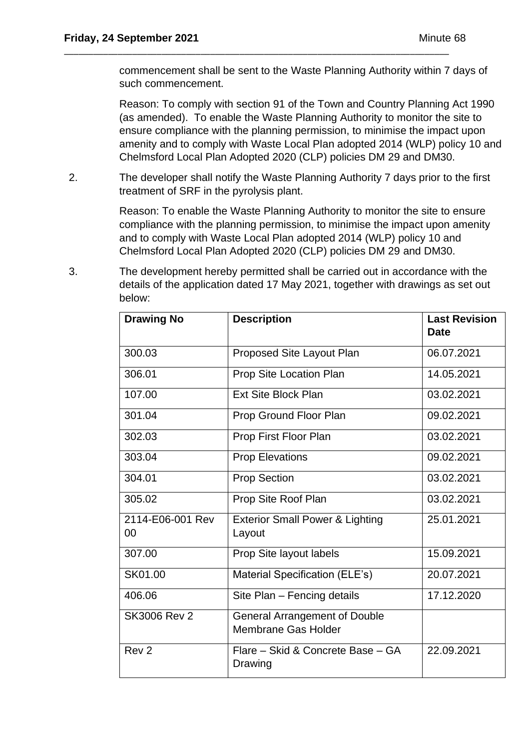commencement shall be sent to the Waste Planning Authority within 7 days of such commencement.

Reason: To comply with section 91 of the Town and Country Planning Act 1990 (as amended). To enable the Waste Planning Authority to monitor the site to ensure compliance with the planning permission, to minimise the impact upon amenity and to comply with Waste Local Plan adopted 2014 (WLP) policy 10 and Chelmsford Local Plan Adopted 2020 (CLP) policies DM 29 and DM30.

2. The developer shall notify the Waste Planning Authority 7 days prior to the first treatment of SRF in the pyrolysis plant.

   Reason: To enable the Waste Planning Authority to monitor the site to ensure compliance with the planning permission, to minimise the impact upon amenity and to comply with Waste Local Plan adopted 2014 (WLP) policy 10 and Chelmsford Local Plan Adopted 2020 (CLP) policies DM 29 and DM30.

3. The development hereby permitted shall be carried out in accordance with the details of the application dated 17 May 2021, together with drawings as set out below:

| Drawing No | Description | Last Revision Date |
|---|---|---|
| 300.03 | Proposed Site Layout Plan | 06.07.2021 |
| 306.01 | Prop Site Location Plan | 14.05.2021 |
| 107.00 | Ext Site Block Plan | 03.02.2021 |
| 301.04 | Prop Ground Floor Plan | 09.02.2021 |
| 302.03 | Prop First Floor Plan | 03.02.2021 |
| 303.04 | Prop Elevations | 09.02.2021 |
| 304.01 | Prop Section | 03.02.2021 |
| 305.02 | Prop Site Roof Plan | 03.02.2021 |
| 2114-E06-001 Rev 00 | Exterior Small Power & Lighting Layout | 25.01.2021 |
| 307.00 | Prop Site layout labels | 15.09.2021 |
| SK01.00 | Material Specification (ELE's) | 20.07.2021 |
| 406.06 | Site Plan – Fencing details | 17.12.2020 |
| SK3006 Rev 2 | General Arrangement of Double Membrane Gas Holder | |
| Rev 2 | Flare – Skid & Concrete Base – GA Drawing | 22.09.2021 |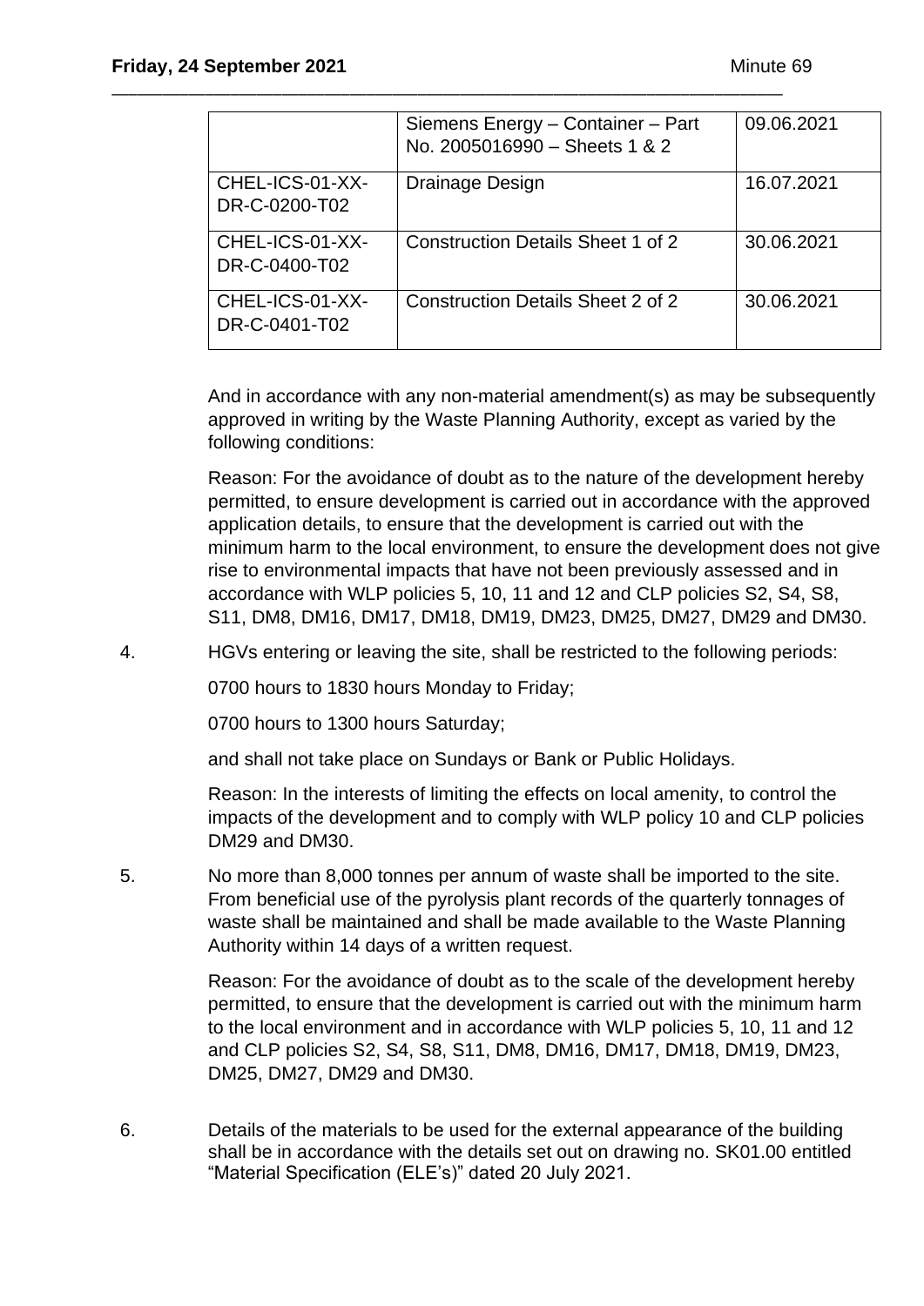| | | |
|---|---|---|
| | Siemens Energy – Container – Part No. 2005016990 – Sheets 1 & 2 | 09.06.2021 |
| CHEL-ICS-01-XX-DR-C-0200-T02 | Drainage Design | 16.07.2021 |
| CHEL-ICS-01-XX-DR-C-0400-T02 | Construction Details Sheet 1 of 2 | 30.06.2021 |
| CHEL-ICS-01-XX-DR-C-0401-T02 | Construction Details Sheet 2 of 2 | 30.06.2021 |

And in accordance with any non-material amendment(s) as may be subsequently approved in writing by the Waste Planning Authority, except as varied by the following conditions:

Reason: For the avoidance of doubt as to the nature of the development hereby permitted, to ensure development is carried out in accordance with the approved application details, to ensure that the development is carried out with the minimum harm to the local environment, to ensure the development does not give rise to environmental impacts that have not been previously assessed and in accordance with WLP policies 5, 10, 11 and 12 and CLP policies S2, S4, S8, S11, DM8, DM16, DM17, DM18, DM19, DM23, DM25, DM27, DM29 and DM30.

4. HGVs entering or leaving the site, shall be restricted to the following periods:

   0700 hours to 1830 hours Monday to Friday;

   0700 hours to 1300 hours Saturday;

   and shall not take place on Sundays or Bank or Public Holidays.

   Reason: In the interests of limiting the effects on local amenity, to control the impacts of the development and to comply with WLP policy 10 and CLP policies DM29 and DM30.

5. No more than 8,000 tonnes per annum of waste shall be imported to the site. From beneficial use of the pyrolysis plant records of the quarterly tonnages of waste shall be maintained and shall be made available to the Waste Planning Authority within 14 days of a written request.

   Reason: For the avoidance of doubt as to the scale of the development hereby permitted, to ensure that the development is carried out with the minimum harm to the local environment and in accordance with WLP policies 5, 10, 11 and 12 and CLP policies S2, S4, S8, S11, DM8, DM16, DM17, DM18, DM19, DM23, DM25, DM27, DM29 and DM30.

6. Details of the materials to be used for the external appearance of the building shall be in accordance with the details set out on drawing no. SK01.00 entitled "Material Specification (ELE's)" dated 20 July 2021.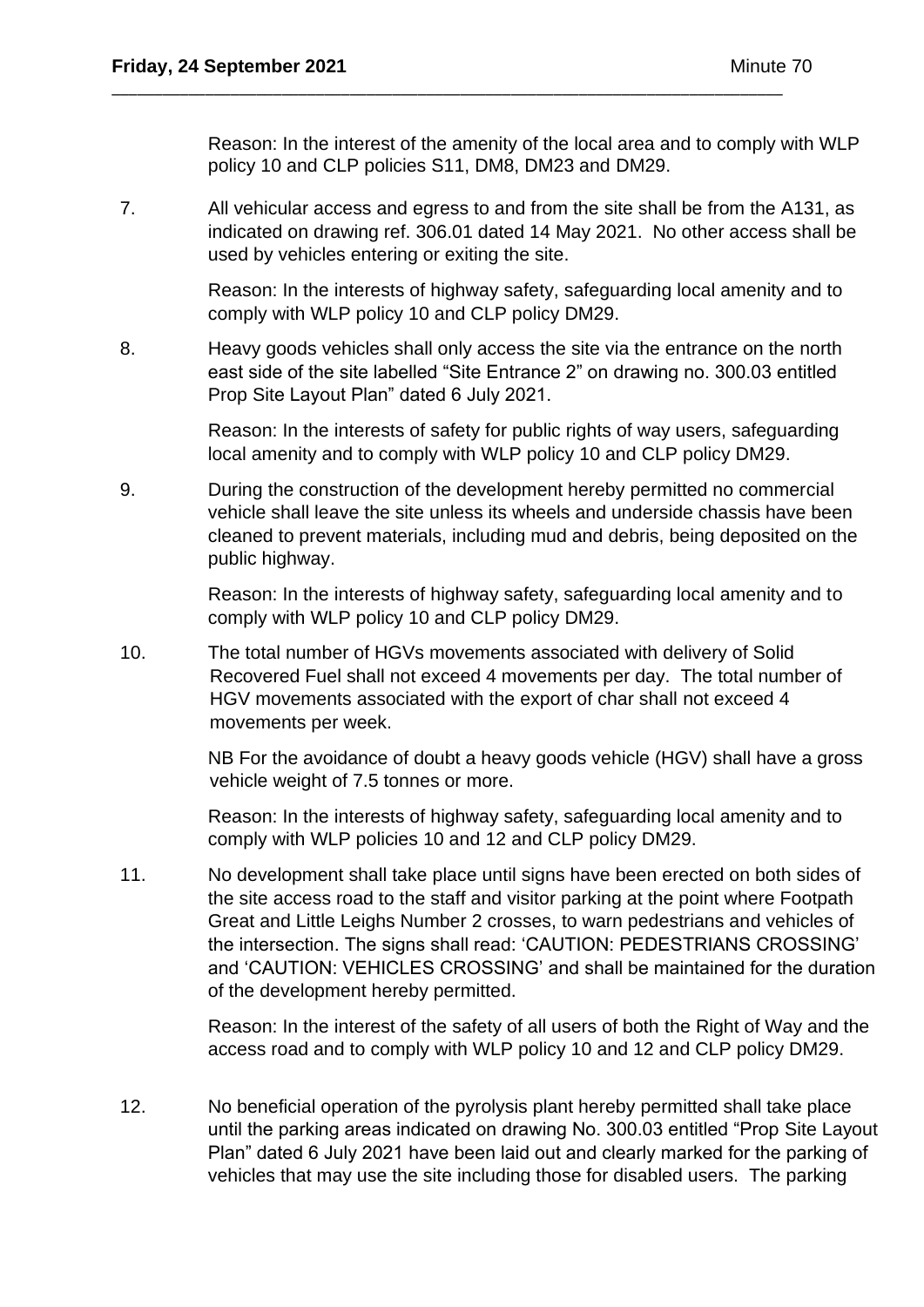Reason: In the interest of the amenity of the local area and to comply with WLP policy 10 and CLP policies S11, DM8, DM23 and DM29.

7. All vehicular access and egress to and from the site shall be from the A131, as indicated on drawing ref. 306.01 dated 14 May 2021. No other access shall be used by vehicles entering or exiting the site.

   Reason: In the interests of highway safety, safeguarding local amenity and to comply with WLP policy 10 and CLP policy DM29.

8. Heavy goods vehicles shall only access the site via the entrance on the north east side of the site labelled "Site Entrance 2" on drawing no. 300.03 entitled Prop Site Layout Plan" dated 6 July 2021.

   Reason: In the interests of safety for public rights of way users, safeguarding local amenity and to comply with WLP policy 10 and CLP policy DM29.

9. During the construction of the development hereby permitted no commercial vehicle shall leave the site unless its wheels and underside chassis have been cleaned to prevent materials, including mud and debris, being deposited on the public highway.

   Reason: In the interests of highway safety, safeguarding local amenity and to comply with WLP policy 10 and CLP policy DM29.

10. The total number of HGVs movements associated with delivery of Solid Recovered Fuel shall not exceed 4 movements per day. The total number of HGV movements associated with the export of char shall not exceed 4 movements per week.

    NB For the avoidance of doubt a heavy goods vehicle (HGV) shall have a gross vehicle weight of 7.5 tonnes or more.

    Reason: In the interests of highway safety, safeguarding local amenity and to comply with WLP policies 10 and 12 and CLP policy DM29.

11. No development shall take place until signs have been erected on both sides of the site access road to the staff and visitor parking at the point where Footpath Great and Little Leighs Number 2 crosses, to warn pedestrians and vehicles of the intersection. The signs shall read: 'CAUTION: PEDESTRIANS CROSSING' and 'CAUTION: VEHICLES CROSSING' and shall be maintained for the duration of the development hereby permitted.

    Reason: In the interest of the safety of all users of both the Right of Way and the access road and to comply with WLP policy 10 and 12 and CLP policy DM29.

12. No beneficial operation of the pyrolysis plant hereby permitted shall take place until the parking areas indicated on drawing No. 300.03 entitled "Prop Site Layout Plan" dated 6 July 2021 have been laid out and clearly marked for the parking of vehicles that may use the site including those for disabled users. The parking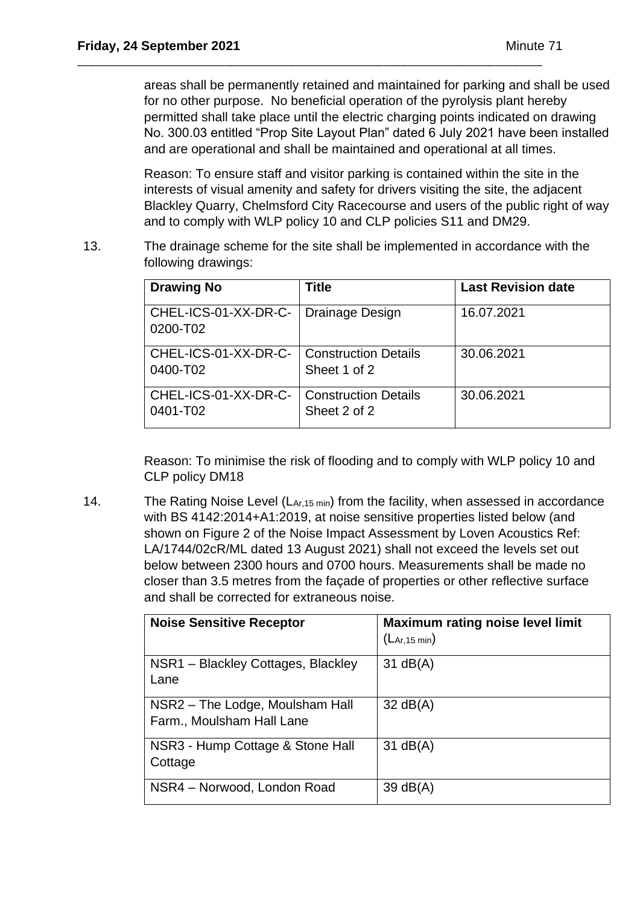areas shall be permanently retained and maintained for parking and shall be used for no other purpose. No beneficial operation of the pyrolysis plant hereby permitted shall take place until the electric charging points indicated on drawing No. 300.03 entitled "Prop Site Layout Plan" dated 6 July 2021 have been installed and are operational and shall be maintained and operational at all times.

Reason: To ensure staff and visitor parking is contained within the site in the interests of visual amenity and safety for drivers visiting the site, the adjacent Blackley Quarry, Chelmsford City Racecourse and users of the public right of way and to comply with WLP policy 10 and CLP policies S11 and DM29.

13. The drainage scheme for the site shall be implemented in accordance with the following drawings:

| Drawing No | Title | Last Revision date |
|---|---|---|
| CHEL-ICS-01-XX-DR-C-0200-T02 | Drainage Design | 16.07.2021 |
| CHEL-ICS-01-XX-DR-C-0400-T02 | Construction Details Sheet 1 of 2 | 30.06.2021 |
| CHEL-ICS-01-XX-DR-C-0401-T02 | Construction Details Sheet 2 of 2 | 30.06.2021 |

Reason: To minimise the risk of flooding and to comply with WLP policy 10 and CLP policy DM18

14. The Rating Noise Level ($L_{Ar,15\ min}$) from the facility, when assessed in accordance with BS 4142:2014+A1:2019, at noise sensitive properties listed below (and shown on Figure 2 of the Noise Impact Assessment by Loven Acoustics Ref: LA/1744/02cR/ML dated 13 August 2021) shall not exceed the levels set out below between 2300 hours and 0700 hours. Measurements shall be made no closer than 3.5 metres from the façade of properties or other reflective surface and shall be corrected for extraneous noise.

| Noise Sensitive Receptor | Maximum rating noise level limit ($L_{Ar,15\ min}$) |
|---|---|
| NSR1 – Blackley Cottages, Blackley Lane | 31 dB(A) |
| NSR2 – The Lodge, Moulsham Hall Farm., Moulsham Hall Lane | 32 dB(A) |
| NSR3 - Hump Cottage & Stone Hall Cottage | 31 dB(A) |
| NSR4 – Norwood, London Road | 39 dB(A) |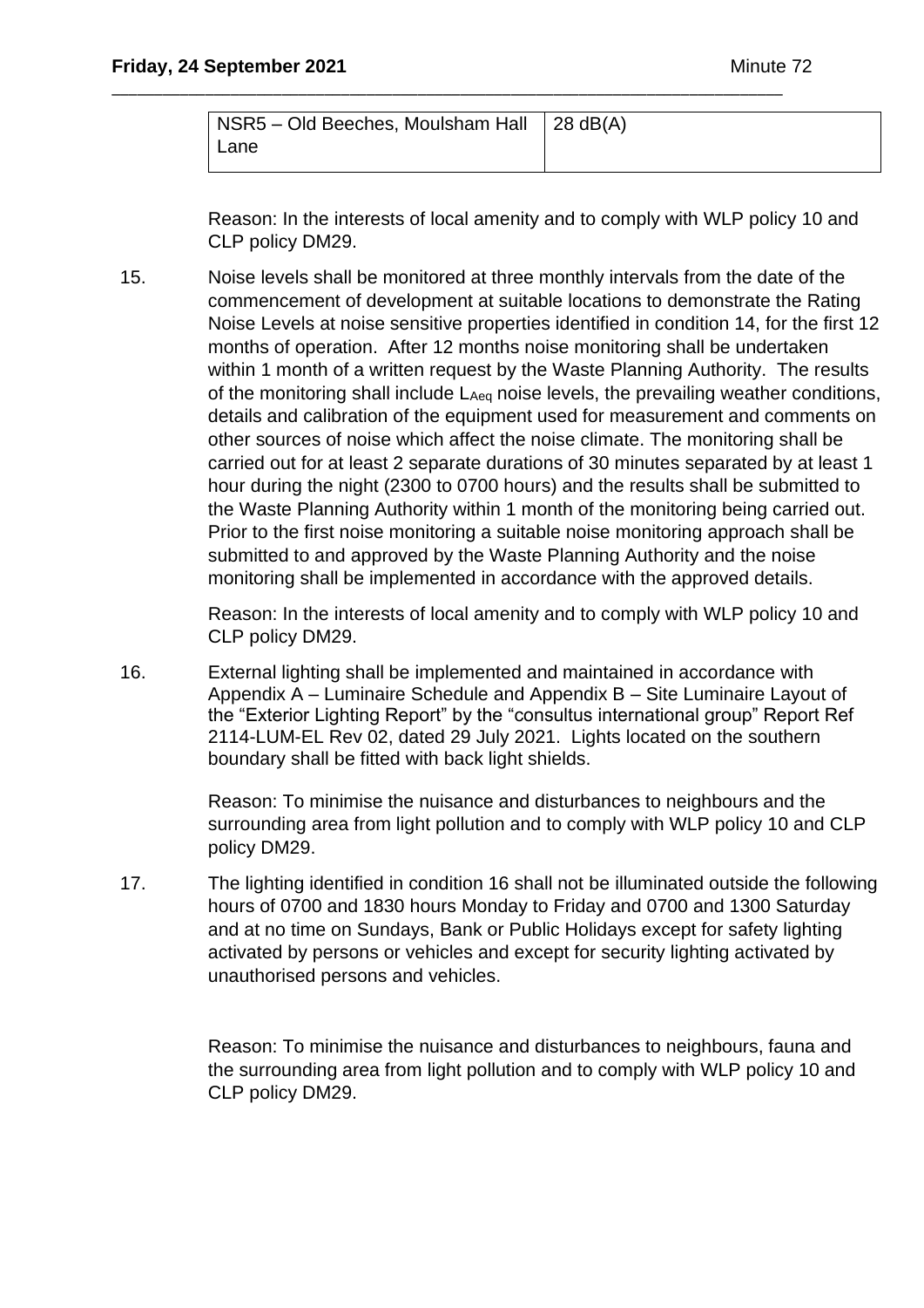| NSR5 – Old Beeches, Moulsham Hall Lane | 28 dB(A) |
|---|---|

Reason: In the interests of local amenity and to comply with WLP policy 10 and CLP policy DM29.

15. Noise levels shall be monitored at three monthly intervals from the date of the commencement of development at suitable locations to demonstrate the Rating Noise Levels at noise sensitive properties identified in condition 14, for the first 12 months of operation. After 12 months noise monitoring shall be undertaken within 1 month of a written request by the Waste Planning Authority. The results of the monitoring shall include $L_{Aeq}$ noise levels, the prevailing weather conditions, details and calibration of the equipment used for measurement and comments on other sources of noise which affect the noise climate. The monitoring shall be carried out for at least 2 separate durations of 30 minutes separated by at least 1 hour during the night (2300 to 0700 hours) and the results shall be submitted to the Waste Planning Authority within 1 month of the monitoring being carried out. Prior to the first noise monitoring a suitable noise monitoring approach shall be submitted to and approved by the Waste Planning Authority and the noise monitoring shall be implemented in accordance with the approved details.

    Reason: In the interests of local amenity and to comply with WLP policy 10 and CLP policy DM29.

16. External lighting shall be implemented and maintained in accordance with Appendix A – Luminaire Schedule and Appendix B – Site Luminaire Layout of the "Exterior Lighting Report" by the "consultus international group" Report Ref 2114-LUM-EL Rev 02, dated 29 July 2021. Lights located on the southern boundary shall be fitted with back light shields.

    Reason: To minimise the nuisance and disturbances to neighbours and the surrounding area from light pollution and to comply with WLP policy 10 and CLP policy DM29.

17. The lighting identified in condition 16 shall not be illuminated outside the following hours of 0700 and 1830 hours Monday to Friday and 0700 and 1300 Saturday and at no time on Sundays, Bank or Public Holidays except for safety lighting activated by persons or vehicles and except for security lighting activated by unauthorised persons and vehicles.

    Reason: To minimise the nuisance and disturbances to neighbours, fauna and the surrounding area from light pollution and to comply with WLP policy 10 and CLP policy DM29.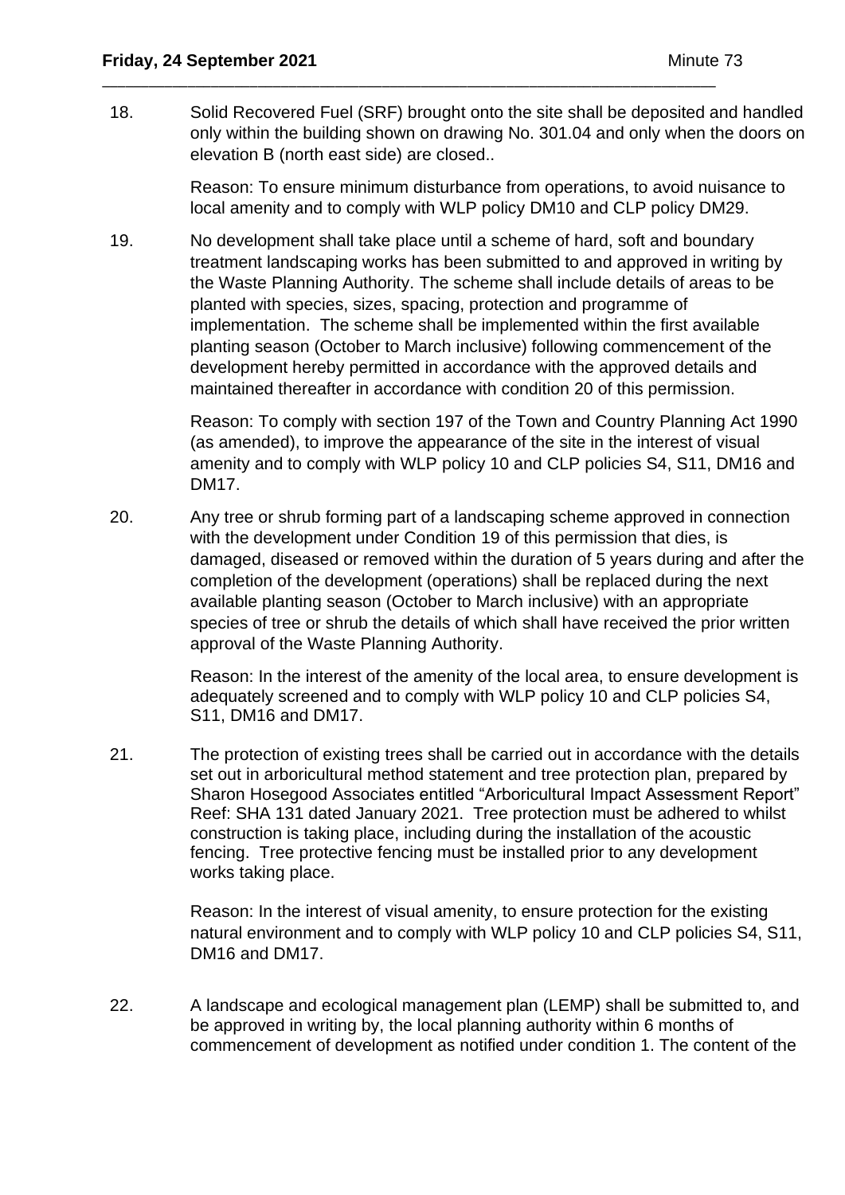18. Solid Recovered Fuel (SRF) brought onto the site shall be deposited and handled only within the building shown on drawing No. 301.04 and only when the doors on elevation B (north east side) are closed..

    Reason: To ensure minimum disturbance from operations, to avoid nuisance to local amenity and to comply with WLP policy DM10 and CLP policy DM29.

19. No development shall take place until a scheme of hard, soft and boundary treatment landscaping works has been submitted to and approved in writing by the Waste Planning Authority. The scheme shall include details of areas to be planted with species, sizes, spacing, protection and programme of implementation. The scheme shall be implemented within the first available planting season (October to March inclusive) following commencement of the development hereby permitted in accordance with the approved details and maintained thereafter in accordance with condition 20 of this permission.

    Reason: To comply with section 197 of the Town and Country Planning Act 1990 (as amended), to improve the appearance of the site in the interest of visual amenity and to comply with WLP policy 10 and CLP policies S4, S11, DM16 and DM17.

20. Any tree or shrub forming part of a landscaping scheme approved in connection with the development under Condition 19 of this permission that dies, is damaged, diseased or removed within the duration of 5 years during and after the completion of the development (operations) shall be replaced during the next available planting season (October to March inclusive) with an appropriate species of tree or shrub the details of which shall have received the prior written approval of the Waste Planning Authority.

    Reason: In the interest of the amenity of the local area, to ensure development is adequately screened and to comply with WLP policy 10 and CLP policies S4, S11, DM16 and DM17.

21. The protection of existing trees shall be carried out in accordance with the details set out in arboricultural method statement and tree protection plan, prepared by Sharon Hosegood Associates entitled "Arboricultural Impact Assessment Report" Reef: SHA 131 dated January 2021. Tree protection must be adhered to whilst construction is taking place, including during the installation of the acoustic fencing. Tree protective fencing must be installed prior to any development works taking place.

    Reason: In the interest of visual amenity, to ensure protection for the existing natural environment and to comply with WLP policy 10 and CLP policies S4, S11, DM16 and DM17.

22. A landscape and ecological management plan (LEMP) shall be submitted to, and be approved in writing by, the local planning authority within 6 months of commencement of development as notified under condition 1. The content of the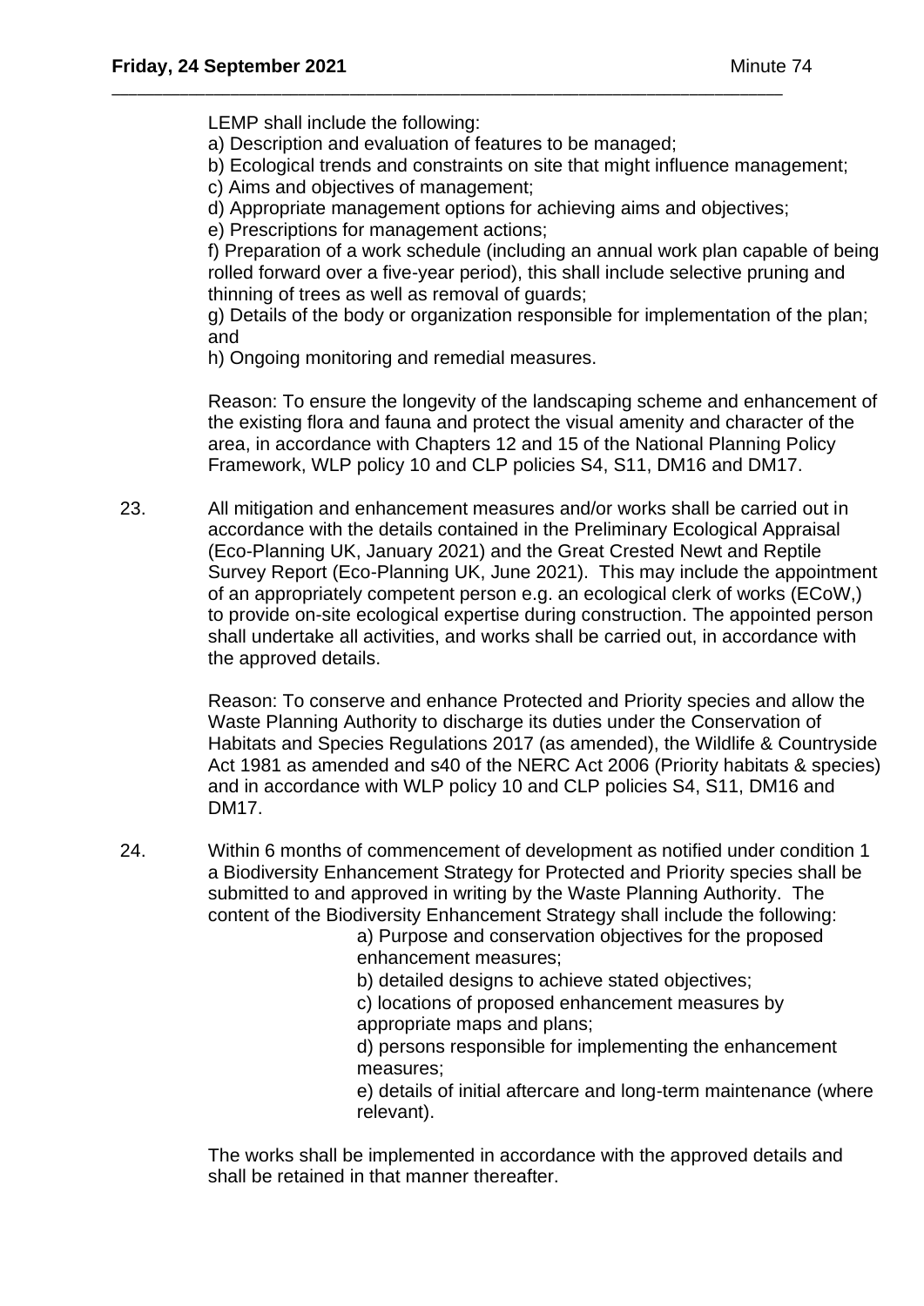LEMP shall include the following:

a) Description and evaluation of features to be managed;

b) Ecological trends and constraints on site that might influence management;

c) Aims and objectives of management;

d) Appropriate management options for achieving aims and objectives;

e) Prescriptions for management actions;

f) Preparation of a work schedule (including an annual work plan capable of being rolled forward over a five-year period), this shall include selective pruning and thinning of trees as well as removal of guards;

g) Details of the body or organization responsible for implementation of the plan; and

h) Ongoing monitoring and remedial measures.

Reason: To ensure the longevity of the landscaping scheme and enhancement of the existing flora and fauna and protect the visual amenity and character of the area, in accordance with Chapters 12 and 15 of the National Planning Policy Framework, WLP policy 10 and CLP policies S4, S11, DM16 and DM17.

23. All mitigation and enhancement measures and/or works shall be carried out in accordance with the details contained in the Preliminary Ecological Appraisal (Eco-Planning UK, January 2021) and the Great Crested Newt and Reptile Survey Report (Eco-Planning UK, June 2021). This may include the appointment of an appropriately competent person e.g. an ecological clerk of works (ECoW,) to provide on-site ecological expertise during construction. The appointed person shall undertake all activities, and works shall be carried out, in accordance with the approved details.

    Reason: To conserve and enhance Protected and Priority species and allow the Waste Planning Authority to discharge its duties under the Conservation of Habitats and Species Regulations 2017 (as amended), the Wildlife & Countryside Act 1981 as amended and s40 of the NERC Act 2006 (Priority habitats & species) and in accordance with WLP policy 10 and CLP policies S4, S11, DM16 and DM17.

24. Within 6 months of commencement of development as notified under condition 1 a Biodiversity Enhancement Strategy for Protected and Priority species shall be submitted to and approved in writing by the Waste Planning Authority. The content of the Biodiversity Enhancement Strategy shall include the following:

    a) Purpose and conservation objectives for the proposed enhancement measures;

    b) detailed designs to achieve stated objectives;

    c) locations of proposed enhancement measures by appropriate maps and plans;

    d) persons responsible for implementing the enhancement measures;

    e) details of initial aftercare and long-term maintenance (where relevant).

    The works shall be implemented in accordance with the approved details and shall be retained in that manner thereafter.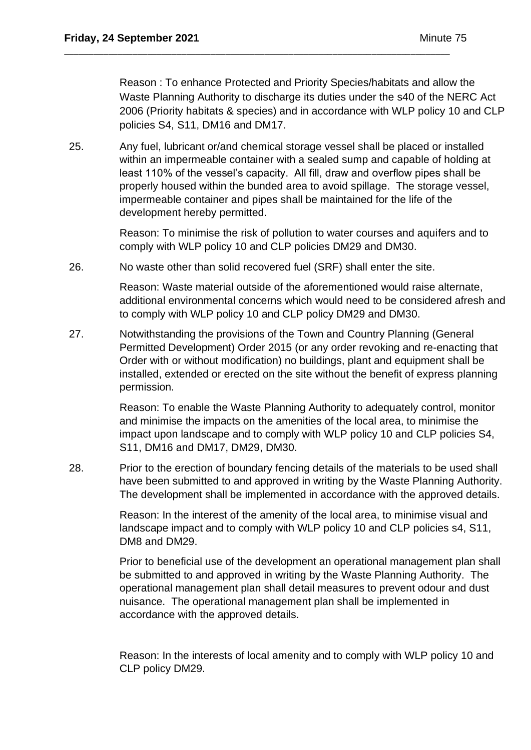Reason : To enhance Protected and Priority Species/habitats and allow the Waste Planning Authority to discharge its duties under the s40 of the NERC Act 2006 (Priority habitats & species) and in accordance with WLP policy 10 and CLP policies S4, S11, DM16 and DM17.

25. Any fuel, lubricant or/and chemical storage vessel shall be placed or installed within an impermeable container with a sealed sump and capable of holding at least 110% of the vessel's capacity. All fill, draw and overflow pipes shall be properly housed within the bunded area to avoid spillage. The storage vessel, impermeable container and pipes shall be maintained for the life of the development hereby permitted.

    Reason: To minimise the risk of pollution to water courses and aquifers and to comply with WLP policy 10 and CLP policies DM29 and DM30.

26. No waste other than solid recovered fuel (SRF) shall enter the site.

    Reason: Waste material outside of the aforementioned would raise alternate, additional environmental concerns which would need to be considered afresh and to comply with WLP policy 10 and CLP policy DM29 and DM30.

27. Notwithstanding the provisions of the Town and Country Planning (General Permitted Development) Order 2015 (or any order revoking and re-enacting that Order with or without modification) no buildings, plant and equipment shall be installed, extended or erected on the site without the benefit of express planning permission.

    Reason: To enable the Waste Planning Authority to adequately control, monitor and minimise the impacts on the amenities of the local area, to minimise the impact upon landscape and to comply with WLP policy 10 and CLP policies S4, S11, DM16 and DM17, DM29, DM30.

28. Prior to the erection of boundary fencing details of the materials to be used shall have been submitted to and approved in writing by the Waste Planning Authority. The development shall be implemented in accordance with the approved details.

    Reason: In the interest of the amenity of the local area, to minimise visual and landscape impact and to comply with WLP policy 10 and CLP policies s4, S11, DM8 and DM29.

    Prior to beneficial use of the development an operational management plan shall be submitted to and approved in writing by the Waste Planning Authority. The operational management plan shall detail measures to prevent odour and dust nuisance. The operational management plan shall be implemented in accordance with the approved details.

    Reason: In the interests of local amenity and to comply with WLP policy 10 and CLP policy DM29.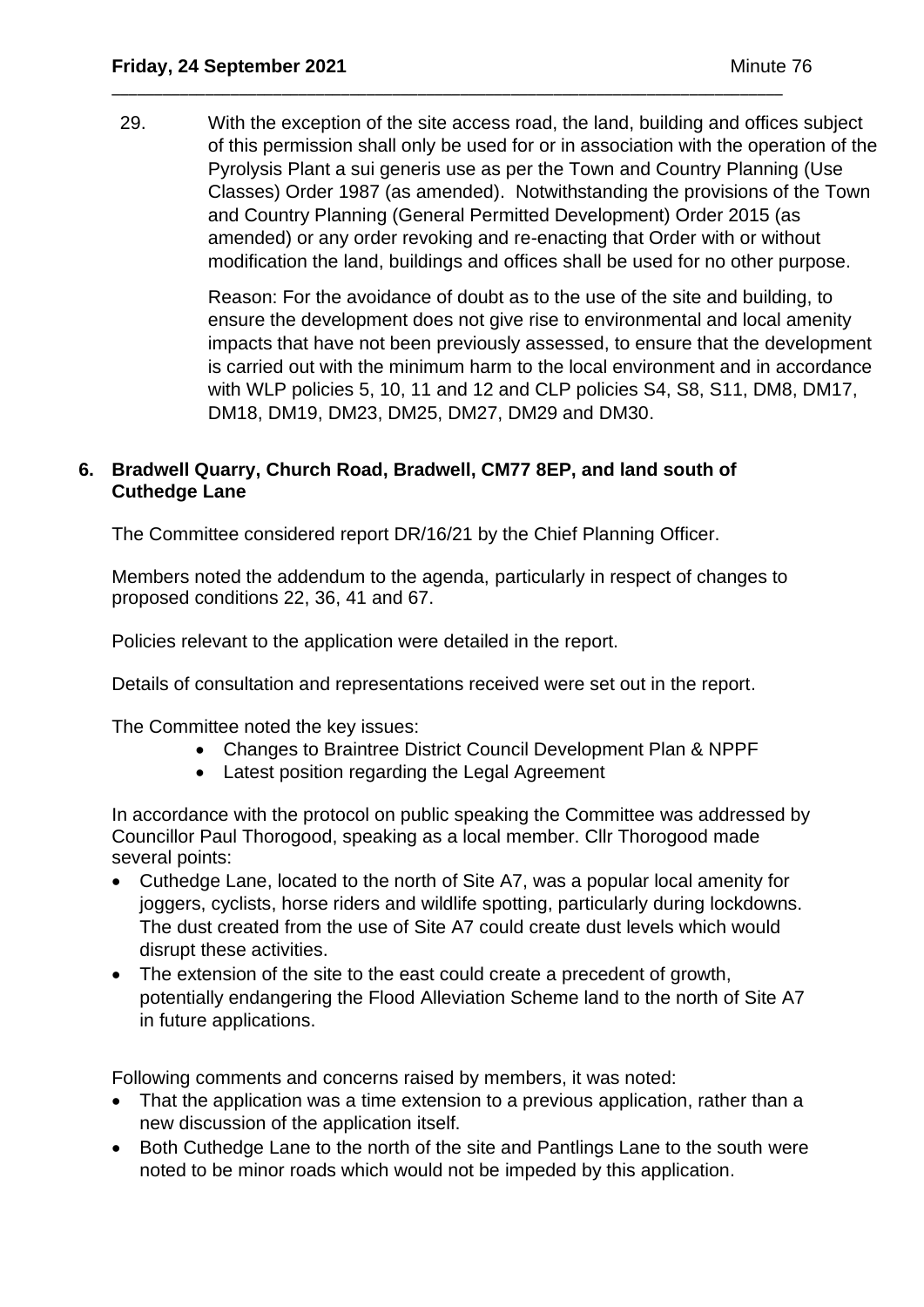29. With the exception of the site access road, the land, building and offices subject of this permission shall only be used for or in association with the operation of the Pyrolysis Plant a sui generis use as per the Town and Country Planning (Use Classes) Order 1987 (as amended). Notwithstanding the provisions of the Town and Country Planning (General Permitted Development) Order 2015 (as amended) or any order revoking and re-enacting that Order with or without modification the land, buildings and offices shall be used for no other purpose.

    Reason: For the avoidance of doubt as to the use of the site and building, to ensure the development does not give rise to environmental and local amenity impacts that have not been previously assessed, to ensure that the development is carried out with the minimum harm to the local environment and in accordance with WLP policies 5, 10, 11 and 12 and CLP policies S4, S8, S11, DM8, DM17, DM18, DM19, DM23, DM25, DM27, DM29 and DM30.

## 6. Bradwell Quarry, Church Road, Bradwell, CM77 8EP, and land south of Cuthedge Lane

The Committee considered report DR/16/21 by the Chief Planning Officer.

Members noted the addendum to the agenda, particularly in respect of changes to proposed conditions 22, 36, 41 and 67.

Policies relevant to the application were detailed in the report.

Details of consultation and representations received were set out in the report.

The Committee noted the key issues:

- Changes to Braintree District Council Development Plan & NPPF
- Latest position regarding the Legal Agreement

In accordance with the protocol on public speaking the Committee was addressed by Councillor Paul Thorogood, speaking as a local member. Cllr Thorogood made several points:

- Cuthedge Lane, located to the north of Site A7, was a popular local amenity for joggers, cyclists, horse riders and wildlife spotting, particularly during lockdowns. The dust created from the use of Site A7 could create dust levels which would disrupt these activities.
- The extension of the site to the east could create a precedent of growth, potentially endangering the Flood Alleviation Scheme land to the north of Site A7 in future applications.

Following comments and concerns raised by members, it was noted:

- That the application was a time extension to a previous application, rather than a new discussion of the application itself.
- Both Cuthedge Lane to the north of the site and Pantlings Lane to the south were noted to be minor roads which would not be impeded by this application.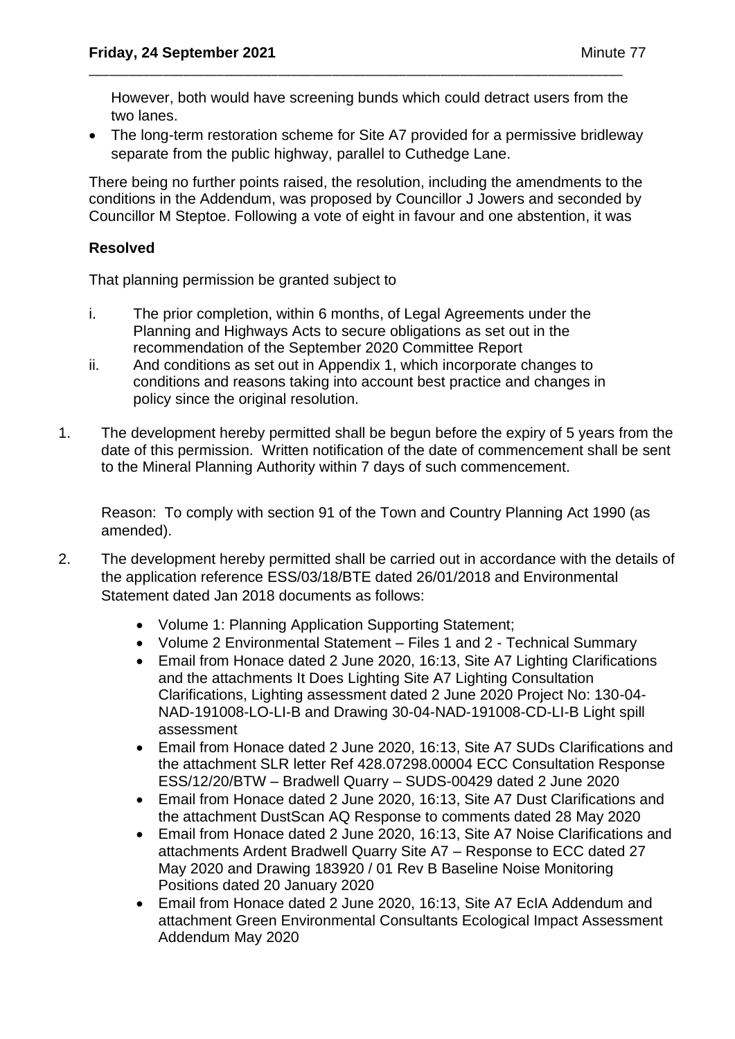However, both would have screening bunds which could detract users from the two lanes.

- The long-term restoration scheme for Site A7 provided for a permissive bridleway separate from the public highway, parallel to Cuthedge Lane.

There being no further points raised, the resolution, including the amendments to the conditions in the Addendum, was proposed by Councillor J Jowers and seconded by Councillor M Steptoe. Following a vote of eight in favour and one abstention, it was

**Resolved**

That planning permission be granted subject to

i. The prior completion, within 6 months, of Legal Agreements under the Planning and Highways Acts to secure obligations as set out in the recommendation of the September 2020 Committee Report

ii. And conditions as set out in Appendix 1, which incorporate changes to conditions and reasons taking into account best practice and changes in policy since the original resolution.

1. The development hereby permitted shall be begun before the expiry of 5 years from the date of this permission. Written notification of the date of commencement shall be sent to the Mineral Planning Authority within 7 days of such commencement.

   Reason: To comply with section 91 of the Town and Country Planning Act 1990 (as amended).

2. The development hereby permitted shall be carried out in accordance with the details of the application reference ESS/03/18/BTE dated 26/01/2018 and Environmental Statement dated Jan 2018 documents as follows:

   - Volume 1: Planning Application Supporting Statement;
   - Volume 2 Environmental Statement – Files 1 and 2 - Technical Summary
   - Email from Honace dated 2 June 2020, 16:13, Site A7 Lighting Clarifications and the attachments It Does Lighting Site A7 Lighting Consultation Clarifications, Lighting assessment dated 2 June 2020 Project No: 130-04-NAD-191008-LO-LI-B and Drawing 30-04-NAD-191008-CD-LI-B Light spill assessment
   - Email from Honace dated 2 June 2020, 16:13, Site A7 SUDs Clarifications and the attachment SLR letter Ref 428.07298.00004 ECC Consultation Response ESS/12/20/BTW – Bradwell Quarry – SUDS-00429 dated 2 June 2020
   - Email from Honace dated 2 June 2020, 16:13, Site A7 Dust Clarifications and the attachment DustScan AQ Response to comments dated 28 May 2020
   - Email from Honace dated 2 June 2020, 16:13, Site A7 Noise Clarifications and attachments Ardent Bradwell Quarry Site A7 – Response to ECC dated 27 May 2020 and Drawing 183920 / 01 Rev B Baseline Noise Monitoring Positions dated 20 January 2020
   - Email from Honace dated 2 June 2020, 16:13, Site A7 EcIA Addendum and attachment Green Environmental Consultants Ecological Impact Assessment Addendum May 2020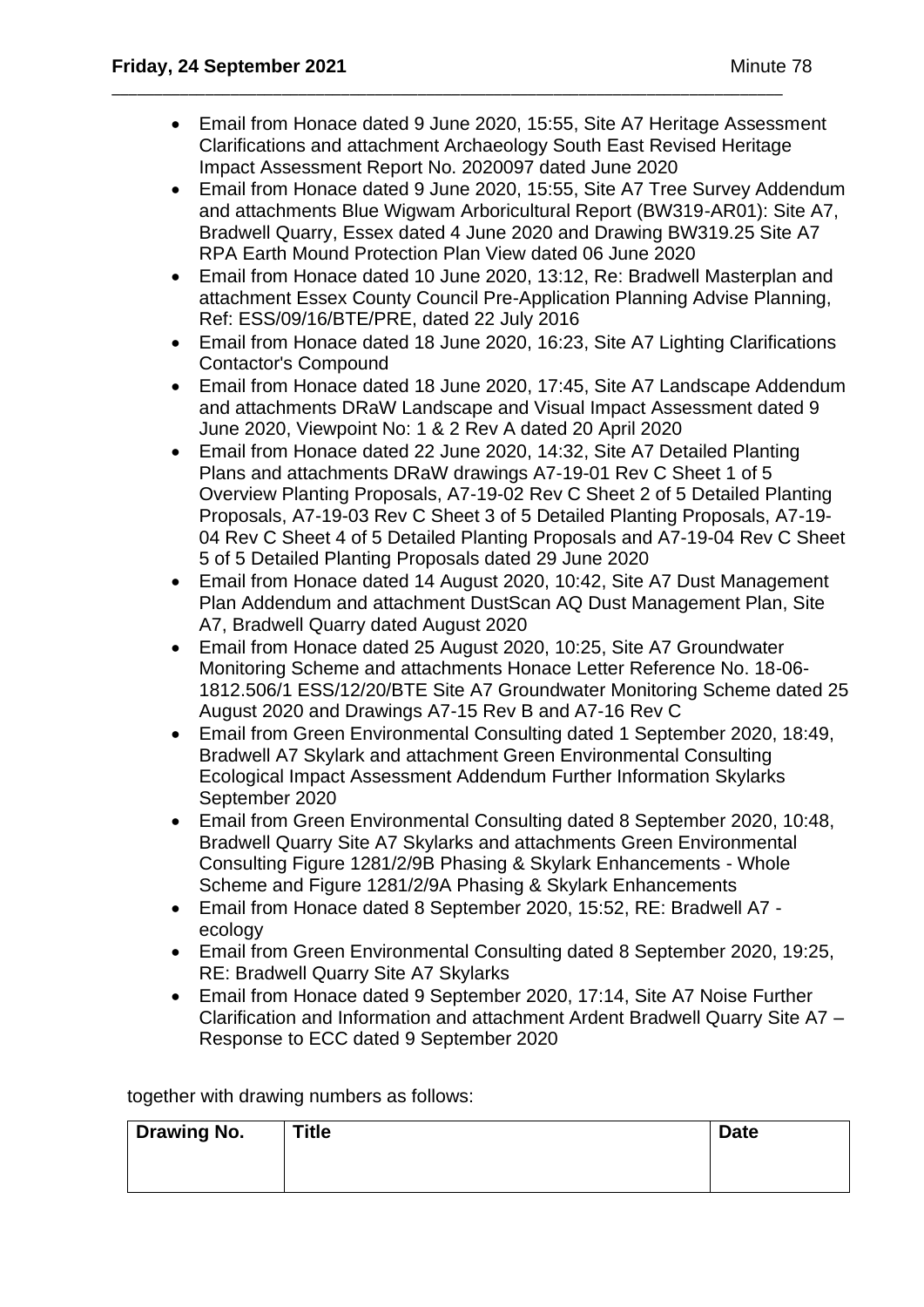- Email from Honace dated 9 June 2020, 15:55, Site A7 Heritage Assessment Clarifications and attachment Archaeology South East Revised Heritage Impact Assessment Report No. 2020097 dated June 2020
- Email from Honace dated 9 June 2020, 15:55, Site A7 Tree Survey Addendum and attachments Blue Wigwam Arboricultural Report (BW319-AR01): Site A7, Bradwell Quarry, Essex dated 4 June 2020 and Drawing BW319.25 Site A7 RPA Earth Mound Protection Plan View dated 06 June 2020
- Email from Honace dated 10 June 2020, 13:12, Re: Bradwell Masterplan and attachment Essex County Council Pre-Application Planning Advise Planning, Ref: ESS/09/16/BTE/PRE, dated 22 July 2016
- Email from Honace dated 18 June 2020, 16:23, Site A7 Lighting Clarifications Contactor's Compound
- Email from Honace dated 18 June 2020, 17:45, Site A7 Landscape Addendum and attachments DRaW Landscape and Visual Impact Assessment dated 9 June 2020, Viewpoint No: 1 & 2 Rev A dated 20 April 2020
- Email from Honace dated 22 June 2020, 14:32, Site A7 Detailed Planting Plans and attachments DRaW drawings A7-19-01 Rev C Sheet 1 of 5 Overview Planting Proposals, A7-19-02 Rev C Sheet 2 of 5 Detailed Planting Proposals, A7-19-03 Rev C Sheet 3 of 5 Detailed Planting Proposals, A7-19-04 Rev C Sheet 4 of 5 Detailed Planting Proposals and A7-19-04 Rev C Sheet 5 of 5 Detailed Planting Proposals dated 29 June 2020
- Email from Honace dated 14 August 2020, 10:42, Site A7 Dust Management Plan Addendum and attachment DustScan AQ Dust Management Plan, Site A7, Bradwell Quarry dated August 2020
- Email from Honace dated 25 August 2020, 10:25, Site A7 Groundwater Monitoring Scheme and attachments Honace Letter Reference No. 18-06-1812.506/1 ESS/12/20/BTE Site A7 Groundwater Monitoring Scheme dated 25 August 2020 and Drawings A7-15 Rev B and A7-16 Rev C
- Email from Green Environmental Consulting dated 1 September 2020, 18:49, Bradwell A7 Skylark and attachment Green Environmental Consulting Ecological Impact Assessment Addendum Further Information Skylarks September 2020
- Email from Green Environmental Consulting dated 8 September 2020, 10:48, Bradwell Quarry Site A7 Skylarks and attachments Green Environmental Consulting Figure 1281/2/9B Phasing & Skylark Enhancements - Whole Scheme and Figure 1281/2/9A Phasing & Skylark Enhancements
- Email from Honace dated 8 September 2020, 15:52, RE: Bradwell A7 - ecology
- Email from Green Environmental Consulting dated 8 September 2020, 19:25, RE: Bradwell Quarry Site A7 Skylarks
- Email from Honace dated 9 September 2020, 17:14, Site A7 Noise Further Clarification and Information and attachment Ardent Bradwell Quarry Site A7 – Response to ECC dated 9 September 2020

together with drawing numbers as follows:

| Drawing No. | Title | Date |
|---|---|---|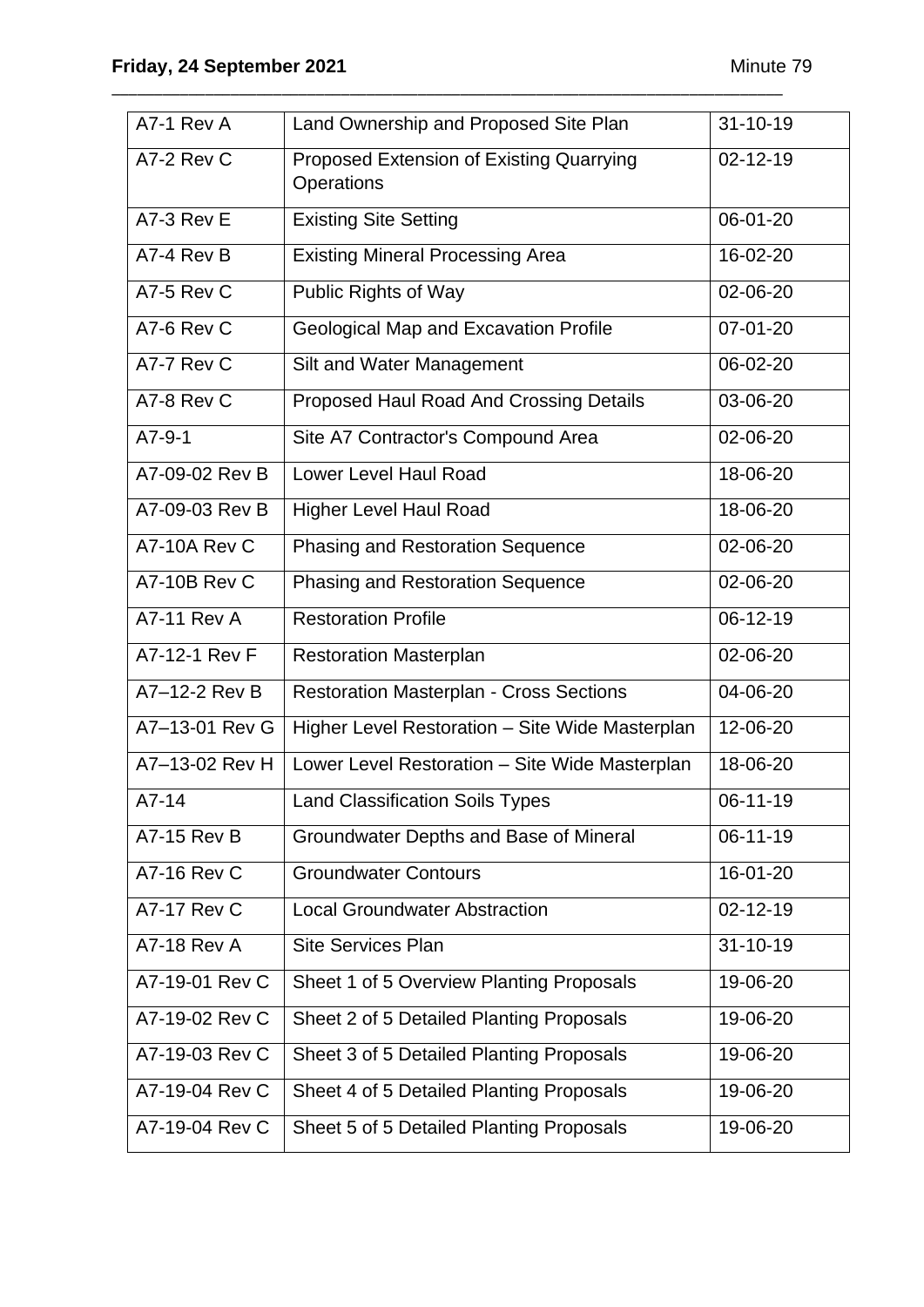| A7-1 Rev A | Land Ownership and Proposed Site Plan | 31-10-19 |
|---|---|---|
| A7-2 Rev C | Proposed Extension of Existing Quarrying Operations | 02-12-19 |
| A7-3 Rev E | Existing Site Setting | 06-01-20 |
| A7-4 Rev B | Existing Mineral Processing Area | 16-02-20 |
| A7-5 Rev C | Public Rights of Way | 02-06-20 |
| A7-6 Rev C | Geological Map and Excavation Profile | 07-01-20 |
| A7-7 Rev C | Silt and Water Management | 06-02-20 |
| A7-8 Rev C | Proposed Haul Road And Crossing Details | 03-06-20 |
| A7-9-1 | Site A7 Contractor's Compound Area | 02-06-20 |
| A7-09-02 Rev B | Lower Level Haul Road | 18-06-20 |
| A7-09-03 Rev B | Higher Level Haul Road | 18-06-20 |
| A7-10A Rev C | Phasing and Restoration Sequence | 02-06-20 |
| A7-10B Rev C | Phasing and Restoration Sequence | 02-06-20 |
| A7-11 Rev A | Restoration Profile | 06-12-19 |
| A7-12-1 Rev F | Restoration Masterplan | 02-06-20 |
| A7–12-2 Rev B | Restoration Masterplan - Cross Sections | 04-06-20 |
| A7–13-01 Rev G | Higher Level Restoration – Site Wide Masterplan | 12-06-20 |
| A7–13-02 Rev H | Lower Level Restoration – Site Wide Masterplan | 18-06-20 |
| A7-14 | Land Classification Soils Types | 06-11-19 |
| A7-15 Rev B | Groundwater Depths and Base of Mineral | 06-11-19 |
| A7-16 Rev C | Groundwater Contours | 16-01-20 |
| A7-17 Rev C | Local Groundwater Abstraction | 02-12-19 |
| A7-18 Rev A | Site Services Plan | 31-10-19 |
| A7-19-01 Rev C | Sheet 1 of 5 Overview Planting Proposals | 19-06-20 |
| A7-19-02 Rev C | Sheet 2 of 5 Detailed Planting Proposals | 19-06-20 |
| A7-19-03 Rev C | Sheet 3 of 5 Detailed Planting Proposals | 19-06-20 |
| A7-19-04 Rev C | Sheet 4 of 5 Detailed Planting Proposals | 19-06-20 |
| A7-19-04 Rev C | Sheet 5 of 5 Detailed Planting Proposals | 19-06-20 |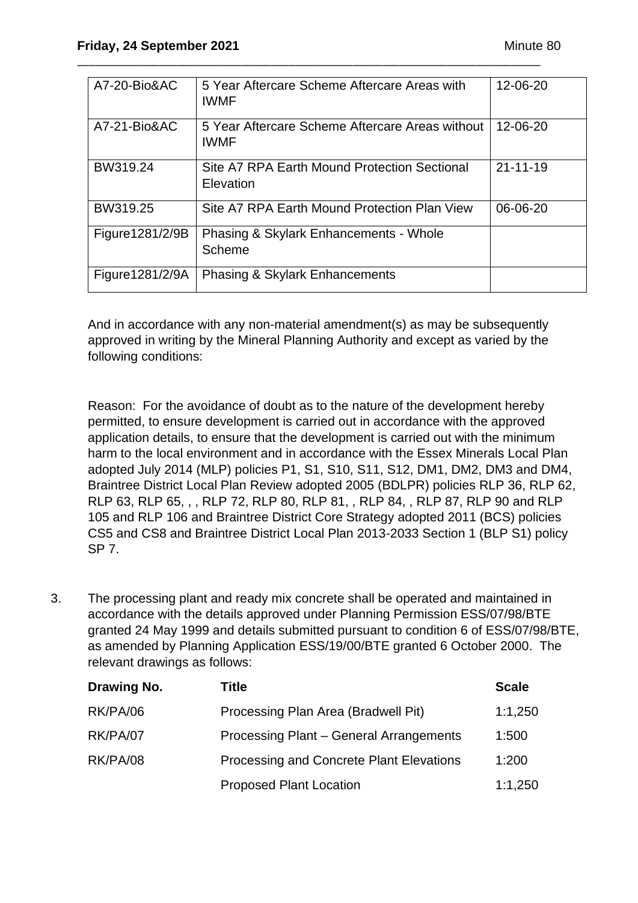| A7-20-Bio&AC | 5 Year Aftercare Scheme Aftercare Areas with IWMF | 12-06-20 |
|---|---|---|
| A7-21-Bio&AC | 5 Year Aftercare Scheme Aftercare Areas without IWMF | 12-06-20 |
| BW319.24 | Site A7 RPA Earth Mound Protection Sectional Elevation | 21-11-19 |
| BW319.25 | Site A7 RPA Earth Mound Protection Plan View | 06-06-20 |
| Figure1281/2/9B | Phasing & Skylark Enhancements - Whole Scheme | |
| Figure1281/2/9A | Phasing & Skylark Enhancements | |

And in accordance with any non-material amendment(s) as may be subsequently approved in writing by the Mineral Planning Authority and except as varied by the following conditions:

Reason: For the avoidance of doubt as to the nature of the development hereby permitted, to ensure development is carried out in accordance with the approved application details, to ensure that the development is carried out with the minimum harm to the local environment and in accordance with the Essex Minerals Local Plan adopted July 2014 (MLP) policies P1, S1, S10, S11, S12, DM1, DM2, DM3 and DM4, Braintree District Local Plan Review adopted 2005 (BDLPR) policies RLP 36, RLP 62, RLP 63, RLP 65, , , RLP 72, RLP 80, RLP 81, , RLP 84, , RLP 87, RLP 90 and RLP 105 and RLP 106 and Braintree District Core Strategy adopted 2011 (BCS) policies CS5 and CS8 and Braintree District Local Plan 2013-2033 Section 1 (BLP S1) policy SP 7.

3. The processing plant and ready mix concrete shall be operated and maintained in accordance with the details approved under Planning Permission ESS/07/98/BTE granted 24 May 1999 and details submitted pursuant to condition 6 of ESS/07/98/BTE, as amended by Planning Application ESS/19/00/BTE granted 6 October 2000. The relevant drawings as follows:

| Drawing No. | Title | Scale |
|---|---|---|
| RK/PA/06 | Processing Plan Area (Bradwell Pit) | 1:1,250 |
| RK/PA/07 | Processing Plant – General Arrangements | 1:500 |
| RK/PA/08 | Processing and Concrete Plant Elevations | 1:200 |
| | Proposed Plant Location | 1:1,250 |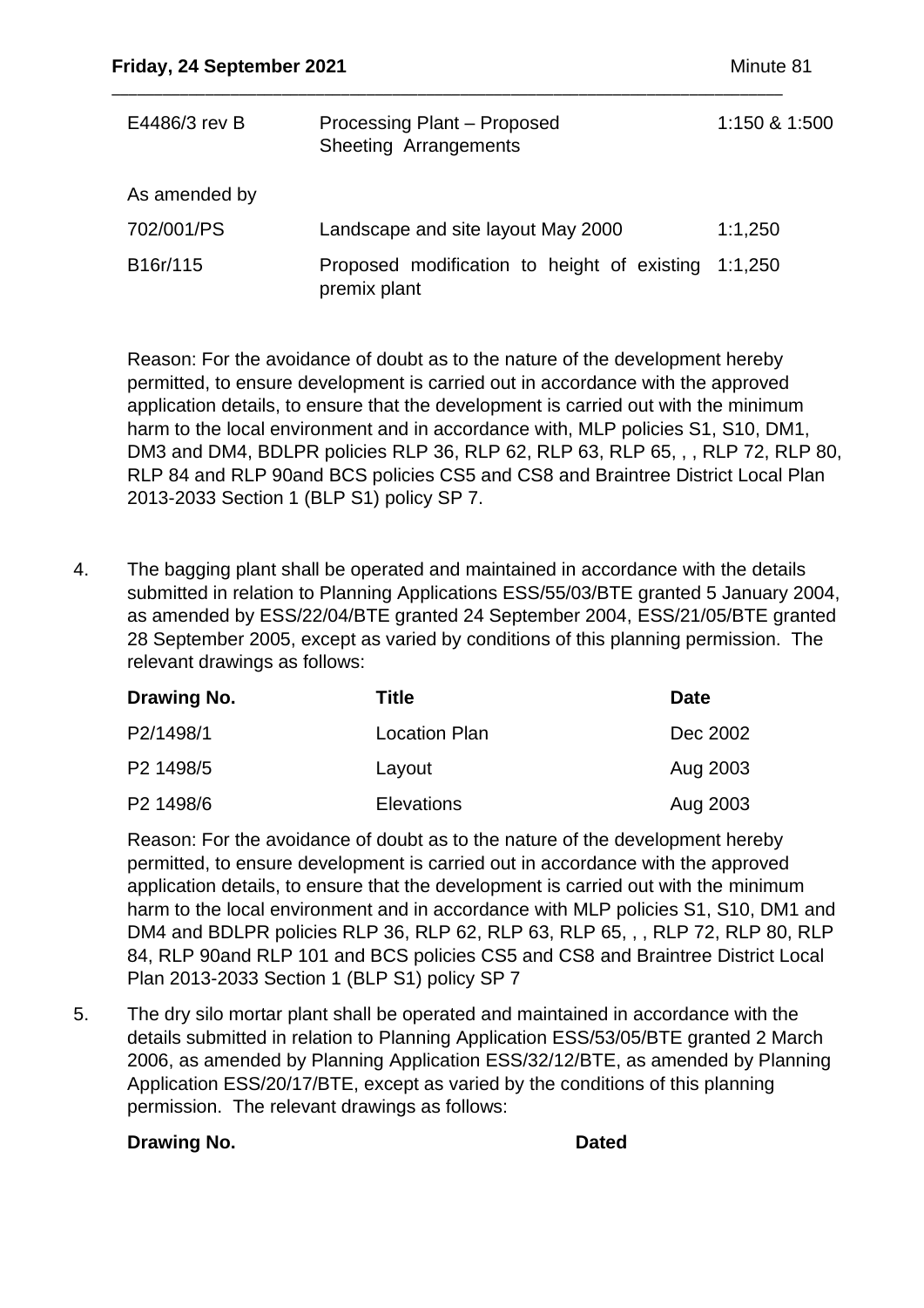| | | |
|---|---|---|
| E4486/3 rev B | Processing Plant – Proposed Sheeting Arrangements | 1:150 & 1:500 |
| As amended by | | |
| 702/001/PS | Landscape and site layout May 2000 | 1:1,250 |
| B16r/115 | Proposed modification to height of existing premix plant | 1:1,250 |

Reason: For the avoidance of doubt as to the nature of the development hereby permitted, to ensure development is carried out in accordance with the approved application details, to ensure that the development is carried out with the minimum harm to the local environment and in accordance with, MLP policies S1, S10, DM1, DM3 and DM4, BDLPR policies RLP 36, RLP 62, RLP 63, RLP 65, , , RLP 72, RLP 80, RLP 84 and RLP 90and BCS policies CS5 and CS8 and Braintree District Local Plan 2013-2033 Section 1 (BLP S1) policy SP 7.

4. The bagging plant shall be operated and maintained in accordance with the details submitted in relation to Planning Applications ESS/55/03/BTE granted 5 January 2004, as amended by ESS/22/04/BTE granted 24 September 2004, ESS/21/05/BTE granted 28 September 2005, except as varied by conditions of this planning permission. The relevant drawings as follows:

| **Drawing No.** | **Title** | **Date** |
|---|---|---|
| P2/1498/1 | Location Plan | Dec 2002 |
| P2 1498/5 | Layout | Aug 2003 |
| P2 1498/6 | Elevations | Aug 2003 |

Reason: For the avoidance of doubt as to the nature of the development hereby permitted, to ensure development is carried out in accordance with the approved application details, to ensure that the development is carried out with the minimum harm to the local environment and in accordance with MLP policies S1, S10, DM1 and DM4 and BDLPR policies RLP 36, RLP 62, RLP 63, RLP 65, , , RLP 72, RLP 80, RLP 84, RLP 90and RLP 101 and BCS policies CS5 and CS8 and Braintree District Local Plan 2013-2033 Section 1 (BLP S1) policy SP 7

5. The dry silo mortar plant shall be operated and maintained in accordance with the details submitted in relation to Planning Application ESS/53/05/BTE granted 2 March 2006, as amended by Planning Application ESS/32/12/BTE, as amended by Planning Application ESS/20/17/BTE, except as varied by the conditions of this planning permission. The relevant drawings as follows:

| **Drawing No.** | **Dated** |
|---|---|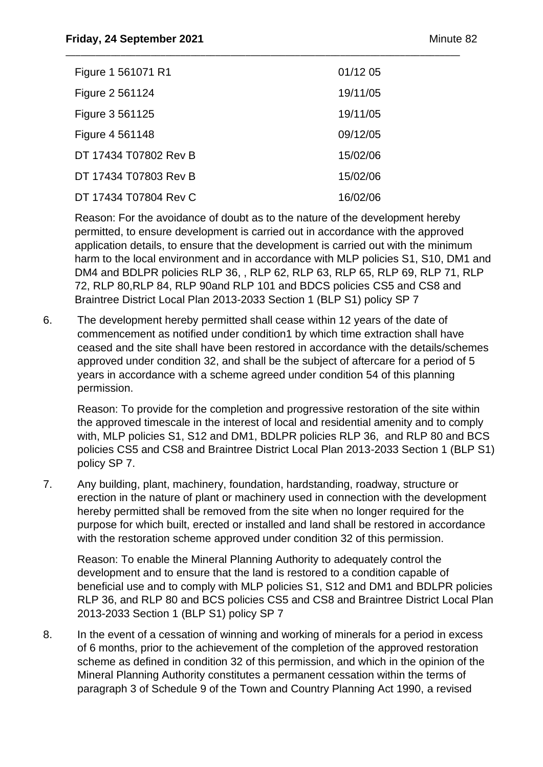| | |
|---|---|
| Figure 1 561071 R1 | 01/12 05 |
| Figure 2 561124 | 19/11/05 |
| Figure 3 561125 | 19/11/05 |
| Figure 4 561148 | 09/12/05 |
| DT 17434 T07802 Rev B | 15/02/06 |
| DT 17434 T07803 Rev B | 15/02/06 |
| DT 17434 T07804 Rev C | 16/02/06 |

Reason: For the avoidance of doubt as to the nature of the development hereby permitted, to ensure development is carried out in accordance with the approved application details, to ensure that the development is carried out with the minimum harm to the local environment and in accordance with MLP policies S1, S10, DM1 and DM4 and BDLPR policies RLP 36, , RLP 62, RLP 63, RLP 65, RLP 69, RLP 71, RLP 72, RLP 80,RLP 84, RLP 90and RLP 101 and BDCS policies CS5 and CS8 and Braintree District Local Plan 2013-2033 Section 1 (BLP S1) policy SP 7

6. The development hereby permitted shall cease within 12 years of the date of commencement as notified under condition1 by which time extraction shall have ceased and the site shall have been restored in accordance with the details/schemes approved under condition 32, and shall be the subject of aftercare for a period of 5 years in accordance with a scheme agreed under condition 54 of this planning permission.

   Reason: To provide for the completion and progressive restoration of the site within the approved timescale in the interest of local and residential amenity and to comply with, MLP policies S1, S12 and DM1, BDLPR policies RLP 36, and RLP 80 and BCS policies CS5 and CS8 and Braintree District Local Plan 2013-2033 Section 1 (BLP S1) policy SP 7.

7. Any building, plant, machinery, foundation, hardstanding, roadway, structure or erection in the nature of plant or machinery used in connection with the development hereby permitted shall be removed from the site when no longer required for the purpose for which built, erected or installed and land shall be restored in accordance with the restoration scheme approved under condition 32 of this permission.

   Reason: To enable the Mineral Planning Authority to adequately control the development and to ensure that the land is restored to a condition capable of beneficial use and to comply with MLP policies S1, S12 and DM1 and BDLPR policies RLP 36, and RLP 80 and BCS policies CS5 and CS8 and Braintree District Local Plan 2013-2033 Section 1 (BLP S1) policy SP 7

8. In the event of a cessation of winning and working of minerals for a period in excess of 6 months, prior to the achievement of the completion of the approved restoration scheme as defined in condition 32 of this permission, and which in the opinion of the Mineral Planning Authority constitutes a permanent cessation within the terms of paragraph 3 of Schedule 9 of the Town and Country Planning Act 1990, a revised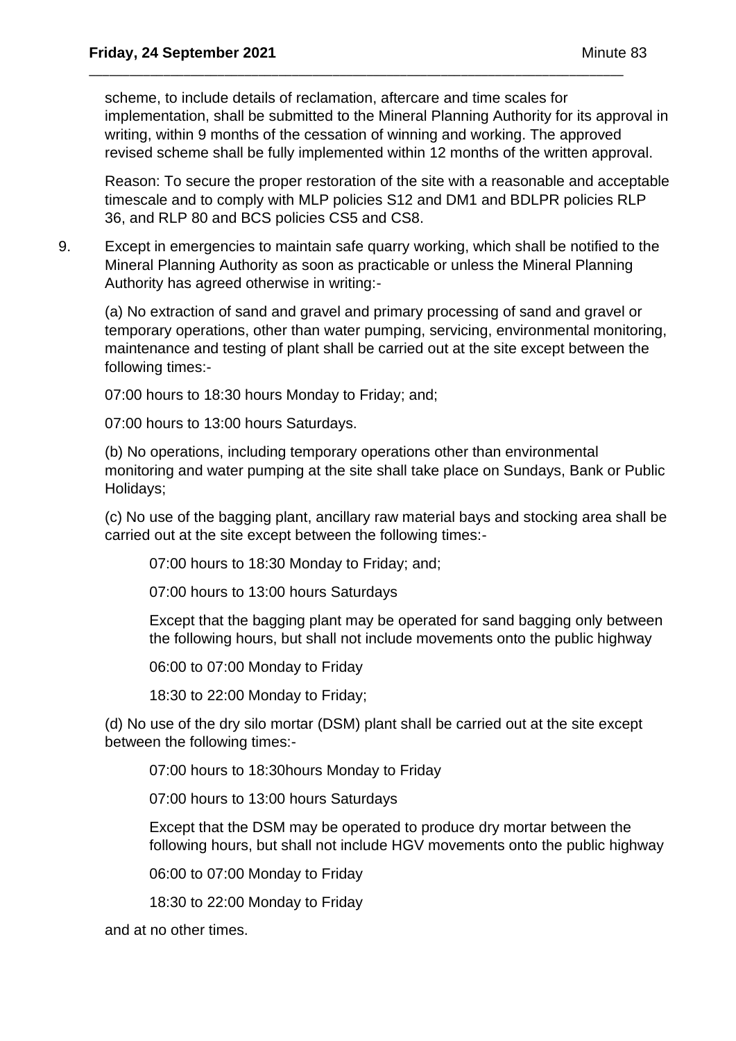scheme, to include details of reclamation, aftercare and time scales for implementation, shall be submitted to the Mineral Planning Authority for its approval in writing, within 9 months of the cessation of winning and working. The approved revised scheme shall be fully implemented within 12 months of the written approval.

Reason: To secure the proper restoration of the site with a reasonable and acceptable timescale and to comply with MLP policies S12 and DM1 and BDLPR policies RLP 36, and RLP 80 and BCS policies CS5 and CS8.

9. Except in emergencies to maintain safe quarry working, which shall be notified to the Mineral Planning Authority as soon as practicable or unless the Mineral Planning Authority has agreed otherwise in writing:-

   (a) No extraction of sand and gravel and primary processing of sand and gravel or temporary operations, other than water pumping, servicing, environmental monitoring, maintenance and testing of plant shall be carried out at the site except between the following times:-

   07:00 hours to 18:30 hours Monday to Friday; and;

   07:00 hours to 13:00 hours Saturdays.

   (b) No operations, including temporary operations other than environmental monitoring and water pumping at the site shall take place on Sundays, Bank or Public Holidays;

   (c) No use of the bagging plant, ancillary raw material bays and stocking area shall be carried out at the site except between the following times:-

   07:00 hours to 18:30 Monday to Friday; and;

   07:00 hours to 13:00 hours Saturdays

   Except that the bagging plant may be operated for sand bagging only between the following hours, but shall not include movements onto the public highway

   06:00 to 07:00 Monday to Friday

   18:30 to 22:00 Monday to Friday;

   (d) No use of the dry silo mortar (DSM) plant shall be carried out at the site except between the following times:-

   07:00 hours to 18:30hours Monday to Friday

   07:00 hours to 13:00 hours Saturdays

   Except that the DSM may be operated to produce dry mortar between the following hours, but shall not include HGV movements onto the public highway

   06:00 to 07:00 Monday to Friday

   18:30 to 22:00 Monday to Friday

   and at no other times.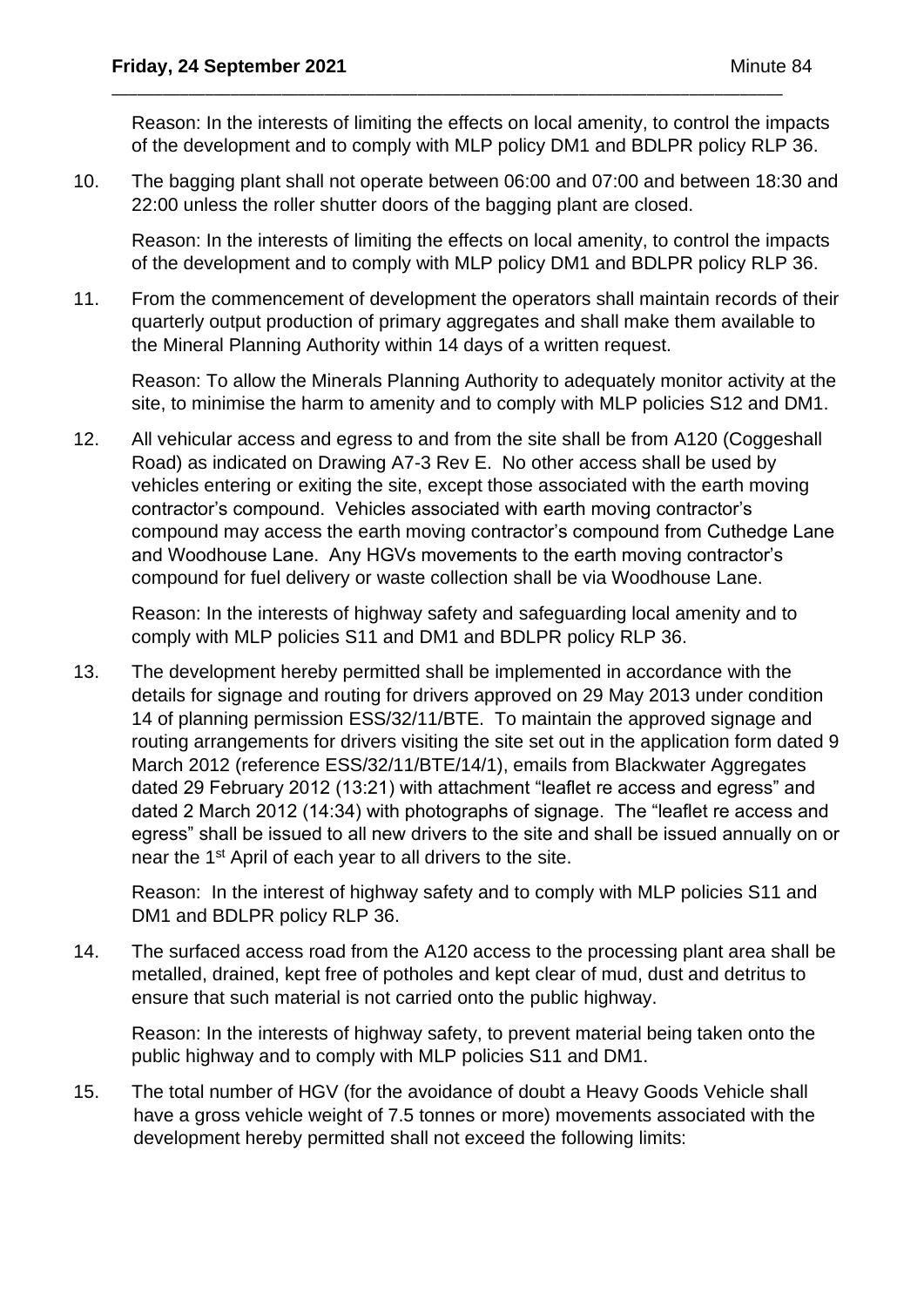Reason: In the interests of limiting the effects on local amenity, to control the impacts of the development and to comply with MLP policy DM1 and BDLPR policy RLP 36.

10. The bagging plant shall not operate between 06:00 and 07:00 and between 18:30 and 22:00 unless the roller shutter doors of the bagging plant are closed.

    Reason: In the interests of limiting the effects on local amenity, to control the impacts of the development and to comply with MLP policy DM1 and BDLPR policy RLP 36.

11. From the commencement of development the operators shall maintain records of their quarterly output production of primary aggregates and shall make them available to the Mineral Planning Authority within 14 days of a written request.

    Reason: To allow the Minerals Planning Authority to adequately monitor activity at the site, to minimise the harm to amenity and to comply with MLP policies S12 and DM1.

12. All vehicular access and egress to and from the site shall be from A120 (Coggeshall Road) as indicated on Drawing A7-3 Rev E. No other access shall be used by vehicles entering or exiting the site, except those associated with the earth moving contractor's compound. Vehicles associated with earth moving contractor's compound may access the earth moving contractor's compound from Cuthedge Lane and Woodhouse Lane. Any HGVs movements to the earth moving contractor's compound for fuel delivery or waste collection shall be via Woodhouse Lane.

    Reason: In the interests of highway safety and safeguarding local amenity and to comply with MLP policies S11 and DM1 and BDLPR policy RLP 36.

13. The development hereby permitted shall be implemented in accordance with the details for signage and routing for drivers approved on 29 May 2013 under condition 14 of planning permission ESS/32/11/BTE. To maintain the approved signage and routing arrangements for drivers visiting the site set out in the application form dated 9 March 2012 (reference ESS/32/11/BTE/14/1), emails from Blackwater Aggregates dated 29 February 2012 (13:21) with attachment "leaflet re access and egress" and dated 2 March 2012 (14:34) with photographs of signage. The "leaflet re access and egress" shall be issued to all new drivers to the site and shall be issued annually on or near the 1st April of each year to all drivers to the site.

    Reason: In the interest of highway safety and to comply with MLP policies S11 and DM1 and BDLPR policy RLP 36.

14. The surfaced access road from the A120 access to the processing plant area shall be metalled, drained, kept free of potholes and kept clear of mud, dust and detritus to ensure that such material is not carried onto the public highway.

    Reason: In the interests of highway safety, to prevent material being taken onto the public highway and to comply with MLP policies S11 and DM1.

15. The total number of HGV (for the avoidance of doubt a Heavy Goods Vehicle shall have a gross vehicle weight of 7.5 tonnes or more) movements associated with the development hereby permitted shall not exceed the following limits: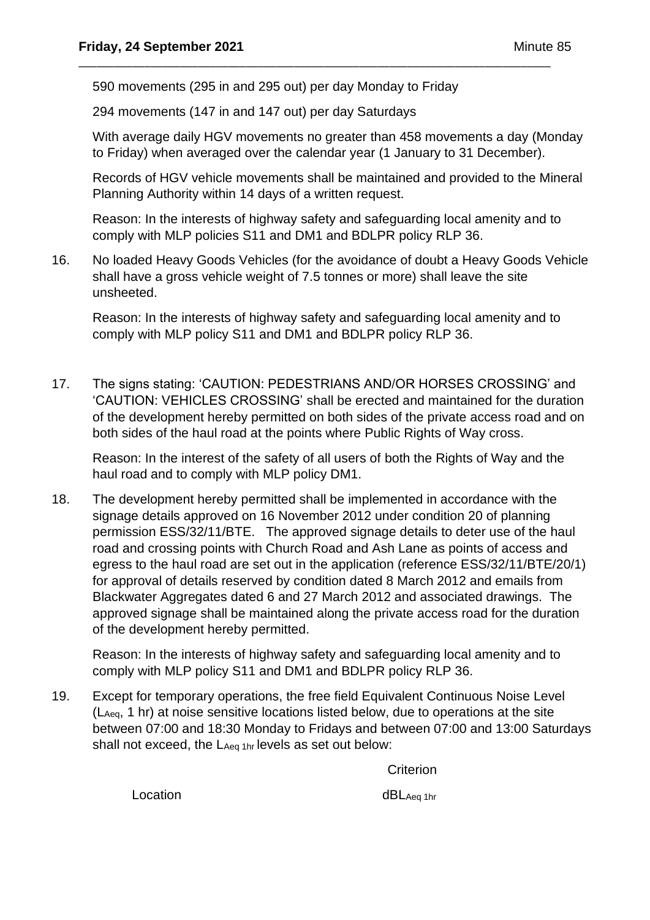590 movements (295 in and 295 out) per day Monday to Friday

294 movements (147 in and 147 out) per day Saturdays

With average daily HGV movements no greater than 458 movements a day (Monday to Friday) when averaged over the calendar year (1 January to 31 December).

Records of HGV vehicle movements shall be maintained and provided to the Mineral Planning Authority within 14 days of a written request.

Reason: In the interests of highway safety and safeguarding local amenity and to comply with MLP policies S11 and DM1 and BDLPR policy RLP 36.

16. No loaded Heavy Goods Vehicles (for the avoidance of doubt a Heavy Goods Vehicle shall have a gross vehicle weight of 7.5 tonnes or more) shall leave the site unsheeted.

    Reason: In the interests of highway safety and safeguarding local amenity and to comply with MLP policy S11 and DM1 and BDLPR policy RLP 36.

17. The signs stating: 'CAUTION: PEDESTRIANS AND/OR HORSES CROSSING' and 'CAUTION: VEHICLES CROSSING' shall be erected and maintained for the duration of the development hereby permitted on both sides of the private access road and on both sides of the haul road at the points where Public Rights of Way cross.

    Reason: In the interest of the safety of all users of both the Rights of Way and the haul road and to comply with MLP policy DM1.

18. The development hereby permitted shall be implemented in accordance with the signage details approved on 16 November 2012 under condition 20 of planning permission ESS/32/11/BTE. The approved signage details to deter use of the haul road and crossing points with Church Road and Ash Lane as points of access and egress to the haul road are set out in the application (reference ESS/32/11/BTE/20/1) for approval of details reserved by condition dated 8 March 2012 and emails from Blackwater Aggregates dated 6 and 27 March 2012 and associated drawings. The approved signage shall be maintained along the private access road for the duration of the development hereby permitted.

    Reason: In the interests of highway safety and safeguarding local amenity and to comply with MLP policy S11 and DM1 and BDLPR policy RLP 36.

19. Except for temporary operations, the free field Equivalent Continuous Noise Level ($L_{Aeq}$, 1 hr) at noise sensitive locations listed below, due to operations at the site between 07:00 and 18:30 Monday to Fridays and between 07:00 and 13:00 Saturdays shall not exceed, the $L_{Aeq\ 1hr}$ levels as set out below:

| Location | Criterion $dBL_{Aeq\ 1hr}$ |
|---|---|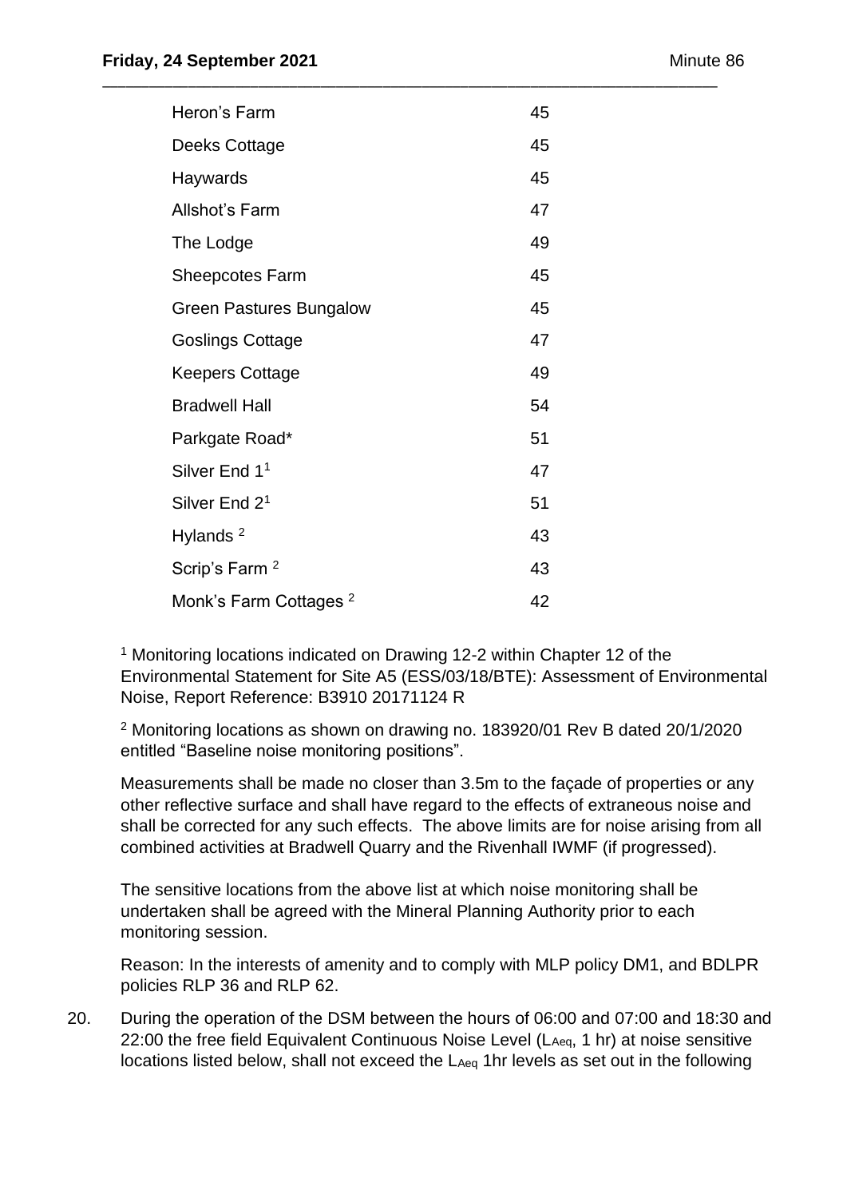| | |
|---|---|
| Heron's Farm | 45 |
| Deeks Cottage | 45 |
| Haywards | 45 |
| Allshot's Farm | 47 |
| The Lodge | 49 |
| Sheepcotes Farm | 45 |
| Green Pastures Bungalow | 45 |
| Goslings Cottage | 47 |
| Keepers Cottage | 49 |
| Bradwell Hall | 54 |
| Parkgate Road* | 51 |
| Silver End 1[1] | 47 |
| Silver End 2[1] | 51 |
| Hylands [2] | 43 |
| Scrip's Farm [2] | 43 |
| Monk's Farm Cottages [2] | 42 |

[1] Monitoring locations indicated on Drawing 12-2 within Chapter 12 of the Environmental Statement for Site A5 (ESS/03/18/BTE): Assessment of Environmental Noise, Report Reference: B3910 20171124 R

[2] Monitoring locations as shown on drawing no. 183920/01 Rev B dated 20/1/2020 entitled "Baseline noise monitoring positions".

Measurements shall be made no closer than 3.5m to the façade of properties or any other reflective surface and shall have regard to the effects of extraneous noise and shall be corrected for any such effects. The above limits are for noise arising from all combined activities at Bradwell Quarry and the Rivenhall IWMF (if progressed).

The sensitive locations from the above list at which noise monitoring shall be undertaken shall be agreed with the Mineral Planning Authority prior to each monitoring session.

Reason: In the interests of amenity and to comply with MLP policy DM1, and BDLPR policies RLP 36 and RLP 62.

20. During the operation of the DSM between the hours of 06:00 and 07:00 and 18:30 and 22:00 the free field Equivalent Continuous Noise Level ($L_{Aeq}$, 1 hr) at noise sensitive locations listed below, shall not exceed the $L_{Aeq}$ 1hr levels as set out in the following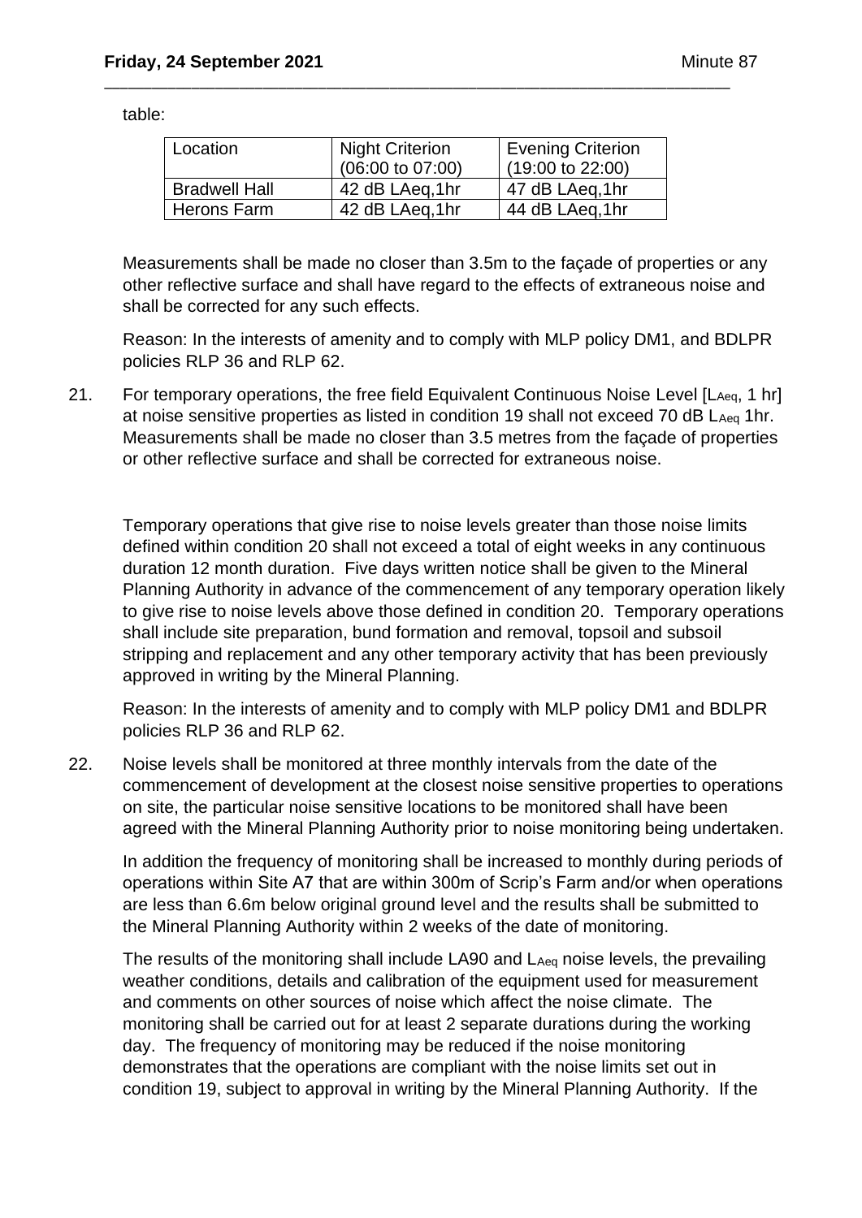table:

| Location | Night Criterion (06:00 to 07:00) | Evening Criterion (19:00 to 22:00) |
|---|---|---|
| Bradwell Hall | 42 dB LAeq,1hr | 47 dB LAeq,1hr |
| Herons Farm | 42 dB LAeq,1hr | 44 dB LAeq,1hr |

Measurements shall be made no closer than 3.5m to the façade of properties or any other reflective surface and shall have regard to the effects of extraneous noise and shall be corrected for any such effects.

Reason: In the interests of amenity and to comply with MLP policy DM1, and BDLPR policies RLP 36 and RLP 62.

21. For temporary operations, the free field Equivalent Continuous Noise Level [$L_{Aeq}$, 1 hr] at noise sensitive properties as listed in condition 19 shall not exceed 70 dB $L_{Aeq}$ 1hr. Measurements shall be made no closer than 3.5 metres from the façade of properties or other reflective surface and shall be corrected for extraneous noise.

    Temporary operations that give rise to noise levels greater than those noise limits defined within condition 20 shall not exceed a total of eight weeks in any continuous duration 12 month duration. Five days written notice shall be given to the Mineral Planning Authority in advance of the commencement of any temporary operation likely to give rise to noise levels above those defined in condition 20. Temporary operations shall include site preparation, bund formation and removal, topsoil and subsoil stripping and replacement and any other temporary activity that has been previously approved in writing by the Mineral Planning.

    Reason: In the interests of amenity and to comply with MLP policy DM1 and BDLPR policies RLP 36 and RLP 62.

22. Noise levels shall be monitored at three monthly intervals from the date of the commencement of development at the closest noise sensitive properties to operations on site, the particular noise sensitive locations to be monitored shall have been agreed with the Mineral Planning Authority prior to noise monitoring being undertaken.

    In addition the frequency of monitoring shall be increased to monthly during periods of operations within Site A7 that are within 300m of Scrip's Farm and/or when operations are less than 6.6m below original ground level and the results shall be submitted to the Mineral Planning Authority within 2 weeks of the date of monitoring.

    The results of the monitoring shall include LA90 and $L_{Aeq}$ noise levels, the prevailing weather conditions, details and calibration of the equipment used for measurement and comments on other sources of noise which affect the noise climate. The monitoring shall be carried out for at least 2 separate durations during the working day. The frequency of monitoring may be reduced if the noise monitoring demonstrates that the operations are compliant with the noise limits set out in condition 19, subject to approval in writing by the Mineral Planning Authority. If the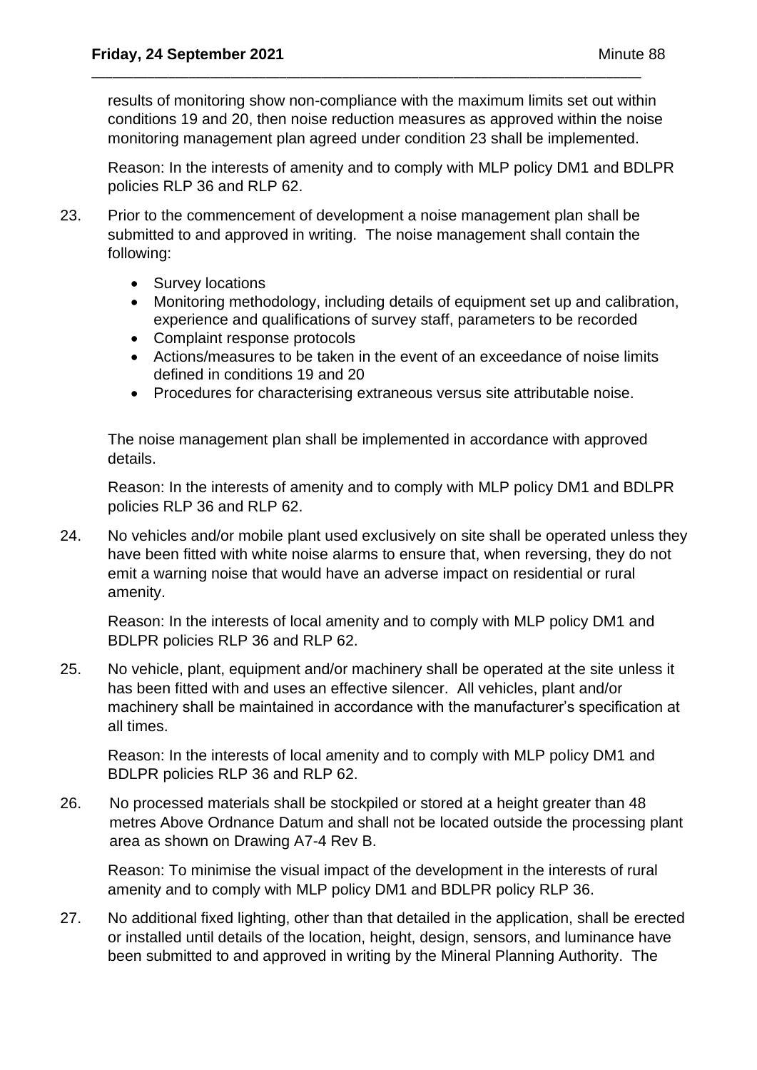results of monitoring show non-compliance with the maximum limits set out within conditions 19 and 20, then noise reduction measures as approved within the noise monitoring management plan agreed under condition 23 shall be implemented.

Reason: In the interests of amenity and to comply with MLP policy DM1 and BDLPR policies RLP 36 and RLP 62.

23. Prior to the commencement of development a noise management plan shall be submitted to and approved in writing. The noise management shall contain the following:

    - Survey locations
    - Monitoring methodology, including details of equipment set up and calibration, experience and qualifications of survey staff, parameters to be recorded
    - Complaint response protocols
    - Actions/measures to be taken in the event of an exceedance of noise limits defined in conditions 19 and 20
    - Procedures for characterising extraneous versus site attributable noise.

    The noise management plan shall be implemented in accordance with approved details.

    Reason: In the interests of amenity and to comply with MLP policy DM1 and BDLPR policies RLP 36 and RLP 62.

24. No vehicles and/or mobile plant used exclusively on site shall be operated unless they have been fitted with white noise alarms to ensure that, when reversing, they do not emit a warning noise that would have an adverse impact on residential or rural amenity.

    Reason: In the interests of local amenity and to comply with MLP policy DM1 and BDLPR policies RLP 36 and RLP 62.

25. No vehicle, plant, equipment and/or machinery shall be operated at the site unless it has been fitted with and uses an effective silencer. All vehicles, plant and/or machinery shall be maintained in accordance with the manufacturer's specification at all times.

    Reason: In the interests of local amenity and to comply with MLP policy DM1 and BDLPR policies RLP 36 and RLP 62.

26. No processed materials shall be stockpiled or stored at a height greater than 48 metres Above Ordnance Datum and shall not be located outside the processing plant area as shown on Drawing A7-4 Rev B.

    Reason: To minimise the visual impact of the development in the interests of rural amenity and to comply with MLP policy DM1 and BDLPR policy RLP 36.

27. No additional fixed lighting, other than that detailed in the application, shall be erected or installed until details of the location, height, design, sensors, and luminance have been submitted to and approved in writing by the Mineral Planning Authority. The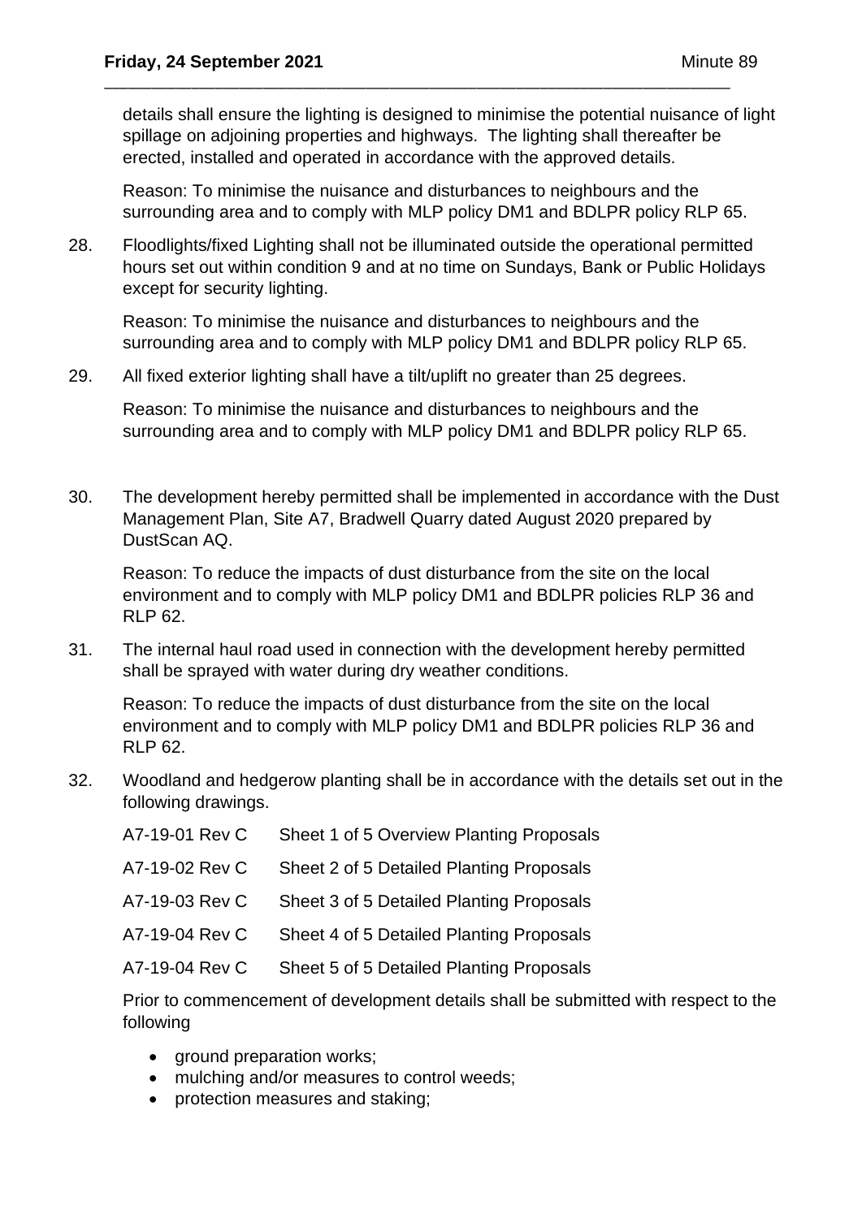details shall ensure the lighting is designed to minimise the potential nuisance of light spillage on adjoining properties and highways. The lighting shall thereafter be erected, installed and operated in accordance with the approved details.

Reason: To minimise the nuisance and disturbances to neighbours and the surrounding area and to comply with MLP policy DM1 and BDLPR policy RLP 65.

28. Floodlights/fixed Lighting shall not be illuminated outside the operational permitted hours set out within condition 9 and at no time on Sundays, Bank or Public Holidays except for security lighting.

    Reason: To minimise the nuisance and disturbances to neighbours and the surrounding area and to comply with MLP policy DM1 and BDLPR policy RLP 65.

29. All fixed exterior lighting shall have a tilt/uplift no greater than 25 degrees.

    Reason: To minimise the nuisance and disturbances to neighbours and the surrounding area and to comply with MLP policy DM1 and BDLPR policy RLP 65.

30. The development hereby permitted shall be implemented in accordance with the Dust Management Plan, Site A7, Bradwell Quarry dated August 2020 prepared by DustScan AQ.

    Reason: To reduce the impacts of dust disturbance from the site on the local environment and to comply with MLP policy DM1 and BDLPR policies RLP 36 and RLP 62.

31. The internal haul road used in connection with the development hereby permitted shall be sprayed with water during dry weather conditions.

    Reason: To reduce the impacts of dust disturbance from the site on the local environment and to comply with MLP policy DM1 and BDLPR policies RLP 36 and RLP 62.

32. Woodland and hedgerow planting shall be in accordance with the details set out in the following drawings.

    A7-19-01 Rev C    Sheet 1 of 5 Overview Planting Proposals

    A7-19-02 Rev C    Sheet 2 of 5 Detailed Planting Proposals

    A7-19-03 Rev C    Sheet 3 of 5 Detailed Planting Proposals

    A7-19-04 Rev C    Sheet 4 of 5 Detailed Planting Proposals

    A7-19-04 Rev C    Sheet 5 of 5 Detailed Planting Proposals

    Prior to commencement of development details shall be submitted with respect to the following

    - ground preparation works;
    - mulching and/or measures to control weeds;
    - protection measures and staking;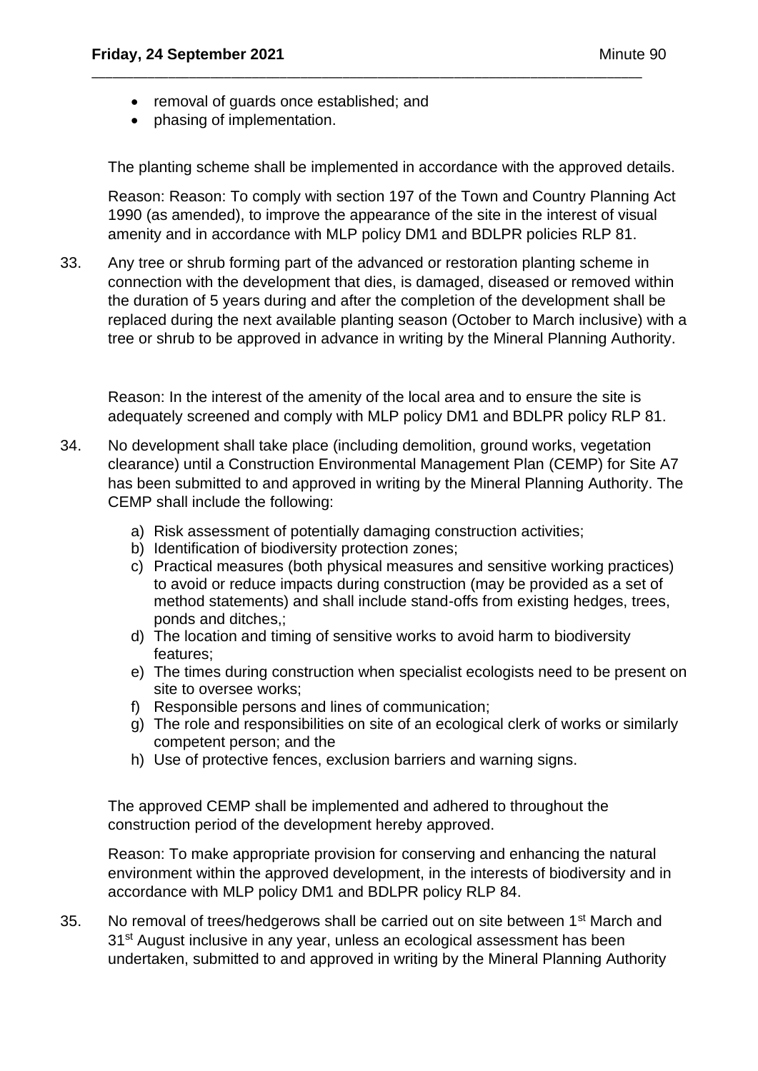- removal of guards once established; and
- phasing of implementation.

The planting scheme shall be implemented in accordance with the approved details.

Reason: Reason: To comply with section 197 of the Town and Country Planning Act 1990 (as amended), to improve the appearance of the site in the interest of visual amenity and in accordance with MLP policy DM1 and BDLPR policies RLP 81.

33. Any tree or shrub forming part of the advanced or restoration planting scheme in connection with the development that dies, is damaged, diseased or removed within the duration of 5 years during and after the completion of the development shall be replaced during the next available planting season (October to March inclusive) with a tree or shrub to be approved in advance in writing by the Mineral Planning Authority.

    Reason: In the interest of the amenity of the local area and to ensure the site is adequately screened and comply with MLP policy DM1 and BDLPR policy RLP 81.

34. No development shall take place (including demolition, ground works, vegetation clearance) until a Construction Environmental Management Plan (CEMP) for Site A7 has been submitted to and approved in writing by the Mineral Planning Authority. The CEMP shall include the following:

    a) Risk assessment of potentially damaging construction activities;
    b) Identification of biodiversity protection zones;
    c) Practical measures (both physical measures and sensitive working practices) to avoid or reduce impacts during construction (may be provided as a set of method statements) and shall include stand-offs from existing hedges, trees, ponds and ditches,;
    d) The location and timing of sensitive works to avoid harm to biodiversity features;
    e) The times during construction when specialist ecologists need to be present on site to oversee works;
    f) Responsible persons and lines of communication;
    g) The role and responsibilities on site of an ecological clerk of works or similarly competent person; and the
    h) Use of protective fences, exclusion barriers and warning signs.

    The approved CEMP shall be implemented and adhered to throughout the construction period of the development hereby approved.

    Reason: To make appropriate provision for conserving and enhancing the natural environment within the approved development, in the interests of biodiversity and in accordance with MLP policy DM1 and BDLPR policy RLP 84.

35. No removal of trees/hedgerows shall be carried out on site between 1st March and 31st August inclusive in any year, unless an ecological assessment has been undertaken, submitted to and approved in writing by the Mineral Planning Authority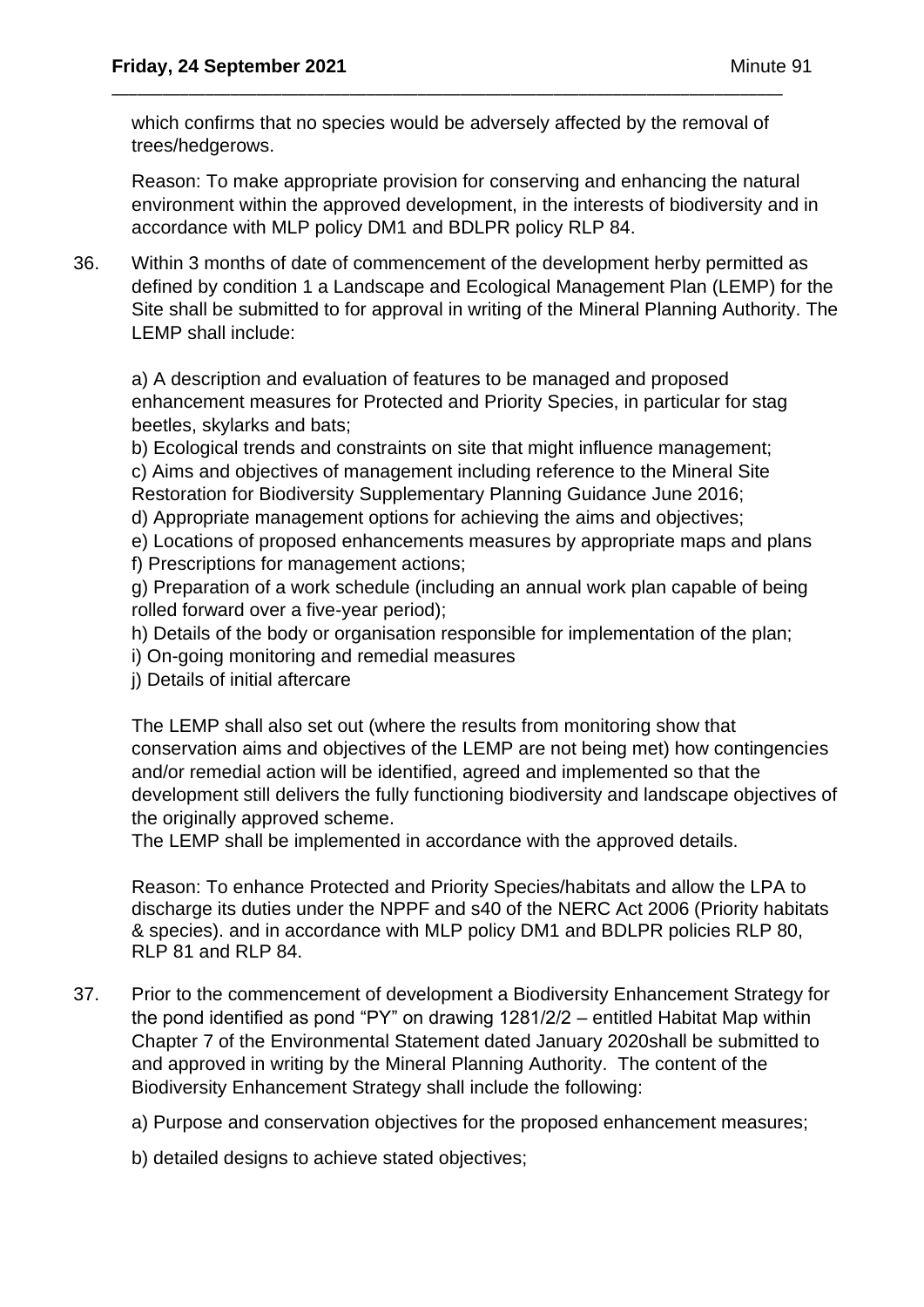which confirms that no species would be adversely affected by the removal of trees/hedgerows.

Reason: To make appropriate provision for conserving and enhancing the natural environment within the approved development, in the interests of biodiversity and in accordance with MLP policy DM1 and BDLPR policy RLP 84.

36. Within 3 months of date of commencement of the development herby permitted as defined by condition 1 a Landscape and Ecological Management Plan (LEMP) for the Site shall be submitted to for approval in writing of the Mineral Planning Authority. The LEMP shall include:

    a) A description and evaluation of features to be managed and proposed enhancement measures for Protected and Priority Species, in particular for stag beetles, skylarks and bats;
    b) Ecological trends and constraints on site that might influence management;
    c) Aims and objectives of management including reference to the Mineral Site Restoration for Biodiversity Supplementary Planning Guidance June 2016;
    d) Appropriate management options for achieving the aims and objectives;
    e) Locations of proposed enhancements measures by appropriate maps and plans
    f) Prescriptions for management actions;
    g) Preparation of a work schedule (including an annual work plan capable of being rolled forward over a five-year period);
    h) Details of the body or organisation responsible for implementation of the plan;
    i) On-going monitoring and remedial measures
    j) Details of initial aftercare

    The LEMP shall also set out (where the results from monitoring show that conservation aims and objectives of the LEMP are not being met) how contingencies and/or remedial action will be identified, agreed and implemented so that the development still delivers the fully functioning biodiversity and landscape objectives of the originally approved scheme.
    The LEMP shall be implemented in accordance with the approved details.

    Reason: To enhance Protected and Priority Species/habitats and allow the LPA to discharge its duties under the NPPF and s40 of the NERC Act 2006 (Priority habitats & species). and in accordance with MLP policy DM1 and BDLPR policies RLP 80, RLP 81 and RLP 84.

37. Prior to the commencement of development a Biodiversity Enhancement Strategy for the pond identified as pond "PY" on drawing 1281/2/2 – entitled Habitat Map within Chapter 7 of the Environmental Statement dated January 2020shall be submitted to and approved in writing by the Mineral Planning Authority. The content of the Biodiversity Enhancement Strategy shall include the following:

    a) Purpose and conservation objectives for the proposed enhancement measures;

    b) detailed designs to achieve stated objectives;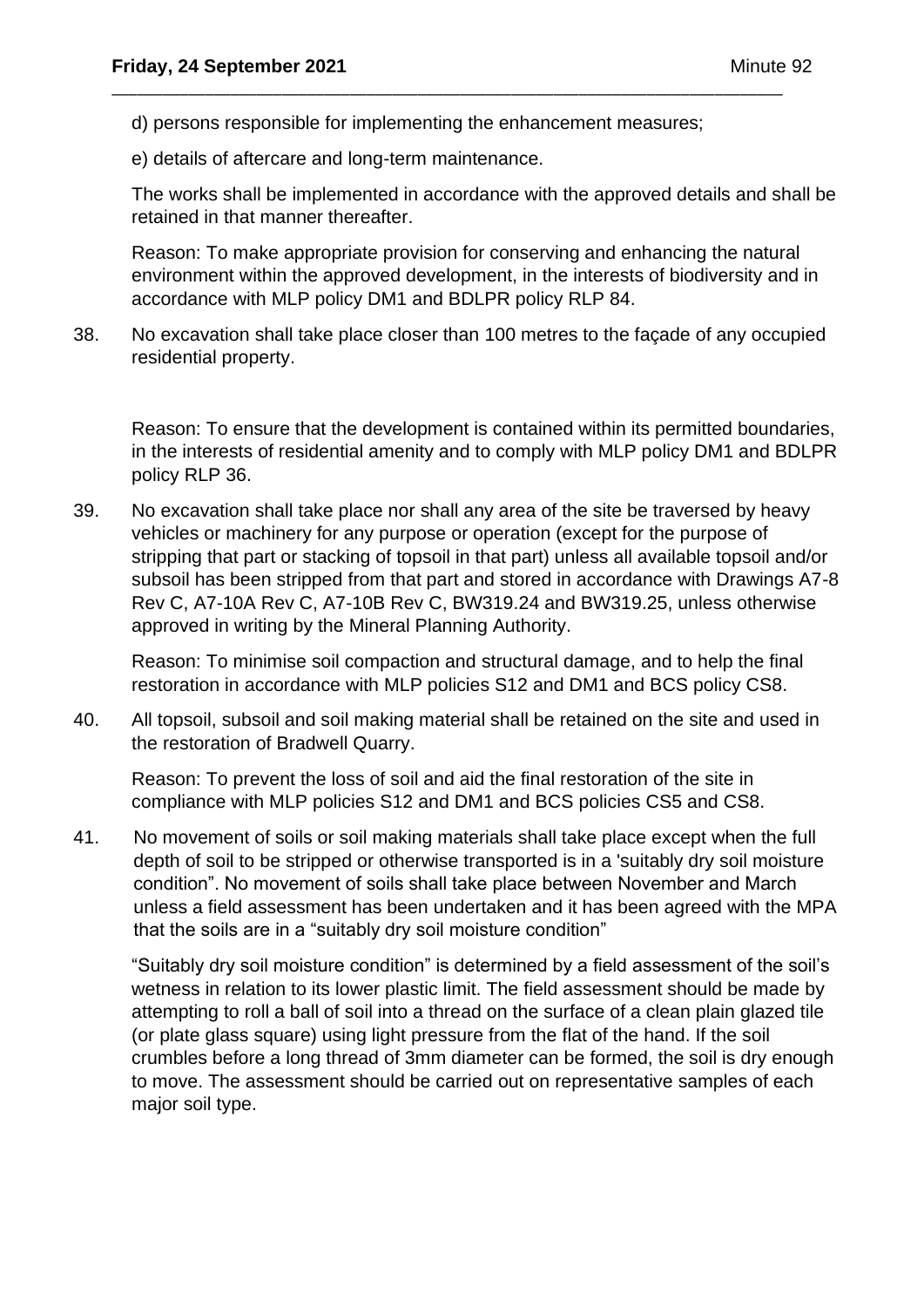d) persons responsible for implementing the enhancement measures;

e) details of aftercare and long-term maintenance.

The works shall be implemented in accordance with the approved details and shall be retained in that manner thereafter.

Reason: To make appropriate provision for conserving and enhancing the natural environment within the approved development, in the interests of biodiversity and in accordance with MLP policy DM1 and BDLPR policy RLP 84.

38. No excavation shall take place closer than 100 metres to the façade of any occupied residential property.

    Reason: To ensure that the development is contained within its permitted boundaries, in the interests of residential amenity and to comply with MLP policy DM1 and BDLPR policy RLP 36.

39. No excavation shall take place nor shall any area of the site be traversed by heavy vehicles or machinery for any purpose or operation (except for the purpose of stripping that part or stacking of topsoil in that part) unless all available topsoil and/or subsoil has been stripped from that part and stored in accordance with Drawings A7-8 Rev C, A7-10A Rev C, A7-10B Rev C, BW319.24 and BW319.25, unless otherwise approved in writing by the Mineral Planning Authority.

    Reason: To minimise soil compaction and structural damage, and to help the final restoration in accordance with MLP policies S12 and DM1 and BCS policy CS8.

40. All topsoil, subsoil and soil making material shall be retained on the site and used in the restoration of Bradwell Quarry.

    Reason: To prevent the loss of soil and aid the final restoration of the site in compliance with MLP policies S12 and DM1 and BCS policies CS5 and CS8.

41. No movement of soils or soil making materials shall take place except when the full depth of soil to be stripped or otherwise transported is in a 'suitably dry soil moisture condition". No movement of soils shall take place between November and March unless a field assessment has been undertaken and it has been agreed with the MPA that the soils are in a "suitably dry soil moisture condition"

    "Suitably dry soil moisture condition" is determined by a field assessment of the soil's wetness in relation to its lower plastic limit. The field assessment should be made by attempting to roll a ball of soil into a thread on the surface of a clean plain glazed tile (or plate glass square) using light pressure from the flat of the hand. If the soil crumbles before a long thread of 3mm diameter can be formed, the soil is dry enough to move. The assessment should be carried out on representative samples of each major soil type.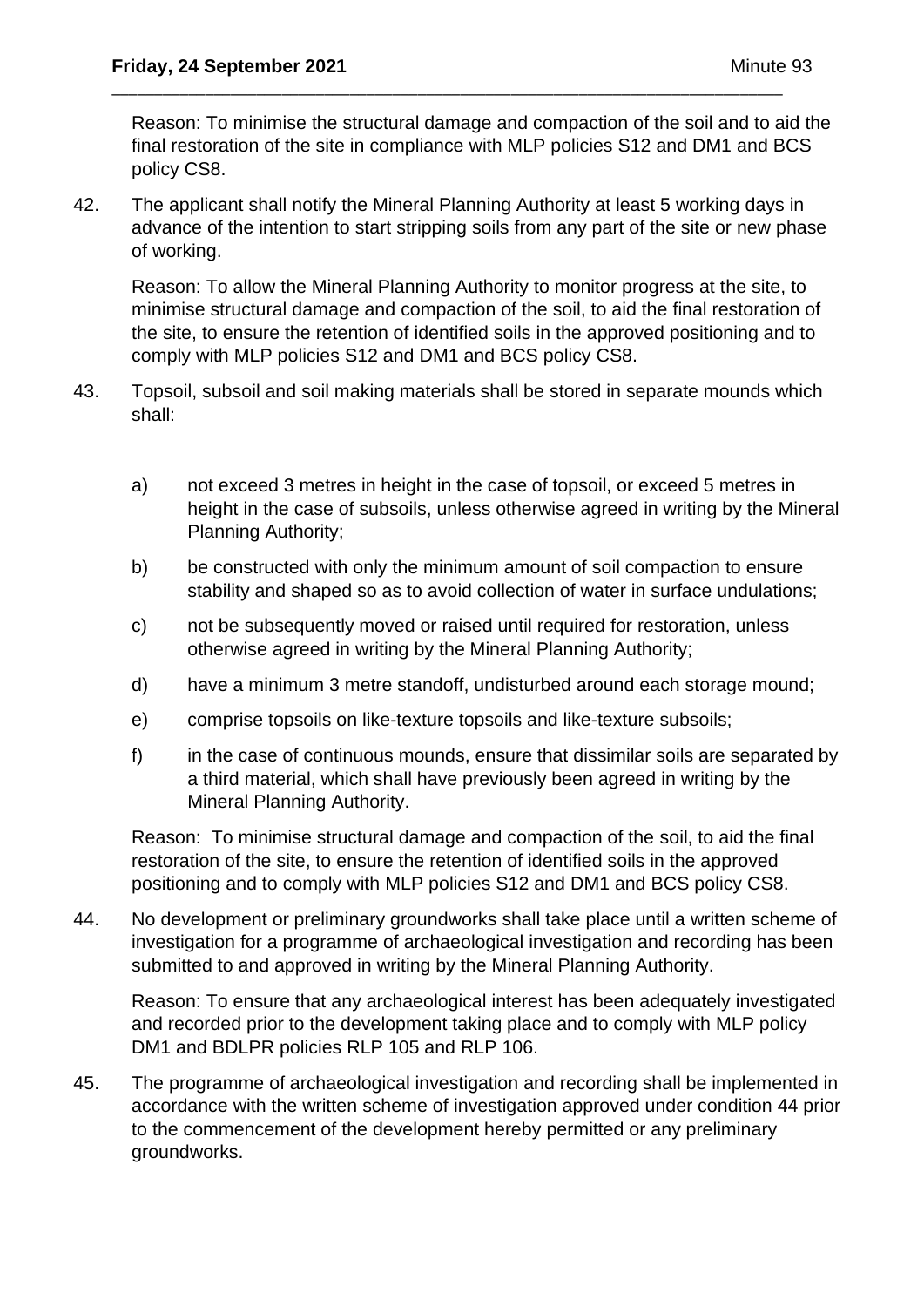Reason: To minimise the structural damage and compaction of the soil and to aid the final restoration of the site in compliance with MLP policies S12 and DM1 and BCS policy CS8.

42. The applicant shall notify the Mineral Planning Authority at least 5 working days in advance of the intention to start stripping soils from any part of the site or new phase of working.

    Reason: To allow the Mineral Planning Authority to monitor progress at the site, to minimise structural damage and compaction of the soil, to aid the final restoration of the site, to ensure the retention of identified soils in the approved positioning and to comply with MLP policies S12 and DM1 and BCS policy CS8.

43. Topsoil, subsoil and soil making materials shall be stored in separate mounds which shall:

    a) not exceed 3 metres in height in the case of topsoil, or exceed 5 metres in height in the case of subsoils, unless otherwise agreed in writing by the Mineral Planning Authority;

    b) be constructed with only the minimum amount of soil compaction to ensure stability and shaped so as to avoid collection of water in surface undulations;

    c) not be subsequently moved or raised until required for restoration, unless otherwise agreed in writing by the Mineral Planning Authority;

    d) have a minimum 3 metre standoff, undisturbed around each storage mound;

    e) comprise topsoils on like-texture topsoils and like-texture subsoils;

    f) in the case of continuous mounds, ensure that dissimilar soils are separated by a third material, which shall have previously been agreed in writing by the Mineral Planning Authority.

    Reason: To minimise structural damage and compaction of the soil, to aid the final restoration of the site, to ensure the retention of identified soils in the approved positioning and to comply with MLP policies S12 and DM1 and BCS policy CS8.

44. No development or preliminary groundworks shall take place until a written scheme of investigation for a programme of archaeological investigation and recording has been submitted to and approved in writing by the Mineral Planning Authority.

    Reason: To ensure that any archaeological interest has been adequately investigated and recorded prior to the development taking place and to comply with MLP policy DM1 and BDLPR policies RLP 105 and RLP 106.

45. The programme of archaeological investigation and recording shall be implemented in accordance with the written scheme of investigation approved under condition 44 prior to the commencement of the development hereby permitted or any preliminary groundworks.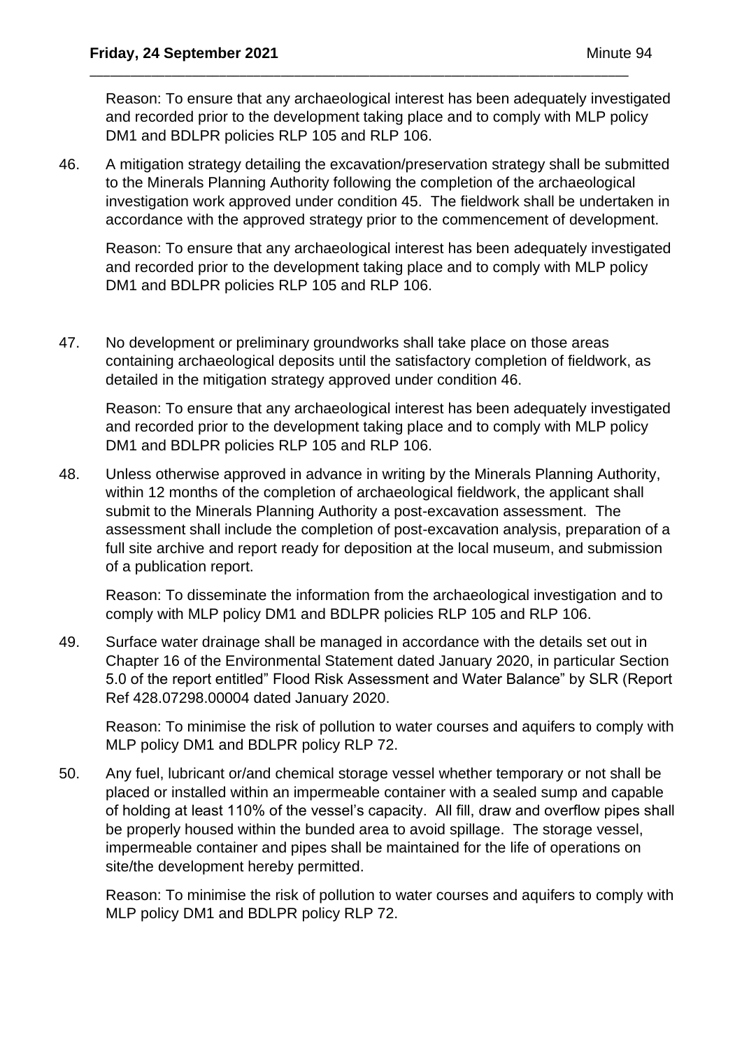Reason: To ensure that any archaeological interest has been adequately investigated and recorded prior to the development taking place and to comply with MLP policy DM1 and BDLPR policies RLP 105 and RLP 106.

46. A mitigation strategy detailing the excavation/preservation strategy shall be submitted to the Minerals Planning Authority following the completion of the archaeological investigation work approved under condition 45. The fieldwork shall be undertaken in accordance with the approved strategy prior to the commencement of development.

    Reason: To ensure that any archaeological interest has been adequately investigated and recorded prior to the development taking place and to comply with MLP policy DM1 and BDLPR policies RLP 105 and RLP 106.

47. No development or preliminary groundworks shall take place on those areas containing archaeological deposits until the satisfactory completion of fieldwork, as detailed in the mitigation strategy approved under condition 46.

    Reason: To ensure that any archaeological interest has been adequately investigated and recorded prior to the development taking place and to comply with MLP policy DM1 and BDLPR policies RLP 105 and RLP 106.

48. Unless otherwise approved in advance in writing by the Minerals Planning Authority, within 12 months of the completion of archaeological fieldwork, the applicant shall submit to the Minerals Planning Authority a post-excavation assessment. The assessment shall include the completion of post-excavation analysis, preparation of a full site archive and report ready for deposition at the local museum, and submission of a publication report.

    Reason: To disseminate the information from the archaeological investigation and to comply with MLP policy DM1 and BDLPR policies RLP 105 and RLP 106.

49. Surface water drainage shall be managed in accordance with the details set out in Chapter 16 of the Environmental Statement dated January 2020, in particular Section 5.0 of the report entitled" Flood Risk Assessment and Water Balance" by SLR (Report Ref 428.07298.00004 dated January 2020.

    Reason: To minimise the risk of pollution to water courses and aquifers to comply with MLP policy DM1 and BDLPR policy RLP 72.

50. Any fuel, lubricant or/and chemical storage vessel whether temporary or not shall be placed or installed within an impermeable container with a sealed sump and capable of holding at least 110% of the vessel's capacity. All fill, draw and overflow pipes shall be properly housed within the bunded area to avoid spillage. The storage vessel, impermeable container and pipes shall be maintained for the life of operations on site/the development hereby permitted.

    Reason: To minimise the risk of pollution to water courses and aquifers to comply with MLP policy DM1 and BDLPR policy RLP 72.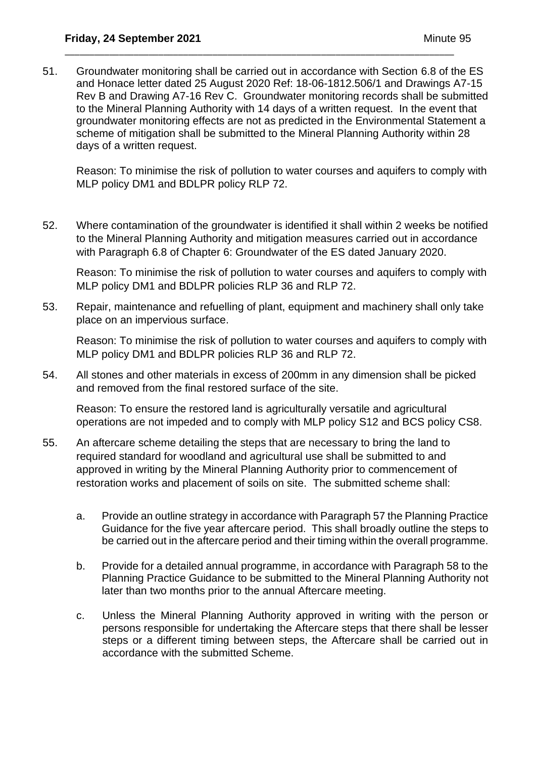51. Groundwater monitoring shall be carried out in accordance with Section 6.8 of the ES and Honace letter dated 25 August 2020 Ref: 18-06-1812.506/1 and Drawings A7-15 Rev B and Drawing A7-16 Rev C. Groundwater monitoring records shall be submitted to the Mineral Planning Authority with 14 days of a written request. In the event that groundwater monitoring effects are not as predicted in the Environmental Statement a scheme of mitigation shall be submitted to the Mineral Planning Authority within 28 days of a written request.

    Reason: To minimise the risk of pollution to water courses and aquifers to comply with MLP policy DM1 and BDLPR policy RLP 72.

52. Where contamination of the groundwater is identified it shall within 2 weeks be notified to the Mineral Planning Authority and mitigation measures carried out in accordance with Paragraph 6.8 of Chapter 6: Groundwater of the ES dated January 2020.

    Reason: To minimise the risk of pollution to water courses and aquifers to comply with MLP policy DM1 and BDLPR policies RLP 36 and RLP 72.

53. Repair, maintenance and refuelling of plant, equipment and machinery shall only take place on an impervious surface.

    Reason: To minimise the risk of pollution to water courses and aquifers to comply with MLP policy DM1 and BDLPR policies RLP 36 and RLP 72.

54. All stones and other materials in excess of 200mm in any dimension shall be picked and removed from the final restored surface of the site.

    Reason: To ensure the restored land is agriculturally versatile and agricultural operations are not impeded and to comply with MLP policy S12 and BCS policy CS8.

55. An aftercare scheme detailing the steps that are necessary to bring the land to required standard for woodland and agricultural use shall be submitted to and approved in writing by the Mineral Planning Authority prior to commencement of restoration works and placement of soils on site. The submitted scheme shall:

    a. Provide an outline strategy in accordance with Paragraph 57 the Planning Practice Guidance for the five year aftercare period. This shall broadly outline the steps to be carried out in the aftercare period and their timing within the overall programme.

    b. Provide for a detailed annual programme, in accordance with Paragraph 58 to the Planning Practice Guidance to be submitted to the Mineral Planning Authority not later than two months prior to the annual Aftercare meeting.

    c. Unless the Mineral Planning Authority approved in writing with the person or persons responsible for undertaking the Aftercare steps that there shall be lesser steps or a different timing between steps, the Aftercare shall be carried out in accordance with the submitted Scheme.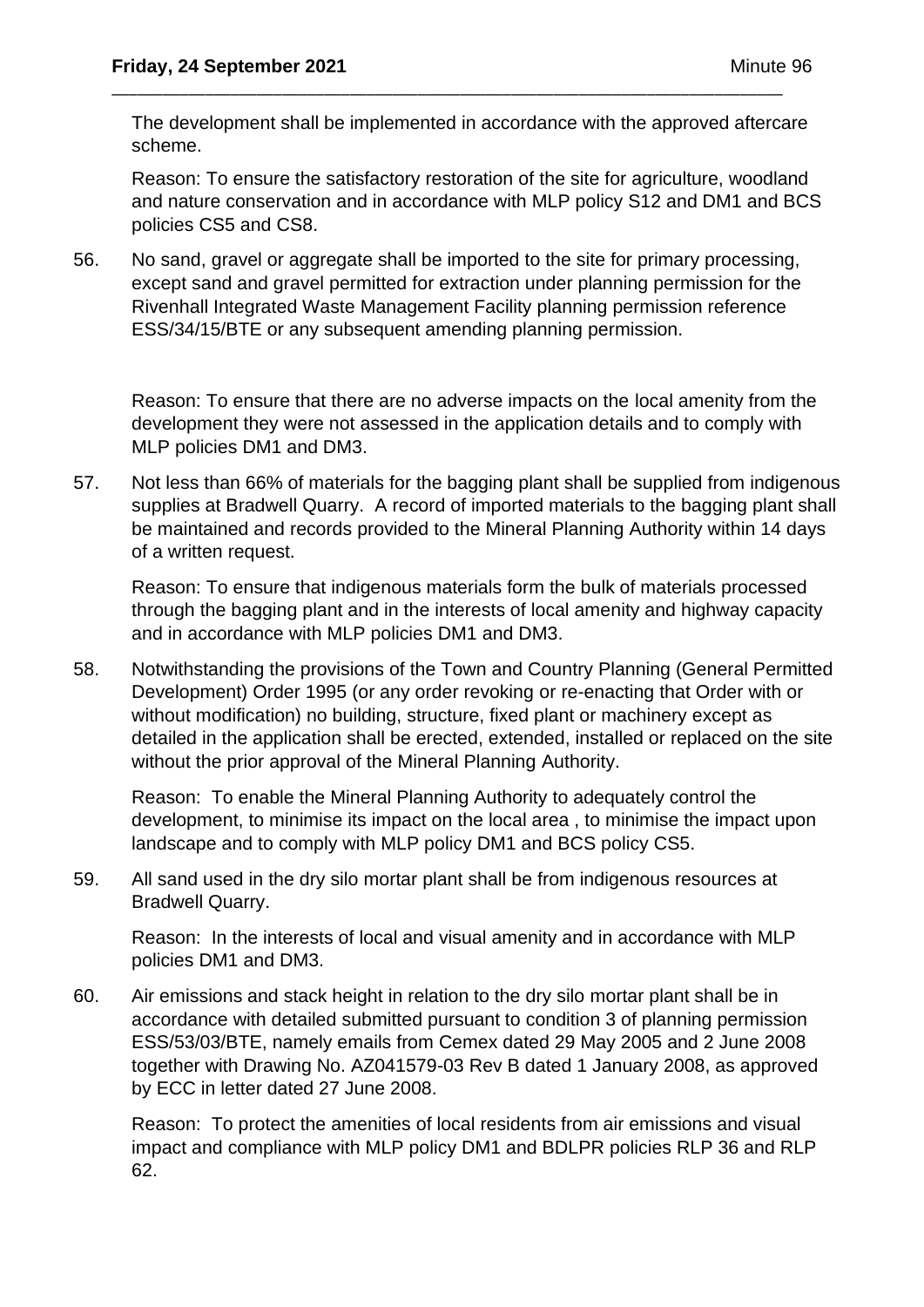The development shall be implemented in accordance with the approved aftercare scheme.

Reason: To ensure the satisfactory restoration of the site for agriculture, woodland and nature conservation and in accordance with MLP policy S12 and DM1 and BCS policies CS5 and CS8.

56. No sand, gravel or aggregate shall be imported to the site for primary processing, except sand and gravel permitted for extraction under planning permission for the Rivenhall Integrated Waste Management Facility planning permission reference ESS/34/15/BTE or any subsequent amending planning permission.

    Reason: To ensure that there are no adverse impacts on the local amenity from the development they were not assessed in the application details and to comply with MLP policies DM1 and DM3.

57. Not less than 66% of materials for the bagging plant shall be supplied from indigenous supplies at Bradwell Quarry. A record of imported materials to the bagging plant shall be maintained and records provided to the Mineral Planning Authority within 14 days of a written request.

    Reason: To ensure that indigenous materials form the bulk of materials processed through the bagging plant and in the interests of local amenity and highway capacity and in accordance with MLP policies DM1 and DM3.

58. Notwithstanding the provisions of the Town and Country Planning (General Permitted Development) Order 1995 (or any order revoking or re-enacting that Order with or without modification) no building, structure, fixed plant or machinery except as detailed in the application shall be erected, extended, installed or replaced on the site without the prior approval of the Mineral Planning Authority.

    Reason: To enable the Mineral Planning Authority to adequately control the development, to minimise its impact on the local area , to minimise the impact upon landscape and to comply with MLP policy DM1 and BCS policy CS5.

59. All sand used in the dry silo mortar plant shall be from indigenous resources at Bradwell Quarry.

    Reason: In the interests of local and visual amenity and in accordance with MLP policies DM1 and DM3.

60. Air emissions and stack height in relation to the dry silo mortar plant shall be in accordance with detailed submitted pursuant to condition 3 of planning permission ESS/53/03/BTE, namely emails from Cemex dated 29 May 2005 and 2 June 2008 together with Drawing No. AZ041579-03 Rev B dated 1 January 2008, as approved by ECC in letter dated 27 June 2008.

    Reason: To protect the amenities of local residents from air emissions and visual impact and compliance with MLP policy DM1 and BDLPR policies RLP 36 and RLP 62.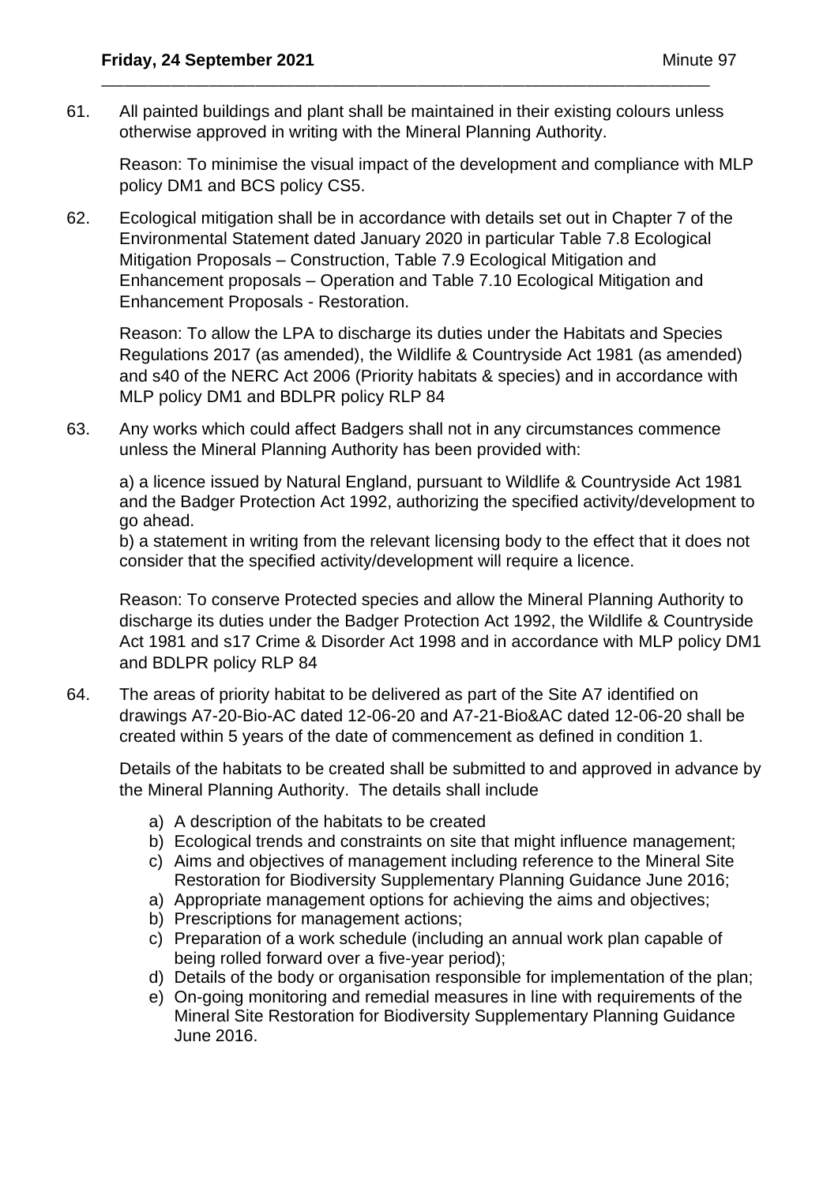61. All painted buildings and plant shall be maintained in their existing colours unless otherwise approved in writing with the Mineral Planning Authority.

    Reason: To minimise the visual impact of the development and compliance with MLP policy DM1 and BCS policy CS5.

62. Ecological mitigation shall be in accordance with details set out in Chapter 7 of the Environmental Statement dated January 2020 in particular Table 7.8 Ecological Mitigation Proposals – Construction, Table 7.9 Ecological Mitigation and Enhancement proposals – Operation and Table 7.10 Ecological Mitigation and Enhancement Proposals - Restoration.

    Reason: To allow the LPA to discharge its duties under the Habitats and Species Regulations 2017 (as amended), the Wildlife & Countryside Act 1981 (as amended) and s40 of the NERC Act 2006 (Priority habitats & species) and in accordance with MLP policy DM1 and BDLPR policy RLP 84

63. Any works which could affect Badgers shall not in any circumstances commence unless the Mineral Planning Authority has been provided with:

    a) a licence issued by Natural England, pursuant to Wildlife & Countryside Act 1981 and the Badger Protection Act 1992, authorizing the specified activity/development to go ahead.
    b) a statement in writing from the relevant licensing body to the effect that it does not consider that the specified activity/development will require a licence.

    Reason: To conserve Protected species and allow the Mineral Planning Authority to discharge its duties under the Badger Protection Act 1992, the Wildlife & Countryside Act 1981 and s17 Crime & Disorder Act 1998 and in accordance with MLP policy DM1 and BDLPR policy RLP 84

64. The areas of priority habitat to be delivered as part of the Site A7 identified on drawings A7-20-Bio-AC dated 12-06-20 and A7-21-Bio&AC dated 12-06-20 shall be created within 5 years of the date of commencement as defined in condition 1.

    Details of the habitats to be created shall be submitted to and approved in advance by the Mineral Planning Authority. The details shall include

    a) A description of the habitats to be created
    b) Ecological trends and constraints on site that might influence management;
    c) Aims and objectives of management including reference to the Mineral Site Restoration for Biodiversity Supplementary Planning Guidance June 2016;
    a) Appropriate management options for achieving the aims and objectives;
    b) Prescriptions for management actions;
    c) Preparation of a work schedule (including an annual work plan capable of being rolled forward over a five-year period);
    d) Details of the body or organisation responsible for implementation of the plan;
    e) On-going monitoring and remedial measures in line with requirements of the Mineral Site Restoration for Biodiversity Supplementary Planning Guidance June 2016.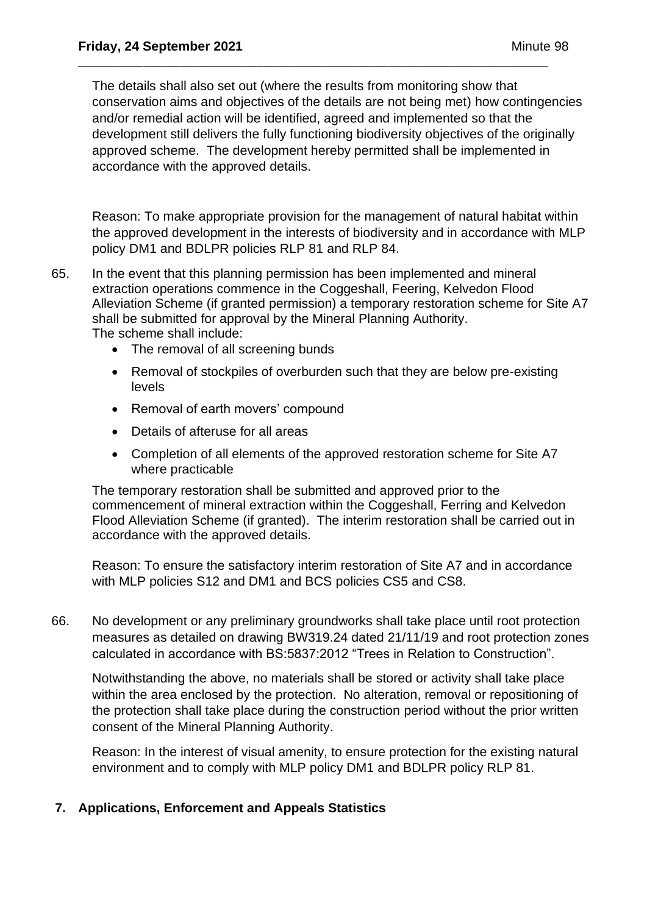The details shall also set out (where the results from monitoring show that conservation aims and objectives of the details are not being met) how contingencies and/or remedial action will be identified, agreed and implemented so that the development still delivers the fully functioning biodiversity objectives of the originally approved scheme. The development hereby permitted shall be implemented in accordance with the approved details.

Reason: To make appropriate provision for the management of natural habitat within the approved development in the interests of biodiversity and in accordance with MLP policy DM1 and BDLPR policies RLP 81 and RLP 84.

65. In the event that this planning permission has been implemented and mineral extraction operations commence in the Coggeshall, Feering, Kelvedon Flood Alleviation Scheme (if granted permission) a temporary restoration scheme for Site A7 shall be submitted for approval by the Mineral Planning Authority. The scheme shall include:

    - The removal of all screening bunds
    - Removal of stockpiles of overburden such that they are below pre-existing levels
    - Removal of earth movers' compound
    - Details of afteruse for all areas
    - Completion of all elements of the approved restoration scheme for Site A7 where practicable

    The temporary restoration shall be submitted and approved prior to the commencement of mineral extraction within the Coggeshall, Ferring and Kelvedon Flood Alleviation Scheme (if granted). The interim restoration shall be carried out in accordance with the approved details.

    Reason: To ensure the satisfactory interim restoration of Site A7 and in accordance with MLP policies S12 and DM1 and BCS policies CS5 and CS8.

66. No development or any preliminary groundworks shall take place until root protection measures as detailed on drawing BW319.24 dated 21/11/19 and root protection zones calculated in accordance with BS:5837:2012 "Trees in Relation to Construction".

    Notwithstanding the above, no materials shall be stored or activity shall take place within the area enclosed by the protection. No alteration, removal or repositioning of the protection shall take place during the construction period without the prior written consent of the Mineral Planning Authority.

    Reason: In the interest of visual amenity, to ensure protection for the existing natural environment and to comply with MLP policy DM1 and BDLPR policy RLP 81.

## 7. Applications, Enforcement and Appeals Statistics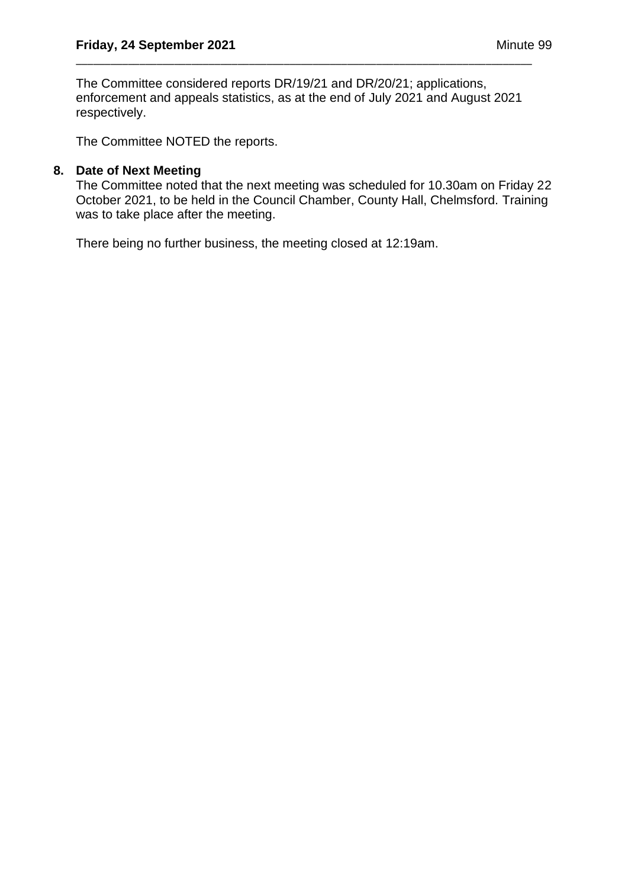The Committee considered reports DR/19/21 and DR/20/21; applications, enforcement and appeals statistics, as at the end of July 2021 and August 2021 respectively.

The Committee NOTED the reports.

**8. Date of Next Meeting**

The Committee noted that the next meeting was scheduled for 10.30am on Friday 22 October 2021, to be held in the Council Chamber, County Hall, Chelmsford. Training was to take place after the meeting.

There being no further business, the meeting closed at 12:19am.